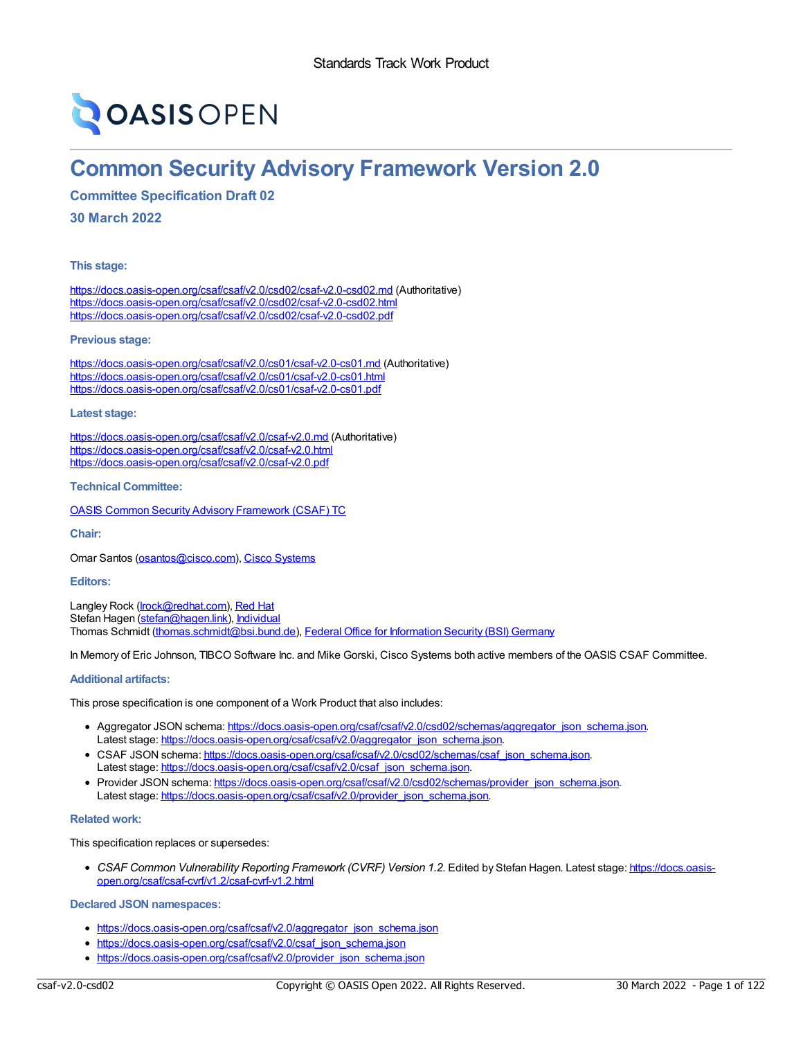Standards Track Work Product

# Common Security Advisory Framework Version 2.0

## Committee Specification Draft 02

## 30 March 2022

#### This stage:

https://docs.oasis-open.org/csaf/csaf/v2.0/csd02/csaf-v2.0-csd02.md (Authoritative)
https://docs.oasis-open.org/csaf/csaf/v2.0/csd02/csaf-v2.0-csd02.html
https://docs.oasis-open.org/csaf/csaf/v2.0/csd02/csaf-v2.0-csd02.pdf

#### Previous stage:

https://docs.oasis-open.org/csaf/csaf/v2.0/cs01/csaf-v2.0-cs01.md (Authoritative)
https://docs.oasis-open.org/csaf/csaf/v2.0/cs01/csaf-v2.0-cs01.html
https://docs.oasis-open.org/csaf/csaf/v2.0/cs01/csaf-v2.0-cs01.pdf

#### Latest stage:

https://docs.oasis-open.org/csaf/csaf/v2.0/csaf-v2.0.md (Authoritative)
https://docs.oasis-open.org/csaf/csaf/v2.0/csaf-v2.0.html
https://docs.oasis-open.org/csaf/csaf/v2.0/csaf-v2.0.pdf

#### Technical Committee:

OASIS Common Security Advisory Framework (CSAF) TC

#### Chair:

Omar Santos (osantos@cisco.com), Cisco Systems

#### Editors:

Langley Rock (lrock@redhat.com), Red Hat
Stefan Hagen (stefan@hagen.link), Individual
Thomas Schmidt (thomas.schmidt@bsi.bund.de), Federal Office for Information Security (BSI) Germany

In Memory of Eric Johnson, TIBCO Software Inc. and Mike Gorski, Cisco Systems both active members of the OASIS CSAF Committee.

#### Additional artifacts:

This prose specification is one component of a Work Product that also includes:

- Aggregator JSON schema: https://docs.oasis-open.org/csaf/csaf/v2.0/csd02/schemas/aggregator_json_schema.json.
  Latest stage: https://docs.oasis-open.org/csaf/csaf/v2.0/aggregator_json_schema.json.
- CSAF JSON schema: https://docs.oasis-open.org/csaf/csaf/v2.0/csd02/schemas/csaf_json_schema.json.
  Latest stage: https://docs.oasis-open.org/csaf/csaf/v2.0/csaf_json_schema.json.
- Provider JSON schema: https://docs.oasis-open.org/csaf/csaf/v2.0/csd02/schemas/provider_json_schema.json.
  Latest stage: https://docs.oasis-open.org/csaf/csaf/v2.0/provider_json_schema.json.

#### Related work:

This specification replaces or supersedes:

- *CSAF Common Vulnerability Reporting Framework (CVRF) Version 1.2.* Edited by Stefan Hagen. Latest stage: https://docs.oasis-open.org/csaf/csaf-cvrf/v1.2/csaf-cvrf-v1.2.html

#### Declared JSON namespaces:

- https://docs.oasis-open.org/csaf/csaf/v2.0/aggregator_json_schema.json
- https://docs.oasis-open.org/csaf/csaf/v2.0/csaf_json_schema.json
- https://docs.oasis-open.org/csaf/csaf/v2.0/provider_json_schema.json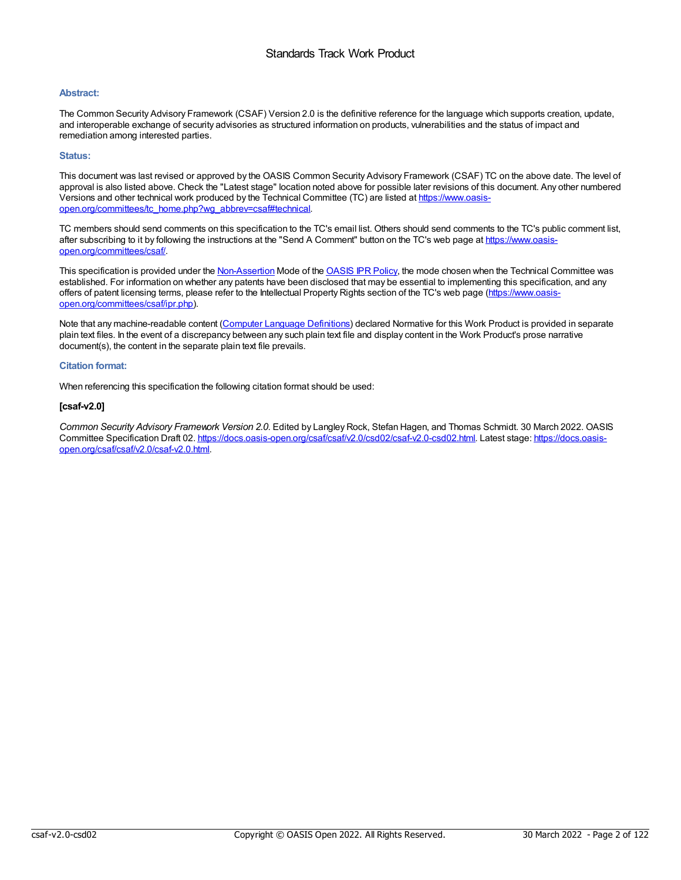Standards Track Work Product

### Abstract:

The Common Security Advisory Framework (CSAF) Version 2.0 is the definitive reference for the language which supports creation, update, and interoperable exchange of security advisories as structured information on products, vulnerabilities and the status of impact and remediation among interested parties.

### Status:

This document was last revised or approved by the OASIS Common Security Advisory Framework (CSAF) TC on the above date. The level of approval is also listed above. Check the "Latest stage" location noted above for possible later revisions of this document. Any other numbered Versions and other technical work produced by the Technical Committee (TC) are listed at [https://www.oasis-open.org/committees/tc_home.php?wg_abbrev=csaf#technical](https://www.oasis-open.org/committees/tc_home.php?wg_abbrev=csaf#technical).

TC members should send comments on this specification to the TC's email list. Others should send comments to the TC's public comment list, after subscribing to it by following the instructions at the "Send A Comment" button on the TC's web page at [https://www.oasis-open.org/committees/csaf/](https://www.oasis-open.org/committees/csaf/).

This specification is provided under the Non-Assertion Mode of the OASIS IPR Policy, the mode chosen when the Technical Committee was established. For information on whether any patents have been disclosed that may be essential to implementing this specification, and any offers of patent licensing terms, please refer to the Intellectual Property Rights section of the TC's web page ([https://www.oasis-open.org/committees/csaf/ipr.php](https://www.oasis-open.org/committees/csaf/ipr.php)).

Note that any machine-readable content (Computer Language Definitions) declared Normative for this Work Product is provided in separate plain text files. In the event of a discrepancy between any such plain text file and display content in the Work Product's prose narrative document(s), the content in the separate plain text file prevails.

### Citation format:

When referencing this specification the following citation format should be used:

**[csaf-v2.0]**

*Common Security Advisory Framework Version 2.0*. Edited by Langley Rock, Stefan Hagen, and Thomas Schmidt. 30 March 2022. OASIS Committee Specification Draft 02. [https://docs.oasis-open.org/csaf/csaf/v2.0/csd02/csaf-v2.0-csd02.html](https://docs.oasis-open.org/csaf/csaf/v2.0/csd02/csaf-v2.0-csd02.html). Latest stage: [https://docs.oasis-open.org/csaf/csaf/v2.0/csaf-v2.0.html](https://docs.oasis-open.org/csaf/csaf/v2.0/csaf-v2.0.html).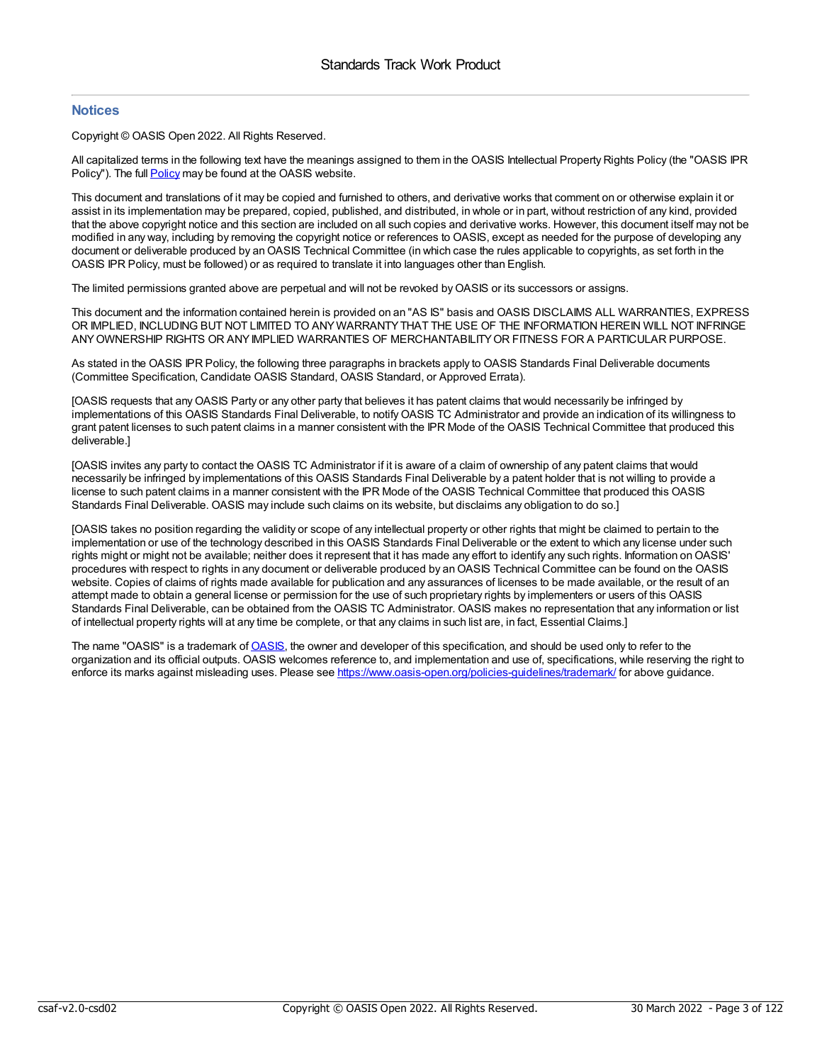## Notices

Copyright © OASIS Open 2022. All Rights Reserved.

All capitalized terms in the following text have the meanings assigned to them in the OASIS Intellectual Property Rights Policy (the "OASIS IPR Policy"). The full [Policy](https://www.oasis-open.org/policies-guidelines/ipr/) may be found at the OASIS website.

This document and translations of it may be copied and furnished to others, and derivative works that comment on or otherwise explain it or assist in its implementation may be prepared, copied, published, and distributed, in whole or in part, without restriction of any kind, provided that the above copyright notice and this section are included on all such copies and derivative works. However, this document itself may not be modified in any way, including by removing the copyright notice or references to OASIS, except as needed for the purpose of developing any document or deliverable produced by an OASIS Technical Committee (in which case the rules applicable to copyrights, as set forth in the OASIS IPR Policy, must be followed) or as required to translate it into languages other than English.

The limited permissions granted above are perpetual and will not be revoked by OASIS or its successors or assigns.

This document and the information contained herein is provided on an "AS IS" basis and OASIS DISCLAIMS ALL WARRANTIES, EXPRESS OR IMPLIED, INCLUDING BUT NOT LIMITED TO ANY WARRANTY THAT THE USE OF THE INFORMATION HEREIN WILL NOT INFRINGE ANY OWNERSHIP RIGHTS OR ANY IMPLIED WARRANTIES OF MERCHANTABILITY OR FITNESS FOR A PARTICULAR PURPOSE.

As stated in the OASIS IPR Policy, the following three paragraphs in brackets apply to OASIS Standards Final Deliverable documents (Committee Specification, Candidate OASIS Standard, OASIS Standard, or Approved Errata).

[OASIS requests that any OASIS Party or any other party that believes it has patent claims that would necessarily be infringed by implementations of this OASIS Standards Final Deliverable, to notify OASIS TC Administrator and provide an indication of its willingness to grant patent licenses to such patent claims in a manner consistent with the IPR Mode of the OASIS Technical Committee that produced this deliverable.]

[OASIS invites any party to contact the OASIS TC Administrator if it is aware of a claim of ownership of any patent claims that would necessarily be infringed by implementations of this OASIS Standards Final Deliverable by a patent holder that is not willing to provide a license to such patent claims in a manner consistent with the IPR Mode of the OASIS Technical Committee that produced this OASIS Standards Final Deliverable. OASIS may include such claims on its website, but disclaims any obligation to do so.]

[OASIS takes no position regarding the validity or scope of any intellectual property or other rights that might be claimed to pertain to the implementation or use of the technology described in this OASIS Standards Final Deliverable or the extent to which any license under such rights might or might not be available; neither does it represent that it has made any effort to identify any such rights. Information on OASIS' procedures with respect to rights in any document or deliverable produced by an OASIS Technical Committee can be found on the OASIS website. Copies of claims of rights made available for publication and any assurances of licenses to be made available, or the result of an attempt made to obtain a general license or permission for the use of such proprietary rights by implementers or users of this OASIS Standards Final Deliverable, can be obtained from the OASIS TC Administrator. OASIS makes no representation that any information or list of intellectual property rights will at any time be complete, or that any claims in such list are, in fact, Essential Claims.]

The name "OASIS" is a trademark of [OASIS](https://www.oasis-open.org/), the owner and developer of this specification, and should be used only to refer to the organization and its official outputs. OASIS welcomes reference to, and implementation and use of, specifications, while reserving the right to enforce its marks against misleading uses. Please see https://www.oasis-open.org/policies-guidelines/trademark/ for above guidance.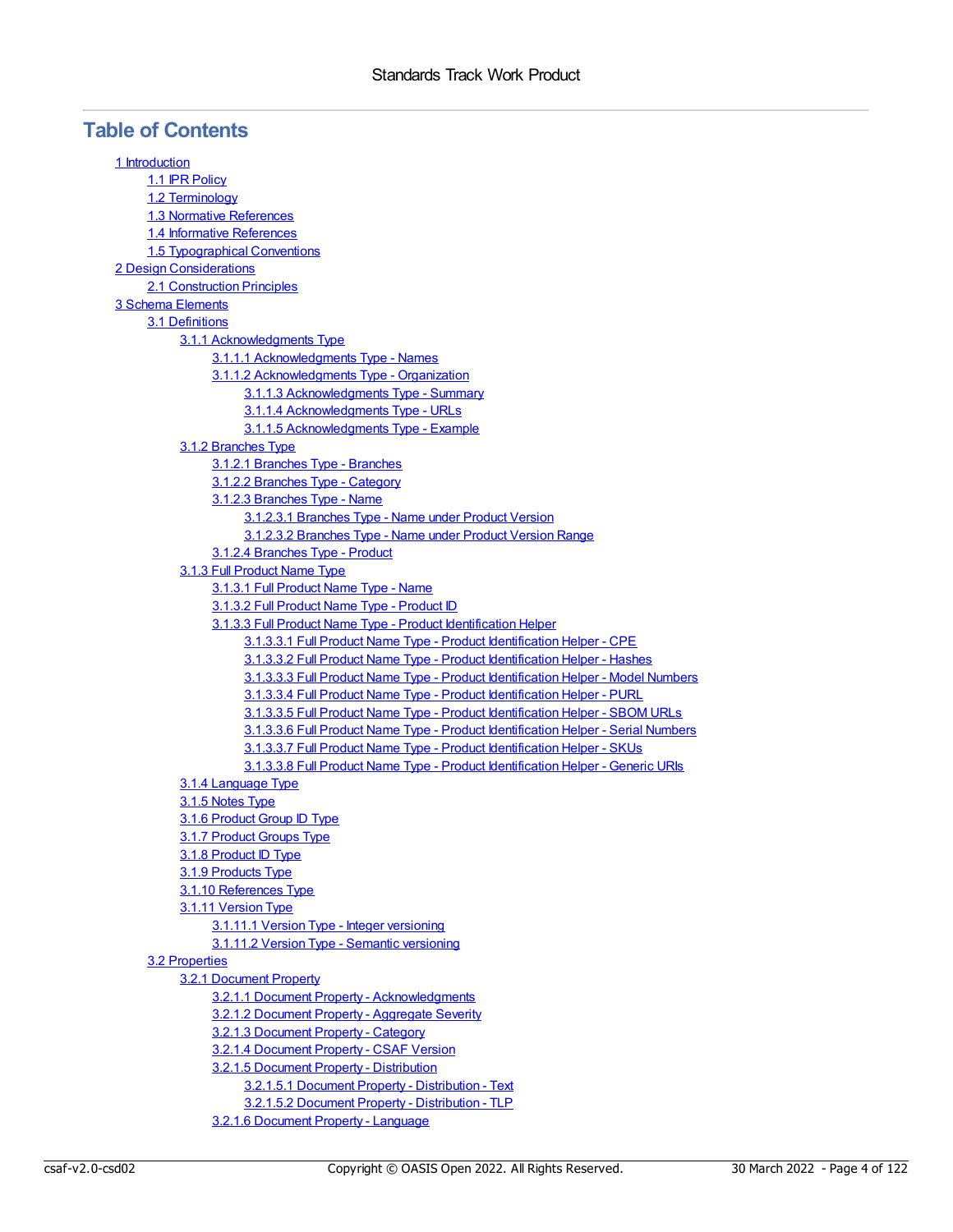# Table of Contents

- 1 Introduction
  - 1.1 IPR Policy
  - 1.2 Terminology
  - 1.3 Normative References
  - 1.4 Informative References
  - 1.5 Typographical Conventions
- 2 Design Considerations
  - 2.1 Construction Principles
- 3 Schema Elements
  - 3.1 Definitions
    - 3.1.1 Acknowledgments Type
      - 3.1.1.1 Acknowledgments Type - Names
      - 3.1.1.2 Acknowledgments Type - Organization
        - 3.1.1.3 Acknowledgments Type - Summary
        - 3.1.1.4 Acknowledgments Type - URLs
        - 3.1.1.5 Acknowledgments Type - Example
    - 3.1.2 Branches Type
      - 3.1.2.1 Branches Type - Branches
      - 3.1.2.2 Branches Type - Category
      - 3.1.2.3 Branches Type - Name
        - 3.1.2.3.1 Branches Type - Name under Product Version
        - 3.1.2.3.2 Branches Type - Name under Product Version Range
      - 3.1.2.4 Branches Type - Product
    - 3.1.3 Full Product Name Type
      - 3.1.3.1 Full Product Name Type - Name
      - 3.1.3.2 Full Product Name Type - Product ID
      - 3.1.3.3 Full Product Name Type - Product Identification Helper
        - 3.1.3.3.1 Full Product Name Type - Product Identification Helper - CPE
        - 3.1.3.3.2 Full Product Name Type - Product Identification Helper - Hashes
        - 3.1.3.3.3 Full Product Name Type - Product Identification Helper - Model Numbers
        - 3.1.3.3.4 Full Product Name Type - Product Identification Helper - PURL
        - 3.1.3.3.5 Full Product Name Type - Product Identification Helper - SBOM URLs
        - 3.1.3.3.6 Full Product Name Type - Product Identification Helper - Serial Numbers
        - 3.1.3.3.7 Full Product Name Type - Product Identification Helper - SKUs
        - 3.1.3.3.8 Full Product Name Type - Product Identification Helper - Generic URIs
    - 3.1.4 Language Type
    - 3.1.5 Notes Type
    - 3.1.6 Product Group ID Type
    - 3.1.7 Product Groups Type
    - 3.1.8 Product ID Type
    - 3.1.9 Products Type
    - 3.1.10 References Type
    - 3.1.11 Version Type
      - 3.1.11.1 Version Type - Integer versioning
      - 3.1.11.2 Version Type - Semantic versioning
  - 3.2 Properties
    - 3.2.1 Document Property
      - 3.2.1.1 Document Property - Acknowledgments
      - 3.2.1.2 Document Property - Aggregate Severity
      - 3.2.1.3 Document Property - Category
      - 3.2.1.4 Document Property - CSAF Version
      - 3.2.1.5 Document Property - Distribution
        - 3.2.1.5.1 Document Property - Distribution - Text
        - 3.2.1.5.2 Document Property - Distribution - TLP
      - 3.2.1.6 Document Property - Language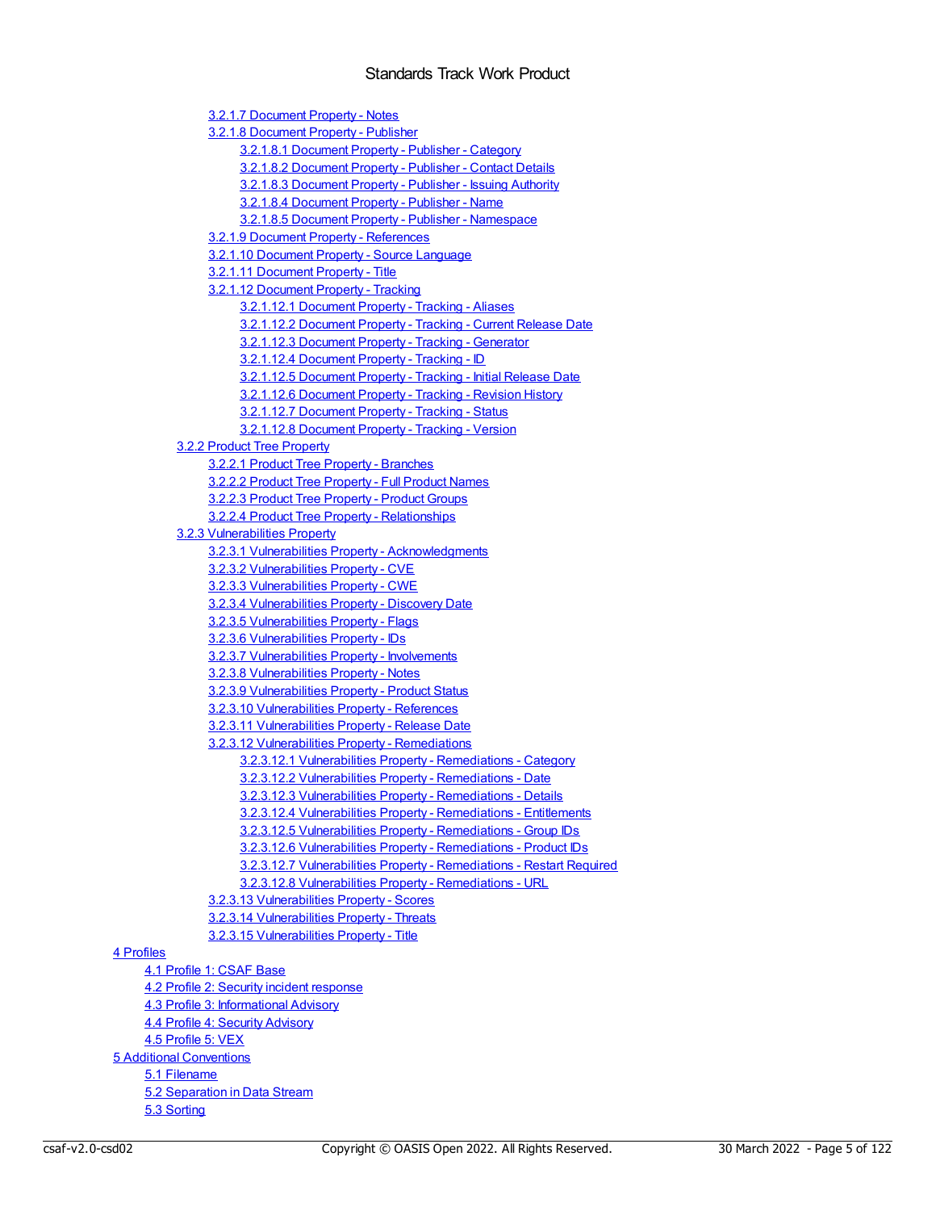- 3.2.1.7 Document Property - Notes
- 3.2.1.8 Document Property - Publisher
  - 3.2.1.8.1 Document Property - Publisher - Category
  - 3.2.1.8.2 Document Property - Publisher - Contact Details
  - 3.2.1.8.3 Document Property - Publisher - Issuing Authority
  - 3.2.1.8.4 Document Property - Publisher - Name
  - 3.2.1.8.5 Document Property - Publisher - Namespace
- 3.2.1.9 Document Property - References
- 3.2.1.10 Document Property - Source Language
- 3.2.1.11 Document Property - Title
- 3.2.1.12 Document Property - Tracking
  - 3.2.1.12.1 Document Property - Tracking - Aliases
  - 3.2.1.12.2 Document Property - Tracking - Current Release Date
  - 3.2.1.12.3 Document Property - Tracking - Generator
  - 3.2.1.12.4 Document Property - Tracking - ID
  - 3.2.1.12.5 Document Property - Tracking - Initial Release Date
  - 3.2.1.12.6 Document Property - Tracking - Revision History
  - 3.2.1.12.7 Document Property - Tracking - Status
  - 3.2.1.12.8 Document Property - Tracking - Version

- 3.2.2 Product Tree Property
  - 3.2.2.1 Product Tree Property - Branches
  - 3.2.2.2 Product Tree Property - Full Product Names
  - 3.2.2.3 Product Tree Property - Product Groups
  - 3.2.2.4 Product Tree Property - Relationships
- 3.2.3 Vulnerabilities Property
  - 3.2.3.1 Vulnerabilities Property - Acknowledgments
  - 3.2.3.2 Vulnerabilities Property - CVE
  - 3.2.3.3 Vulnerabilities Property - CWE
  - 3.2.3.4 Vulnerabilities Property - Discovery Date
  - 3.2.3.5 Vulnerabilities Property - Flags
  - 3.2.3.6 Vulnerabilities Property - IDs
  - 3.2.3.7 Vulnerabilities Property - Involvements
  - 3.2.3.8 Vulnerabilities Property - Notes
  - 3.2.3.9 Vulnerabilities Property - Product Status
  - 3.2.3.10 Vulnerabilities Property - References
  - 3.2.3.11 Vulnerabilities Property - Release Date
  - 3.2.3.12 Vulnerabilities Property - Remediations
    - 3.2.3.12.1 Vulnerabilities Property - Remediations - Category
    - 3.2.3.12.2 Vulnerabilities Property - Remediations - Date
    - 3.2.3.12.3 Vulnerabilities Property - Remediations - Details
    - 3.2.3.12.4 Vulnerabilities Property - Remediations - Entitlements
    - 3.2.3.12.5 Vulnerabilities Property - Remediations - Group IDs
    - 3.2.3.12.6 Vulnerabilities Property - Remediations - Product IDs
    - 3.2.3.12.7 Vulnerabilities Property - Remediations - Restart Required
    - 3.2.3.12.8 Vulnerabilities Property - Remediations - URL
  - 3.2.3.13 Vulnerabilities Property - Scores
  - 3.2.3.14 Vulnerabilities Property - Threats
  - 3.2.3.15 Vulnerabilities Property - Title

- 4 Profiles
  - 4.1 Profile 1: CSAF Base
  - 4.2 Profile 2: Security incident response
  - 4.3 Profile 3: Informational Advisory
  - 4.4 Profile 4: Security Advisory
  - 4.5 Profile 5: VEX
- 5 Additional Conventions
  - 5.1 Filename
  - 5.2 Separation in Data Stream
  - 5.3 Sorting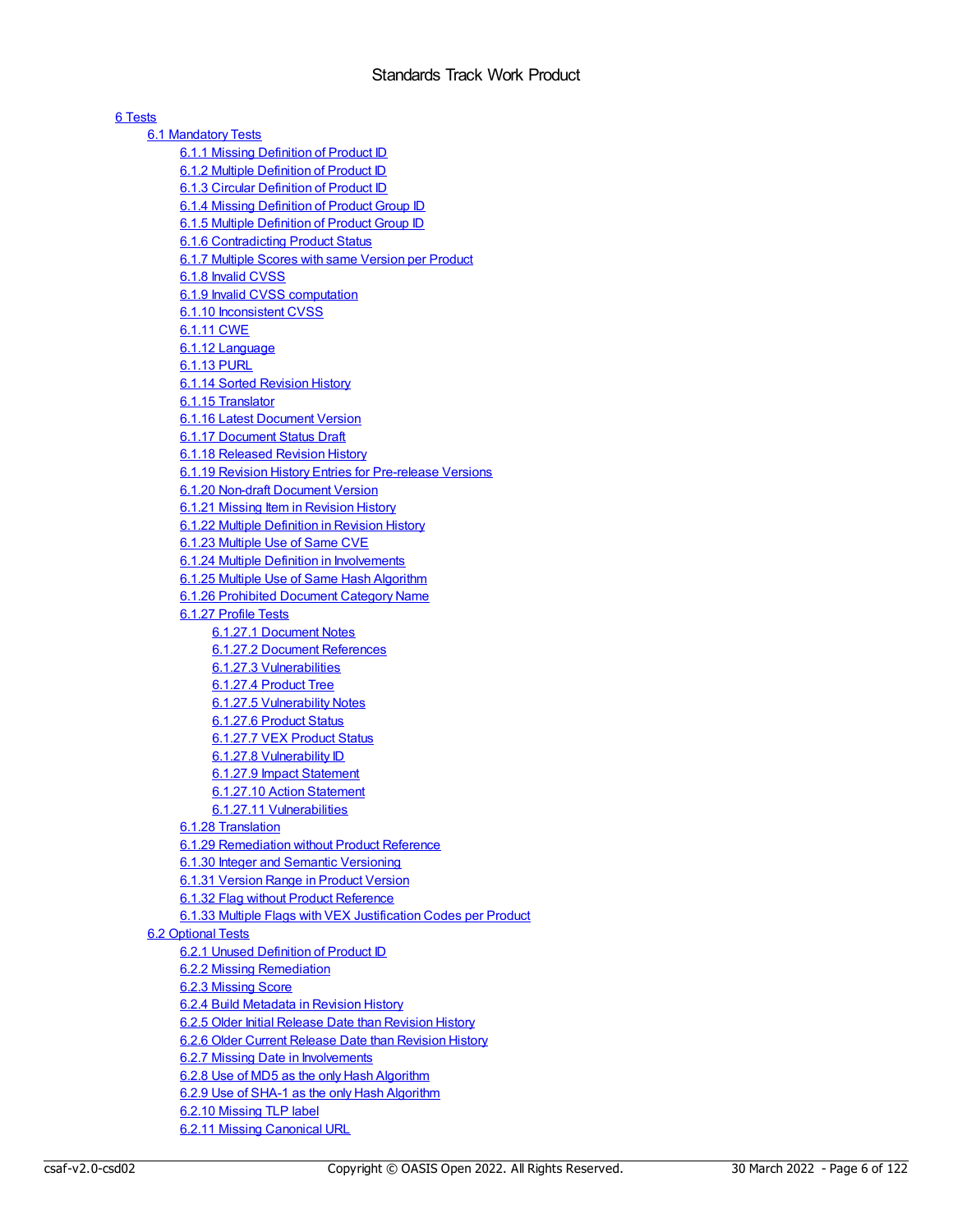- 6 Tests
  - 6.1 Mandatory Tests
    - 6.1.1 Missing Definition of Product ID
    - 6.1.2 Multiple Definition of Product ID
    - 6.1.3 Circular Definition of Product ID
    - 6.1.4 Missing Definition of Product Group ID
    - 6.1.5 Multiple Definition of Product Group ID
    - 6.1.6 Contradicting Product Status
    - 6.1.7 Multiple Scores with same Version per Product
    - 6.1.8 Invalid CVSS
    - 6.1.9 Invalid CVSS computation
    - 6.1.10 Inconsistent CVSS
    - 6.1.11 CWE
    - 6.1.12 Language
    - 6.1.13 PURL
    - 6.1.14 Sorted Revision History
    - 6.1.15 Translator
    - 6.1.16 Latest Document Version
    - 6.1.17 Document Status Draft
    - 6.1.18 Released Revision History
    - 6.1.19 Revision History Entries for Pre-release Versions
    - 6.1.20 Non-draft Document Version
    - 6.1.21 Missing Item in Revision History
    - 6.1.22 Multiple Definition in Revision History
    - 6.1.23 Multiple Use of Same CVE
    - 6.1.24 Multiple Definition in Involvements
    - 6.1.25 Multiple Use of Same Hash Algorithm
    - 6.1.26 Prohibited Document Category Name
    - 6.1.27 Profile Tests
      - 6.1.27.1 Document Notes
      - 6.1.27.2 Document References
      - 6.1.27.3 Vulnerabilities
      - 6.1.27.4 Product Tree
      - 6.1.27.5 Vulnerability Notes
      - 6.1.27.6 Product Status
      - 6.1.27.7 VEX Product Status
      - 6.1.27.8 Vulnerability ID
      - 6.1.27.9 Impact Statement
      - 6.1.27.10 Action Statement
      - 6.1.27.11 Vulnerabilities
    - 6.1.28 Translation
    - 6.1.29 Remediation without Product Reference
    - 6.1.30 Integer and Semantic Versioning
    - 6.1.31 Version Range in Product Version
    - 6.1.32 Flag without Product Reference
    - 6.1.33 Multiple Flags with VEX Justification Codes per Product
  - 6.2 Optional Tests
    - 6.2.1 Unused Definition of Product ID
    - 6.2.2 Missing Remediation
    - 6.2.3 Missing Score
    - 6.2.4 Build Metadata in Revision History
    - 6.2.5 Older Initial Release Date than Revision History
    - 6.2.6 Older Current Release Date than Revision History
    - 6.2.7 Missing Date in Involvements
    - 6.2.8 Use of MD5 as the only Hash Algorithm
    - 6.2.9 Use of SHA-1 as the only Hash Algorithm
    - 6.2.10 Missing TLP label
    - 6.2.11 Missing Canonical URL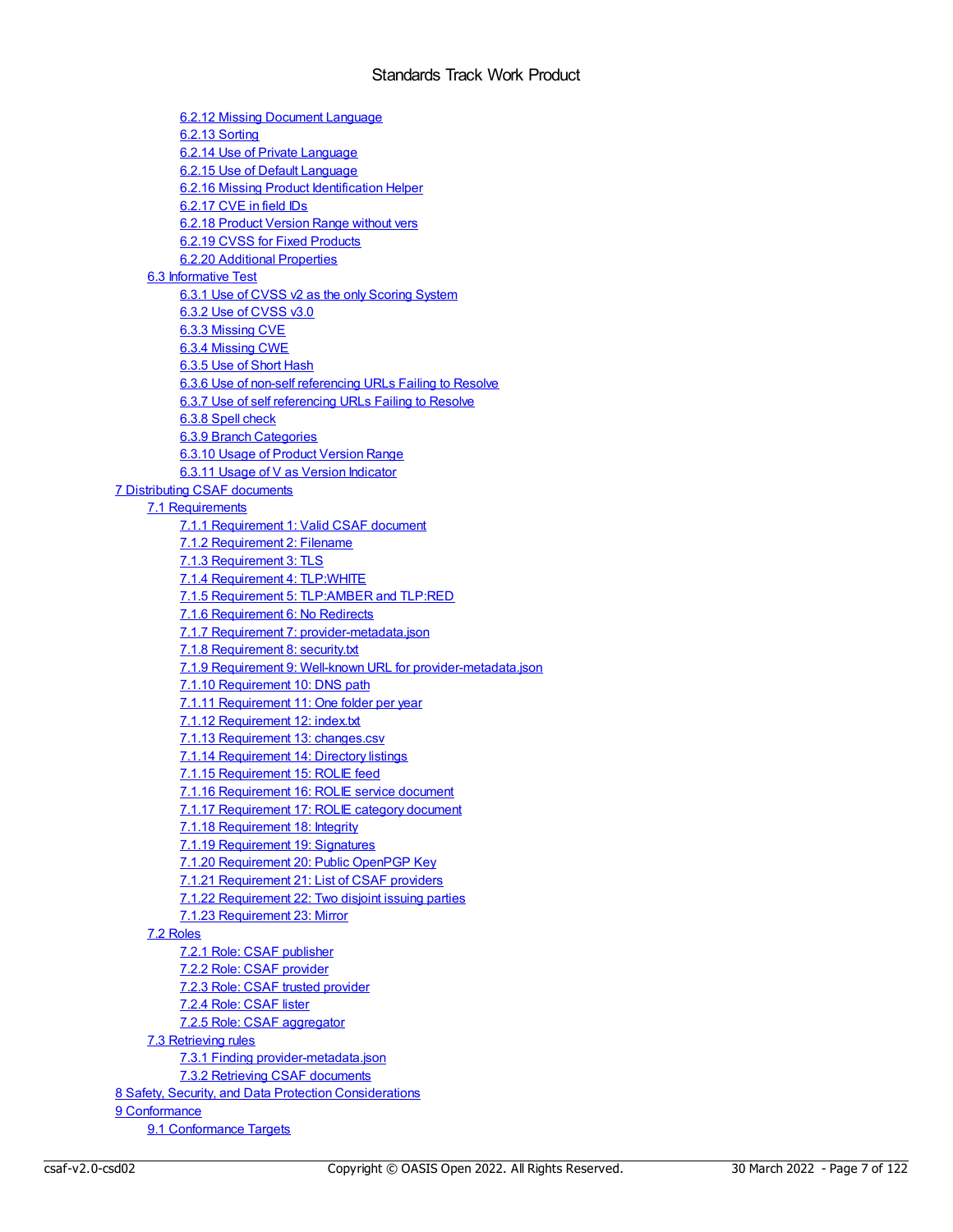- 6.2.12 Missing Document Language
- 6.2.13 Sorting
- 6.2.14 Use of Private Language
- 6.2.15 Use of Default Language
- 6.2.16 Missing Product Identification Helper
- 6.2.17 CVE in field IDs
- 6.2.18 Product Version Range without vers
- 6.2.19 CVSS for Fixed Products
- 6.2.20 Additional Properties

6.3 Informative Test

- 6.3.1 Use of CVSS v2 as the only Scoring System
- 6.3.2 Use of CVSS v3.0
- 6.3.3 Missing CVE
- 6.3.4 Missing CWE
- 6.3.5 Use of Short Hash
- 6.3.6 Use of non-self referencing URLs Failing to Resolve
- 6.3.7 Use of self referencing URLs Failing to Resolve
- 6.3.8 Spell check
- 6.3.9 Branch Categories
- 6.3.10 Usage of Product Version Range
- 6.3.11 Usage of V as Version Indicator

7 Distributing CSAF documents

7.1 Requirements

- 7.1.1 Requirement 1: Valid CSAF document
- 7.1.2 Requirement 2: Filename
- 7.1.3 Requirement 3: TLS
- 7.1.4 Requirement 4: TLP:WHITE
- 7.1.5 Requirement 5: TLP:AMBER and TLP:RED
- 7.1.6 Requirement 6: No Redirects
- 7.1.7 Requirement 7: provider-metadata.json
- 7.1.8 Requirement 8: security.txt
- 7.1.9 Requirement 9: Well-known URL for provider-metadata.json
- 7.1.10 Requirement 10: DNS path
- 7.1.11 Requirement 11: One folder per year
- 7.1.12 Requirement 12: index.txt
- 7.1.13 Requirement 13: changes.csv
- 7.1.14 Requirement 14: Directory listings
- 7.1.15 Requirement 15: ROLIE feed
- 7.1.16 Requirement 16: ROLIE service document
- 7.1.17 Requirement 17: ROLIE category document
- 7.1.18 Requirement 18: Integrity
- 7.1.19 Requirement 19: Signatures
- 7.1.20 Requirement 20: Public OpenPGP Key
- 7.1.21 Requirement 21: List of CSAF providers
- 7.1.22 Requirement 22: Two disjoint issuing parties
- 7.1.23 Requirement 23: Mirror

7.2 Roles

- 7.2.1 Role: CSAF publisher
- 7.2.2 Role: CSAF provider
- 7.2.3 Role: CSAF trusted provider
- 7.2.4 Role: CSAF lister
- 7.2.5 Role: CSAF aggregator

7.3 Retrieving rules

- 7.3.1 Finding provider-metadata.json
- 7.3.2 Retrieving CSAF documents

8 Safety, Security, and Data Protection Considerations

9 Conformance

9.1 Conformance Targets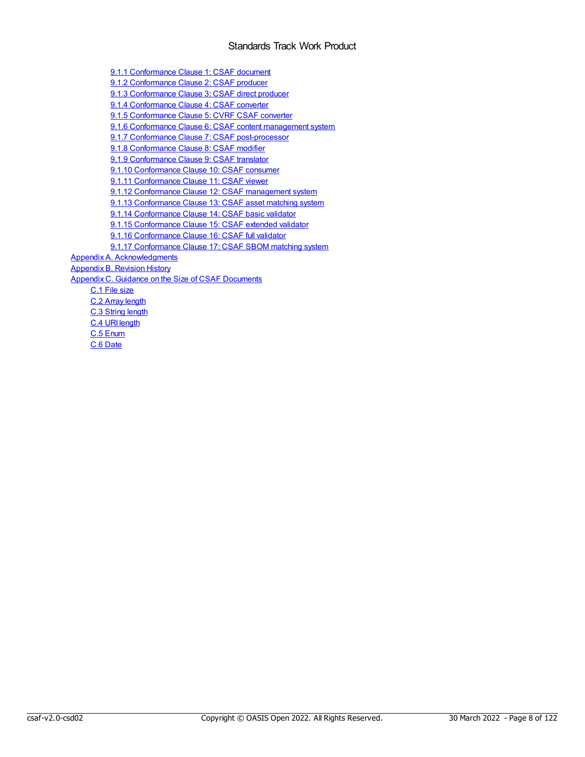- 9.1.1 Conformance Clause 1: CSAF document
- 9.1.2 Conformance Clause 2: CSAF producer
- 9.1.3 Conformance Clause 3: CSAF direct producer
- 9.1.4 Conformance Clause 4: CSAF converter
- 9.1.5 Conformance Clause 5: CVRF CSAF converter
- 9.1.6 Conformance Clause 6: CSAF content management system
- 9.1.7 Conformance Clause 7: CSAF post-processor
- 9.1.8 Conformance Clause 8: CSAF modifier
- 9.1.9 Conformance Clause 9: CSAF translator
- 9.1.10 Conformance Clause 10: CSAF consumer
- 9.1.11 Conformance Clause 11: CSAF viewer
- 9.1.12 Conformance Clause 12: CSAF management system
- 9.1.13 Conformance Clause 13: CSAF asset matching system
- 9.1.14 Conformance Clause 14: CSAF basic validator
- 9.1.15 Conformance Clause 15: CSAF extended validator
- 9.1.16 Conformance Clause 16: CSAF full validator
- 9.1.17 Conformance Clause 17: CSAF SBOM matching system

Appendix A. Acknowledgments

Appendix B. Revision History

Appendix C. Guidance on the Size of CSAF Documents

- C.1 File size
- C.2 Array length
- C.3 String length
- C.4 URI length
- C.5 Enum
- C.6 Date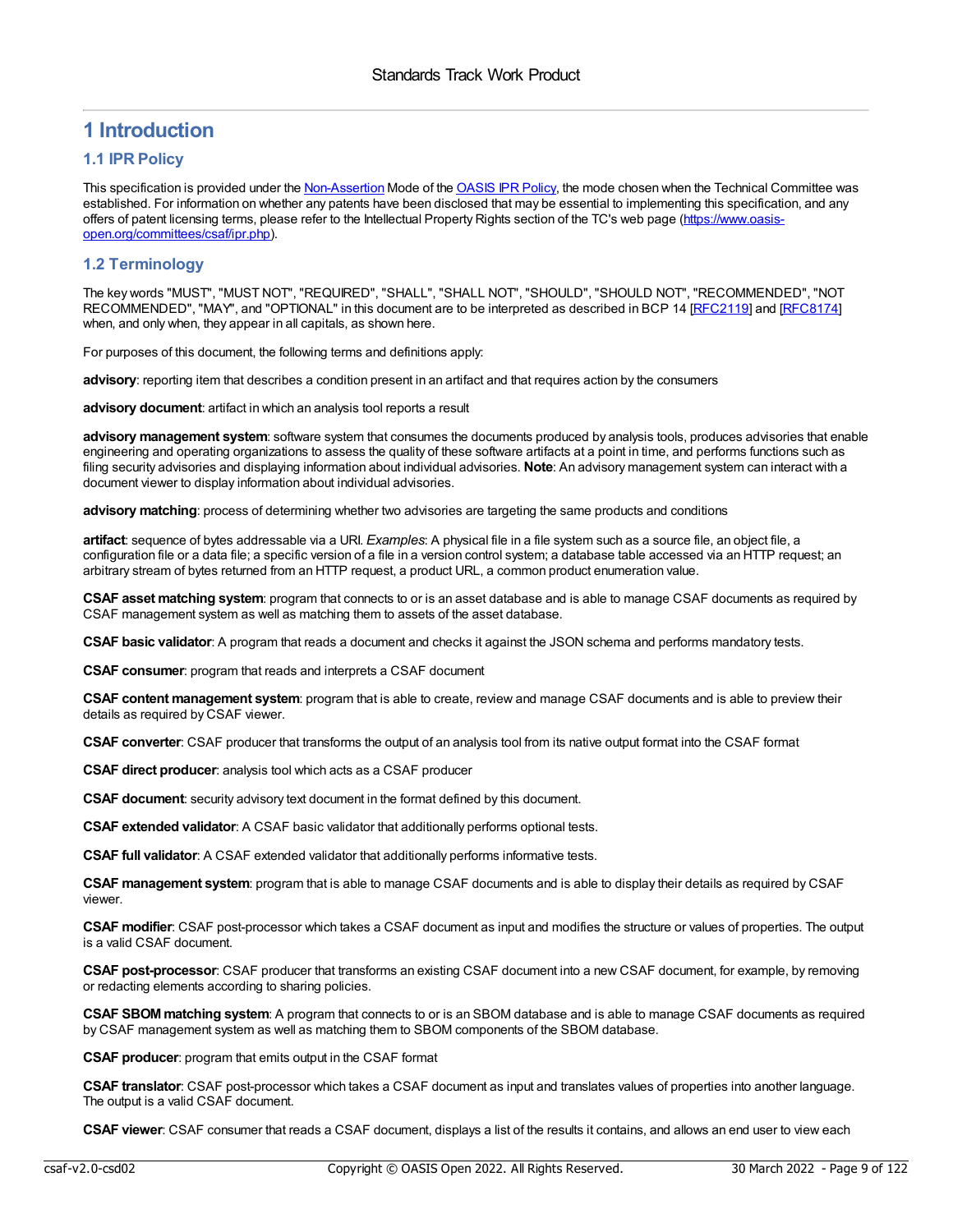# 1 Introduction

## 1.1 IPR Policy

This specification is provided under the [Non-Assertion](https://www.oasis-open.org/policies-guidelines/ipr#Non-Assertion-Mode) Mode of the [OASIS IPR Policy](https://www.oasis-open.org/policies-guidelines/ipr/), the mode chosen when the Technical Committee was established. For information on whether any patents have been disclosed that may be essential to implementing this specification, and any offers of patent licensing terms, please refer to the Intellectual Property Rights section of the TC's web page ([https://www.oasis-open.org/committees/csaf/ipr.php](https://www.oasis-open.org/committees/csaf/ipr.php)).

## 1.2 Terminology

The key words "MUST", "MUST NOT", "REQUIRED", "SHALL", "SHALL NOT", "SHOULD", "SHOULD NOT", "RECOMMENDED", "NOT RECOMMENDED", "MAY", and "OPTIONAL" in this document are to be interpreted as described in BCP 14 [RFC2119] and [RFC8174] when, and only when, they appear in all capitals, as shown here.

For purposes of this document, the following terms and definitions apply:

**advisory**: reporting item that describes a condition present in an artifact and that requires action by the consumers

**advisory document**: artifact in which an analysis tool reports a result

**advisory management system**: software system that consumes the documents produced by analysis tools, produces advisories that enable engineering and operating organizations to assess the quality of these software artifacts at a point in time, and performs functions such as filing security advisories and displaying information about individual advisories. **Note**: An advisory management system can interact with a document viewer to display information about individual advisories.

**advisory matching**: process of determining whether two advisories are targeting the same products and conditions

**artifact**: sequence of bytes addressable via a URI. *Examples*: A physical file in a file system such as a source file, an object file, a configuration file or a data file; a specific version of a file in a version control system; a database table accessed via an HTTP request; an arbitrary stream of bytes returned from an HTTP request, a product URL, a common product enumeration value.

**CSAF asset matching system**: program that connects to or is an asset database and is able to manage CSAF documents as required by CSAF management system as well as matching them to assets of the asset database.

**CSAF basic validator**: A program that reads a document and checks it against the JSON schema and performs mandatory tests.

**CSAF consumer**: program that reads and interprets a CSAF document

**CSAF content management system**: program that is able to create, review and manage CSAF documents and is able to preview their details as required by CSAF viewer.

**CSAF converter**: CSAF producer that transforms the output of an analysis tool from its native output format into the CSAF format

**CSAF direct producer**: analysis tool which acts as a CSAF producer

**CSAF document**: security advisory text document in the format defined by this document.

**CSAF extended validator**: A CSAF basic validator that additionally performs optional tests.

**CSAF full validator**: A CSAF extended validator that additionally performs informative tests.

**CSAF management system**: program that is able to manage CSAF documents and is able to display their details as required by CSAF viewer.

**CSAF modifier**: CSAF post-processor which takes a CSAF document as input and modifies the structure or values of properties. The output is a valid CSAF document.

**CSAF post-processor**: CSAF producer that transforms an existing CSAF document into a new CSAF document, for example, by removing or redacting elements according to sharing policies.

**CSAF SBOM matching system**: A program that connects to or is an SBOM database and is able to manage CSAF documents as required by CSAF management system as well as matching them to SBOM components of the SBOM database.

**CSAF producer**: program that emits output in the CSAF format

**CSAF translator**: CSAF post-processor which takes a CSAF document as input and translates values of properties into another language. The output is a valid CSAF document.

**CSAF viewer**: CSAF consumer that reads a CSAF document, displays a list of the results it contains, and allows an end user to view each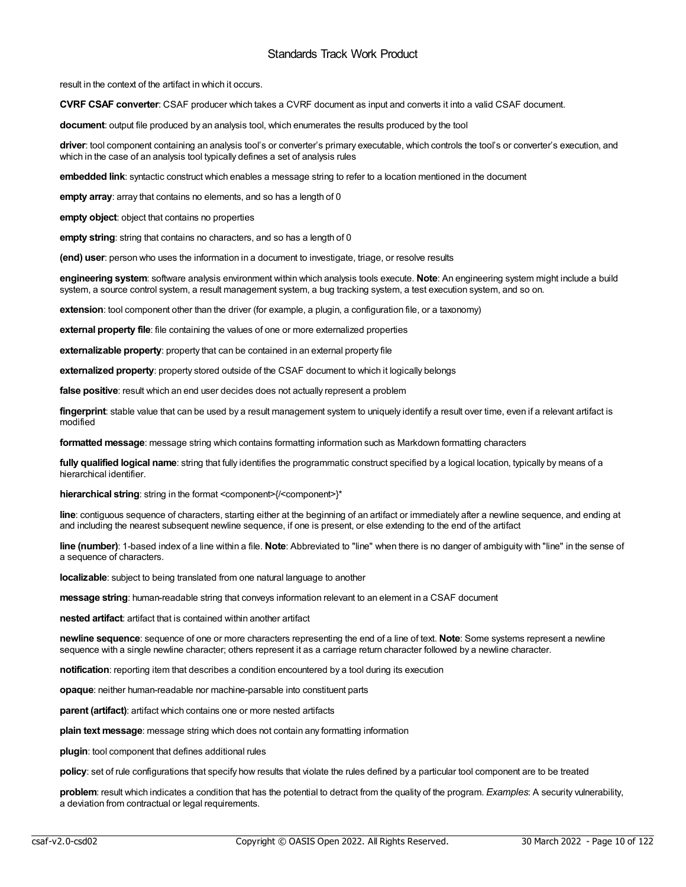result in the context of the artifact in which it occurs.

**CVRF CSAF converter**: CSAF producer which takes a CVRF document as input and converts it into a valid CSAF document.

**document**: output file produced by an analysis tool, which enumerates the results produced by the tool

**driver**: tool component containing an analysis tool's or converter's primary executable, which controls the tool's or converter's execution, and which in the case of an analysis tool typically defines a set of analysis rules

**embedded link**: syntactic construct which enables a message string to refer to a location mentioned in the document

**empty array**: array that contains no elements, and so has a length of 0

**empty object**: object that contains no properties

**empty string**: string that contains no characters, and so has a length of 0

**(end) user**: person who uses the information in a document to investigate, triage, or resolve results

**engineering system**: software analysis environment within which analysis tools execute. **Note**: An engineering system might include a build system, a source control system, a result management system, a bug tracking system, a test execution system, and so on.

**extension**: tool component other than the driver (for example, a plugin, a configuration file, or a taxonomy)

**external property file**: file containing the values of one or more externalized properties

**externalizable property**: property that can be contained in an external property file

**externalized property**: property stored outside of the CSAF document to which it logically belongs

**false positive**: result which an end user decides does not actually represent a problem

**fingerprint**: stable value that can be used by a result management system to uniquely identify a result over time, even if a relevant artifact is modified

**formatted message**: message string which contains formatting information such as Markdown formatting characters

**fully qualified logical name**: string that fully identifies the programmatic construct specified by a logical location, typically by means of a hierarchical identifier.

**hierarchical string**: string in the format <component>{/<component>}*

**line**: contiguous sequence of characters, starting either at the beginning of an artifact or immediately after a newline sequence, and ending at and including the nearest subsequent newline sequence, if one is present, or else extending to the end of the artifact

**line (number)**: 1-based index of a line within a file. **Note**: Abbreviated to "line" when there is no danger of ambiguity with "line" in the sense of a sequence of characters.

**localizable**: subject to being translated from one natural language to another

**message string**: human-readable string that conveys information relevant to an element in a CSAF document

**nested artifact**: artifact that is contained within another artifact

**newline sequence**: sequence of one or more characters representing the end of a line of text. **Note**: Some systems represent a newline sequence with a single newline character; others represent it as a carriage return character followed by a newline character.

**notification**: reporting item that describes a condition encountered by a tool during its execution

**opaque**: neither human-readable nor machine-parsable into constituent parts

**parent (artifact)**: artifact which contains one or more nested artifacts

**plain text message**: message string which does not contain any formatting information

**plugin**: tool component that defines additional rules

**policy**: set of rule configurations that specify how results that violate the rules defined by a particular tool component are to be treated

**problem**: result which indicates a condition that has the potential to detract from the quality of the program. *Examples*: A security vulnerability, a deviation from contractual or legal requirements.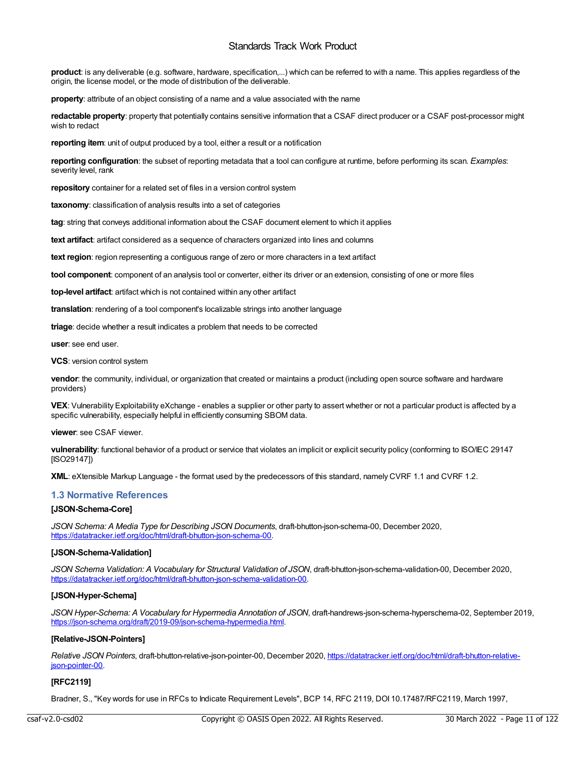**product**: is any deliverable (e.g. software, hardware, specification,...) which can be referred to with a name. This applies regardless of the origin, the license model, or the mode of distribution of the deliverable.

**property**: attribute of an object consisting of a name and a value associated with the name

**redactable property**: property that potentially contains sensitive information that a CSAF direct producer or a CSAF post-processor might wish to redact

**reporting item**: unit of output produced by a tool, either a result or a notification

**reporting configuration**: the subset of reporting metadata that a tool can configure at runtime, before performing its scan. *Examples*: severity level, rank

**repository** container for a related set of files in a version control system

**taxonomy**: classification of analysis results into a set of categories

**tag**: string that conveys additional information about the CSAF document element to which it applies

**text artifact**: artifact considered as a sequence of characters organized into lines and columns

**text region**: region representing a contiguous range of zero or more characters in a text artifact

**tool component**: component of an analysis tool or converter, either its driver or an extension, consisting of one or more files

**top-level artifact**: artifact which is not contained within any other artifact

**translation**: rendering of a tool component's localizable strings into another language

**triage**: decide whether a result indicates a problem that needs to be corrected

**user**: see end user.

**VCS**: version control system

**vendor**: the community, individual, or organization that created or maintains a product (including open source software and hardware providers)

**VEX**: Vulnerability Exploitability eXchange - enables a supplier or other party to assert whether or not a particular product is affected by a specific vulnerability, especially helpful in efficiently consuming SBOM data.

**viewer**: see CSAF viewer.

**vulnerability**: functional behavior of a product or service that violates an implicit or explicit security policy (conforming to ISO/IEC 29147 [ISO29147])

**XML**: eXtensible Markup Language - the format used by the predecessors of this standard, namely CVRF 1.1 and CVRF 1.2.

## 1.3 Normative References

**[JSON-Schema-Core]**

*JSON Schema: A Media Type for Describing JSON Documents*, draft-bhutton-json-schema-00, December 2020, https://datatracker.ietf.org/doc/html/draft-bhutton-json-schema-00.

**[JSON-Schema-Validation]**

*JSON Schema Validation: A Vocabulary for Structural Validation of JSON*, draft-bhutton-json-schema-validation-00, December 2020, https://datatracker.ietf.org/doc/html/draft-bhutton-json-schema-validation-00.

**[JSON-Hyper-Schema]**

*JSON Hyper-Schema: A Vocabulary for Hypermedia Annotation of JSON*, draft-handrews-json-schema-hyperschema-02, September 2019, https://json-schema.org/draft/2019-09/json-schema-hypermedia.html.

**[Relative-JSON-Pointers]**

*Relative JSON Pointers*, draft-bhutton-relative-json-pointer-00, December 2020, https://datatracker.ietf.org/doc/html/draft-bhutton-relative-json-pointer-00.

**[RFC2119]**

Bradner, S., "Key words for use in RFCs to Indicate Requirement Levels", BCP 14, RFC 2119, DOI 10.17487/RFC2119, March 1997,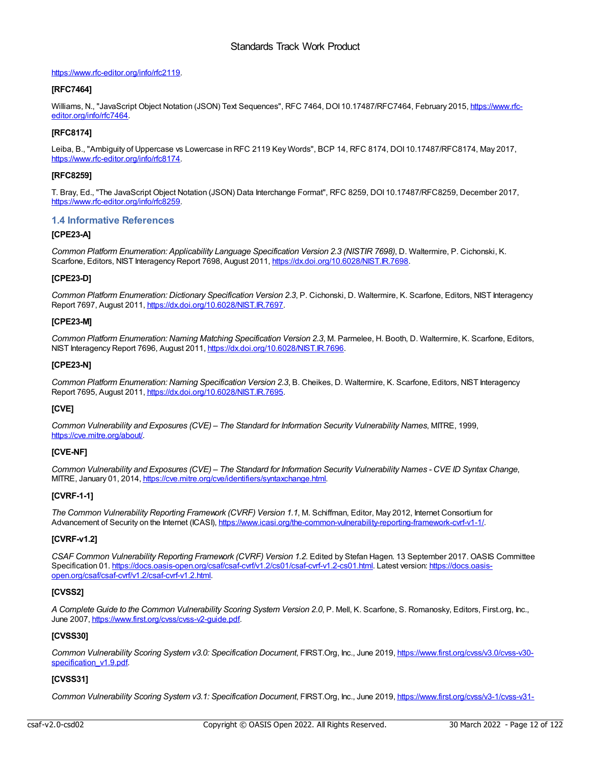https://www.rfc-editor.org/info/rfc2119.

**[RFC7464]**

Williams, N., "JavaScript Object Notation (JSON) Text Sequences", RFC 7464, DOI 10.17487/RFC7464, February 2015, https://www.rfc-editor.org/info/rfc7464.

**[RFC8174]**

Leiba, B., "Ambiguity of Uppercase vs Lowercase in RFC 2119 Key Words", BCP 14, RFC 8174, DOI 10.17487/RFC8174, May 2017, https://www.rfc-editor.org/info/rfc8174.

**[RFC8259]**

T. Bray, Ed., "The JavaScript Object Notation (JSON) Data Interchange Format", RFC 8259, DOI 10.17487/RFC8259, December 2017, https://www.rfc-editor.org/info/rfc8259.

## 1.4 Informative References

**[CPE23-A]**

*Common Platform Enumeration: Applicability Language Specification Version 2.3 (NISTIR 7698)*, D. Waltermire, P. Cichonski, K. Scarfone, Editors, NIST Interagency Report 7698, August 2011, https://dx.doi.org/10.6028/NIST.IR.7698.

**[CPE23-D]**

*Common Platform Enumeration: Dictionary Specification Version 2.3*, P. Cichonski, D. Waltermire, K. Scarfone, Editors, NIST Interagency Report 7697, August 2011, https://dx.doi.org/10.6028/NIST.IR.7697.

**[CPE23-M]**

*Common Platform Enumeration: Naming Matching Specification Version 2.3*, M. Parmelee, H. Booth, D. Waltermire, K. Scarfone, Editors, NIST Interagency Report 7696, August 2011, https://dx.doi.org/10.6028/NIST.IR.7696.

**[CPE23-N]**

*Common Platform Enumeration: Naming Specification Version 2.3*, B. Cheikes, D. Waltermire, K. Scarfone, Editors, NIST Interagency Report 7695, August 2011, https://dx.doi.org/10.6028/NIST.IR.7695.

**[CVE]**

*Common Vulnerability and Exposures (CVE) – The Standard for Information Security Vulnerability Names*, MITRE, 1999, https://cve.mitre.org/about/.

**[CVE-NF]**

*Common Vulnerability and Exposures (CVE) – The Standard for Information Security Vulnerability Names - CVE ID Syntax Change*, MITRE, January 01, 2014, https://cve.mitre.org/cve/identifiers/syntaxchange.html.

**[CVRF-1-1]**

*The Common Vulnerability Reporting Framework (CVRF) Version 1.1*, M. Schiffman, Editor, May 2012, Internet Consortium for Advancement of Security on the Internet (ICASI), https://www.icasi.org/the-common-vulnerability-reporting-framework-cvrf-v1-1/.

**[CVRF-v1.2]**

*CSAF Common Vulnerability Reporting Framework (CVRF) Version 1.2.* Edited by Stefan Hagen. 13 September 2017. OASIS Committee Specification 01. https://docs.oasis-open.org/csaf/csaf-cvrf/v1.2/cs01/csaf-cvrf-v1.2-cs01.html. Latest version: https://docs.oasis-open.org/csaf/csaf-cvrf/v1.2/csaf-cvrf-v1.2.html.

**[CVSS2]**

*A Complete Guide to the Common Vulnerability Scoring System Version 2.0*, P. Mell, K. Scarfone, S. Romanosky, Editors, First.org, Inc., June 2007, https://www.first.org/cvss/cvss-v2-guide.pdf.

**[CVSS30]**

*Common Vulnerability Scoring System v3.0: Specification Document*, FIRST.Org, Inc., June 2019, https://www.first.org/cvss/v3.0/cvss-v30-specification_v1.9.pdf.

**[CVSS31]**

*Common Vulnerability Scoring System v3.1: Specification Document*, FIRST.Org, Inc., June 2019, https://www.first.org/cvss/v3-1/cvss-v31-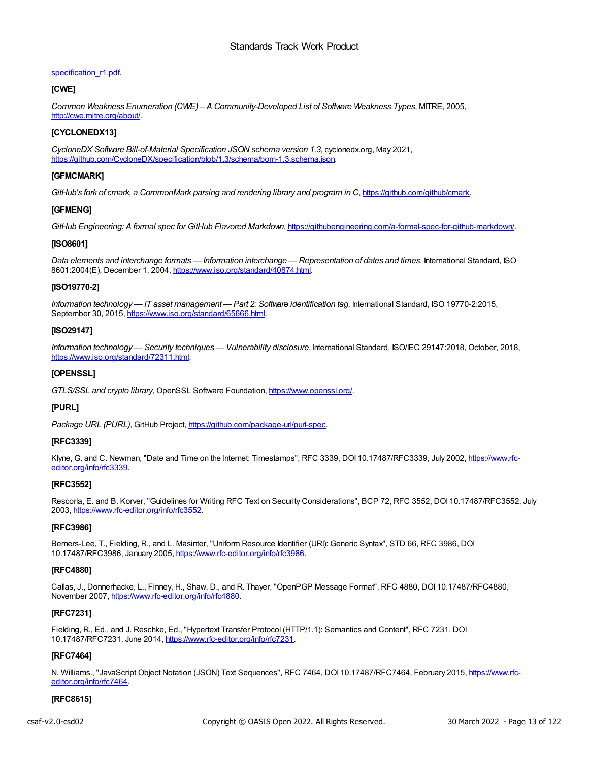[specification_r1.pdf](specification_r1.pdf).

**[CWE]**

*Common Weakness Enumeration (CWE) – A Community-Developed List of Software Weakness Types*, MITRE, 2005, [http://cwe.mitre.org/about/](http://cwe.mitre.org/about/).

**[CYCLONEDX13]**

*CycloneDX Software Bill-of-Material Specification JSON schema version 1.3*, cyclonedx.org, May 2021, [https://github.com/CycloneDX/specification/blob/1.3/schema/bom-1.3.schema.json](https://github.com/CycloneDX/specification/blob/1.3/schema/bom-1.3.schema.json).

**[GFMCMARK]**

*GitHub's fork of cmark, a CommonMark parsing and rendering library and program in C*, [https://github.com/github/cmark](https://github.com/github/cmark).

**[GFMENG]**

*GitHub Engineering: A formal spec for GitHub Flavored Markdown*, [https://githubengineering.com/a-formal-spec-for-github-markdown/](https://githubengineering.com/a-formal-spec-for-github-markdown/).

**[ISO8601]**

*Data elements and interchange formats — Information interchange — Representation of dates and times*, International Standard, ISO 8601:2004(E), December 1, 2004, [https://www.iso.org/standard/40874.html](https://www.iso.org/standard/40874.html).

**[ISO19770-2]**

*Information technology — IT asset management — Part 2: Software identification tag*, International Standard, ISO 19770-2:2015, September 30, 2015, [https://www.iso.org/standard/65666.html](https://www.iso.org/standard/65666.html).

**[ISO29147]**

*Information technology — Security techniques — Vulnerability disclosure*, International Standard, ISO/IEC 29147:2018, October, 2018, [https://www.iso.org/standard/72311.html](https://www.iso.org/standard/72311.html).

**[OPENSSL]**

*GTLS/SSL and crypto library*, OpenSSL Software Foundation, [https://www.openssl.org/](https://www.openssl.org/).

**[PURL]**

*Package URL (PURL)*, GitHub Project, [https://github.com/package-url/purl-spec](https://github.com/package-url/purl-spec).

**[RFC3339]**

Klyne, G. and C. Newman, "Date and Time on the Internet: Timestamps", RFC 3339, DOI 10.17487/RFC3339, July 2002, [https://www.rfc-editor.org/info/rfc3339](https://www.rfc-editor.org/info/rfc3339).

**[RFC3552]**

Rescorla, E. and B. Korver, "Guidelines for Writing RFC Text on Security Considerations", BCP 72, RFC 3552, DOI 10.17487/RFC3552, July 2003, [https://www.rfc-editor.org/info/rfc3552](https://www.rfc-editor.org/info/rfc3552).

**[RFC3986]**

Berners-Lee, T., Fielding, R., and L. Masinter, "Uniform Resource Identifier (URI): Generic Syntax", STD 66, RFC 3986, DOI 10.17487/RFC3986, January 2005, [https://www.rfc-editor.org/info/rfc3986](https://www.rfc-editor.org/info/rfc3986).

**[RFC4880]**

Callas, J., Donnerhacke, L., Finney, H., Shaw, D., and R. Thayer, "OpenPGP Message Format", RFC 4880, DOI 10.17487/RFC4880, November 2007, [https://www.rfc-editor.org/info/rfc4880](https://www.rfc-editor.org/info/rfc4880).

**[RFC7231]**

Fielding, R., Ed., and J. Reschke, Ed., "Hypertext Transfer Protocol (HTTP/1.1): Semantics and Content", RFC 7231, DOI 10.17487/RFC7231, June 2014, [https://www.rfc-editor.org/info/rfc7231](https://www.rfc-editor.org/info/rfc7231).

**[RFC7464]**

N. Williams., "JavaScript Object Notation (JSON) Text Sequences", RFC 7464, DOI 10.17487/RFC7464, February 2015, [https://www.rfc-editor.org/info/rfc7464](https://www.rfc-editor.org/info/rfc7464).

**[RFC8615]**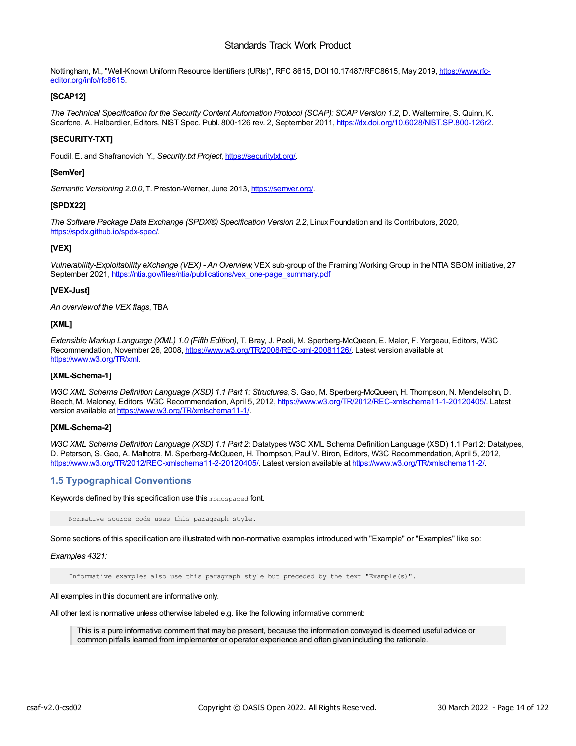Nottingham, M., "Well-Known Uniform Resource Identifiers (URIs)", RFC 8615, DOI 10.17487/RFC8615, May 2019, https://www.rfc-editor.org/info/rfc8615.

**[SCAP12]**

*The Technical Specification for the Security Content Automation Protocol (SCAP): SCAP Version 1.2*, D. Waltermire, S. Quinn, K. Scarfone, A. Halbardier, Editors, NIST Spec. Publ. 800-126 rev. 2, September 2011, https://dx.doi.org/10.6028/NIST.SP.800-126r2.

**[SECURITY-TXT]**

Foudil, E. and Shafranovich, Y., *Security.txt Project*, https://securitytxt.org/.

**[SemVer]**

*Semantic Versioning 2.0.0*, T. Preston-Werner, June 2013, https://semver.org/.

**[SPDX22]**

*The Software Package Data Exchange (SPDX®) Specification Version 2.2*, Linux Foundation and its Contributors, 2020, https://spdx.github.io/spdx-spec/.

**[VEX]**

*Vulnerability-Exploitability eXchange (VEX) - An Overview*, VEX sub-group of the Framing Working Group in the NTIA SBOM initiative, 27 September 2021, https://ntia.gov/files/ntia/publications/vex_one-page_summary.pdf

**[VEX-Just]**

*An overview of the VEX flags*, TBA

**[XML]**

*Extensible Markup Language (XML) 1.0 (Fifth Edition)*, T. Bray, J. Paoli, M. Sperberg-McQueen, E. Maler, F. Yergeau, Editors, W3C Recommendation, November 26, 2008, https://www.w3.org/TR/2008/REC-xml-20081126/. Latest version available at https://www.w3.org/TR/xml.

**[XML-Schema-1]**

*W3C XML Schema Definition Language (XSD) 1.1 Part 1: Structures*, S. Gao, M. Sperberg-McQueen, H. Thompson, N. Mendelsohn, D. Beech, M. Maloney, Editors, W3C Recommendation, April 5, 2012, https://www.w3.org/TR/2012/REC-xmlschema11-1-20120405/. Latest version available at https://www.w3.org/TR/xmlschema11-1/.

**[XML-Schema-2]**

*W3C XML Schema Definition Language (XSD) 1.1 Part 2*: Datatypes W3C XML Schema Definition Language (XSD) 1.1 Part 2: Datatypes, D. Peterson, S. Gao, A. Malhotra, M. Sperberg-McQueen, H. Thompson, Paul V. Biron, Editors, W3C Recommendation, April 5, 2012, https://www.w3.org/TR/2012/REC-xmlschema11-2-20120405/. Latest version available at https://www.w3.org/TR/xmlschema11-2/.

## 1.5 Typographical Conventions

Keywords defined by this specification use this `monospaced` font.

```
Normative source code uses this paragraph style.
```

Some sections of this specification are illustrated with non-normative examples introduced with "Example" or "Examples" like so:

*Examples 4321:*

```
Informative examples also use this paragraph style but preceded by the text "Example(s)".
```

All examples in this document are informative only.

All other text is normative unless otherwise labeled e.g. like the following informative comment:

> This is a pure informative comment that may be present, because the information conveyed is deemed useful advice or common pitfalls learned from implementer or operator experience and often given including the rationale.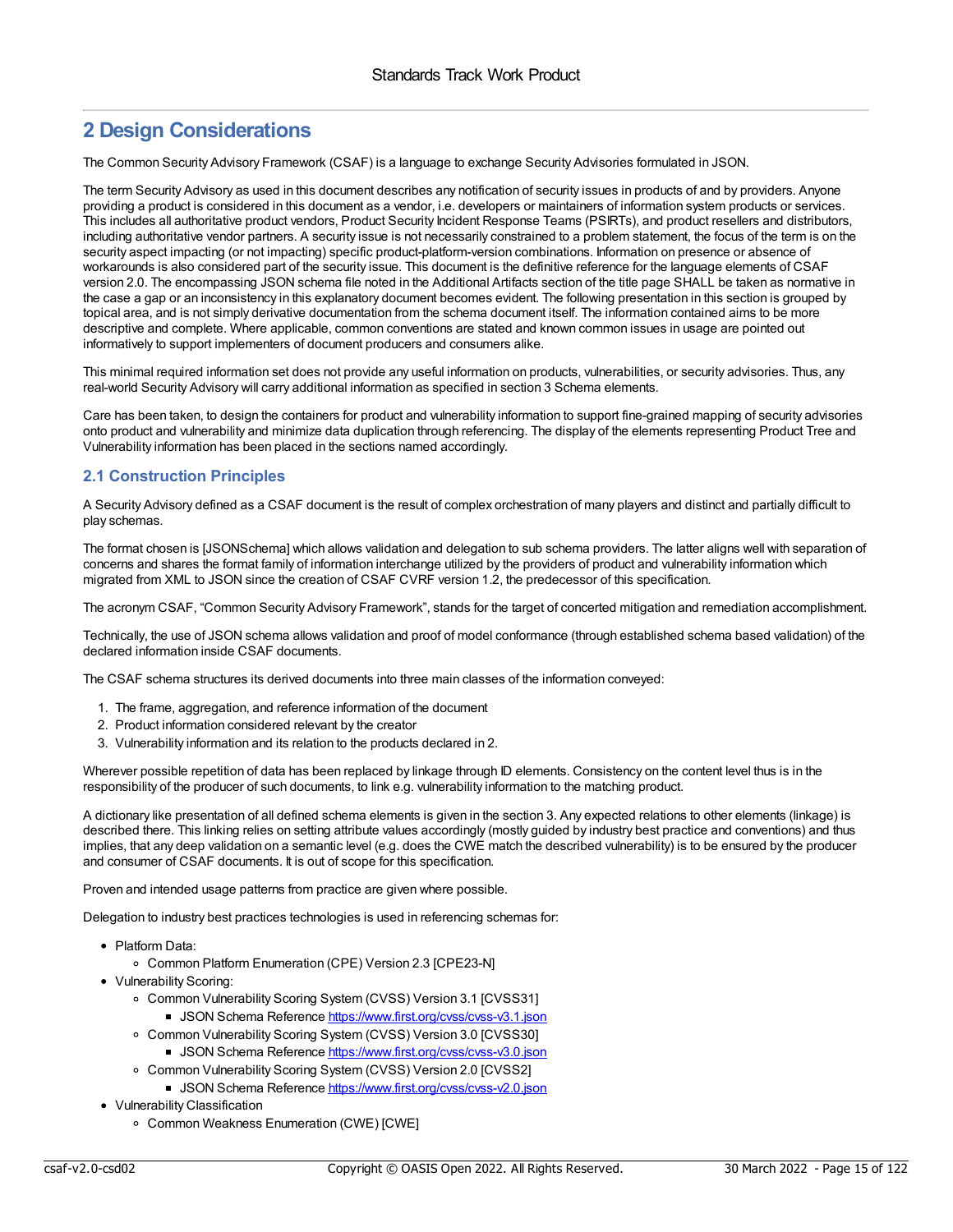# 2 Design Considerations

The Common Security Advisory Framework (CSAF) is a language to exchange Security Advisories formulated in JSON.

The term Security Advisory as used in this document describes any notification of security issues in products of and by providers. Anyone providing a product is considered in this document as a vendor, i.e. developers or maintainers of information system products or services. This includes all authoritative product vendors, Product Security Incident Response Teams (PSIRTs), and product resellers and distributors, including authoritative vendor partners. A security issue is not necessarily constrained to a problem statement, the focus of the term is on the security aspect impacting (or not impacting) specific product-platform-version combinations. Information on presence or absence of workarounds is also considered part of the security issue. This document is the definitive reference for the language elements of CSAF version 2.0. The encompassing JSON schema file noted in the Additional Artifacts section of the title page SHALL be taken as normative in the case a gap or an inconsistency in this explanatory document becomes evident. The following presentation in this section is grouped by topical area, and is not simply derivative documentation from the schema document itself. The information contained aims to be more descriptive and complete. Where applicable, common conventions are stated and known common issues in usage are pointed out informatively to support implementers of document producers and consumers alike.

This minimal required information set does not provide any useful information on products, vulnerabilities, or security advisories. Thus, any real-world Security Advisory will carry additional information as specified in section 3 Schema elements.

Care has been taken, to design the containers for product and vulnerability information to support fine-grained mapping of security advisories onto product and vulnerability and minimize data duplication through referencing. The display of the elements representing Product Tree and Vulnerability information has been placed in the sections named accordingly.

## 2.1 Construction Principles

A Security Advisory defined as a CSAF document is the result of complex orchestration of many players and distinct and partially difficult to play schemas.

The format chosen is [JSONSchema] which allows validation and delegation to sub schema providers. The latter aligns well with separation of concerns and shares the format family of information interchange utilized by the providers of product and vulnerability information which migrated from XML to JSON since the creation of CSAF CVRF version 1.2, the predecessor of this specification.

The acronym CSAF, “Common Security Advisory Framework”, stands for the target of concerted mitigation and remediation accomplishment.

Technically, the use of JSON schema allows validation and proof of model conformance (through established schema based validation) of the declared information inside CSAF documents.

The CSAF schema structures its derived documents into three main classes of the information conveyed:

1. The frame, aggregation, and reference information of the document
2. Product information considered relevant by the creator
3. Vulnerability information and its relation to the products declared in 2.

Wherever possible repetition of data has been replaced by linkage through ID elements. Consistency on the content level thus is in the responsibility of the producer of such documents, to link e.g. vulnerability information to the matching product.

A dictionary like presentation of all defined schema elements is given in the section 3. Any expected relations to other elements (linkage) is described there. This linking relies on setting attribute values accordingly (mostly guided by industry best practice and conventions) and thus implies, that any deep validation on a semantic level (e.g. does the CWE match the described vulnerability) is to be ensured by the producer and consumer of CSAF documents. It is out of scope for this specification.

Proven and intended usage patterns from practice are given where possible.

Delegation to industry best practices technologies is used in referencing schemas for:

- Platform Data:
  - Common Platform Enumeration (CPE) Version 2.3 [CPE23-N]
- Vulnerability Scoring:
  - Common Vulnerability Scoring System (CVSS) Version 3.1 [CVSS31]
    - JSON Schema Reference https://www.first.org/cvss/cvss-v3.1.json
  - Common Vulnerability Scoring System (CVSS) Version 3.0 [CVSS30]
    - JSON Schema Reference https://www.first.org/cvss/cvss-v3.0.json
  - Common Vulnerability Scoring System (CVSS) Version 2.0 [CVSS2]
    - JSON Schema Reference https://www.first.org/cvss/cvss-v2.0.json
- Vulnerability Classification
  - Common Weakness Enumeration (CWE) [CWE]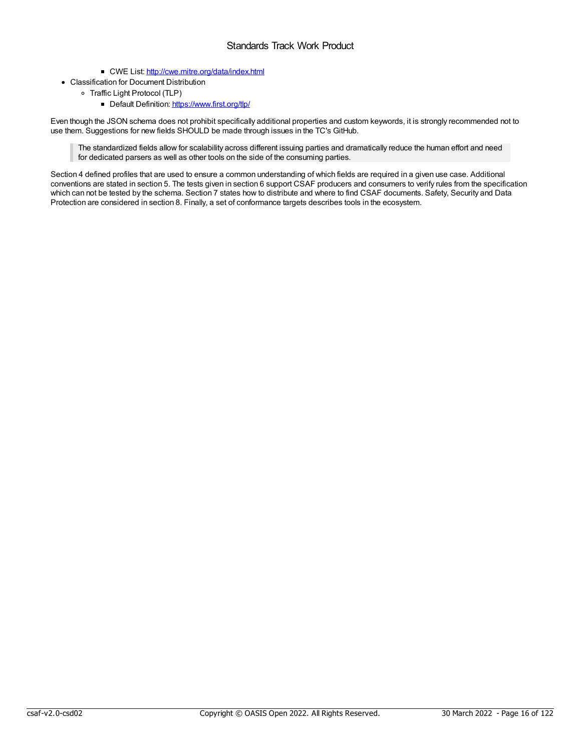- CWE List: [http://cwe.mitre.org/data/index.html](http://cwe.mitre.org/data/index.html)
- Classification for Document Distribution
    - Traffic Light Protocol (TLP)
        - Default Definition: [https://www.first.org/tlp/](https://www.first.org/tlp/)

Even though the JSON schema does not prohibit specifically additional properties and custom keywords, it is strongly recommended not to use them. Suggestions for new fields SHOULD be made through issues in the TC's GitHub.

> The standardized fields allow for scalability across different issuing parties and dramatically reduce the human effort and need for dedicated parsers as well as other tools on the side of the consuming parties.

Section 4 defined profiles that are used to ensure a common understanding of which fields are required in a given use case. Additional conventions are stated in section 5. The tests given in section 6 support CSAF producers and consumers to verify rules from the specification which can not be tested by the schema. Section 7 states how to distribute and where to find CSAF documents. Safety, Security and Data Protection are considered in section 8. Finally, a set of conformance targets describes tools in the ecosystem.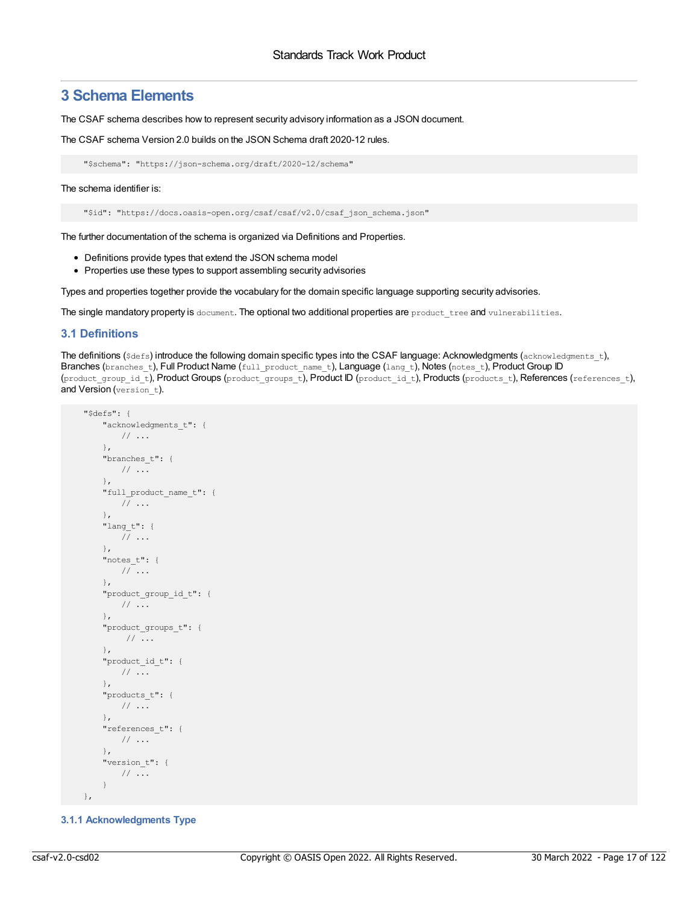# 3 Schema Elements

The CSAF schema describes how to represent security advisory information as a JSON document.

The CSAF schema Version 2.0 builds on the JSON Schema draft 2020-12 rules.

```
"$schema": "https://json-schema.org/draft/2020-12/schema"
```

The schema identifier is:

```
"$id": "https://docs.oasis-open.org/csaf/csaf/v2.0/csaf_json_schema.json"
```

The further documentation of the schema is organized via Definitions and Properties.

- Definitions provide types that extend the JSON schema model
- Properties use these types to support assembling security advisories

Types and properties together provide the vocabulary for the domain specific language supporting security advisories.

The single mandatory property is `document`. The optional two additional properties are `product_tree` and `vulnerabilities`.

## 3.1 Definitions

The definitions (`$defs`) introduce the following domain specific types into the CSAF language: Acknowledgments (`acknowledgments_t`), Branches (`branches_t`), Full Product Name (`full_product_name_t`), Language (`lang_t`), Notes (`notes_t`), Product Group ID (`product_group_id_t`), Product Groups (`product_groups_t`), Product ID (`product_id_t`), Products (`products_t`), References (`references_t`), and Version (`version_t`).

```
"$defs": {
    "acknowledgments_t": {
        // ...
    },
    "branches_t": {
        // ...
    },
    "full_product_name_t": {
        // ...
    },
    "lang_t": {
        // ...
    },
    "notes_t": {
        // ...
    },
    "product_group_id_t": {
        // ...
    },
    "product_groups_t": {
         // ...
    },
    "product_id_t": {
        // ...
    },
    "products_t": {
        // ...
    },
    "references_t": {
        // ...
    },
    "version_t": {
        // ...
    }
},
```

### 3.1.1 Acknowledgments Type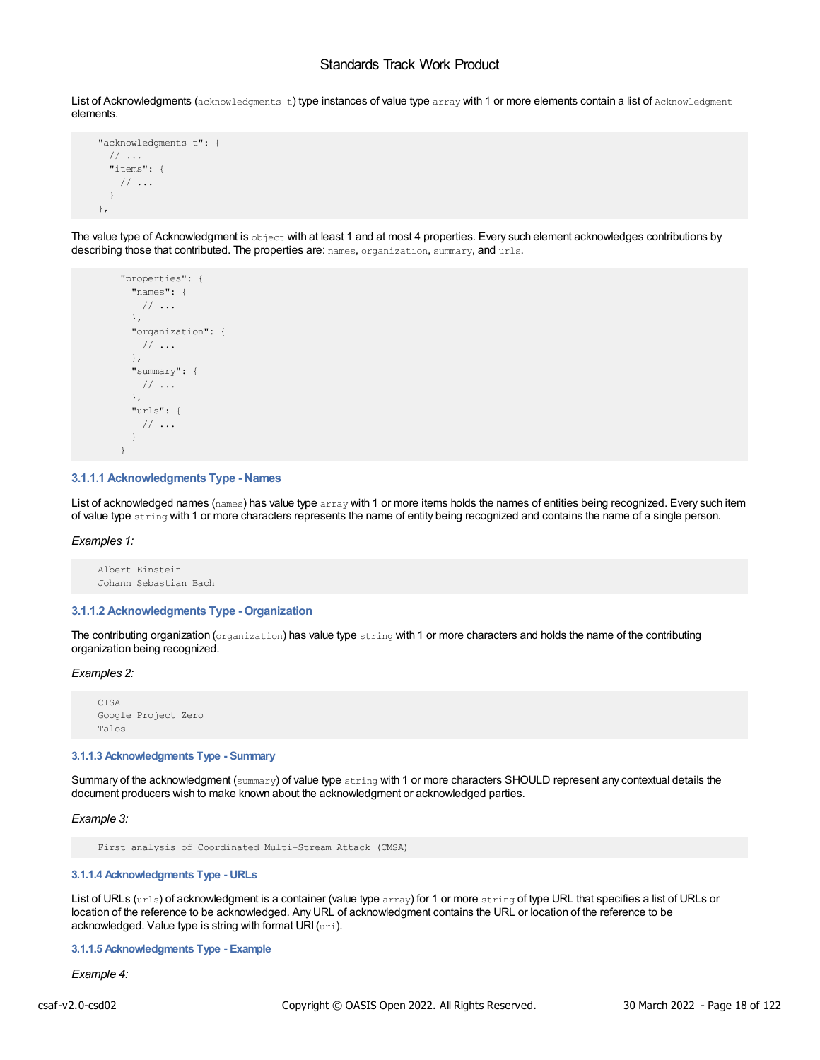List of Acknowledgments (`acknowledgments_t`) type instances of value type `array` with 1 or more elements contain a list of `Acknowledgment` elements.

```
"acknowledgments_t": {
  // ...
  "items": {
    // ...
  }
},
```

The value type of Acknowledgment is `object` with at least 1 and at most 4 properties. Every such element acknowledges contributions by describing those that contributed. The properties are: `names`, `organization`, `summary`, and `urls`.

```
"properties": {
  "names": {
    // ...
  },
  "organization": {
    // ...
  },
  "summary": {
    // ...
  },
  "urls": {
    // ...
  }
}
```

#### 3.1.1.1 Acknowledgments Type - Names

List of acknowledged names (`names`) has value type `array` with 1 or more items holds the names of entities being recognized. Every such item of value type `string` with 1 or more characters represents the name of entity being recognized and contains the name of a single person.

*Examples 1:*

```
Albert Einstein
Johann Sebastian Bach
```

#### 3.1.1.2 Acknowledgments Type - Organization

The contributing organization (`organization`) has value type `string` with 1 or more characters and holds the name of the contributing organization being recognized.

*Examples 2:*

```
CISA
Google Project Zero
Talos
```

#### 3.1.1.3 Acknowledgments Type - Summary

Summary of the acknowledgment (`summary`) of value type `string` with 1 or more characters SHOULD represent any contextual details the document producers wish to make known about the acknowledgment or acknowledged parties.

*Example 3:*

```
First analysis of Coordinated Multi-Stream Attack (CMSA)
```

#### 3.1.1.4 Acknowledgments Type - URLs

List of URLs (`urls`) of acknowledgment is a container (value type `array`) for 1 or more `string` of type URL that specifies a list of URLs or location of the reference to be acknowledged. Any URL of acknowledgment contains the URL or location of the reference to be acknowledged. Value type is string with format URI (`uri`).

#### 3.1.1.5 Acknowledgments Type - Example

*Example 4:*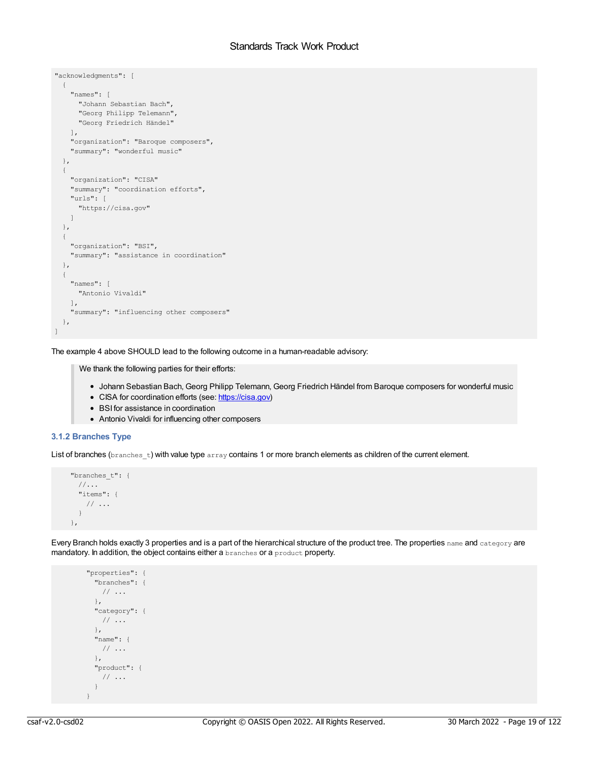```
"acknowledgments": [
  {
    "names": [
      "Johann Sebastian Bach",
      "Georg Philipp Telemann",
      "Georg Friedrich Händel"
    ],
    "organization": "Baroque composers",
    "summary": "wonderful music"
  },
  {
    "organization": "CISA"
    "summary": "coordination efforts",
    "urls": [
      "https://cisa.gov"
    ]
  },
  {
    "organization": "BSI",
    "summary": "assistance in coordination"
  },
  {
    "names": [
      "Antonio Vivaldi"
    ],
    "summary": "influencing other composers"
  },
]
```

The example 4 above SHOULD lead to the following outcome in a human-readable advisory:

> We thank the following parties for their efforts:
>
> - Johann Sebastian Bach, Georg Philipp Telemann, Georg Friedrich Händel from Baroque composers for wonderful music
> - CISA for coordination efforts (see: https://cisa.gov)
> - BSI for assistance in coordination
> - Antonio Vivaldi for influencing other composers

### 3.1.2 Branches Type

List of branches (`branches_t`) with value type `array` contains 1 or more branch elements as children of the current element.

```
    "branches_t": {
      //...
      "items": {
        // ...
      }
    },
```

Every Branch holds exactly 3 properties and is a part of the hierarchical structure of the product tree. The properties `name` and `category` are mandatory. In addition, the object contains either a `branches` or a `product` property.

```
        "properties": {
          "branches": {
            // ...
          },
          "category": {
            // ...
          },
          "name": {
            // ...
          },
          "product": {
            // ...
          }
        }
```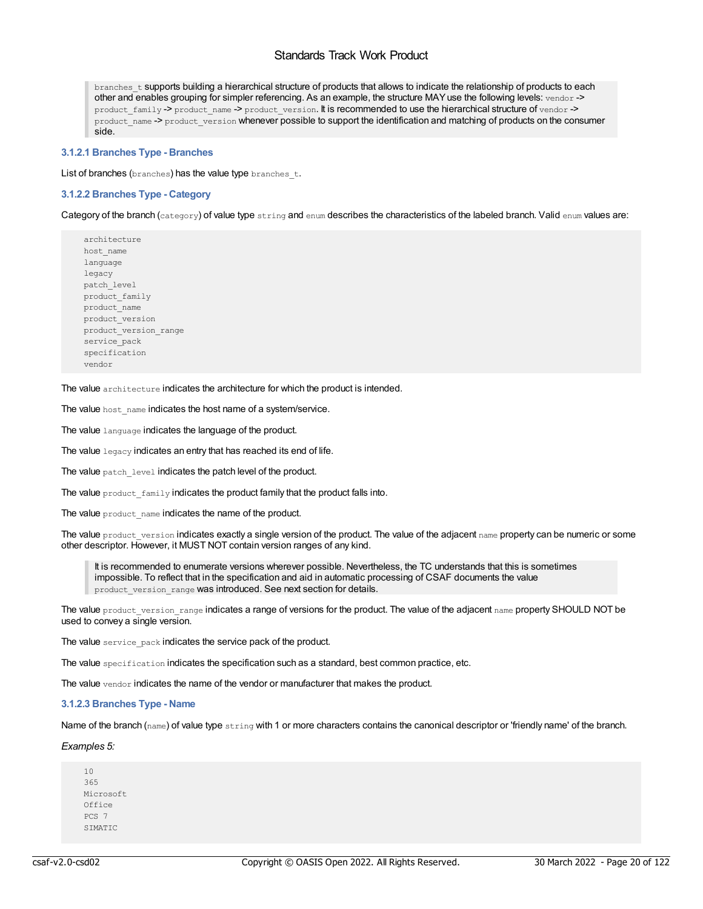> `branches_t` supports building a hierarchical structure of products that allows to indicate the relationship of products to each other and enables grouping for simpler referencing. As an example, the structure MAY use the following levels: `vendor` -> `product_family` -> `product_name` -> `product_version`. It is recommended to use the hierarchical structure of `vendor` -> `product_name` -> `product_version` whenever possible to support the identification and matching of products on the consumer side.

#### 3.1.2.1 Branches Type - Branches

List of branches (`branches`) has the value type `branches_t`.

#### 3.1.2.2 Branches Type - Category

Category of the branch (`category`) of value type `string` and `enum` describes the characteristics of the labeled branch. Valid `enum` values are:

```
architecture
host_name
language
legacy
patch_level
product_family
product_name
product_version
product_version_range
service_pack
specification
vendor
```

The value `architecture` indicates the architecture for which the product is intended.

The value `host_name` indicates the host name of a system/service.

The value `language` indicates the language of the product.

The value `legacy` indicates an entry that has reached its end of life.

The value `patch_level` indicates the patch level of the product.

The value `product_family` indicates the product family that the product falls into.

The value `product_name` indicates the name of the product.

The value `product_version` indicates exactly a single version of the product. The value of the adjacent `name` property can be numeric or some other descriptor. However, it MUST NOT contain version ranges of any kind.

> It is recommended to enumerate versions wherever possible. Nevertheless, the TC understands that this is sometimes impossible. To reflect that in the specification and aid in automatic processing of CSAF documents the value `product_version_range` was introduced. See next section for details.

The value `product_version_range` indicates a range of versions for the product. The value of the adjacent `name` property SHOULD NOT be used to convey a single version.

The value `service_pack` indicates the service pack of the product.

The value `specification` indicates the specification such as a standard, best common practice, etc.

The value `vendor` indicates the name of the vendor or manufacturer that makes the product.

#### 3.1.2.3 Branches Type - Name

Name of the branch (`name`) of value type `string` with 1 or more characters contains the canonical descriptor or 'friendly name' of the branch.

*Examples 5:*

```
10
365
Microsoft
Office
PCS 7
SIMATIC
```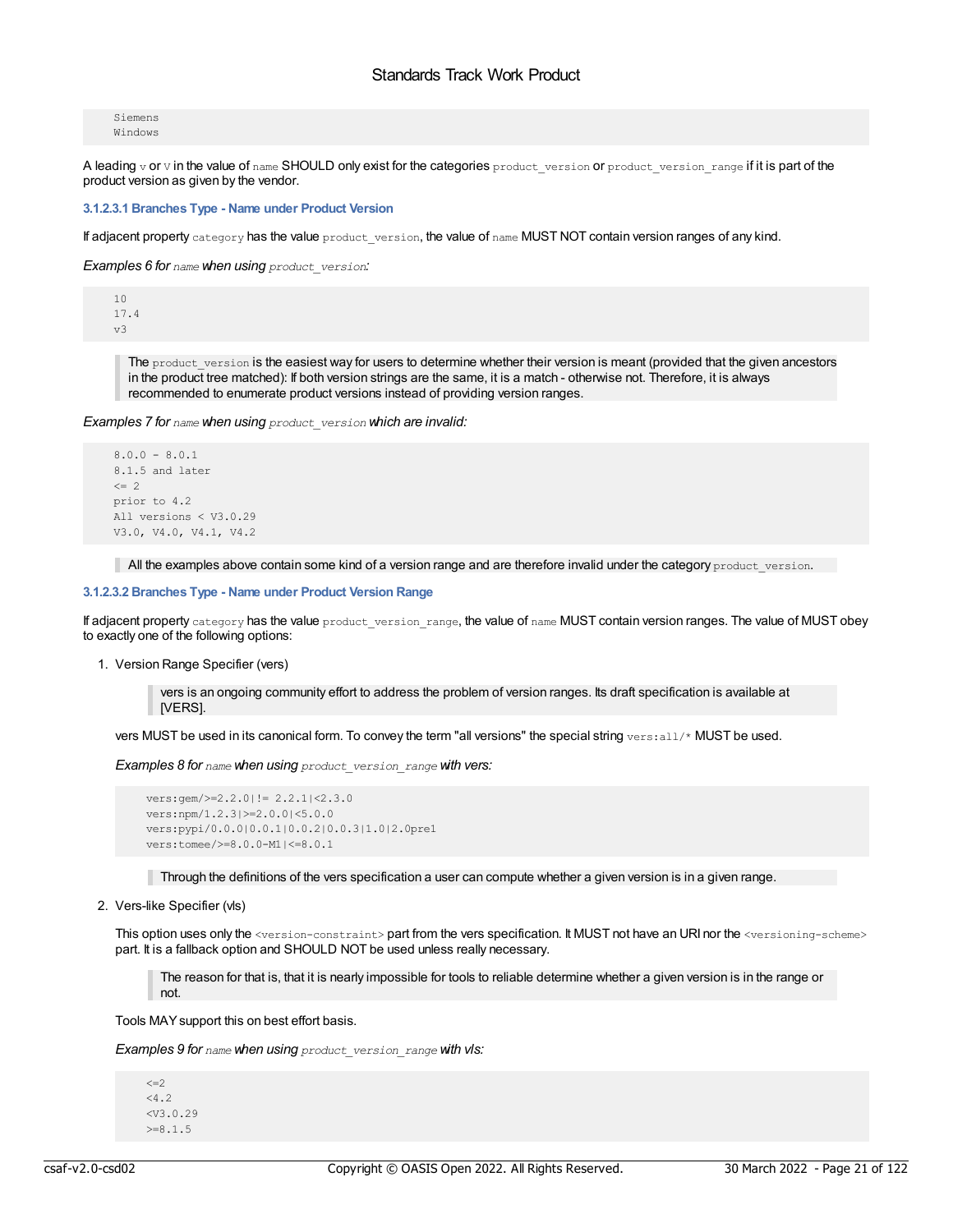```
Siemens
Windows
```

A leading `v` or `V` in the value of `name` SHOULD only exist for the categories `product_version` or `product_version_range` if it is part of the product version as given by the vendor.

#### 3.1.2.3.1 Branches Type - Name under Product Version

If adjacent property `category` has the value `product_version`, the value of `name` MUST NOT contain version ranges of any kind.

*Examples 6 for `name` when using `product_version`:*

```
10
17.4
v3
```

> The `product_version` is the easiest way for users to determine whether their version is meant (provided that the given ancestors in the product tree matched): If both version strings are the same, it is a match - otherwise not. Therefore, it is always recommended to enumerate product versions instead of providing version ranges.

*Examples 7 for `name` when using `product_version` which are invalid:*

```
8.0.0 - 8.0.1
8.1.5 and later
<= 2
prior to 4.2
All versions < V3.0.29
V3.0, V4.0, V4.1, V4.2
```

> All the examples above contain some kind of a version range and are therefore invalid under the category `product_version`.

#### 3.1.2.3.2 Branches Type - Name under Product Version Range

If adjacent property `category` has the value `product_version_range`, the value of `name` MUST contain version ranges. The value of MUST obey to exactly one of the following options:

1. Version Range Specifier (vers)

   > vers is an ongoing community effort to address the problem of version ranges. Its draft specification is available at [VERS].

   vers MUST be used in its canonical form. To convey the term "all versions" the special string `vers:all/*` MUST be used.

   *Examples 8 for `name` when using `product_version_range` with vers:*

   ```
   vers:gem/>=2.2.0|!= 2.2.1|<2.3.0
   vers:npm/1.2.3|>=2.0.0|<5.0.0
   vers:pypi/0.0.0|0.0.1|0.0.2|0.0.3|1.0|2.0pre1
   vers:tomee/>=8.0.0-M1|<=8.0.1
   ```

   > Through the definitions of the vers specification a user can compute whether a given version is in a given range.

2. Vers-like Specifier (vls)

   This option uses only the `<version-constraint>` part from the vers specification. It MUST not have an URI nor the `<versioning-scheme>` part. It is a fallback option and SHOULD NOT be used unless really necessary.

   > The reason for that is, that it is nearly impossible for tools to reliable determine whether a given version is in the range or not.

   Tools MAY support this on best effort basis.

   *Examples 9 for `name` when using `product_version_range` with vls:*

   ```
   <=2
   <4.2
   <V3.0.29
   >=8.1.5
   ```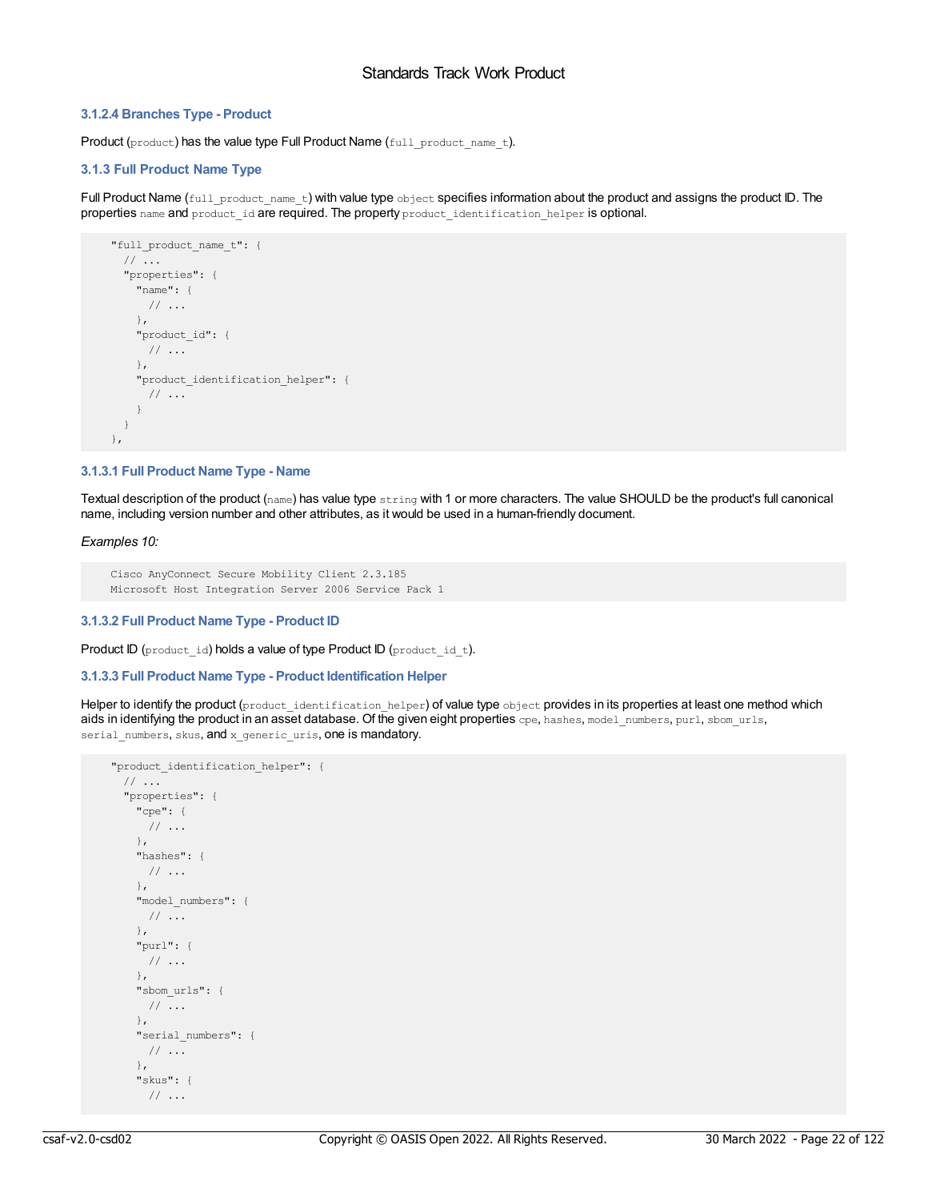#### 3.1.2.4 Branches Type - Product

Product (`product`) has the value type Full Product Name (`full_product_name_t`).

### 3.1.3 Full Product Name Type

Full Product Name (`full_product_name_t`) with value type `object` specifies information about the product and assigns the product ID. The properties `name` and `product_id` are required. The property `product_identification_helper` is optional.

```
"full_product_name_t": {
  // ...
  "properties": {
    "name": {
      // ...
    },
    "product_id": {
      // ...
    },
    "product_identification_helper": {
      // ...
    }
  }
},
```

#### 3.1.3.1 Full Product Name Type - Name

Textual description of the product (`name`) has value type `string` with 1 or more characters. The value SHOULD be the product's full canonical name, including version number and other attributes, as it would be used in a human-friendly document.

*Examples 10:*

```
Cisco AnyConnect Secure Mobility Client 2.3.185
Microsoft Host Integration Server 2006 Service Pack 1
```

#### 3.1.3.2 Full Product Name Type - Product ID

Product ID (`product_id`) holds a value of type Product ID (`product_id_t`).

#### 3.1.3.3 Full Product Name Type - Product Identification Helper

Helper to identify the product (`product_identification_helper`) of value type `object` provides in its properties at least one method which aids in identifying the product in an asset database. Of the given eight properties `cpe`, `hashes`, `model_numbers`, `purl`, `sbom_urls`, `serial_numbers`, `skus`, and `x_generic_uris`, one is mandatory.

```
"product_identification_helper": {
  // ...
  "properties": {
    "cpe": {
      // ...
    },
    "hashes": {
      // ...
    },
    "model_numbers": {
      // ...
    },
    "purl": {
      // ...
    },
    "sbom_urls": {
      // ...
    },
    "serial_numbers": {
      // ...
    },
    "skus": {
      // ...
```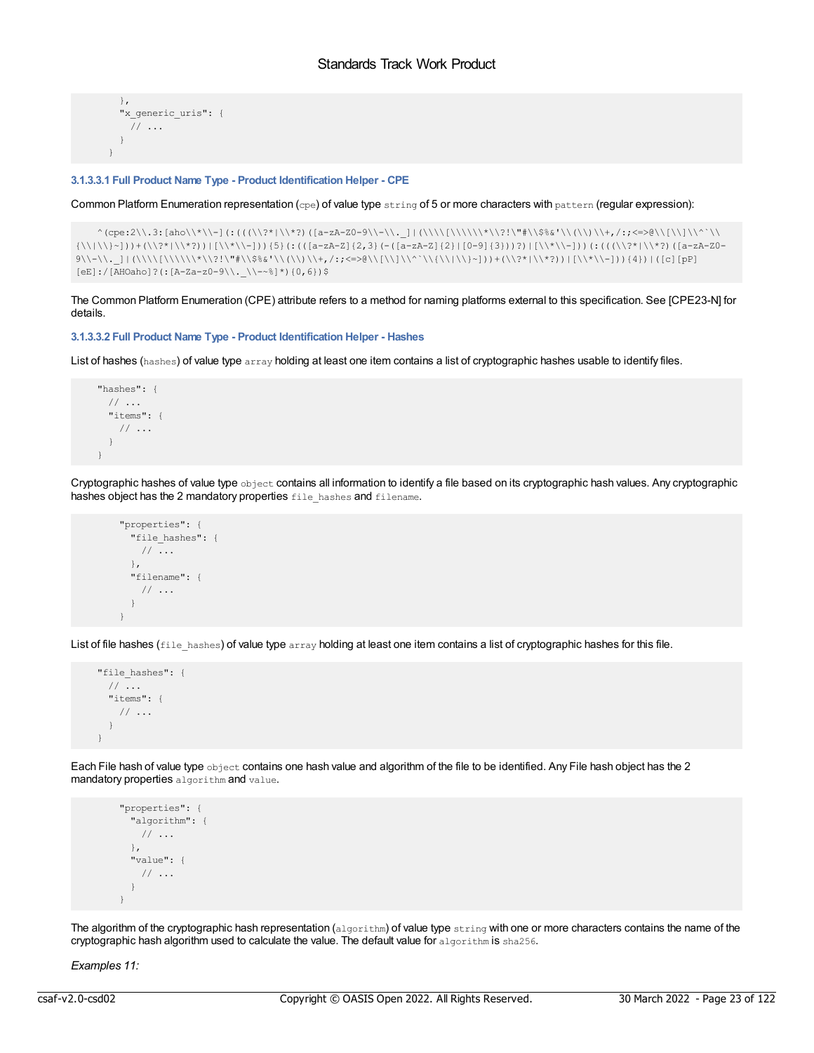```
    },
    "x_generic_uris": {
      // ...
    }
  }
```

### 3.1.3.3.1 Full Product Name Type - Product Identification Helper - CPE

Common Platform Enumeration representation (`cpe`) of value type `string` of 5 or more characters with `pattern` (regular expression):

```
    ^(cpe:2\\.3:[aho\\*\\-](:(((\\?*|\\*?)([a-zA-Z0-9\\-\\._]|(\\\\[\\\\\\*\\?!\"#\\$%&'\\(\\)\\+,/:;<=>@\\[\\]\\^`\\{\\|\\}~]))+(\\?*|\\*?))|[\\*\\-])){5}(:(([a-zA-Z]{2,3}(-([a-zA-Z]{2}|[0-9]{3}))?)|[\\*\\-]))(:(((\\?*|\\*?)([a-zA-Z0-9\\-\\._]|(\\\\[\\\\\\*\\?!\"#\\$%&'\\(\\)\\+,/:;<=>@\\[\\]\\^`\\{\\|\\}~]))+(\\?*|\\*?))|[\\*\\-])){4})|([c][pP][eE]:/[AHOaho]?(:[A-Za-z0-9\\._\\-~%]*){0,6})$
```

The Common Platform Enumeration (CPE) attribute refers to a method for naming platforms external to this specification. See [CPE23-N] for details.

### 3.1.3.3.2 Full Product Name Type - Product Identification Helper - Hashes

List of hashes (`hashes`) of value type `array` holding at least one item contains a list of cryptographic hashes usable to identify files.

```
    "hashes": {
      // ...
      "items": {
        // ...
      }
    }
```

Cryptographic hashes of value type `object` contains all information to identify a file based on its cryptographic hash values. Any cryptographic hashes object has the 2 mandatory properties `file_hashes` and `filename`.

```
        "properties": {
          "file_hashes": {
            // ...
          },
          "filename": {
            // ...
          }
        }
```

List of file hashes (`file_hashes`) of value type `array` holding at least one item contains a list of cryptographic hashes for this file.

```
    "file_hashes": {
      // ...
      "items": {
        // ...
      }
    }
```

Each File hash of value type `object` contains one hash value and algorithm of the file to be identified. Any File hash object has the 2 mandatory properties `algorithm` and `value`.

```
        "properties": {
          "algorithm": {
            // ...
          },
          "value": {
            // ...
          }
        }
```

The algorithm of the cryptographic hash representation (`algorithm`) of value type `string` with one or more characters contains the name of the cryptographic hash algorithm used to calculate the value. The default value for `algorithm` is `sha256`.

*Examples 11:*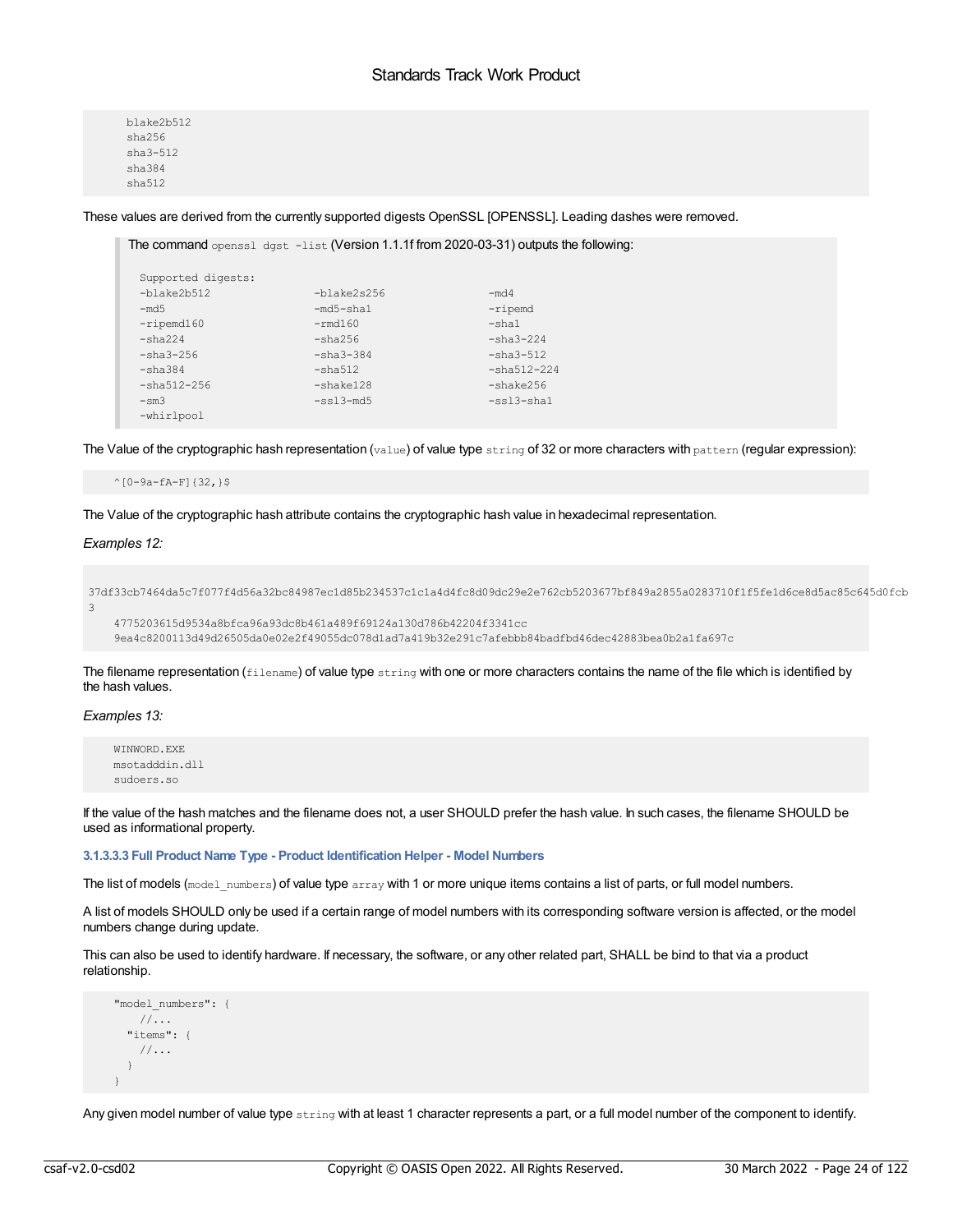```
blake2b512
sha256
sha3-512
sha384
sha512
```

These values are derived from the currently supported digests OpenSSL [OPENSSL]. Leading dashes were removed.

> The command `openssl dgst -list` (Version 1.1.1f from 2020-03-31) outputs the following:
>
> ```
> Supported digests:
> -blake2b512                -blake2s256                -md4
> -md5                       -md5-sha1                  -ripemd
> -ripemd160                 -rmd160                    -sha1
> -sha224                    -sha256                    -sha3-224
> -sha3-256                  -sha3-384                  -sha3-512
> -sha384                    -sha512                    -sha512-224
> -sha512-256                -shake128                  -shake256
> -sm3                       -ssl3-md5                  -ssl3-sha1
> -whirlpool
> ```

The Value of the cryptographic hash representation (`value`) of value type `string` of 32 or more characters with `pattern` (regular expression):

```
^[0-9a-fA-F]{32,}$
```

The Value of the cryptographic hash attribute contains the cryptographic hash value in hexadecimal representation.

*Examples 12:*

```
37df33cb7464da5c7f077f4d56a32bc84987ec1d85b234537c1c1a4d4fc8d09dc29e2e762cb5203677bf849a2855a0283710f1f5fe1d6ce8d5ac85c645d0fcb3
4775203615d9534a8bfca96a93dc8b461a489f69124a130d786b42204f3341cc
9ea4c8200113d49d26505da0e02e2f49055dc078d1ad7a419b32e291c7afebbb84badfbd46dec42883bea0b2a1fa697c
```

The filename representation (`filename`) of value type `string` with one or more characters contains the name of the file which is identified by the hash values.

*Examples 13:*

```
WINWORD.EXE
msotadddin.dll
sudoers.so
```

If the value of the hash matches and the filename does not, a user SHOULD prefer the hash value. In such cases, the filename SHOULD be used as informational property.

#### 3.1.3.3.3 Full Product Name Type - Product Identification Helper - Model Numbers

The list of models (`model_numbers`) of value type `array` with 1 or more unique items contains a list of parts, or full model numbers.

A list of models SHOULD only be used if a certain range of model numbers with its corresponding software version is affected, or the model numbers change during update.

This can also be used to identify hardware. If necessary, the software, or any other related part, SHALL be bind to that via a product relationship.

```
"model_numbers": {
    //...
  "items": {
    //...
  }
}
```

Any given model number of value type `string` with at least 1 character represents a part, or a full model number of the component to identify.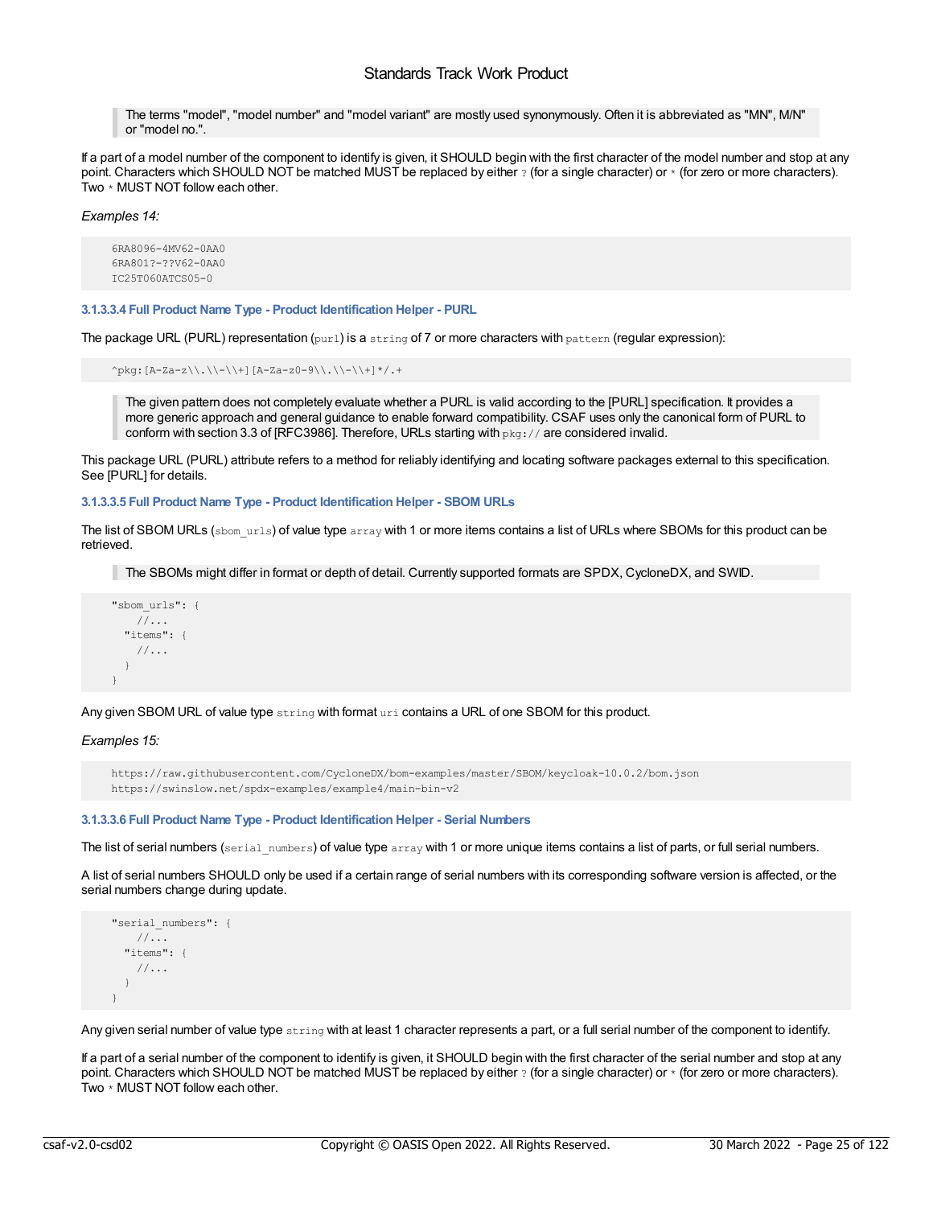> The terms "model", "model number" and "model variant" are mostly used synonymously. Often it is abbreviated as "MN", M/N" or "model no.".

If a part of a model number of the component to identify is given, it SHOULD begin with the first character of the model number and stop at any point. Characters which SHOULD NOT be matched MUST be replaced by either `?` (for a single character) or `*` (for zero or more characters). Two `*` MUST NOT follow each other.

*Examples 14:*

```
6RA8096-4MV62-0AA0
6RA801?-??V62-0AA0
IC25T060ATCS05-0
```

#### 3.1.3.3.4 Full Product Name Type - Product Identification Helper - PURL

The package URL (PURL) representation (`purl`) is a `string` of 7 or more characters with `pattern` (regular expression):

```
^pkg:[A-Za-z\\.\\-\\+][A-Za-z0-9\\.\\-\\+]*/.+
```

> The given pattern does not completely evaluate whether a PURL is valid according to the [PURL] specification. It provides a more generic approach and general guidance to enable forward compatibility. CSAF uses only the canonical form of PURL to conform with section 3.3 of [RFC3986]. Therefore, URLs starting with `pkg://` are considered invalid.

This package URL (PURL) attribute refers to a method for reliably identifying and locating software packages external to this specification. See [PURL] for details.

#### 3.1.3.3.5 Full Product Name Type - Product Identification Helper - SBOM URLs

The list of SBOM URLs (`sbom_urls`) of value type `array` with 1 or more items contains a list of URLs where SBOMs for this product can be retrieved.

> The SBOMs might differ in format or depth of detail. Currently supported formats are SPDX, CycloneDX, and SWID.

```
"sbom_urls": {
    //...
  "items": {
    //...
  }
}
```

Any given SBOM URL of value type `string` with format `uri` contains a URL of one SBOM for this product.

*Examples 15:*

```
https://raw.githubusercontent.com/CycloneDX/bom-examples/master/SBOM/keycloak-10.0.2/bom.json
https://swinslow.net/spdx-examples/example4/main-bin-v2
```

#### 3.1.3.3.6 Full Product Name Type - Product Identification Helper - Serial Numbers

The list of serial numbers (`serial_numbers`) of value type `array` with 1 or more unique items contains a list of parts, or full serial numbers.

A list of serial numbers SHOULD only be used if a certain range of serial numbers with its corresponding software version is affected, or the serial numbers change during update.

```
"serial_numbers": {
    //...
  "items": {
    //...
  }
}
```

Any given serial number of value type `string` with at least 1 character represents a part, or a full serial number of the component to identify.

If a part of a serial number of the component to identify is given, it SHOULD begin with the first character of the serial number and stop at any point. Characters which SHOULD NOT be matched MUST be replaced by either `?` (for a single character) or `*` (for zero or more characters). Two `*` MUST NOT follow each other.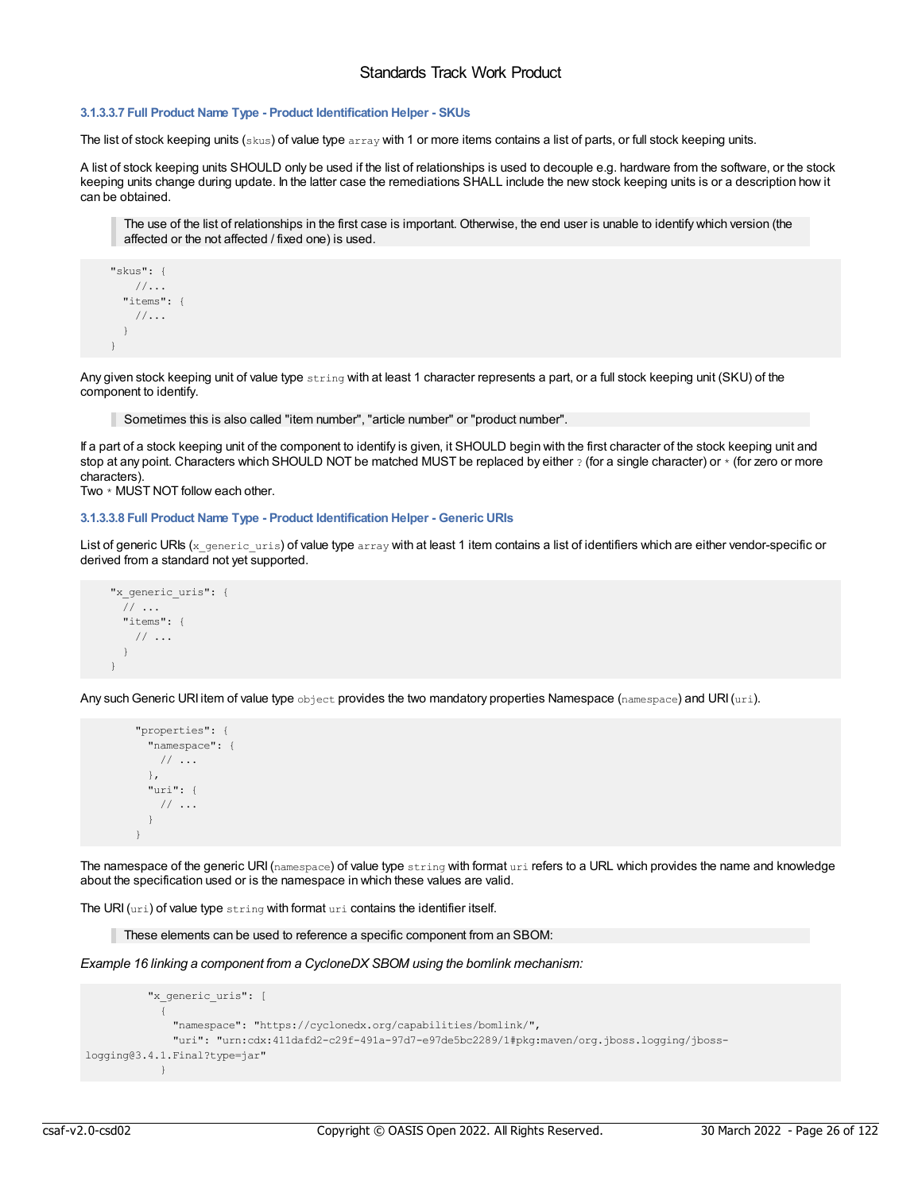#### 3.1.3.3.7 Full Product Name Type - Product Identification Helper - SKUs

The list of stock keeping units (`skus`) of value type `array` with 1 or more items contains a list of parts, or full stock keeping units.

A list of stock keeping units SHOULD only be used if the list of relationships is used to decouple e.g. hardware from the software, or the stock keeping units change during update. In the latter case the remediations SHALL include the new stock keeping units is or a description how it can be obtained.

> The use of the list of relationships in the first case is important. Otherwise, the end user is unable to identify which version (the affected or the not affected / fixed one) is used.

```
    "skus": {
        //...
      "items": {
        //...
      }
    }
```

Any given stock keeping unit of value type `string` with at least 1 character represents a part, or a full stock keeping unit (SKU) of the component to identify.

> Sometimes this is also called "item number", "article number" or "product number".

If a part of a stock keeping unit of the component to identify is given, it SHOULD begin with the first character of the stock keeping unit and stop at any point. Characters which SHOULD NOT be matched MUST be replaced by either `?` (for a single character) or `*` (for zero or more characters).
Two `*` MUST NOT follow each other.

#### 3.1.3.3.8 Full Product Name Type - Product Identification Helper - Generic URIs

List of generic URIs (`x_generic_uris`) of value type `array` with at least 1 item contains a list of identifiers which are either vendor-specific or derived from a standard not yet supported.

```
    "x_generic_uris": {
      // ...
      "items": {
        // ...
      }
    }
```

Any such Generic URI item of value type `object` provides the two mandatory properties Namespace (`namespace`) and URI (`uri`).

```
        "properties": {
          "namespace": {
            // ...
          },
          "uri": {
            // ...
          }
        }
```

The namespace of the generic URI (`namespace`) of value type `string` with format `uri` refers to a URL which provides the name and knowledge about the specification used or is the namespace in which these values are valid.

The URI (`uri`) of value type `string` with format `uri` contains the identifier itself.

> These elements can be used to reference a specific component from an SBOM:

*Example 16 linking a component from a CycloneDX SBOM using the bomlink mechanism:*

```
          "x_generic_uris": [
            {
              "namespace": "https://cyclonedx.org/capabilities/bomlink/",
              "uri": "urn:cdx:411dafd2-c29f-491a-97d7-e97de5bc2289/1#pkg:maven/org.jboss.logging/jboss-logging@3.4.1.Final?type=jar"
            }
```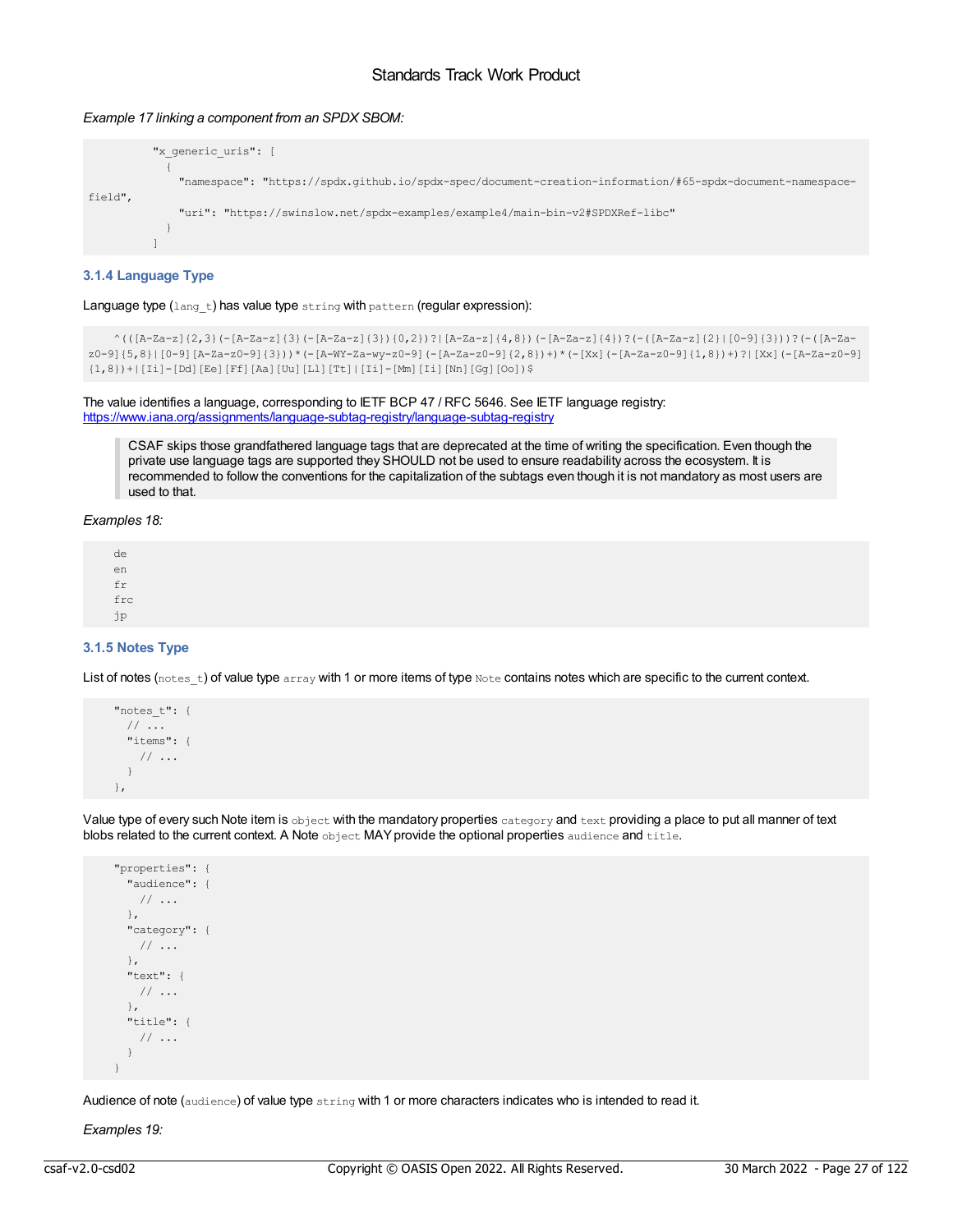*Example 17 linking a component from an SPDX SBOM:*

```
        "x_generic_uris": [
          {
            "namespace": "https://spdx.github.io/spdx-spec/document-creation-information/#65-spdx-document-namespace-field",
            "uri": "https://swinslow.net/spdx-examples/example4/main-bin-v2#SPDXRef-libc"
          }
        ]
```

### 3.1.4 Language Type

Language type (`lang_t`) has value type `string` with `pattern` (regular expression):

```
^(([A-Za-z]{2,3}(-[A-Za-z]{3}(-[A-Za-z]{3}){0,2})?|[A-Za-z]{4,8})(-[A-Za-z]{4})?(-([A-Za-z]{2}|[0-9]{3}))?(-([A-Za-z0-9]{5,8}|[0-9][A-Za-z0-9]{3}))*(-[A-WY-Za-wy-z0-9](-[A-Za-z0-9]{2,8})+)*(-[Xx](-[A-Za-z0-9]{1,8})+)?|[Xx](-[A-Za-z0-9]{1,8})+|[Ii]-[Dd][Ee][Ff][Aa][Uu][Ll][Tt]|[Ii]-[Mm][Ii][Nn][Gg][Oo])$
```

The value identifies a language, corresponding to IETF BCP 47 / RFC 5646. See IETF language registry: https://www.iana.org/assignments/language-subtag-registry/language-subtag-registry

> CSAF skips those grandfathered language tags that are deprecated at the time of writing the specification. Even though the private use language tags are supported they SHOULD not be used to ensure readability across the ecosystem. It is recommended to follow the conventions for the capitalization of the subtags even though it is not mandatory as most users are used to that.

*Examples 18:*

```
de
en
fr
frc
jp
```

### 3.1.5 Notes Type

List of notes (`notes_t`) of value type `array` with 1 or more items of type `Note` contains notes which are specific to the current context.

```
"notes_t": {
  // ...
  "items": {
    // ...
  }
},
```

Value type of every such Note item is `object` with the mandatory properties `category` and `text` providing a place to put all manner of text blobs related to the current context. A Note `object` MAY provide the optional properties `audience` and `title`.

```
"properties": {
  "audience": {
    // ...
  },
  "category": {
    // ...
  },
  "text": {
    // ...
  },
  "title": {
    // ...
  }
}
```

Audience of note (`audience`) of value type `string` with 1 or more characters indicates who is intended to read it.

*Examples 19:*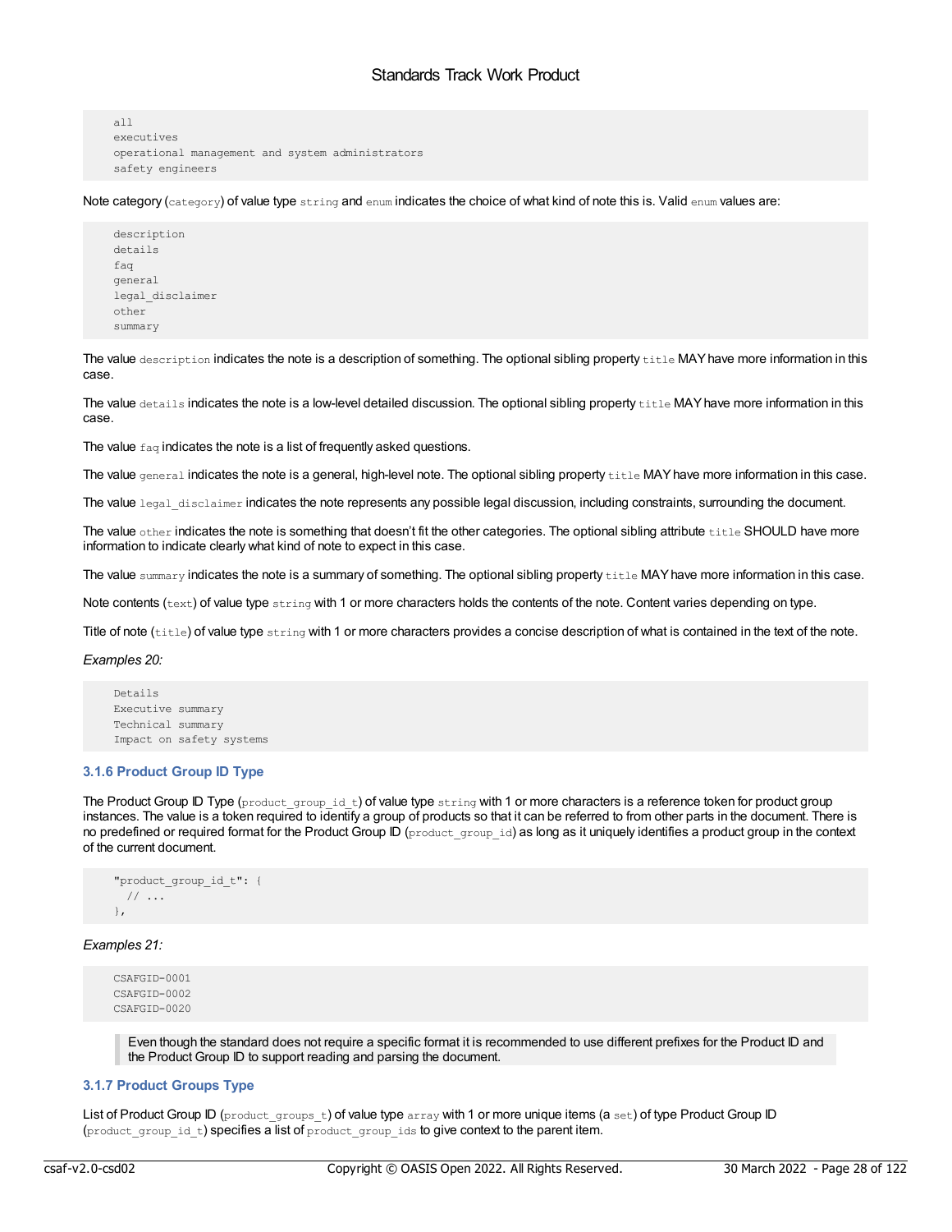```
all
executives
operational management and system administrators
safety engineers
```

Note category (`category`) of value type `string` and `enum` indicates the choice of what kind of note this is. Valid `enum` values are:

```
description
details
faq
general
legal_disclaimer
other
summary
```

The value `description` indicates the note is a description of something. The optional sibling property `title` MAY have more information in this case.

The value `details` indicates the note is a low-level detailed discussion. The optional sibling property `title` MAY have more information in this case.

The value `faq` indicates the note is a list of frequently asked questions.

The value `general` indicates the note is a general, high-level note. The optional sibling property `title` MAY have more information in this case.

The value `legal_disclaimer` indicates the note represents any possible legal discussion, including constraints, surrounding the document.

The value `other` indicates the note is something that doesn't fit the other categories. The optional sibling attribute `title` SHOULD have more information to indicate clearly what kind of note to expect in this case.

The value `summary` indicates the note is a summary of something. The optional sibling property `title` MAY have more information in this case.

Note contents (`text`) of value type `string` with 1 or more characters holds the contents of the note. Content varies depending on type.

Title of note (`title`) of value type `string` with 1 or more characters provides a concise description of what is contained in the text of the note.

*Examples 20:*

```
Details
Executive summary
Technical summary
Impact on safety systems
```

### 3.1.6 Product Group ID Type

The Product Group ID Type (`product_group_id_t`) of value type `string` with 1 or more characters is a reference token for product group instances. The value is a token required to identify a group of products so that it can be referred to from other parts in the document. There is no predefined or required format for the Product Group ID (`product_group_id`) as long as it uniquely identifies a product group in the context of the current document.

```
"product_group_id_t": {
  // ...
},
```

*Examples 21:*

```
CSAFGID-0001
CSAFGID-0002
CSAFGID-0020
```

> Even though the standard does not require a specific format it is recommended to use different prefixes for the Product ID and the Product Group ID to support reading and parsing the document.

### 3.1.7 Product Groups Type

List of Product Group ID (`product_groups_t`) of value type `array` with 1 or more unique items (a `set`) of type Product Group ID (`product_group_id_t`) specifies a list of `product_group_ids` to give context to the parent item.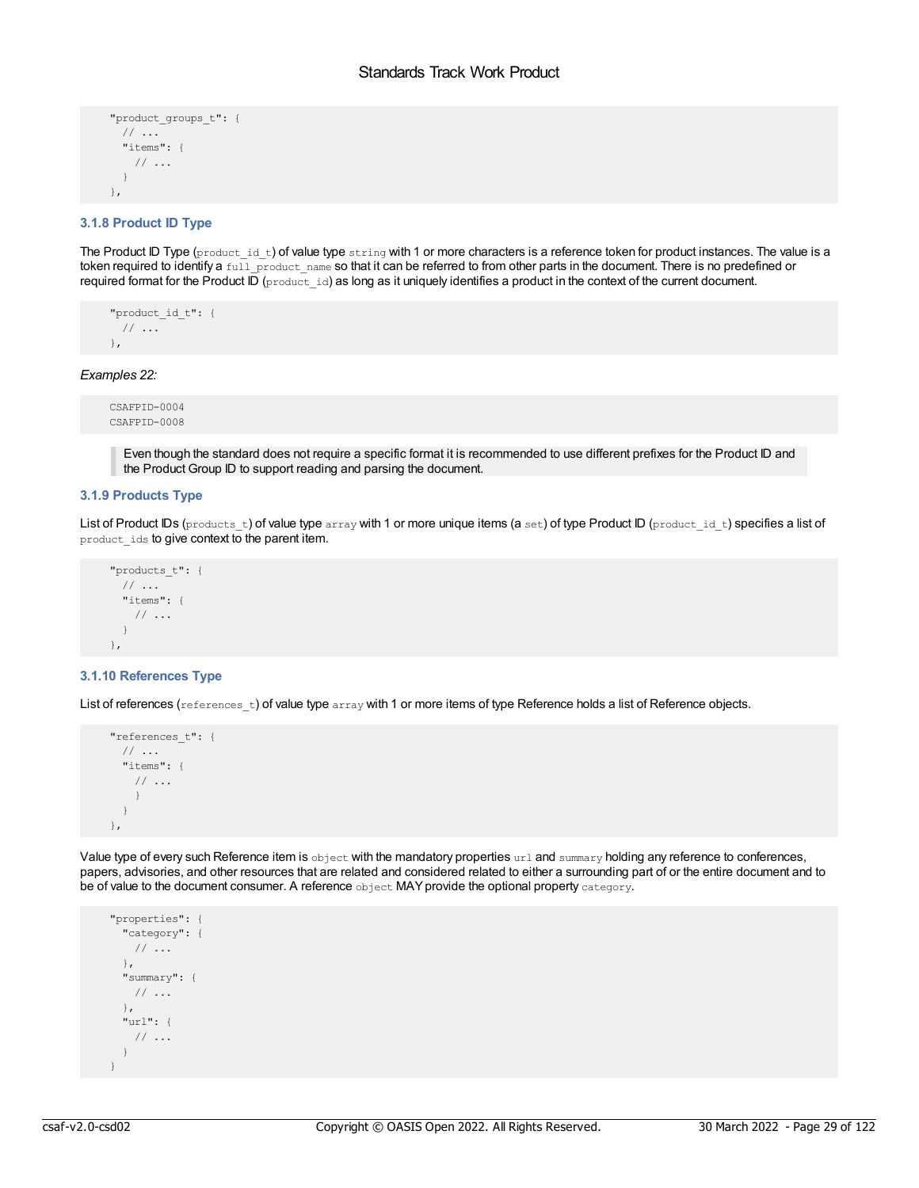```
"product_groups_t": {
  // ...
  "items": {
    // ...
  }
},
```

### 3.1.8 Product ID Type

The Product ID Type (`product_id_t`) of value type `string` with 1 or more characters is a reference token for product instances. The value is a token required to identify a `full_product_name` so that it can be referred to from other parts in the document. There is no predefined or required format for the Product ID (`product_id`) as long as it uniquely identifies a product in the context of the current document.

```
"product_id_t": {
  // ...
},
```

*Examples 22:*

```
CSAFPID-0004
CSAFPID-0008
```

> Even though the standard does not require a specific format it is recommended to use different prefixes for the Product ID and the Product Group ID to support reading and parsing the document.

### 3.1.9 Products Type

List of Product IDs (`products_t`) of value type `array` with 1 or more unique items (a `set`) of type Product ID (`product_id_t`) specifies a list of `product_ids` to give context to the parent item.

```
"products_t": {
  // ...
  "items": {
    // ...
  }
},
```

### 3.1.10 References Type

List of references (`references_t`) of value type `array` with 1 or more items of type Reference holds a list of Reference objects.

```
"references_t": {
  // ...
  "items": {
    // ...
    }
  }
},
```

Value type of every such Reference item is `object` with the mandatory properties `url` and `summary` holding any reference to conferences, papers, advisories, and other resources that are related and considered related to either a surrounding part of or the entire document and to be of value to the document consumer. A reference `object` MAY provide the optional property `category`.

```
"properties": {
  "category": {
    // ...
  },
  "summary": {
    // ...
  },
  "url": {
    // ...
  }
}
```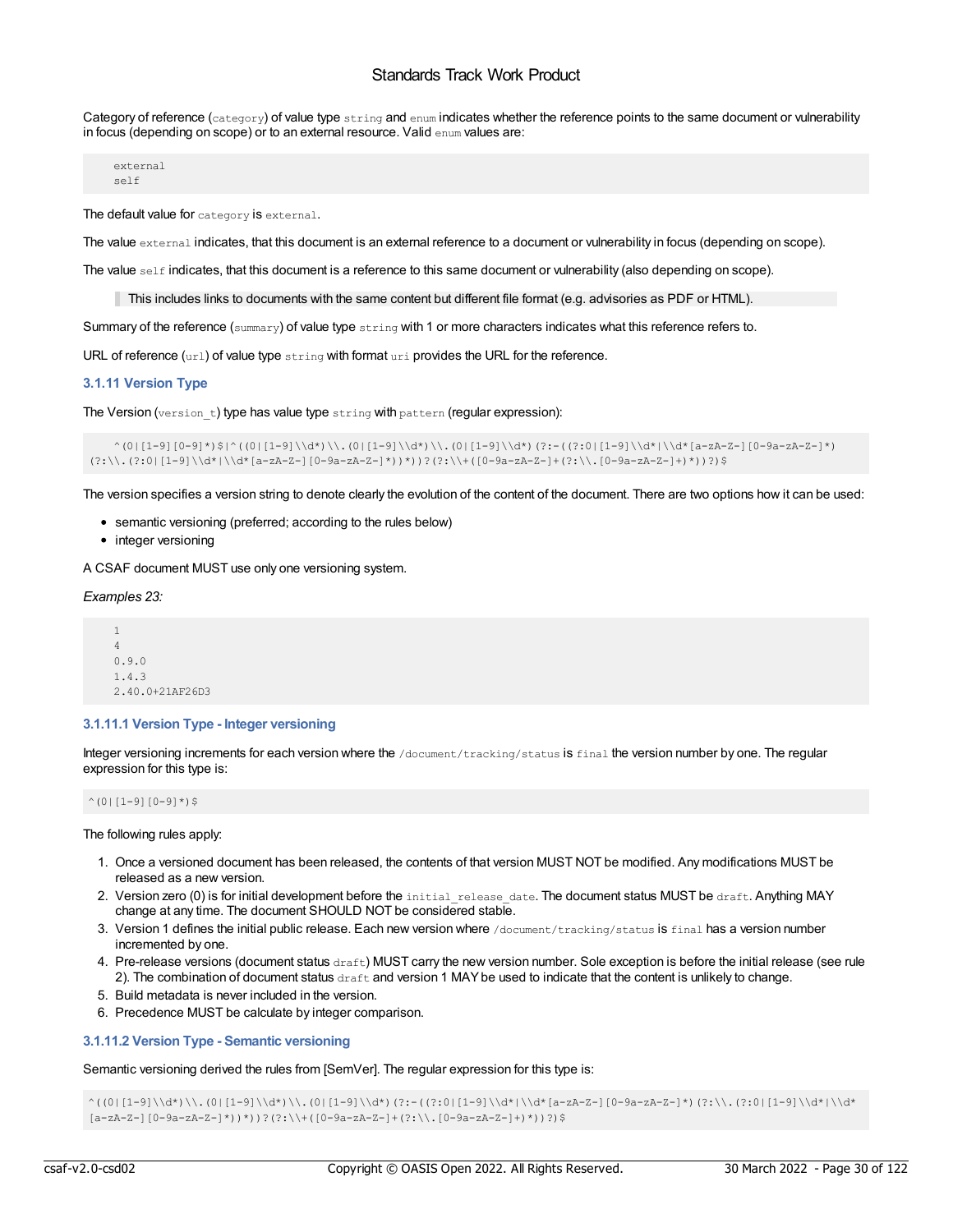Category of reference (`category`) of value type `string` and `enum` indicates whether the reference points to the same document or vulnerability in focus (depending on scope) or to an external resource. Valid `enum` values are:

```
external
self
```

The default value for `category` is `external`.

The value `external` indicates, that this document is an external reference to a document or vulnerability in focus (depending on scope).

The value `self` indicates, that this document is a reference to this same document or vulnerability (also depending on scope).

> This includes links to documents with the same content but different file format (e.g. advisories as PDF or HTML).

Summary of the reference (`summary`) of value type `string` with 1 or more characters indicates what this reference refers to.

URL of reference (`url`) of value type `string` with format `uri` provides the URL for the reference.

### 3.1.11 Version Type

The Version (`version_t`) type has value type `string` with `pattern` (regular expression):

```
^(0|[1-9][0-9]*)$|^((0|[1-9]\\d*)\\.(0|[1-9]\\d*)\\.(0|[1-9]\\d*)(?:-((?:0|[1-9]\\d*|\\d*[a-zA-Z-][0-9a-zA-Z-]*)(?:\\.(?:0|[1-9]\\d*|\\d*[a-zA-Z-][0-9a-zA-Z-]*))*))?(?:\\+([0-9a-zA-Z-]+(?:\\.[0-9a-zA-Z-]+)*))?)$
```

The version specifies a version string to denote clearly the evolution of the content of the document. There are two options how it can be used:

- semantic versioning (preferred; according to the rules below)
- integer versioning

A CSAF document MUST use only one versioning system.

*Examples 23:*

```
1
4
0.9.0
1.4.3
2.40.0+21AF26D3
```

#### 3.1.11.1 Version Type - Integer versioning

Integer versioning increments for each version where the `/document/tracking/status` is `final` the version number by one. The regular expression for this type is:

```
^(0|[1-9][0-9]*)$
```

The following rules apply:

1. Once a versioned document has been released, the contents of that version MUST NOT be modified. Any modifications MUST be released as a new version.
2. Version zero (0) is for initial development before the `initial_release_date`. The document status MUST be `draft`. Anything MAY change at any time. The document SHOULD NOT be considered stable.
3. Version 1 defines the initial public release. Each new version where `/document/tracking/status` is `final` has a version number incremented by one.
4. Pre-release versions (document status `draft`) MUST carry the new version number. Sole exception is before the initial release (see rule 2). The combination of document status `draft` and version 1 MAY be used to indicate that the content is unlikely to change.
5. Build metadata is never included in the version.
6. Precedence MUST be calculate by integer comparison.

#### 3.1.11.2 Version Type - Semantic versioning

Semantic versioning derived the rules from [SemVer]. The regular expression for this type is:

```
^((0|[1-9]\\d*)\\.(0|[1-9]\\d*)\\.(0|[1-9]\\d*)(?:-((?:0|[1-9]\\d*|\\d*[a-zA-Z-][0-9a-zA-Z-]*)(?:\\.(?:0|[1-9]\\d*|\\d*[a-zA-Z-][0-9a-zA-Z-]*))*))?(?:\\+([0-9a-zA-Z-]+(?:\\.[0-9a-zA-Z-]+)*))?)$
```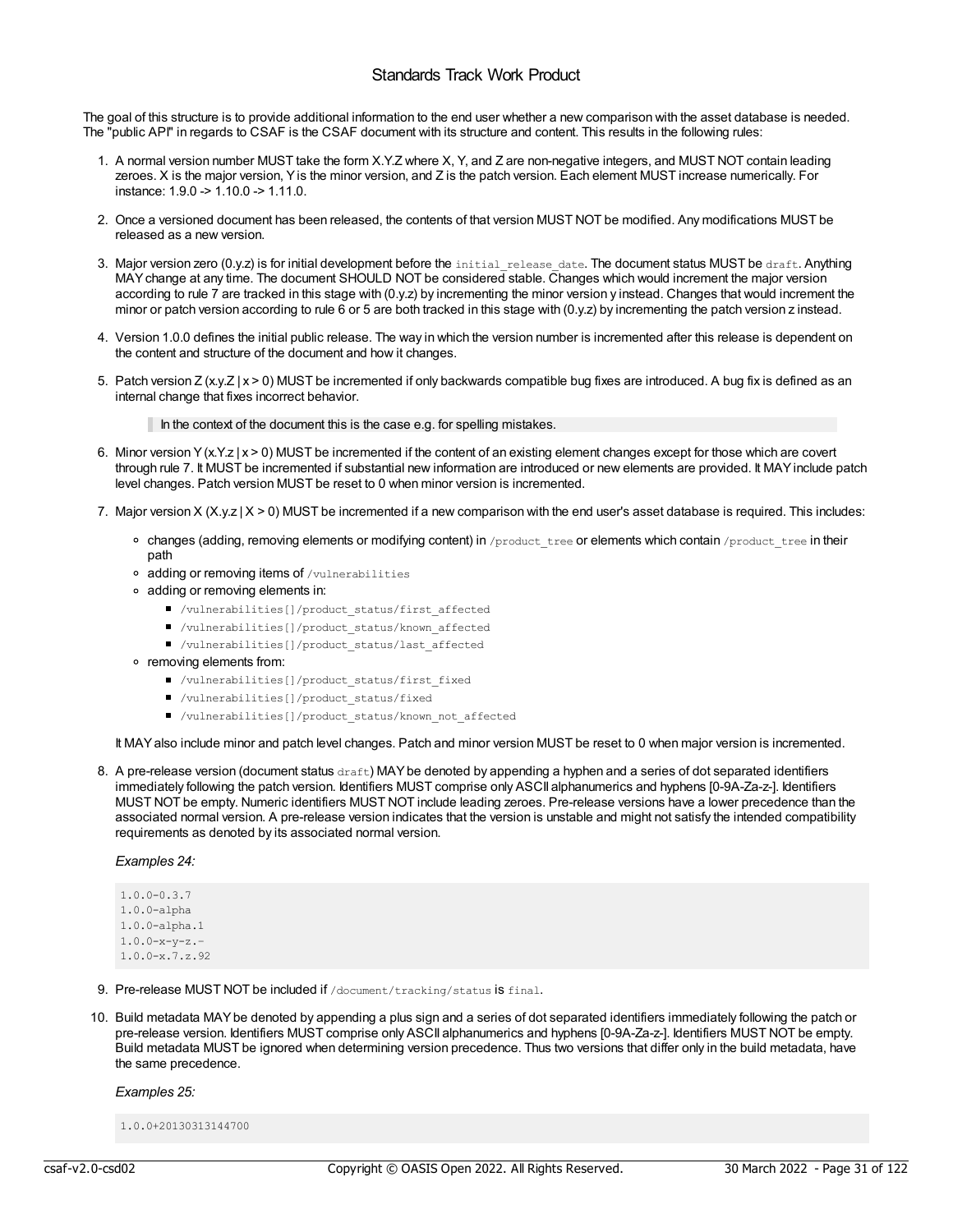The goal of this structure is to provide additional information to the end user whether a new comparison with the asset database is needed. The "public API" in regards to CSAF is the CSAF document with its structure and content. This results in the following rules:

1. A normal version number MUST take the form X.Y.Z where X, Y, and Z are non-negative integers, and MUST NOT contain leading zeroes. X is the major version, Y is the minor version, and Z is the patch version. Each element MUST increase numerically. For instance: 1.9.0 -> 1.10.0 -> 1.11.0.

2. Once a versioned document has been released, the contents of that version MUST NOT be modified. Any modifications MUST be released as a new version.

3. Major version zero (0.y.z) is for initial development before the `initial_release_date`. The document status MUST be `draft`. Anything MAY change at any time. The document SHOULD NOT be considered stable. Changes which would increment the major version according to rule 7 are tracked in this stage with (0.y.z) by incrementing the minor version y instead. Changes that would increment the minor or patch version according to rule 6 or 5 are both tracked in this stage with (0.y.z) by incrementing the patch version z instead.

4. Version 1.0.0 defines the initial public release. The way in which the version number is incremented after this release is dependent on the content and structure of the document and how it changes.

5. Patch version Z (x.y.Z | x > 0) MUST be incremented if only backwards compatible bug fixes are introduced. A bug fix is defined as an internal change that fixes incorrect behavior.

   > In the context of the document this is the case e.g. for spelling mistakes.

6. Minor version Y (x.Y.z | x > 0) MUST be incremented if the content of an existing element changes except for those which are covert through rule 7. It MUST be incremented if substantial new information are introduced or new elements are provided. It MAY include patch level changes. Patch version MUST be reset to 0 when minor version is incremented.

7. Major version X (X.y.z | X > 0) MUST be incremented if a new comparison with the end user's asset database is required. This includes:

   - changes (adding, removing elements or modifying content) in `/product_tree` or elements which contain `/product_tree` in their path
   - adding or removing items of `/vulnerabilities`
   - adding or removing elements in:
     - `/vulnerabilities[]/product_status/first_affected`
     - `/vulnerabilities[]/product_status/known_affected`
     - `/vulnerabilities[]/product_status/last_affected`
   - removing elements from:
     - `/vulnerabilities[]/product_status/first_fixed`
     - `/vulnerabilities[]/product_status/fixed`
     - `/vulnerabilities[]/product_status/known_not_affected`

   It MAY also include minor and patch level changes. Patch and minor version MUST be reset to 0 when major version is incremented.

8. A pre-release version (document status `draft`) MAY be denoted by appending a hyphen and a series of dot separated identifiers immediately following the patch version. Identifiers MUST comprise only ASCII alphanumerics and hyphens [0-9A-Za-z-]. Identifiers MUST NOT be empty. Numeric identifiers MUST NOT include leading zeroes. Pre-release versions have a lower precedence than the associated normal version. A pre-release version indicates that the version is unstable and might not satisfy the intended compatibility requirements as denoted by its associated normal version.

   *Examples 24:*

   ```
   1.0.0-0.3.7
   1.0.0-alpha
   1.0.0-alpha.1
   1.0.0-x-y-z.-
   1.0.0-x.7.z.92
   ```

9. Pre-release MUST NOT be included if `/document/tracking/status` is `final`.

10. Build metadata MAY be denoted by appending a plus sign and a series of dot separated identifiers immediately following the patch or pre-release version. Identifiers MUST comprise only ASCII alphanumerics and hyphens [0-9A-Za-z-]. Identifiers MUST NOT be empty. Build metadata MUST be ignored when determining version precedence. Thus two versions that differ only in the build metadata, have the same precedence.

    *Examples 25:*

    ```
    1.0.0+20130313144700
    ```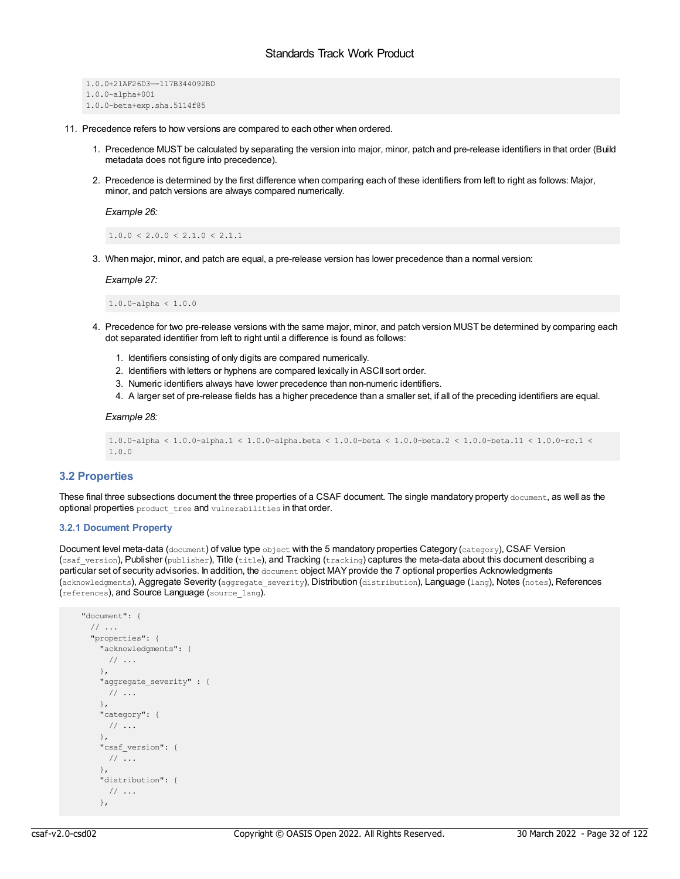```
1.0.0+21AF26D3—-117B344092BD
1.0.0-alpha+001
1.0.0-beta+exp.sha.5114f85
```

11. Precedence refers to how versions are compared to each other when ordered.

    1. Precedence MUST be calculated by separating the version into major, minor, patch and pre-release identifiers in that order (Build metadata does not figure into precedence).

    2. Precedence is determined by the first difference when comparing each of these identifiers from left to right as follows: Major, minor, and patch versions are always compared numerically.

       *Example 26:*

       ```
       1.0.0 < 2.0.0 < 2.1.0 < 2.1.1
       ```

    3. When major, minor, and patch are equal, a pre-release version has lower precedence than a normal version:

       *Example 27:*

       ```
       1.0.0-alpha < 1.0.0
       ```

    4. Precedence for two pre-release versions with the same major, minor, and patch version MUST be determined by comparing each dot separated identifier from left to right until a difference is found as follows:

       1. Identifiers consisting of only digits are compared numerically.
       2. Identifiers with letters or hyphens are compared lexically in ASCII sort order.
       3. Numeric identifiers always have lower precedence than non-numeric identifiers.
       4. A larger set of pre-release fields has a higher precedence than a smaller set, if all of the preceding identifiers are equal.

       *Example 28:*

       ```
       1.0.0-alpha < 1.0.0-alpha.1 < 1.0.0-alpha.beta < 1.0.0-beta < 1.0.0-beta.2 < 1.0.0-beta.11 < 1.0.0-rc.1 <
       1.0.0
       ```

## 3.2 Properties

These final three subsections document the three properties of a CSAF document. The single mandatory property `document`, as well as the optional properties `product_tree` and `vulnerabilities` in that order.

### 3.2.1 Document Property

Document level meta-data (`document`) of value type `object` with the 5 mandatory properties Category (`category`), CSAF Version (`csaf_version`), Publisher (`publisher`), Title (`title`), and Tracking (`tracking`) captures the meta-data about this document describing a particular set of security advisories. In addition, the `document` object MAY provide the 7 optional properties Acknowledgments (`acknowledgments`), Aggregate Severity (`aggregate_severity`), Distribution (`distribution`), Language (`lang`), Notes (`notes`), References (`references`), and Source Language (`source_lang`).

```
  "document": {
    // ...
    "properties": {
      "acknowledgments": {
        // ...
      },
      "aggregate_severity" : {
        // ...
      },
      "category": {
        // ...
      },
      "csaf_version": {
        // ...
      },
      "distribution": {
        // ...
      },
```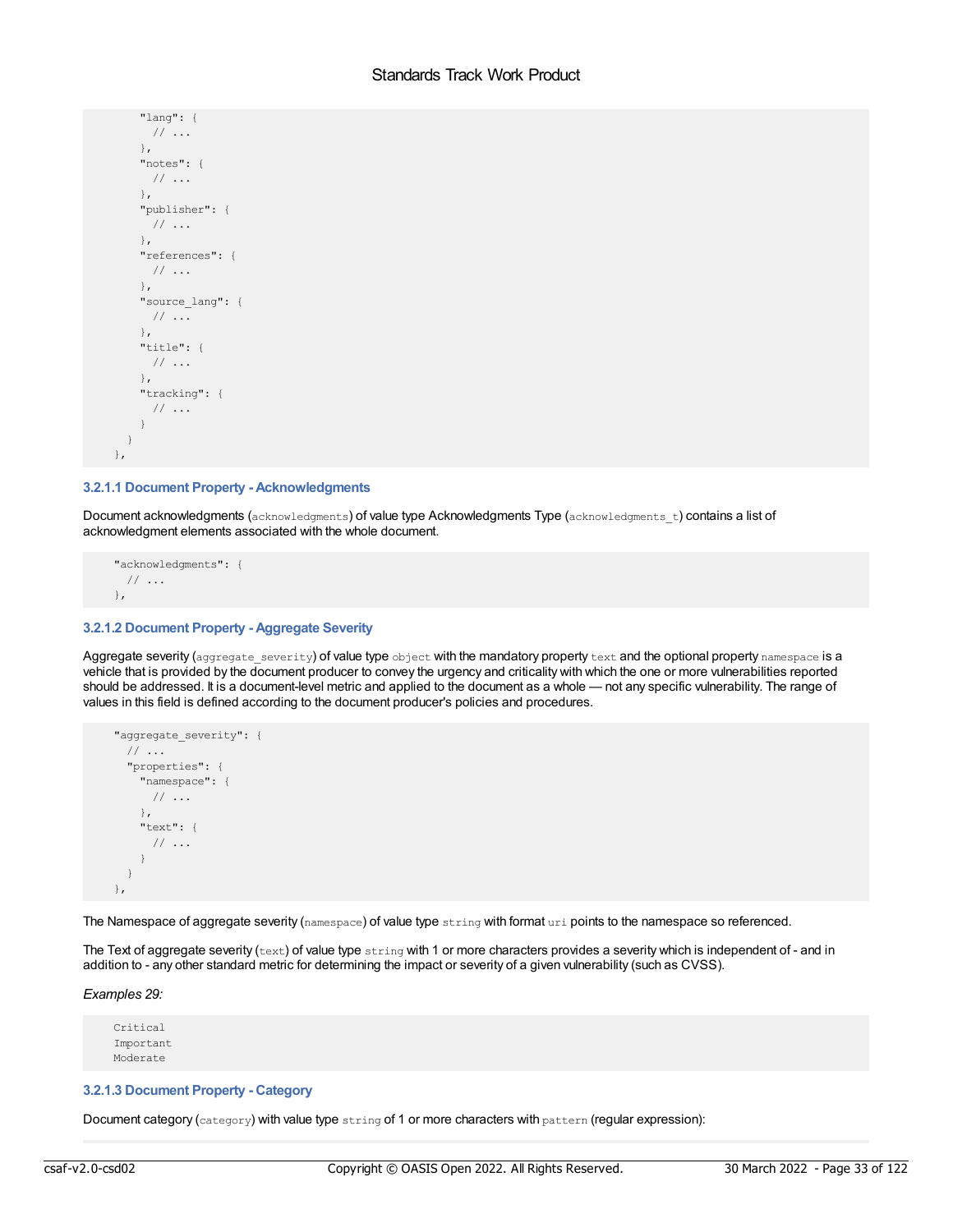```
      "lang": {
        // ...
      },
      "notes": {
        // ...
      },
      "publisher": {
        // ...
      },
      "references": {
        // ...
      },
      "source_lang": {
        // ...
      },
      "title": {
        // ...
      },
      "tracking": {
        // ...
      }
    }
  },
```

#### 3.2.1.1 Document Property - Acknowledgments

Document acknowledgments (`acknowledgments`) of value type Acknowledgments Type (`acknowledgments_t`) contains a list of acknowledgment elements associated with the whole document.

```
  "acknowledgments": {
    // ...
  },
```

#### 3.2.1.2 Document Property - Aggregate Severity

Aggregate severity (`aggregate_severity`) of value type `object` with the mandatory property `text` and the optional property `namespace` is a vehicle that is provided by the document producer to convey the urgency and criticality with which the one or more vulnerabilities reported should be addressed. It is a document-level metric and applied to the document as a whole — not any specific vulnerability. The range of values in this field is defined according to the document producer's policies and procedures.

```
  "aggregate_severity": {
    // ...
    "properties": {
      "namespace": {
        // ...
      },
      "text": {
        // ...
      }
    }
  },
```

The Namespace of aggregate severity (`namespace`) of value type `string` with format `uri` points to the namespace so referenced.

The Text of aggregate severity (`text`) of value type `string` with 1 or more characters provides a severity which is independent of - and in addition to - any other standard metric for determining the impact or severity of a given vulnerability (such as CVSS).

*Examples 29:*

```
  Critical
  Important
  Moderate
```

#### 3.2.1.3 Document Property - Category

Document category (`category`) with value type `string` of 1 or more characters with `pattern` (regular expression):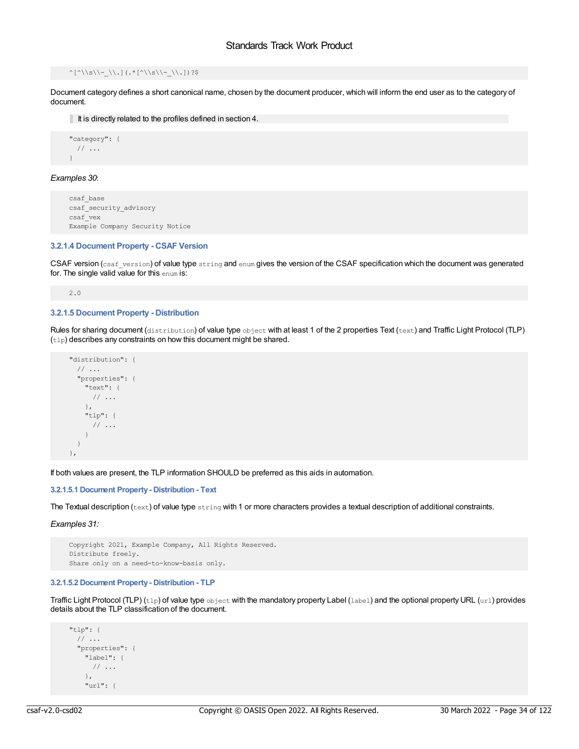```
^[^\\s\\-_\\.](.*[^\\s\\-_\\.])?$
```

Document category defines a short canonical name, chosen by the document producer, which will inform the end user as to the category of document.

> It is directly related to the profiles defined in section 4.

```
"category": {
  // ...
}
```

*Examples 30*:

```
csaf_base
csaf_security_advisory
csaf_vex
Example Company Security Notice
```

#### 3.2.1.4 Document Property - CSAF Version

CSAF version (`csaf_version`) of value type `string` and `enum` gives the version of the CSAF specification which the document was generated for. The single valid value for this `enum` is:

```
2.0
```

#### 3.2.1.5 Document Property - Distribution

Rules for sharing document (`distribution`) of value type `object` with at least 1 of the 2 properties Text (`text`) and Traffic Light Protocol (TLP) (`tlp`) describes any constraints on how this document might be shared.

```
"distribution": {
  // ...
  "properties": {
    "text": {
      // ...
    },
    "tlp": {
      // ...
    }
  }
},
```

If both values are present, the TLP information SHOULD be preferred as this aids in automation.

##### 3.2.1.5.1 Document Property - Distribution - Text

The Textual description (`text`) of value type `string` with 1 or more characters provides a textual description of additional constraints.

*Examples 31:*

```
Copyright 2021, Example Company, All Rights Reserved.
Distribute freely.
Share only on a need-to-know-basis only.
```

##### 3.2.1.5.2 Document Property - Distribution - TLP

Traffic Light Protocol (TLP) (`tlp`) of value type `object` with the mandatory property Label (`label`) and the optional property URL (`url`) provides details about the TLP classification of the document.

```
"tlp": {
  // ...
  "properties": {
    "label": {
      // ...
    },
    "url": {
```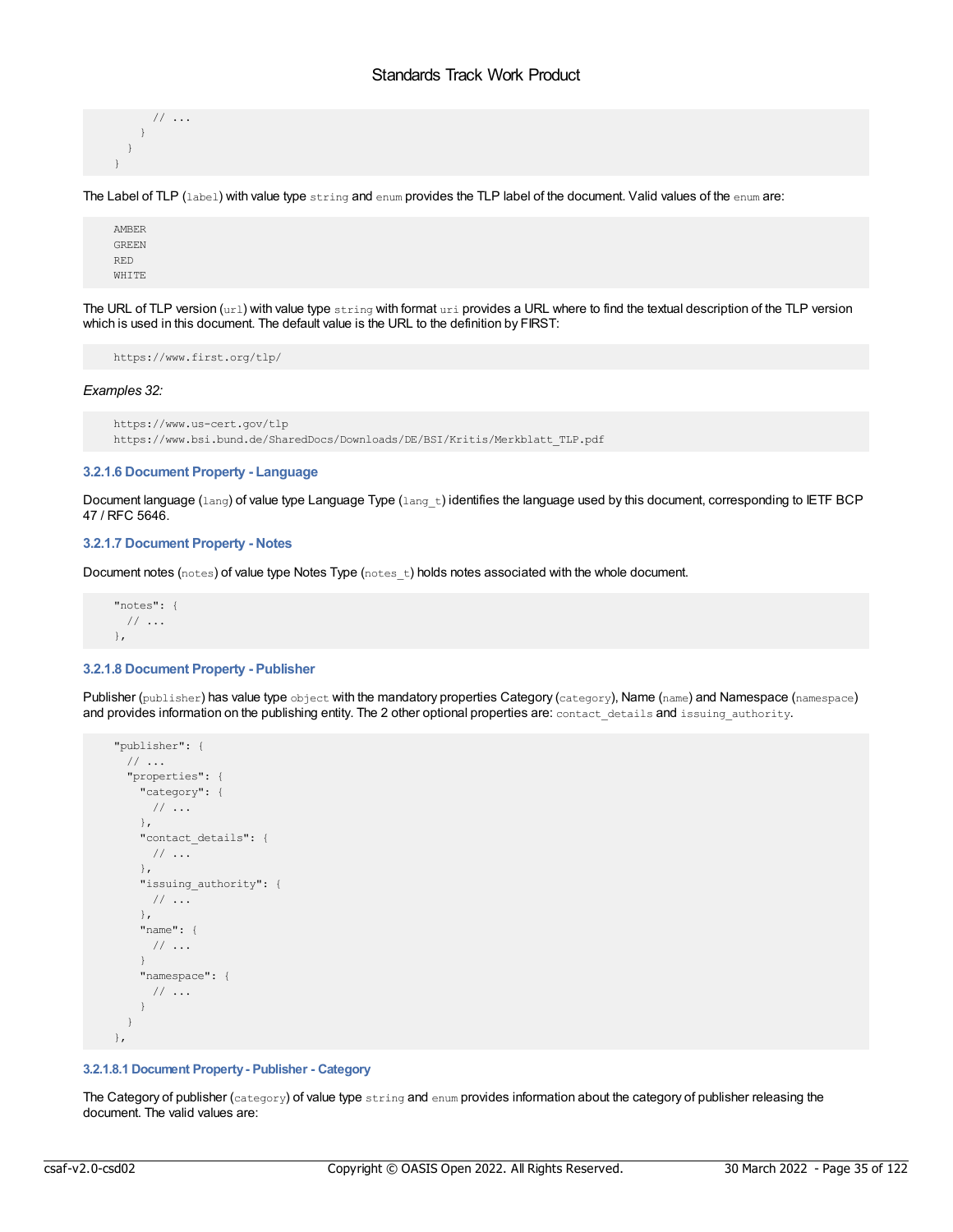```
        // ...
      }
    }
  }
```

The Label of TLP (`label`) with value type `string` and `enum` provides the TLP label of the document. Valid values of the `enum` are:

```
AMBER
GREEN
RED
WHITE
```

The URL of TLP version (`url`) with value type `string` with format `uri` provides a URL where to find the textual description of the TLP version which is used in this document. The default value is the URL to the definition by FIRST:

```
https://www.first.org/tlp/
```

*Examples 32:*

```
https://www.us-cert.gov/tlp
https://www.bsi.bund.de/SharedDocs/Downloads/DE/BSI/Kritis/Merkblatt_TLP.pdf
```

#### 3.2.1.6 Document Property - Language

Document language (`lang`) of value type Language Type (`lang_t`) identifies the language used by this document, corresponding to IETF BCP 47 / RFC 5646.

#### 3.2.1.7 Document Property - Notes

Document notes (`notes`) of value type Notes Type (`notes_t`) holds notes associated with the whole document.

```
"notes": {
  // ...
},
```

#### 3.2.1.8 Document Property - Publisher

Publisher (`publisher`) has value type `object` with the mandatory properties Category (`category`), Name (`name`) and Namespace (`namespace`) and provides information on the publishing entity. The 2 other optional properties are: `contact_details` and `issuing_authority`.

```
"publisher": {
  // ...
  "properties": {
    "category": {
      // ...
    },
    "contact_details": {
      // ...
    },
    "issuing_authority": {
      // ...
    },
    "name": {
      // ...
    }
    "namespace": {
      // ...
    }
  }
},
```

##### 3.2.1.8.1 Document Property - Publisher - Category

The Category of publisher (`category`) of value type `string` and `enum` provides information about the category of publisher releasing the document. The valid values are: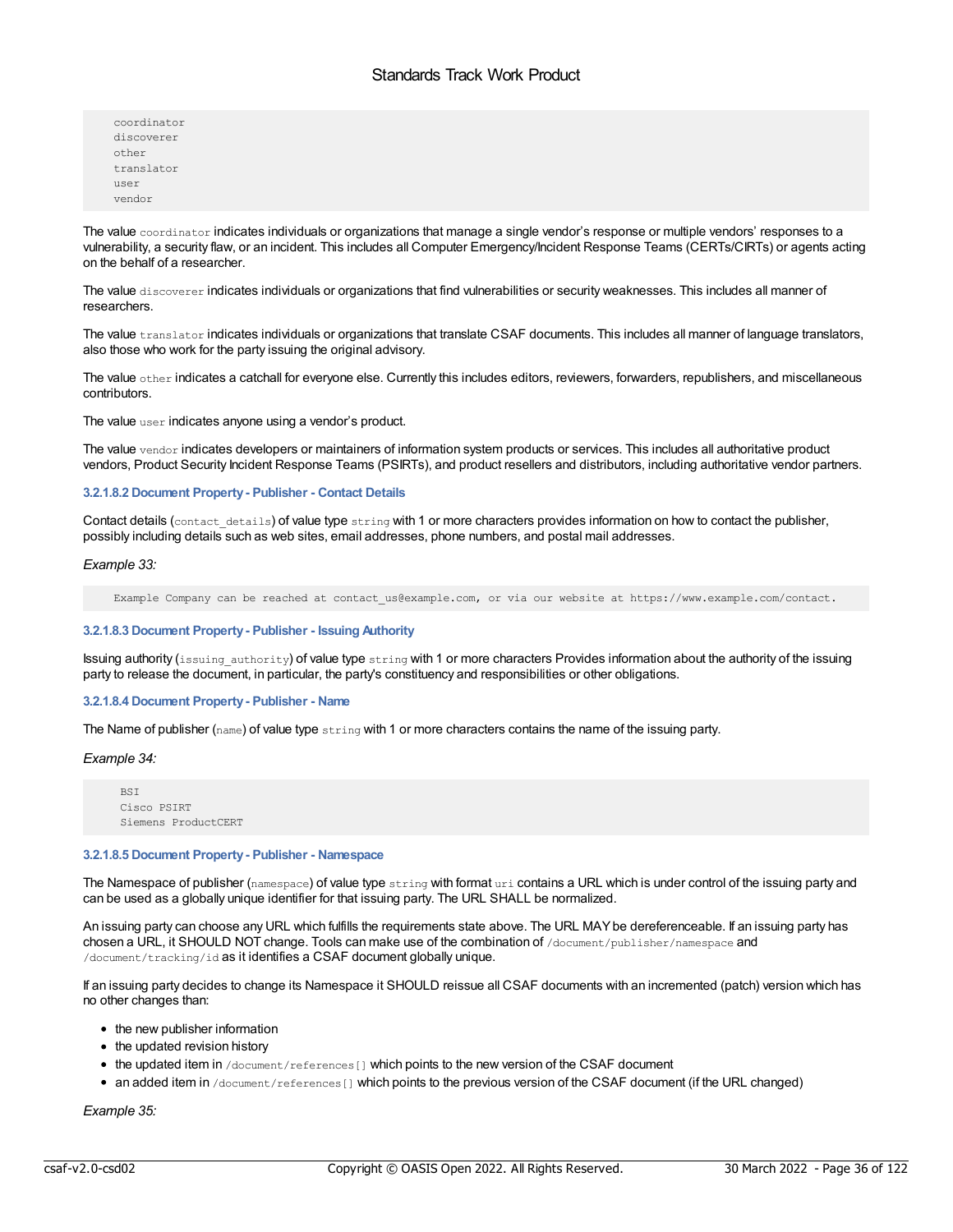```
coordinator
discoverer
other
translator
user
vendor
```

The value `coordinator` indicates individuals or organizations that manage a single vendor's response or multiple vendors' responses to a vulnerability, a security flaw, or an incident. This includes all Computer Emergency/Incident Response Teams (CERTs/CIRTs) or agents acting on the behalf of a researcher.

The value `discoverer` indicates individuals or organizations that find vulnerabilities or security weaknesses. This includes all manner of researchers.

The value `translator` indicates individuals or organizations that translate CSAF documents. This includes all manner of language translators, also those who work for the party issuing the original advisory.

The value `other` indicates a catchall for everyone else. Currently this includes editors, reviewers, forwarders, republishers, and miscellaneous contributors.

The value `user` indicates anyone using a vendor's product.

The value `vendor` indicates developers or maintainers of information system products or services. This includes all authoritative product vendors, Product Security Incident Response Teams (PSIRTs), and product resellers and distributors, including authoritative vendor partners.

#### 3.2.1.8.2 Document Property - Publisher - Contact Details

Contact details (`contact_details`) of value type `string` with 1 or more characters provides information on how to contact the publisher, possibly including details such as web sites, email addresses, phone numbers, and postal mail addresses.

*Example 33:*

```
Example Company can be reached at contact_us@example.com, or via our website at https://www.example.com/contact.
```

#### 3.2.1.8.3 Document Property - Publisher - Issuing Authority

Issuing authority (`issuing_authority`) of value type `string` with 1 or more characters Provides information about the authority of the issuing party to release the document, in particular, the party's constituency and responsibilities or other obligations.

#### 3.2.1.8.4 Document Property - Publisher - Name

The Name of publisher (`name`) of value type `string` with 1 or more characters contains the name of the issuing party.

*Example 34:*

```
BSI
Cisco PSIRT
Siemens ProductCERT
```

#### 3.2.1.8.5 Document Property - Publisher - Namespace

The Namespace of publisher (`namespace`) of value type `string` with format `uri` contains a URL which is under control of the issuing party and can be used as a globally unique identifier for that issuing party. The URL SHALL be normalized.

An issuing party can choose any URL which fulfills the requirements state above. The URL MAY be dereferenceable. If an issuing party has chosen a URL, it SHOULD NOT change. Tools can make use of the combination of `/document/publisher/namespace` and `/document/tracking/id` as it identifies a CSAF document globally unique.

If an issuing party decides to change its Namespace it SHOULD reissue all CSAF documents with an incremented (patch) version which has no other changes than:

- the new publisher information
- the updated revision history
- the updated item in `/document/references[]` which points to the new version of the CSAF document
- an added item in `/document/references[]` which points to the previous version of the CSAF document (if the URL changed)

*Example 35:*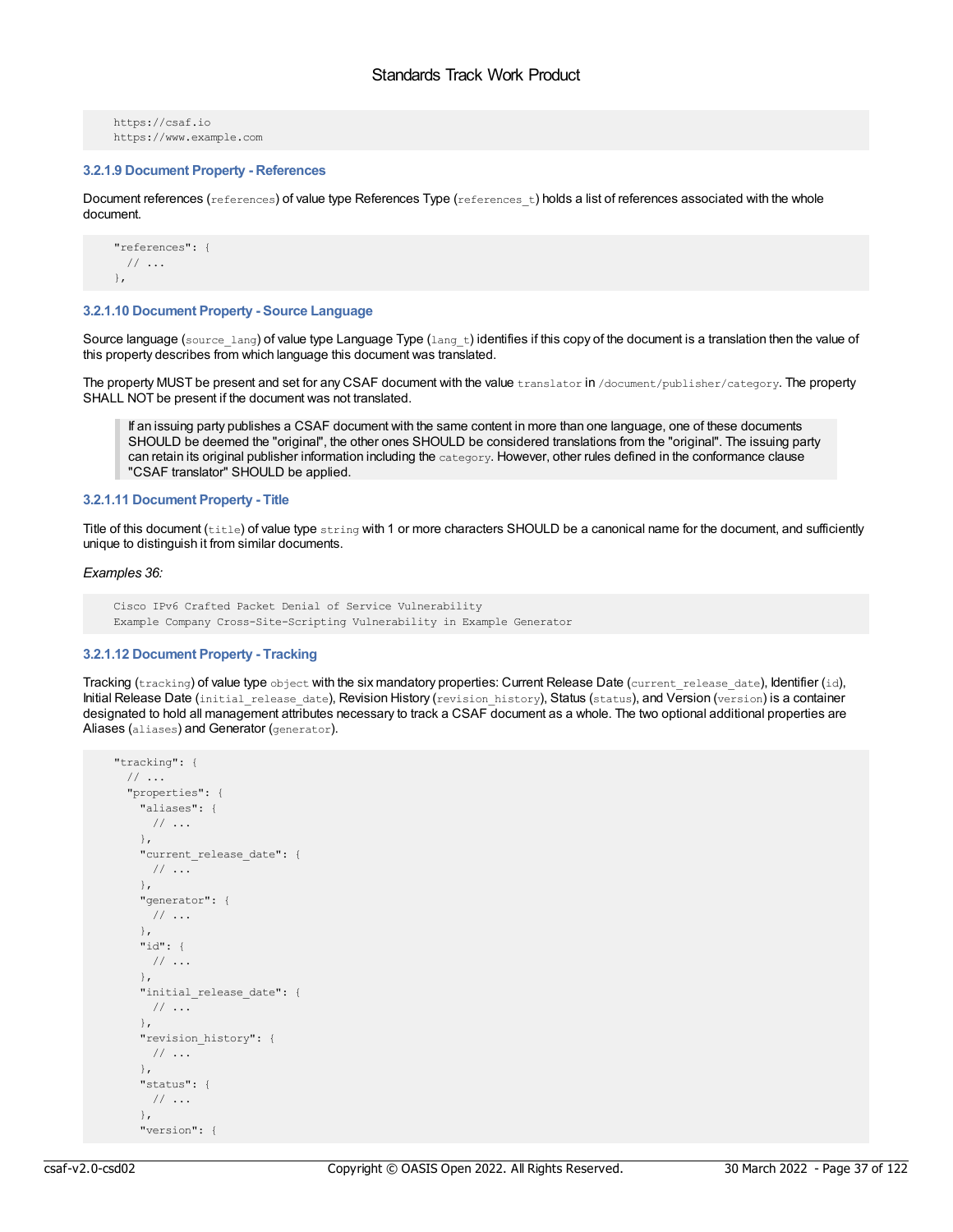```
https://csaf.io
https://www.example.com
```

#### 3.2.1.9 Document Property - References

Document references (`references`) of value type References Type (`references_t`) holds a list of references associated with the whole document.

```
"references": {
  // ...
},
```

#### 3.2.1.10 Document Property - Source Language

Source language (`source_lang`) of value type Language Type (`lang_t`) identifies if this copy of the document is a translation then the value of this property describes from which language this document was translated.

The property MUST be present and set for any CSAF document with the value `translator` in `/document/publisher/category`. The property SHALL NOT be present if the document was not translated.

> If an issuing party publishes a CSAF document with the same content in more than one language, one of these documents SHOULD be deemed the "original", the other ones SHOULD be considered translations from the "original". The issuing party can retain its original publisher information including the `category`. However, other rules defined in the conformance clause "CSAF translator" SHOULD be applied.

#### 3.2.1.11 Document Property - Title

Title of this document (`title`) of value type `string` with 1 or more characters SHOULD be a canonical name for the document, and sufficiently unique to distinguish it from similar documents.

*Examples 36:*

```
Cisco IPv6 Crafted Packet Denial of Service Vulnerability
Example Company Cross-Site-Scripting Vulnerability in Example Generator
```

#### 3.2.1.12 Document Property - Tracking

Tracking (`tracking`) of value type `object` with the six mandatory properties: Current Release Date (`current_release_date`), Identifier (`id`), Initial Release Date (`initial_release_date`), Revision History (`revision_history`), Status (`status`), and Version (`version`) is a container designated to hold all management attributes necessary to track a CSAF document as a whole. The two optional additional properties are Aliases (`aliases`) and Generator (`generator`).

```
"tracking": {
  // ...
  "properties": {
    "aliases": {
      // ...
    },
    "current_release_date": {
      // ...
    },
    "generator": {
      // ...
    },
    "id": {
      // ...
    },
    "initial_release_date": {
      // ...
    },
    "revision_history": {
      // ...
    },
    "status": {
      // ...
    },
    "version": {
```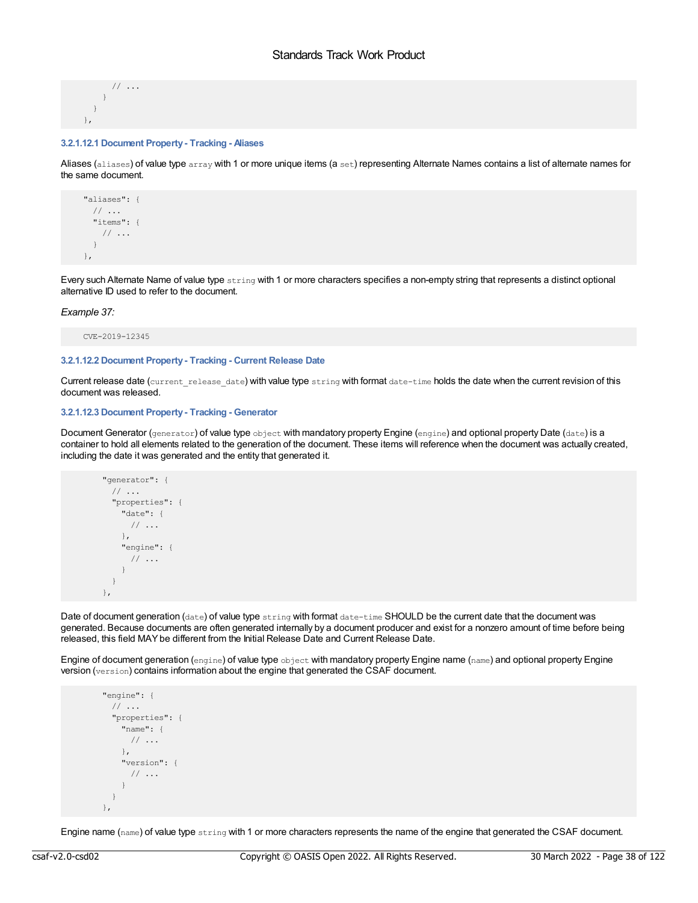```
        // ...
      }
    }
  },
```

#### 3.2.1.12.1 Document Property - Tracking - Aliases

Aliases (`aliases`) of value type `array` with 1 or more unique items (a `set`) representing Alternate Names contains a list of alternate names for the same document.

```
  "aliases": {
    // ...
    "items": {
      // ...
    }
  },
```

Every such Alternate Name of value type `string` with 1 or more characters specifies a non-empty string that represents a distinct optional alternative ID used to refer to the document.

*Example 37:*

```
  CVE-2019-12345
```

#### 3.2.1.12.2 Document Property - Tracking - Current Release Date

Current release date (`current_release_date`) with value type `string` with format `date-time` holds the date when the current revision of this document was released.

#### 3.2.1.12.3 Document Property - Tracking - Generator

Document Generator (`generator`) of value type `object` with mandatory property Engine (`engine`) and optional property Date (`date`) is a container to hold all elements related to the generation of the document. These items will reference when the document was actually created, including the date it was generated and the entity that generated it.

```
      "generator": {
        // ...
        "properties": {
          "date": {
            // ...
          },
          "engine": {
            // ...
          }
        }
      },
```

Date of document generation (`date`) of value type `string` with format `date-time` SHOULD be the current date that the document was generated. Because documents are often generated internally by a document producer and exist for a nonzero amount of time before being released, this field MAY be different from the Initial Release Date and Current Release Date.

Engine of document generation (`engine`) of value type `object` with mandatory property Engine name (`name`) and optional property Engine version (`version`) contains information about the engine that generated the CSAF document.

```
      "engine": {
        // ...
        "properties": {
          "name": {
            // ...
          },
          "version": {
            // ...
          }
        }
      },
```

Engine name (`name`) of value type `string` with 1 or more characters represents the name of the engine that generated the CSAF document.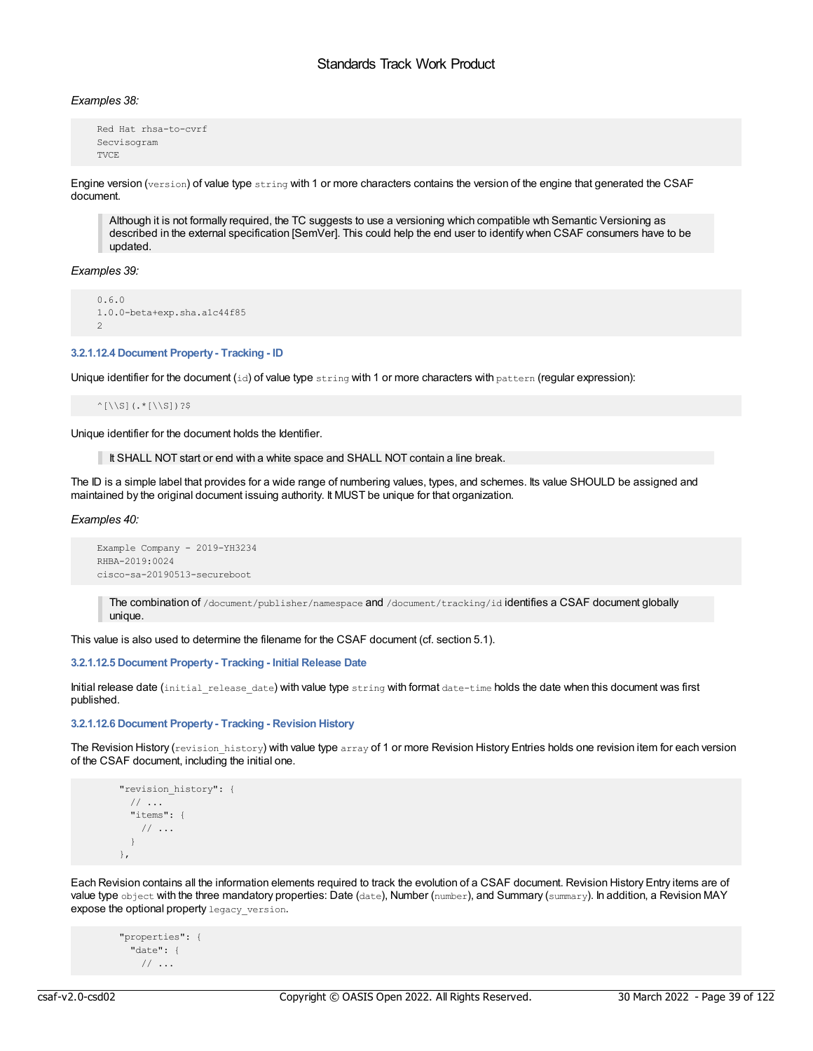*Examples 38:*

```
Red Hat rhsa-to-cvrf
Secvisogram
TVCE
```

Engine version (`version`) of value type `string` with 1 or more characters contains the version of the engine that generated the CSAF document.

> Although it is not formally required, the TC suggests to use a versioning which compatible wth Semantic Versioning as described in the external specification [SemVer]. This could help the end user to identify when CSAF consumers have to be updated.

*Examples 39:*

```
0.6.0
1.0.0-beta+exp.sha.a1c44f85
2
```

#### 3.2.1.12.4 Document Property - Tracking - ID

Unique identifier for the document (`id`) of value type `string` with 1 or more characters with `pattern` (regular expression):

```
^[\\S](.*[\\S])?$
```

Unique identifier for the document holds the Identifier.

> It SHALL NOT start or end with a white space and SHALL NOT contain a line break.

The ID is a simple label that provides for a wide range of numbering values, types, and schemes. Its value SHOULD be assigned and maintained by the original document issuing authority. It MUST be unique for that organization.

*Examples 40:*

```
Example Company - 2019-YH3234
RHBA-2019:0024
cisco-sa-20190513-secureboot
```

> The combination of `/document/publisher/namespace` and `/document/tracking/id` identifies a CSAF document globally unique.

This value is also used to determine the filename for the CSAF document (cf. section 5.1).

#### 3.2.1.12.5 Document Property - Tracking - Initial Release Date

Initial release date (`initial_release_date`) with value type `string` with format `date-time` holds the date when this document was first published.

#### 3.2.1.12.6 Document Property - Tracking - Revision History

The Revision History (`revision_history`) with value type `array` of 1 or more Revision History Entries holds one revision item for each version of the CSAF document, including the initial one.

```
    "revision_history": {
      // ...
      "items": {
        // ...
      }
    },
```

Each Revision contains all the information elements required to track the evolution of a CSAF document. Revision History Entry items are of value type `object` with the three mandatory properties: Date (`date`), Number (`number`), and Summary (`summary`). In addition, a Revision MAY expose the optional property `legacy_version`.

```
    "properties": {
      "date": {
        // ...
```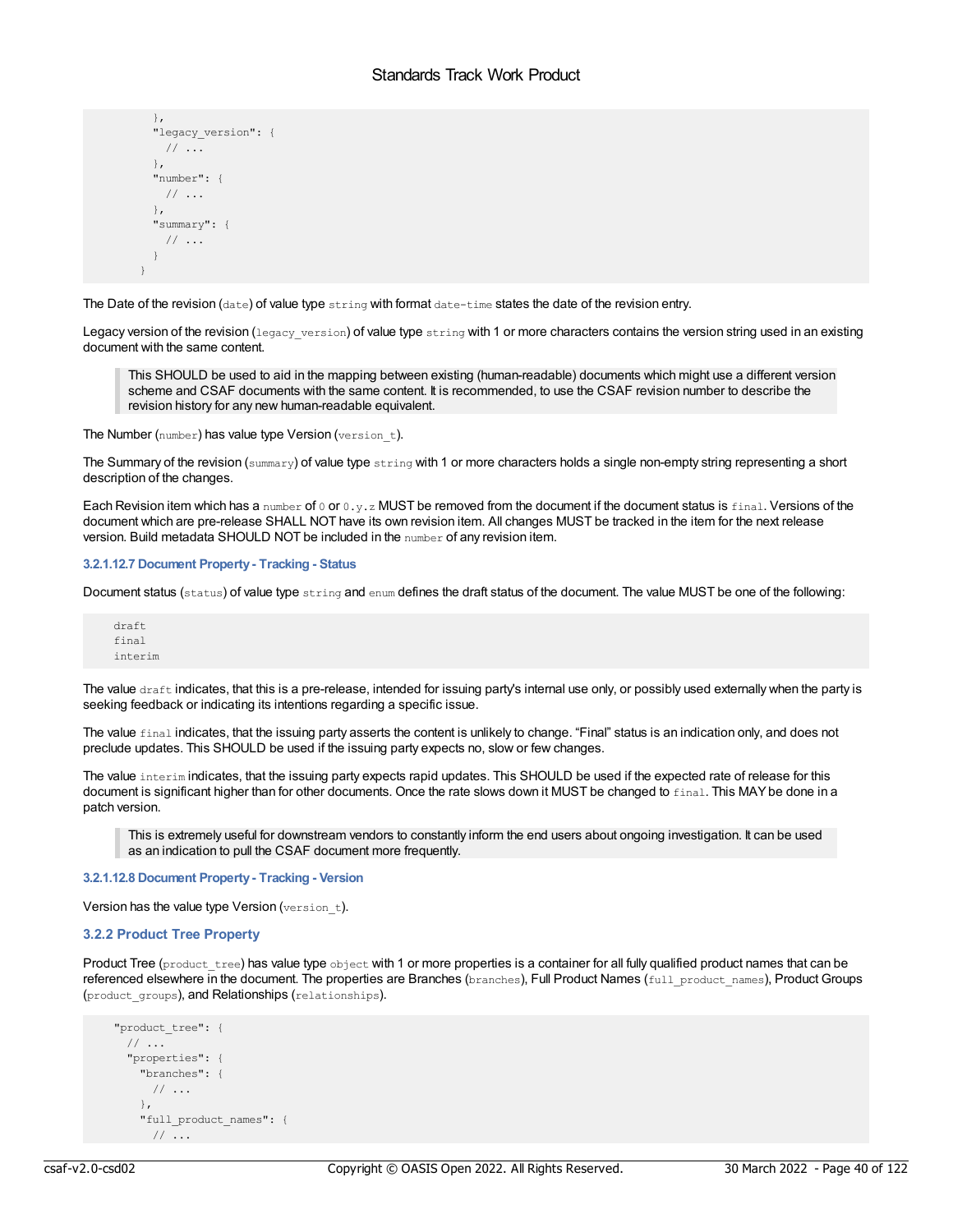```
          },
          "legacy_version": {
            // ...
          },
          "number": {
            // ...
          },
          "summary": {
            // ...
          }
        }
```

The Date of the revision (`date`) of value type `string` with format `date-time` states the date of the revision entry.

Legacy version of the revision (`legacy_version`) of value type `string` with 1 or more characters contains the version string used in an existing document with the same content.

> This SHOULD be used to aid in the mapping between existing (human-readable) documents which might use a different version scheme and CSAF documents with the same content. It is recommended, to use the CSAF revision number to describe the revision history for any new human-readable equivalent.

The Number (`number`) has value type Version (`version_t`).

The Summary of the revision (`summary`) of value type `string` with 1 or more characters holds a single non-empty string representing a short description of the changes.

Each Revision item which has a `number` of `0` or `0.y.z` MUST be removed from the document if the document status is `final`. Versions of the document which are pre-release SHALL NOT have its own revision item. All changes MUST be tracked in the item for the next release version. Build metadata SHOULD NOT be included in the `number` of any revision item.

##### 3.2.1.12.7 Document Property - Tracking - Status

Document status (`status`) of value type `string` and `enum` defines the draft status of the document. The value MUST be one of the following:

```
draft
final
interim
```

The value `draft` indicates, that this is a pre-release, intended for issuing party's internal use only, or possibly used externally when the party is seeking feedback or indicating its intentions regarding a specific issue.

The value `final` indicates, that the issuing party asserts the content is unlikely to change. “Final” status is an indication only, and does not preclude updates. This SHOULD be used if the issuing party expects no, slow or few changes.

The value `interim` indicates, that the issuing party expects rapid updates. This SHOULD be used if the expected rate of release for this document is significant higher than for other documents. Once the rate slows down it MUST be changed to `final`. This MAY be done in a patch version.

> This is extremely useful for downstream vendors to constantly inform the end users about ongoing investigation. It can be used as an indication to pull the CSAF document more frequently.

##### 3.2.1.12.8 Document Property - Tracking - Version

Version has the value type Version (`version_t`).

### 3.2.2 Product Tree Property

Product Tree (`product_tree`) has value type `object` with 1 or more properties is a container for all fully qualified product names that can be referenced elsewhere in the document. The properties are Branches (`branches`), Full Product Names (`full_product_names`), Product Groups (`product_groups`), and Relationships (`relationships`).

```
    "product_tree": {
      // ...
      "properties": {
        "branches": {
          // ...
        },
        "full_product_names": {
          // ...
```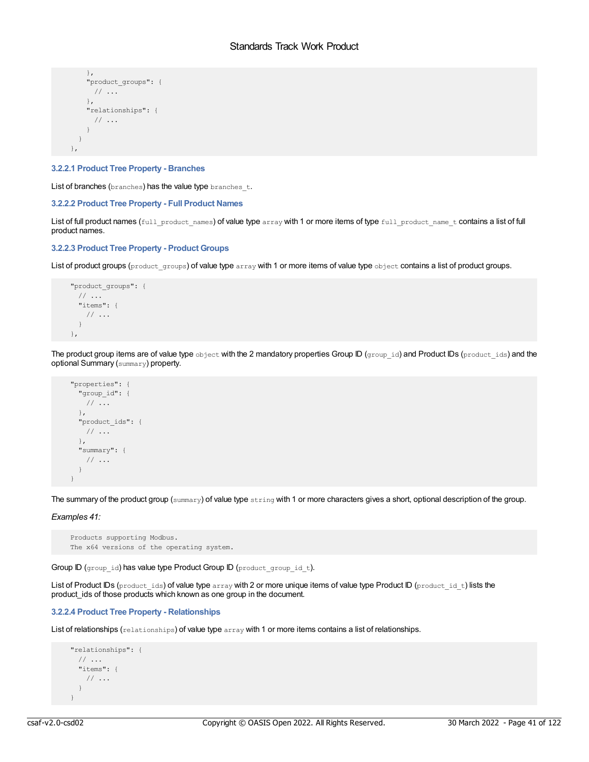```
      },
      "product_groups": {
        // ...
      },
      "relationships": {
        // ...
      }
    }
  },
```

#### 3.2.2.1 Product Tree Property - Branches

List of branches (`branches`) has the value type `branches_t`.

#### 3.2.2.2 Product Tree Property - Full Product Names

List of full product names (`full_product_names`) of value type `array` with 1 or more items of type `full_product_name_t` contains a list of full product names.

#### 3.2.2.3 Product Tree Property - Product Groups

List of product groups (`product_groups`) of value type `array` with 1 or more items of value type `object` contains a list of product groups.

```
    "product_groups": {
      // ...
      "items": {
        // ...
      }
    },
```

The product group items are of value type `object` with the 2 mandatory properties Group ID (`group_id`) and Product IDs (`product_ids`) and the optional Summary (`summary`) property.

```
    "properties": {
      "group_id": {
        // ...
      },
      "product_ids": {
        // ...
      },
      "summary": {
        // ...
      }
    }
```

The summary of the product group (`summary`) of value type `string` with 1 or more characters gives a short, optional description of the group.

*Examples 41:*

```
    Products supporting Modbus.
    The x64 versions of the operating system.
```

Group ID (`group_id`) has value type Product Group ID (`product_group_id_t`).

List of Product IDs (`product_ids`) of value type `array` with 2 or more unique items of value type Product ID (`product_id_t`) lists the product_ids of those products which known as one group in the document.

#### 3.2.2.4 Product Tree Property - Relationships

List of relationships (`relationships`) of value type `array` with 1 or more items contains a list of relationships.

```
    "relationships": {
      // ...
      "items": {
        // ...
      }
    }
```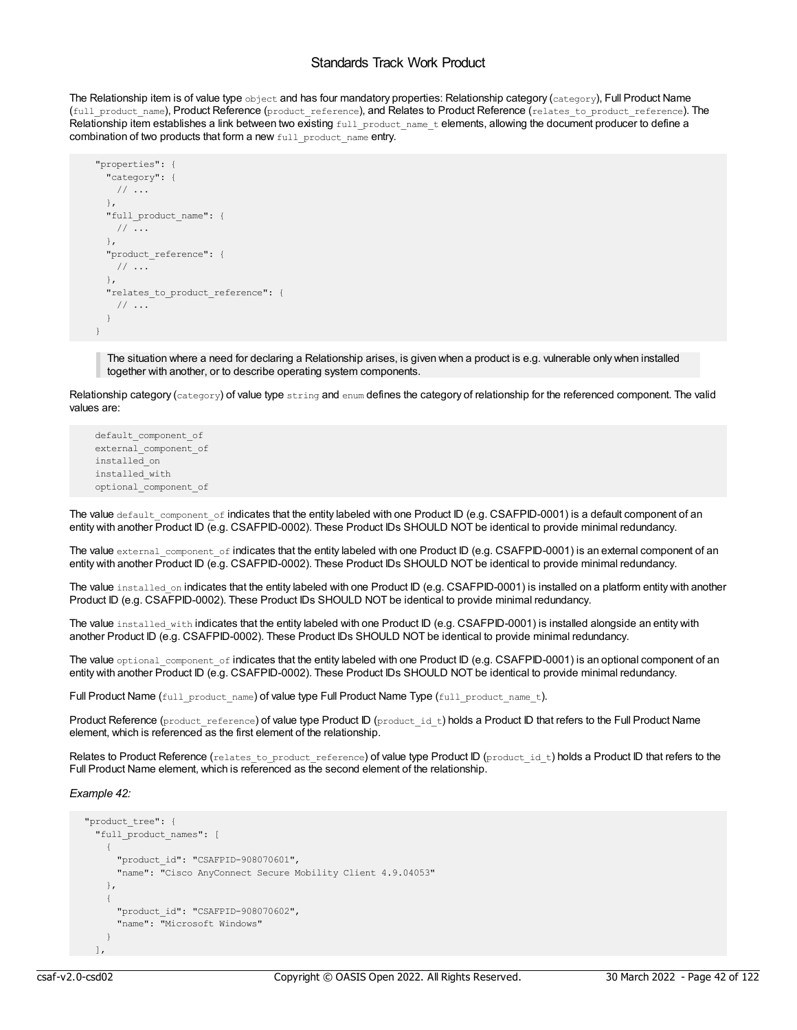The Relationship item is of value type `object` and has four mandatory properties: Relationship category (`category`), Full Product Name (`full_product_name`), Product Reference (`product_reference`), and Relates to Product Reference (`relates_to_product_reference`). The Relationship item establishes a link between two existing `full_product_name_t` elements, allowing the document producer to define a combination of two products that form a new `full_product_name` entry.

```
    "properties": {
      "category": {
        // ...
      },
      "full_product_name": {
        // ...
      },
      "product_reference": {
        // ...
      },
      "relates_to_product_reference": {
        // ...
      }
    }
```

> The situation where a need for declaring a Relationship arises, is given when a product is e.g. vulnerable only when installed together with another, or to describe operating system components.

Relationship category (`category`) of value type `string` and `enum` defines the category of relationship for the referenced component. The valid values are:

```
    default_component_of
    external_component_of
    installed_on
    installed_with
    optional_component_of
```

The value `default_component_of` indicates that the entity labeled with one Product ID (e.g. CSAFPID-0001) is a default component of an entity with another Product ID (e.g. CSAFPID-0002). These Product IDs SHOULD NOT be identical to provide minimal redundancy.

The value `external_component_of` indicates that the entity labeled with one Product ID (e.g. CSAFPID-0001) is an external component of an entity with another Product ID (e.g. CSAFPID-0002). These Product IDs SHOULD NOT be identical to provide minimal redundancy.

The value `installed_on` indicates that the entity labeled with one Product ID (e.g. CSAFPID-0001) is installed on a platform entity with another Product ID (e.g. CSAFPID-0002). These Product IDs SHOULD NOT be identical to provide minimal redundancy.

The value `installed_with` indicates that the entity labeled with one Product ID (e.g. CSAFPID-0001) is installed alongside an entity with another Product ID (e.g. CSAFPID-0002). These Product IDs SHOULD NOT be identical to provide minimal redundancy.

The value `optional_component_of` indicates that the entity labeled with one Product ID (e.g. CSAFPID-0001) is an optional component of an entity with another Product ID (e.g. CSAFPID-0002). These Product IDs SHOULD NOT be identical to provide minimal redundancy.

Full Product Name (`full_product_name`) of value type Full Product Name Type (`full_product_name_t`).

Product Reference (`product_reference`) of value type Product ID (`product_id_t`) holds a Product ID that refers to the Full Product Name element, which is referenced as the first element of the relationship.

Relates to Product Reference (`relates_to_product_reference`) of value type Product ID (`product_id_t`) holds a Product ID that refers to the Full Product Name element, which is referenced as the second element of the relationship.

*Example 42:*

```
  "product_tree": {
    "full_product_names": [
      {
        "product_id": "CSAFPID-908070601",
        "name": "Cisco AnyConnect Secure Mobility Client 4.9.04053"
      },
      {
        "product_id": "CSAFPID-908070602",
        "name": "Microsoft Windows"
      }
    ],
```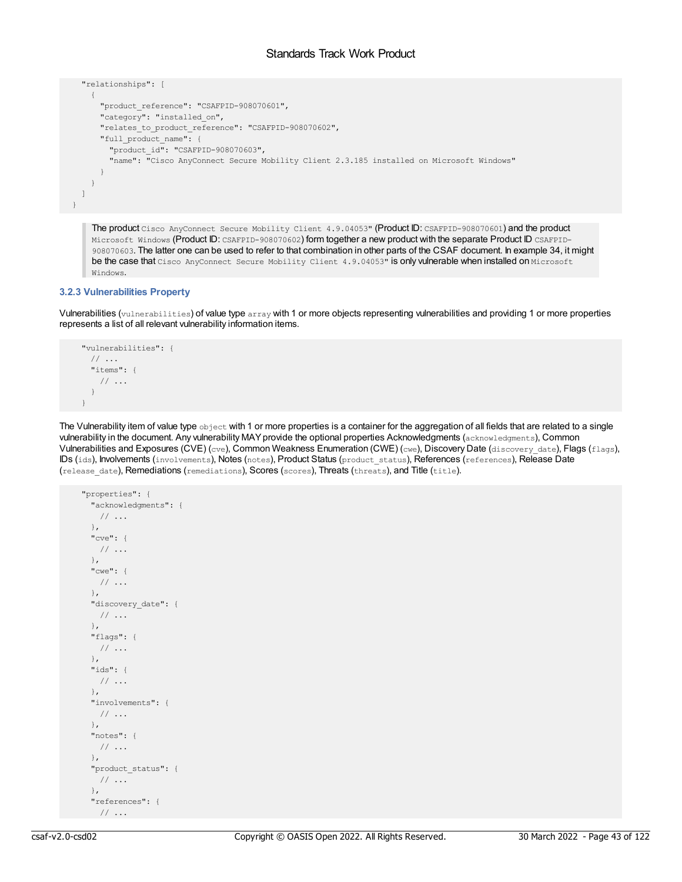```
    "relationships": [
      {
        "product_reference": "CSAFPID-908070601",
        "category": "installed_on",
        "relates_to_product_reference": "CSAFPID-908070602",
        "full_product_name": {
          "product_id": "CSAFPID-908070603",
          "name": "Cisco AnyConnect Secure Mobility Client 2.3.185 installed on Microsoft Windows"
        }
      }
    ]
  }
```

> The product `Cisco AnyConnect Secure Mobility Client 4.9.04053"` (Product ID: `CSAFPID-908070601`) and the product `Microsoft Windows` (Product ID: `CSAFPID-908070602`) form together a new product with the separate Product ID `CSAFPID-908070603`. The latter one can be used to refer to that combination in other parts of the CSAF document. In example 34, it might be the case that `Cisco AnyConnect Secure Mobility Client 4.9.04053"` is only vulnerable when installed on `Microsoft Windows`.

### 3.2.3 Vulnerabilities Property

Vulnerabilities (`vulnerabilities`) of value type `array` with 1 or more objects representing vulnerabilities and providing 1 or more properties represents a list of all relevant vulnerability information items.

```
    "vulnerabilities": {
      // ...
      "items": {
        // ...
      }
    }
```

The Vulnerability item of value type `object` with 1 or more properties is a container for the aggregation of all fields that are related to a single vulnerability in the document. Any vulnerability MAY provide the optional properties Acknowledgments (`acknowledgments`), Common Vulnerabilities and Exposures (CVE) (`cve`), Common Weakness Enumeration (CWE) (`cwe`), Discovery Date (`discovery_date`), Flags (`flags`), IDs (`ids`), Involvements (`involvements`), Notes (`notes`), Product Status (`product_status`), References (`references`), Release Date (`release_date`), Remediations (`remediations`), Scores (`scores`), Threats (`threats`), and Title (`title`).

```
    "properties": {
      "acknowledgments": {
        // ...
      },
      "cve": {
        // ...
      },
      "cwe": {
        // ...
      },
      "discovery_date": {
        // ...
      },
      "flags": {
        // ...
      },
      "ids": {
        // ...
      },
      "involvements": {
        // ...
      },
      "notes": {
        // ...
      },
      "product_status": {
        // ...
      },
      "references": {
        // ...
```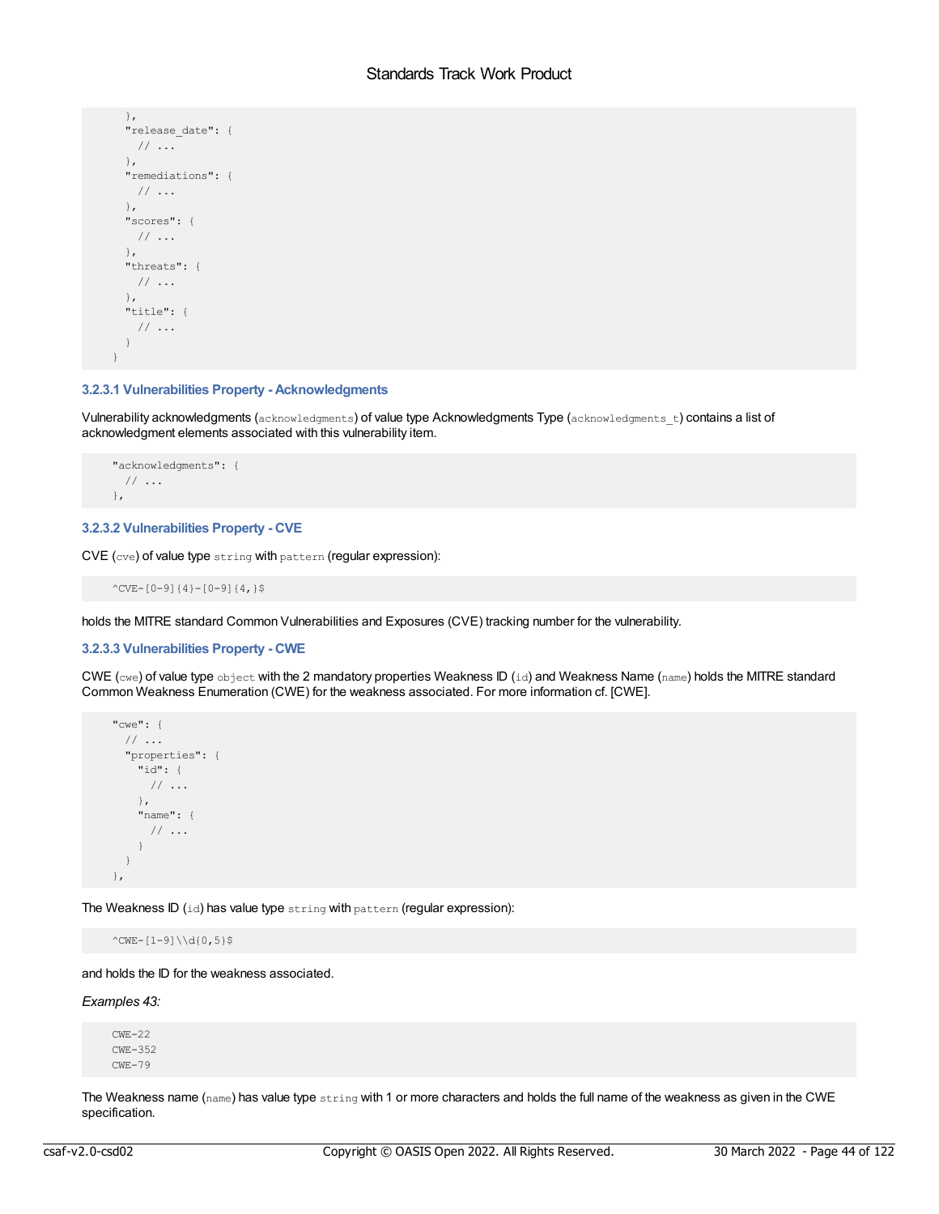```
    },
    "release_date": {
      // ...
    },
    "remediations": {
      // ...
    },
    "scores": {
      // ...
    },
    "threats": {
      // ...
    },
    "title": {
      // ...
    }
  }
```

#### 3.2.3.1 Vulnerabilities Property - Acknowledgments

Vulnerability acknowledgments (`acknowledgments`) of value type Acknowledgments Type (`acknowledgments_t`) contains a list of acknowledgment elements associated with this vulnerability item.

```
  "acknowledgments": {
    // ...
  },
```

#### 3.2.3.2 Vulnerabilities Property - CVE

CVE (`cve`) of value type `string` with `pattern` (regular expression):

```
  ^CVE-[0-9]{4}-[0-9]{4,}$
```

holds the MITRE standard Common Vulnerabilities and Exposures (CVE) tracking number for the vulnerability.

#### 3.2.3.3 Vulnerabilities Property - CWE

CWE (`cwe`) of value type `object` with the 2 mandatory properties Weakness ID (`id`) and Weakness Name (`name`) holds the MITRE standard Common Weakness Enumeration (CWE) for the weakness associated. For more information cf. [CWE].

```
  "cwe": {
    // ...
    "properties": {
      "id": {
        // ...
      },
      "name": {
        // ...
      }
    }
  },
```

The Weakness ID (`id`) has value type `string` with `pattern` (regular expression):

```
  ^CWE-[1-9]\\d{0,5}$
```

and holds the ID for the weakness associated.

*Examples 43:*

```
  CWE-22
  CWE-352
  CWE-79
```

The Weakness name (`name`) has value type `string` with 1 or more characters and holds the full name of the weakness as given in the CWE specification.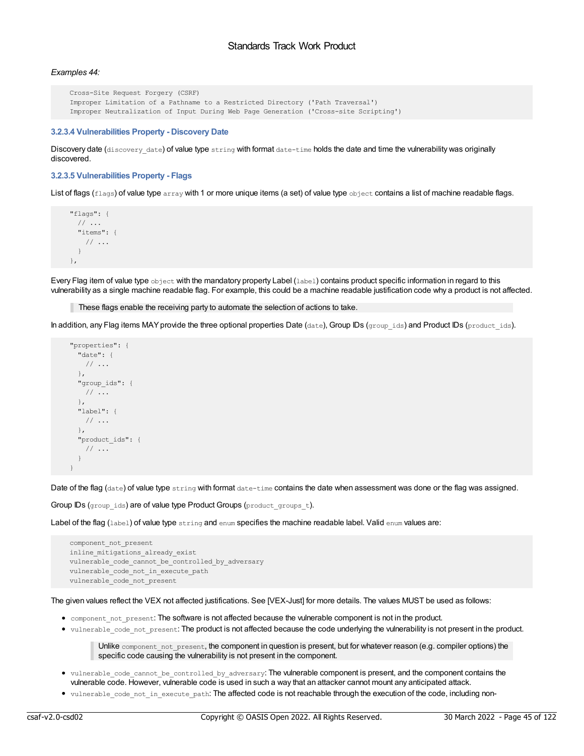*Examples 44:*

```
Cross-Site Request Forgery (CSRF)
Improper Limitation of a Pathname to a Restricted Directory ('Path Traversal')
Improper Neutralization of Input During Web Page Generation ('Cross-site Scripting')
```

#### 3.2.3.4 Vulnerabilities Property - Discovery Date

Discovery date (`discovery_date`) of value type `string` with format `date-time` holds the date and time the vulnerability was originally discovered.

#### 3.2.3.5 Vulnerabilities Property - Flags

List of flags (`flags`) of value type `array` with 1 or more unique items (a set) of value type `object` contains a list of machine readable flags.

```
"flags": {
  // ...
  "items": {
    // ...
  }
},
```

Every Flag item of value type `object` with the mandatory property Label (`label`) contains product specific information in regard to this vulnerability as a single machine readable flag. For example, this could be a machine readable justification code why a product is not affected.

> These flags enable the receiving party to automate the selection of actions to take.

In addition, any Flag items MAY provide the three optional properties Date (`date`), Group IDs (`group_ids`) and Product IDs (`product_ids`).

```
"properties": {
  "date": {
    // ...
  },
  "group_ids": {
    // ...
  },
  "label": {
    // ...
  },
  "product_ids": {
    // ...
  }
}
```

Date of the flag (`date`) of value type `string` with format `date-time` contains the date when assessment was done or the flag was assigned.

Group IDs (`group_ids`) are of value type Product Groups (`product_groups_t`).

Label of the flag (`label`) of value type `string` and `enum` specifies the machine readable label. Valid `enum` values are:

```
component_not_present
inline_mitigations_already_exist
vulnerable_code_cannot_be_controlled_by_adversary
vulnerable_code_not_in_execute_path
vulnerable_code_not_present
```

The given values reflect the VEX not affected justifications. See [VEX-Just] for more details. The values MUST be used as follows:

- `component_not_present`: The software is not affected because the vulnerable component is not in the product.
- `vulnerable_code_not_present`: The product is not affected because the code underlying the vulnerability is not present in the product.

  > Unlike `component_not_present`, the component in question is present, but for whatever reason (e.g. compiler options) the specific code causing the vulnerability is not present in the component.

- `vulnerable_code_cannot_be_controlled_by_adversary`: The vulnerable component is present, and the component contains the vulnerable code. However, vulnerable code is used in such a way that an attacker cannot mount any anticipated attack.
- `vulnerable_code_not_in_execute_path`: The affected code is not reachable through the execution of the code, including non-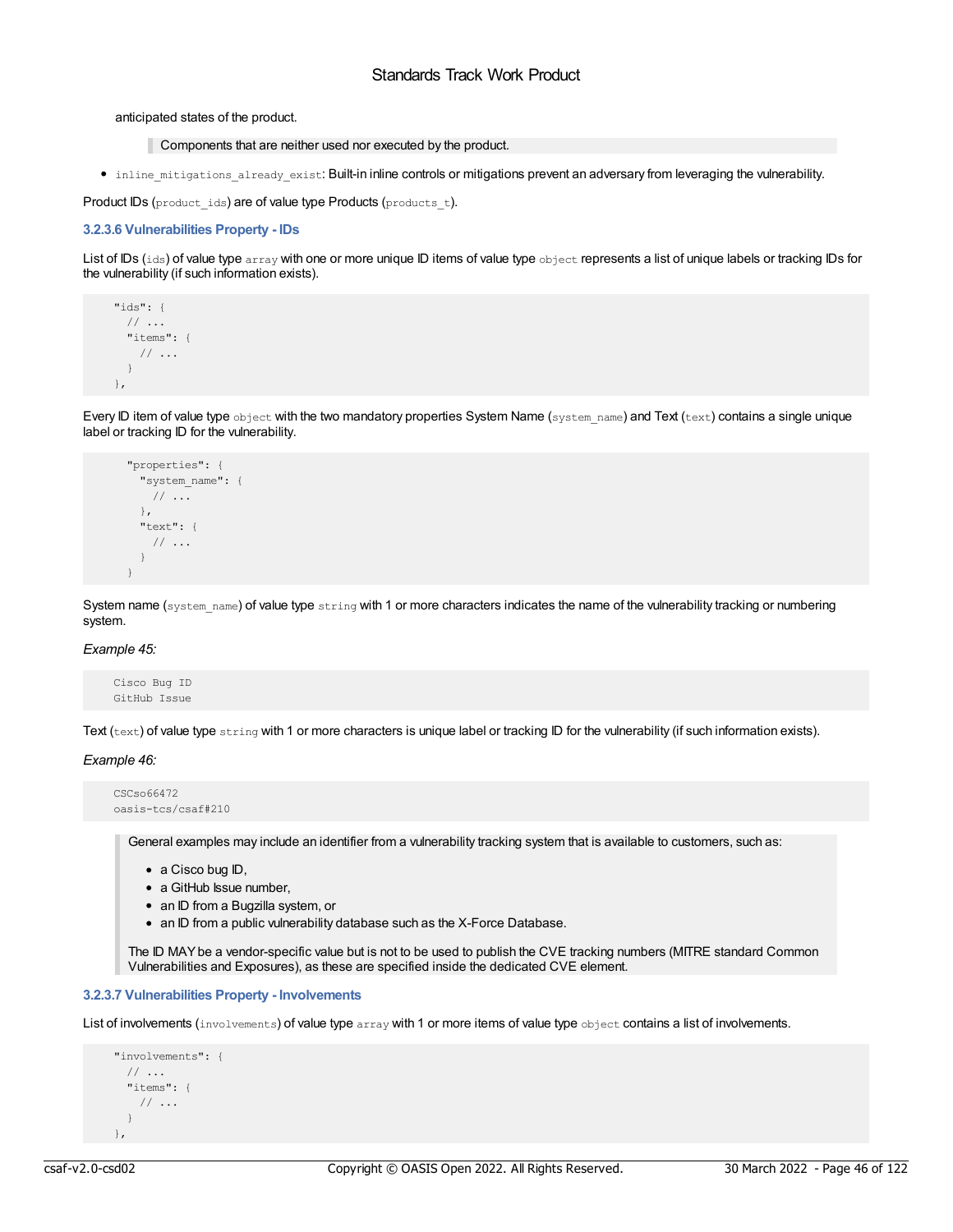anticipated states of the product.

> Components that are neither used nor executed by the product.

- `inline_mitigations_already_exist`: Built-in inline controls or mitigations prevent an adversary from leveraging the vulnerability.

Product IDs (`product_ids`) are of value type Products (`products_t`).

#### 3.2.3.6 Vulnerabilities Property - IDs

List of IDs (`ids`) of value type `array` with one or more unique ID items of value type `object` represents a list of unique labels or tracking IDs for the vulnerability (if such information exists).

```
"ids": {
  // ...
  "items": {
    // ...
  }
},
```

Every ID item of value type `object` with the two mandatory properties System Name (`system_name`) and Text (`text`) contains a single unique label or tracking ID for the vulnerability.

```
  "properties": {
    "system_name": {
      // ...
    },
    "text": {
      // ...
    }
  }
```

System name (`system_name`) of value type `string` with 1 or more characters indicates the name of the vulnerability tracking or numbering system.

*Example 45:*

```
Cisco Bug ID
GitHub Issue
```

Text (`text`) of value type `string` with 1 or more characters is unique label or tracking ID for the vulnerability (if such information exists).

*Example 46:*

```
CSCso66472
oasis-tcs/csaf#210
```

> General examples may include an identifier from a vulnerability tracking system that is available to customers, such as:
>
> - a Cisco bug ID,
> - a GitHub Issue number,
> - an ID from a Bugzilla system, or
> - an ID from a public vulnerability database such as the X-Force Database.
>
> The ID MAY be a vendor-specific value but is not to be used to publish the CVE tracking numbers (MITRE standard Common Vulnerabilities and Exposures), as these are specified inside the dedicated CVE element.

#### 3.2.3.7 Vulnerabilities Property - Involvements

List of involvements (`involvements`) of value type `array` with 1 or more items of value type `object` contains a list of involvements.

```
"involvements": {
  // ...
  "items": {
    // ...
  }
},
```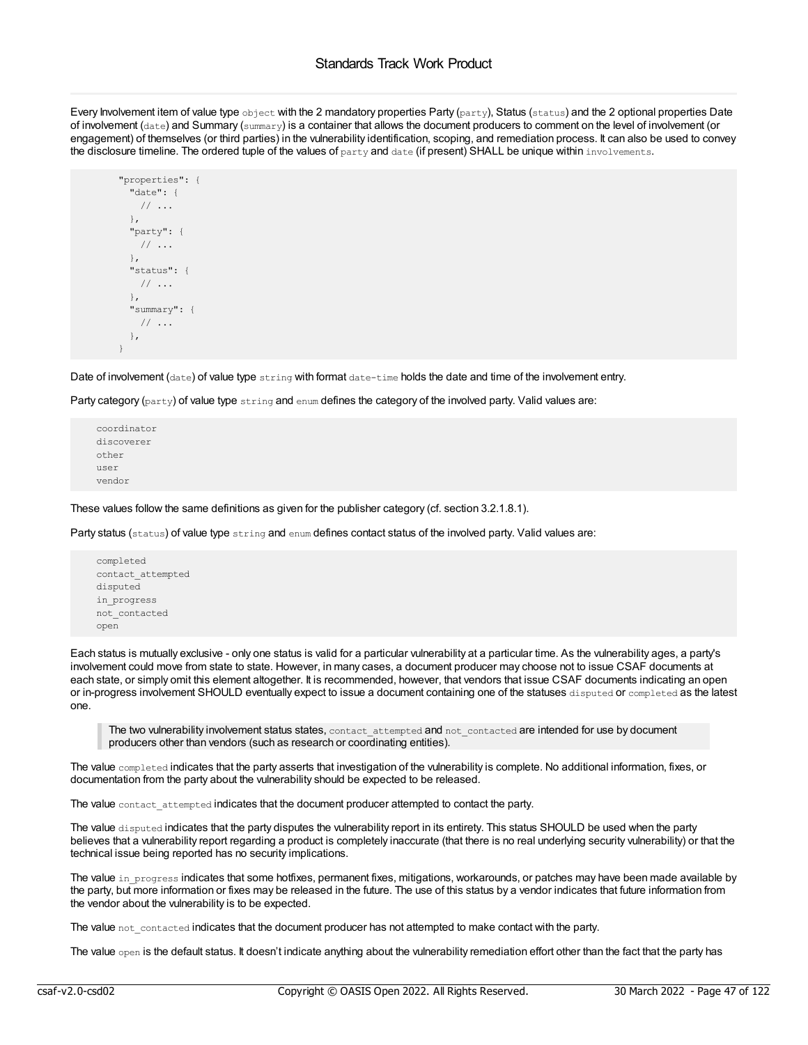Every Involvement item of value type `object` with the 2 mandatory properties Party (`party`), Status (`status`) and the 2 optional properties Date of involvement (`date`) and Summary (`summary`) is a container that allows the document producers to comment on the level of involvement (or engagement) of themselves (or third parties) in the vulnerability identification, scoping, and remediation process. It can also be used to convey the disclosure timeline. The ordered tuple of the values of `party` and `date` (if present) SHALL be unique within `involvements`.

```
        "properties": {
          "date": {
            // ...
          },
          "party": {
            // ...
          },
          "status": {
            // ...
          },
          "summary": {
            // ...
          },
        }
```

Date of involvement (`date`) of value type `string` with format `date-time` holds the date and time of the involvement entry.

Party category (`party`) of value type `string` and `enum` defines the category of the involved party. Valid values are:

```
coordinator
discoverer
other
user
vendor
```

These values follow the same definitions as given for the publisher category (cf. section 3.2.1.8.1).

Party status (`status`) of value type `string` and `enum` defines contact status of the involved party. Valid values are:

```
completed
contact_attempted
disputed
in_progress
not_contacted
open
```

Each status is mutually exclusive - only one status is valid for a particular vulnerability at a particular time. As the vulnerability ages, a party's involvement could move from state to state. However, in many cases, a document producer may choose not to issue CSAF documents at each state, or simply omit this element altogether. It is recommended, however, that vendors that issue CSAF documents indicating an open or in-progress involvement SHOULD eventually expect to issue a document containing one of the statuses `disputed` or `completed` as the latest one.

> The two vulnerability involvement status states, `contact_attempted` and `not_contacted` are intended for use by document producers other than vendors (such as research or coordinating entities).

The value `completed` indicates that the party asserts that investigation of the vulnerability is complete. No additional information, fixes, or documentation from the party about the vulnerability should be expected to be released.

The value `contact_attempted` indicates that the document producer attempted to contact the party.

The value `disputed` indicates that the party disputes the vulnerability report in its entirety. This status SHOULD be used when the party believes that a vulnerability report regarding a product is completely inaccurate (that there is no real underlying security vulnerability) or that the technical issue being reported has no security implications.

The value `in_progress` indicates that some hotfixes, permanent fixes, mitigations, workarounds, or patches may have been made available by the party, but more information or fixes may be released in the future. The use of this status by a vendor indicates that future information from the vendor about the vulnerability is to be expected.

The value `not_contacted` indicates that the document producer has not attempted to make contact with the party.

The value `open` is the default status. It doesn't indicate anything about the vulnerability remediation effort other than the fact that the party has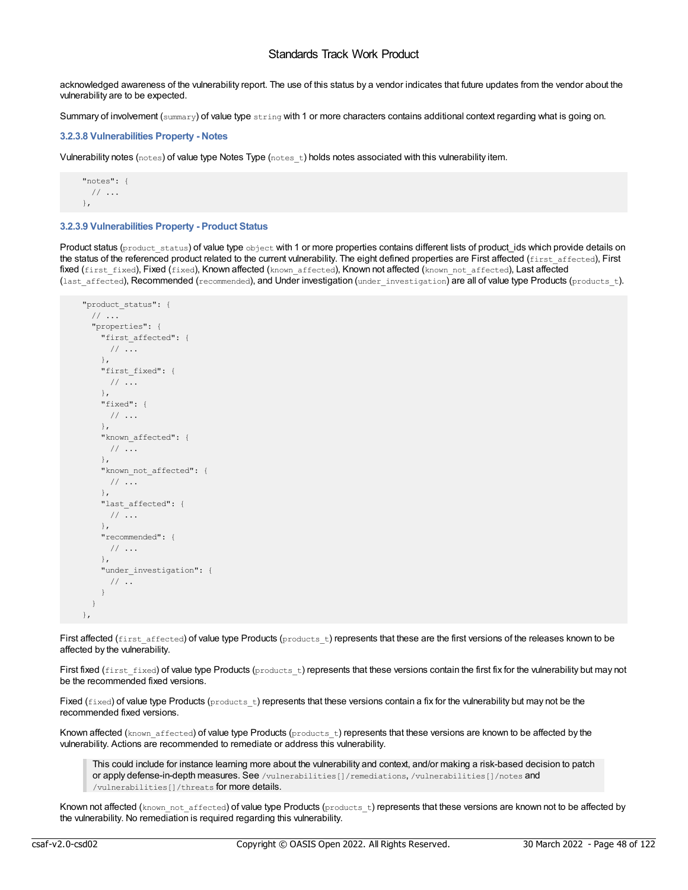acknowledged awareness of the vulnerability report. The use of this status by a vendor indicates that future updates from the vendor about the vulnerability are to be expected.

Summary of involvement (`summary`) of value type `string` with 1 or more characters contains additional context regarding what is going on.

#### 3.2.3.8 Vulnerabilities Property - Notes

Vulnerability notes (`notes`) of value type Notes Type (`notes_t`) holds notes associated with this vulnerability item.

```
    "notes": {
      // ...
    },
```

#### 3.2.3.9 Vulnerabilities Property - Product Status

Product status (`product_status`) of value type `object` with 1 or more properties contains different lists of product_ids which provide details on the status of the referenced product related to the current vulnerability. The eight defined properties are First affected (`first_affected`), First fixed (`first_fixed`), Fixed (`fixed`), Known affected (`known_affected`), Known not affected (`known_not_affected`), Last affected (`last_affected`), Recommended (`recommended`), and Under investigation (`under_investigation`) are all of value type Products (`products_t`).

```
    "product_status": {
      // ...
      "properties": {
        "first_affected": {
          // ...
        },
        "first_fixed": {
          // ...
        },
        "fixed": {
          // ...
        },
        "known_affected": {
          // ...
        },
        "known_not_affected": {
          // ...
        },
        "last_affected": {
          // ...
        },
        "recommended": {
          // ...
        },
        "under_investigation": {
          // ..
        }
      }
    },
```

First affected (`first_affected`) of value type Products (`products_t`) represents that these are the first versions of the releases known to be affected by the vulnerability.

First fixed (`first_fixed`) of value type Products (`products_t`) represents that these versions contain the first fix for the vulnerability but may not be the recommended fixed versions.

Fixed (`fixed`) of value type Products (`products_t`) represents that these versions contain a fix for the vulnerability but may not be the recommended fixed versions.

Known affected (`known_affected`) of value type Products (`products_t`) represents that these versions are known to be affected by the vulnerability. Actions are recommended to remediate or address this vulnerability.

> This could include for instance learning more about the vulnerability and context, and/or making a risk-based decision to patch or apply defense-in-depth measures. See `/vulnerabilities[]/remediations`, `/vulnerabilities[]/notes` and `/vulnerabilities[]/threats` for more details.

Known not affected (`known_not_affected`) of value type Products (`products_t`) represents that these versions are known not to be affected by the vulnerability. No remediation is required regarding this vulnerability.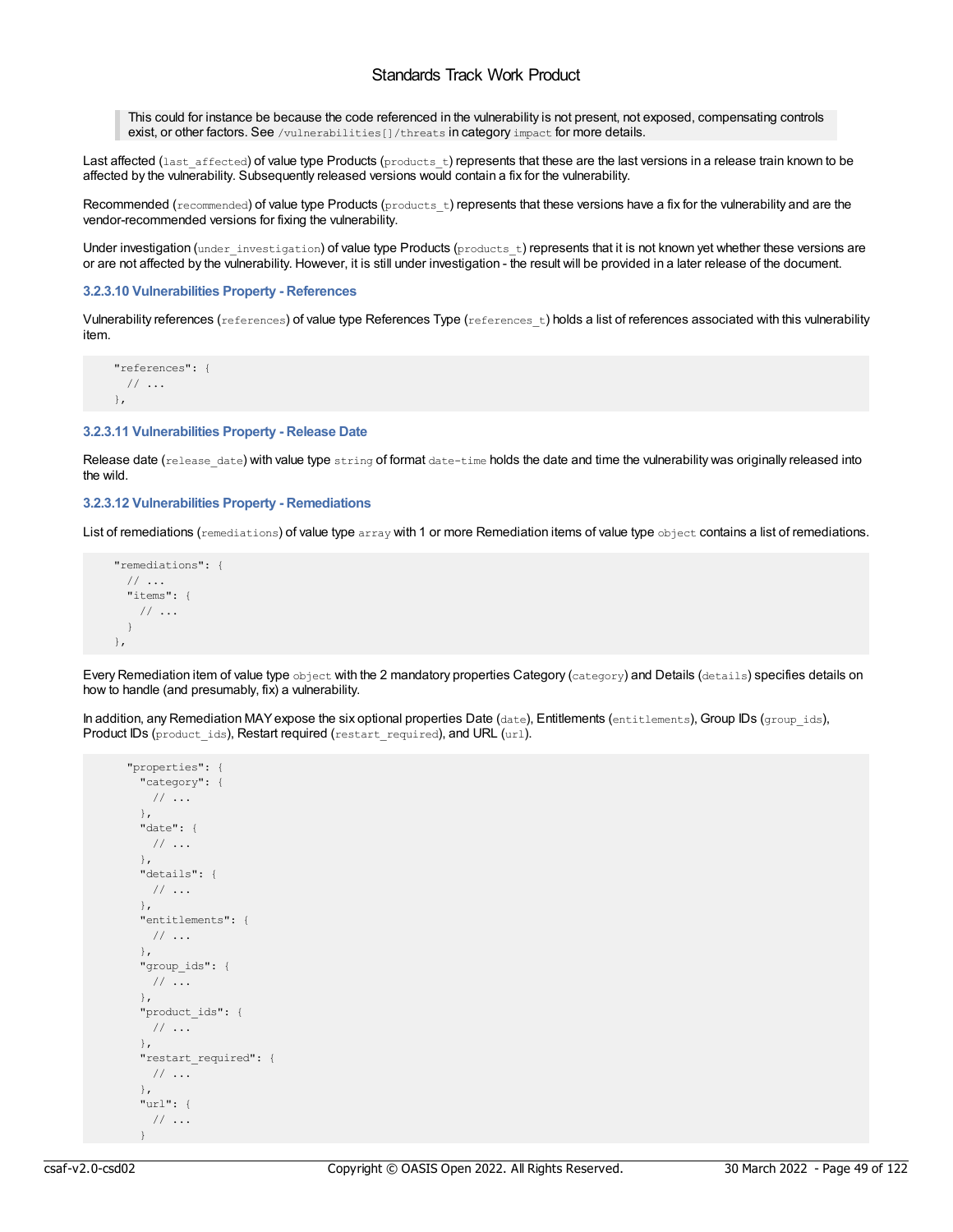> This could for instance be because the code referenced in the vulnerability is not present, not exposed, compensating controls exist, or other factors. See `/vulnerabilities[]/threats` in category `impact` for more details.

Last affected (`last_affected`) of value type Products (`products_t`) represents that these are the last versions in a release train known to be affected by the vulnerability. Subsequently released versions would contain a fix for the vulnerability.

Recommended (`recommended`) of value type Products (`products_t`) represents that these versions have a fix for the vulnerability and are the vendor-recommended versions for fixing the vulnerability.

Under investigation (`under_investigation`) of value type Products (`products_t`) represents that it is not known yet whether these versions are or are not affected by the vulnerability. However, it is still under investigation - the result will be provided in a later release of the document.

#### 3.2.3.10 Vulnerabilities Property - References

Vulnerability references (`references`) of value type References Type (`references_t`) holds a list of references associated with this vulnerability item.

```
    "references": {
      // ...
    },
```

#### 3.2.3.11 Vulnerabilities Property - Release Date

Release date (`release_date`) with value type `string` of format `date-time` holds the date and time the vulnerability was originally released into the wild.

#### 3.2.3.12 Vulnerabilities Property - Remediations

List of remediations (`remediations`) of value type `array` with 1 or more Remediation items of value type `object` contains a list of remediations.

```
    "remediations": {
      // ...
      "items": {
        // ...
      }
    },
```

Every Remediation item of value type `object` with the 2 mandatory properties Category (`category`) and Details (`details`) specifies details on how to handle (and presumably, fix) a vulnerability.

In addition, any Remediation MAY expose the six optional properties Date (`date`), Entitlements (`entitlements`), Group IDs (`group_ids`), Product IDs (`product_ids`), Restart required (`restart_required`), and URL (`url`).

```
      "properties": {
        "category": {
          // ...
        },
        "date": {
          // ...
        },
        "details": {
          // ...
        },
        "entitlements": {
          // ...
        },
        "group_ids": {
          // ...
        },
        "product_ids": {
          // ...
        },
        "restart_required": {
          // ...
        },
        "url": {
          // ...
        }
```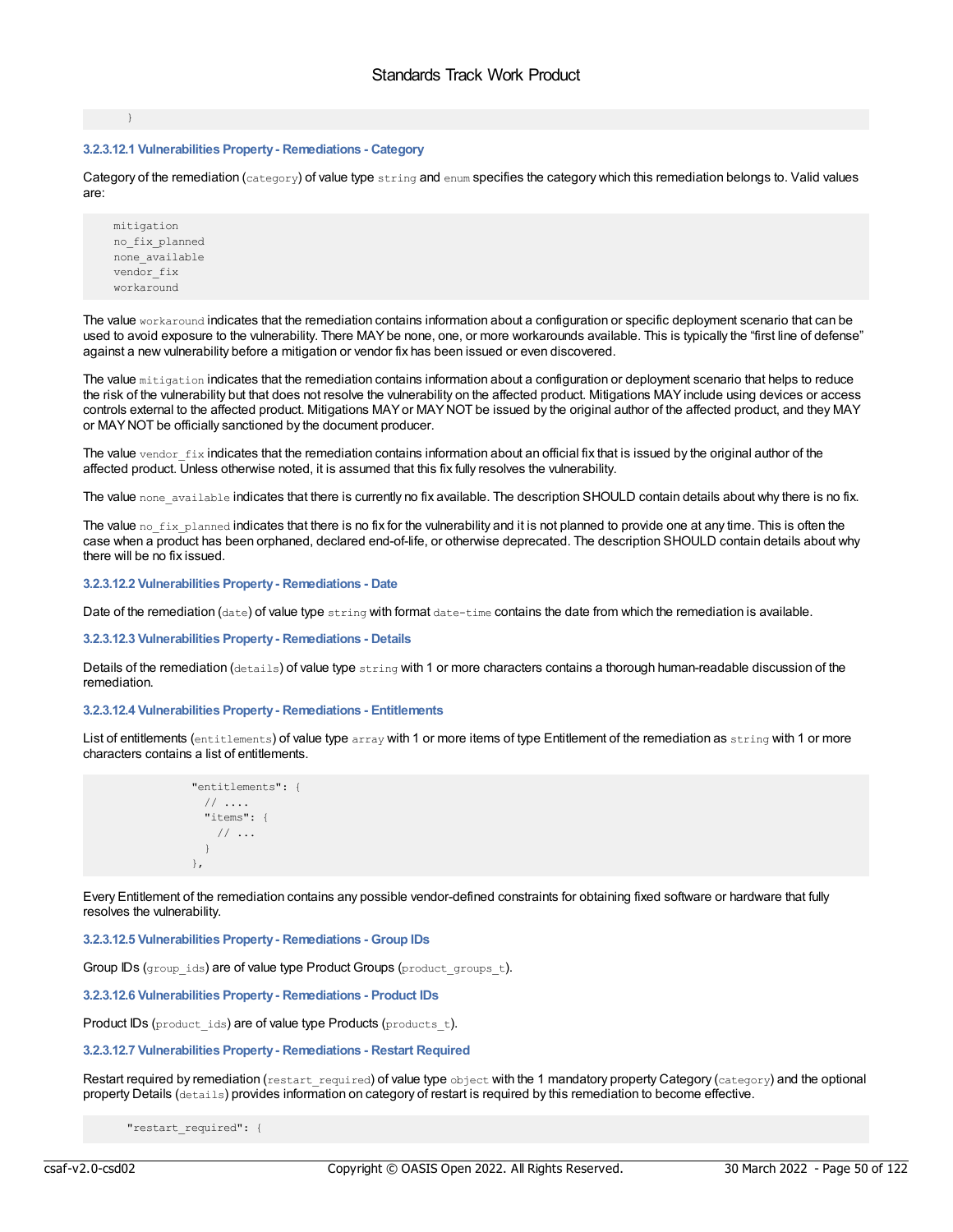```
      }
```

#### 3.2.3.12.1 Vulnerabilities Property - Remediations - Category

Category of the remediation (`category`) of value type `string` and `enum` specifies the category which this remediation belongs to. Valid values are:

```
    mitigation
    no_fix_planned
    none_available
    vendor_fix
    workaround
```

The value `workaround` indicates that the remediation contains information about a configuration or specific deployment scenario that can be used to avoid exposure to the vulnerability. There MAY be none, one, or more workarounds available. This is typically the "first line of defense" against a new vulnerability before a mitigation or vendor fix has been issued or even discovered.

The value `mitigation` indicates that the remediation contains information about a configuration or deployment scenario that helps to reduce the risk of the vulnerability but that does not resolve the vulnerability on the affected product. Mitigations MAY include using devices or access controls external to the affected product. Mitigations MAY or MAY NOT be issued by the original author of the affected product, and they MAY or MAY NOT be officially sanctioned by the document producer.

The value `vendor_fix` indicates that the remediation contains information about an official fix that is issued by the original author of the affected product. Unless otherwise noted, it is assumed that this fix fully resolves the vulnerability.

The value `none_available` indicates that there is currently no fix available. The description SHOULD contain details about why there is no fix.

The value `no_fix_planned` indicates that there is no fix for the vulnerability and it is not planned to provide one at any time. This is often the case when a product has been orphaned, declared end-of-life, or otherwise deprecated. The description SHOULD contain details about why there will be no fix issued.

#### 3.2.3.12.2 Vulnerabilities Property - Remediations - Date

Date of the remediation (`date`) of value type `string` with format `date-time` contains the date from which the remediation is available.

#### 3.2.3.12.3 Vulnerabilities Property - Remediations - Details

Details of the remediation (`details`) of value type `string` with 1 or more characters contains a thorough human-readable discussion of the remediation.

#### 3.2.3.12.4 Vulnerabilities Property - Remediations - Entitlements

List of entitlements (`entitlements`) of value type `array` with 1 or more items of type Entitlement of the remediation as `string` with 1 or more characters contains a list of entitlements.

```
              "entitlements": {
                // ....
                "items": {
                  // ...
                }
              },
```

Every Entitlement of the remediation contains any possible vendor-defined constraints for obtaining fixed software or hardware that fully resolves the vulnerability.

#### 3.2.3.12.5 Vulnerabilities Property - Remediations - Group IDs

Group IDs (`group_ids`) are of value type Product Groups (`product_groups_t`).

#### 3.2.3.12.6 Vulnerabilities Property - Remediations - Product IDs

Product IDs (`product_ids`) are of value type Products (`products_t`).

#### 3.2.3.12.7 Vulnerabilities Property - Remediations - Restart Required

Restart required by remediation (`restart_required`) of value type `object` with the 1 mandatory property Category (`category`) and the optional property Details (`details`) provides information on category of restart is required by this remediation to become effective.

```
      "restart_required": {
```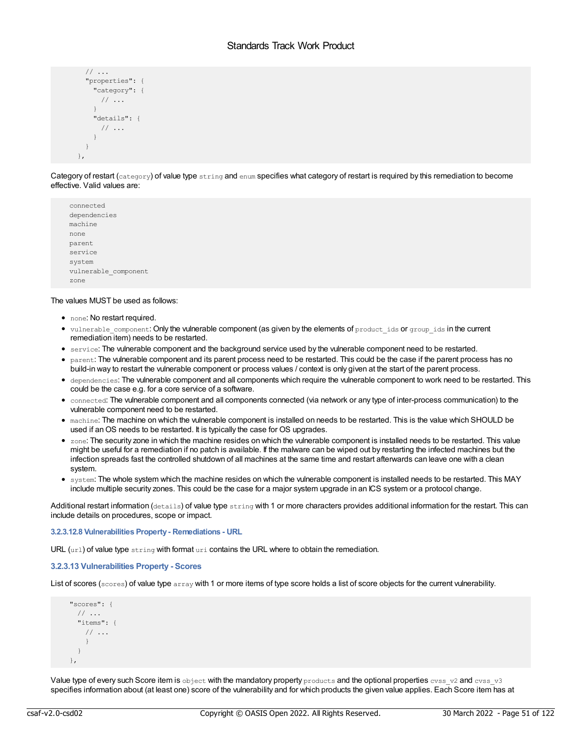```
      // ...
      "properties": {
        "category": {
          // ...
        }
        "details": {
          // ...
        }
      }
    },
```

Category of restart (`category`) of value type `string` and `enum` specifies what category of restart is required by this remediation to become effective. Valid values are:

```
connected
dependencies
machine
none
parent
service
system
vulnerable_component
zone
```

The values MUST be used as follows:

- `none`: No restart required.
- `vulnerable_component`: Only the vulnerable component (as given by the elements of `product_ids` or `group_ids` in the current remediation item) needs to be restarted.
- `service`: The vulnerable component and the background service used by the vulnerable component need to be restarted.
- `parent`: The vulnerable component and its parent process need to be restarted. This could be the case if the parent process has no build-in way to restart the vulnerable component or process values / context is only given at the start of the parent process.
- `dependencies`: The vulnerable component and all components which require the vulnerable component to work need to be restarted. This could be the case e.g. for a core service of a software.
- `connected`: The vulnerable component and all components connected (via network or any type of inter-process communication) to the vulnerable component need to be restarted.
- `machine`: The machine on which the vulnerable component is installed on needs to be restarted. This is the value which SHOULD be used if an OS needs to be restarted. It is typically the case for OS upgrades.
- `zone`: The security zone in which the machine resides on which the vulnerable component is installed needs to be restarted. This value might be useful for a remediation if no patch is available. If the malware can be wiped out by restarting the infected machines but the infection spreads fast the controlled shutdown of all machines at the same time and restart afterwards can leave one with a clean system.
- `system`: The whole system which the machine resides on which the vulnerable component is installed needs to be restarted. This MAY include multiple security zones. This could be the case for a major system upgrade in an ICS system or a protocol change.

Additional restart information (`details`) of value type `string` with 1 or more characters provides additional information for the restart. This can include details on procedures, scope or impact.

#### 3.2.3.12.8 Vulnerabilities Property - Remediations - URL

URL (`url`) of value type `string` with format `uri` contains the URL where to obtain the remediation.

### 3.2.3.13 Vulnerabilities Property - Scores

List of scores (`scores`) of value type `array` with 1 or more items of type score holds a list of score objects for the current vulnerability.

```
    "scores": {
      // ...
      "items": {
        // ...
      }
    },
```

Value type of every such Score item is `object` with the mandatory property `products` and the optional properties `cvss_v2` and `cvss_v3` specifies information about (at least one) score of the vulnerability and for which products the given value applies. Each Score item has at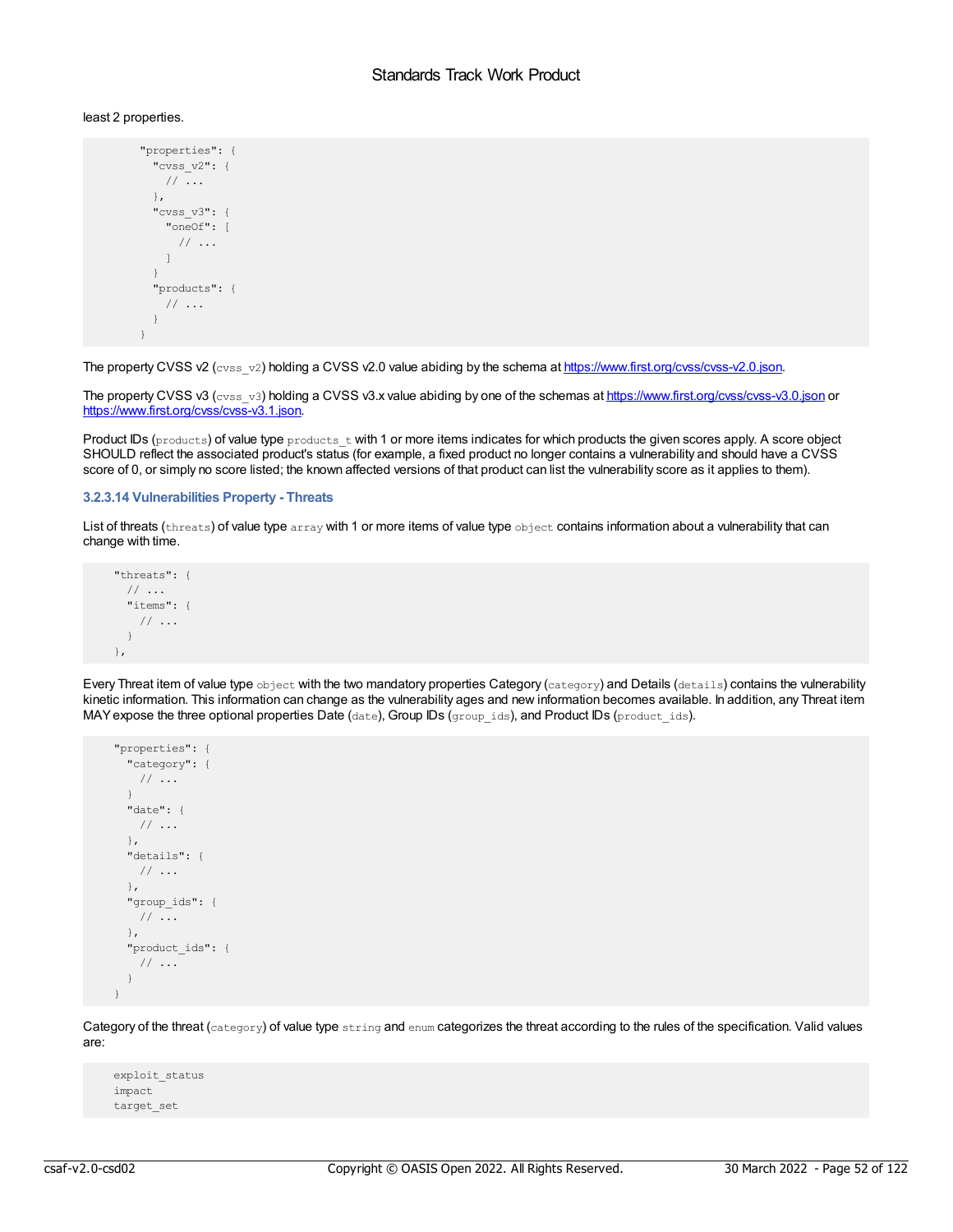least 2 properties.

```
    "properties": {
      "cvss_v2": {
        // ...
      },
      "cvss_v3": {
        "oneOf": [
          // ...
        ]
      }
      "products": {
        // ...
      }
    }
```

The property CVSS v2 (`cvss_v2`) holding a CVSS v2.0 value abiding by the schema at https://www.first.org/cvss/cvss-v2.0.json.

The property CVSS v3 (`cvss_v3`) holding a CVSS v3.x value abiding by one of the schemas at https://www.first.org/cvss/cvss-v3.0.json or https://www.first.org/cvss/cvss-v3.1.json.

Product IDs (`products`) of value type `products_t` with 1 or more items indicates for which products the given scores apply. A score object SHOULD reflect the associated product's status (for example, a fixed product no longer contains a vulnerability and should have a CVSS score of 0, or simply no score listed; the known affected versions of that product can list the vulnerability score as it applies to them).

#### 3.2.3.14 Vulnerabilities Property - Threats

List of threats (`threats`) of value type `array` with 1 or more items of value type `object` contains information about a vulnerability that can change with time.

```
"threats": {
  // ...
  "items": {
    // ...
  }
},
```

Every Threat item of value type `object` with the two mandatory properties Category (`category`) and Details (`details`) contains the vulnerability kinetic information. This information can change as the vulnerability ages and new information becomes available. In addition, any Threat item MAY expose the three optional properties Date (`date`), Group IDs (`group_ids`), and Product IDs (`product_ids`).

```
"properties": {
  "category": {
    // ...
  }
  "date": {
    // ...
  },
  "details": {
    // ...
  },
  "group_ids": {
    // ...
  },
  "product_ids": {
    // ...
  }
}
```

Category of the threat (`category`) of value type `string` and `enum` categorizes the threat according to the rules of the specification. Valid values are:

```
exploit_status
impact
target_set
```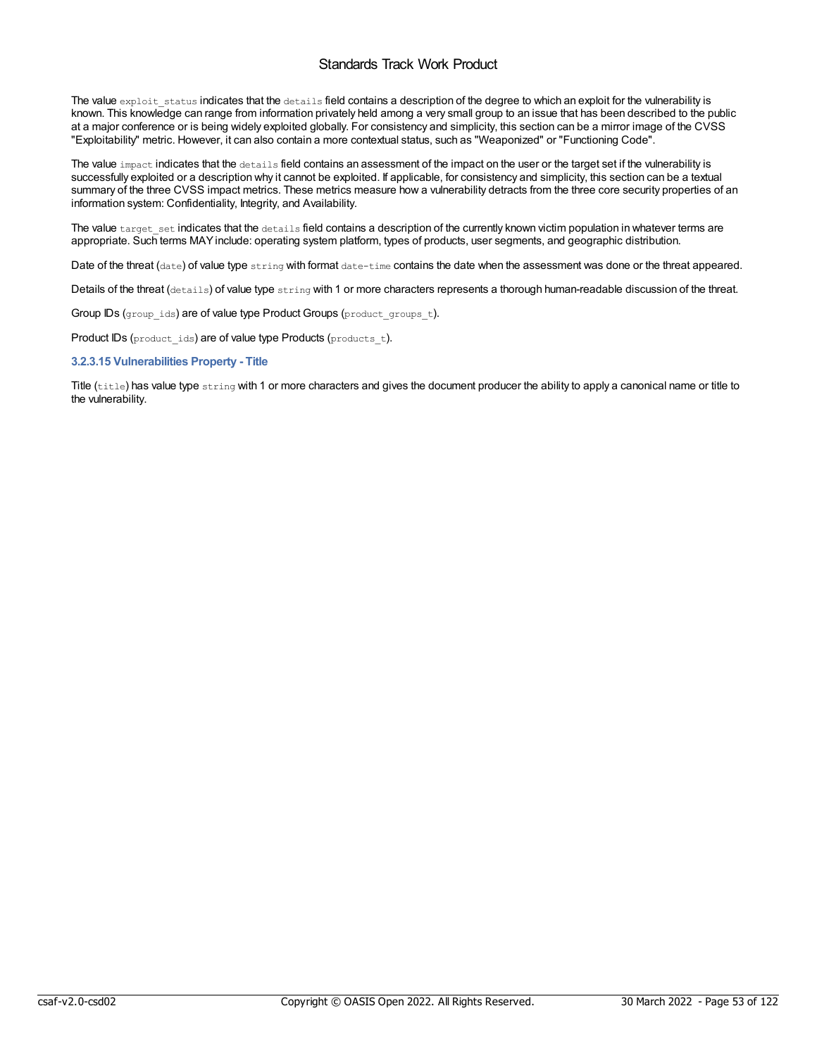The value `exploit_status` indicates that the `details` field contains a description of the degree to which an exploit for the vulnerability is known. This knowledge can range from information privately held among a very small group to an issue that has been described to the public at a major conference or is being widely exploited globally. For consistency and simplicity, this section can be a mirror image of the CVSS "Exploitability" metric. However, it can also contain a more contextual status, such as "Weaponized" or "Functioning Code".

The value `impact` indicates that the `details` field contains an assessment of the impact on the user or the target set if the vulnerability is successfully exploited or a description why it cannot be exploited. If applicable, for consistency and simplicity, this section can be a textual summary of the three CVSS impact metrics. These metrics measure how a vulnerability detracts from the three core security properties of an information system: Confidentiality, Integrity, and Availability.

The value `target_set` indicates that the `details` field contains a description of the currently known victim population in whatever terms are appropriate. Such terms MAY include: operating system platform, types of products, user segments, and geographic distribution.

Date of the threat (`date`) of value type `string` with format `date-time` contains the date when the assessment was done or the threat appeared.

Details of the threat (`details`) of value type `string` with 1 or more characters represents a thorough human-readable discussion of the threat.

Group IDs (`group_ids`) are of value type Product Groups (`product_groups_t`).

Product IDs (`product_ids`) are of value type Products (`products_t`).

#### 3.2.3.15 Vulnerabilities Property - Title

Title (`title`) has value type `string` with 1 or more characters and gives the document producer the ability to apply a canonical name or title to the vulnerability.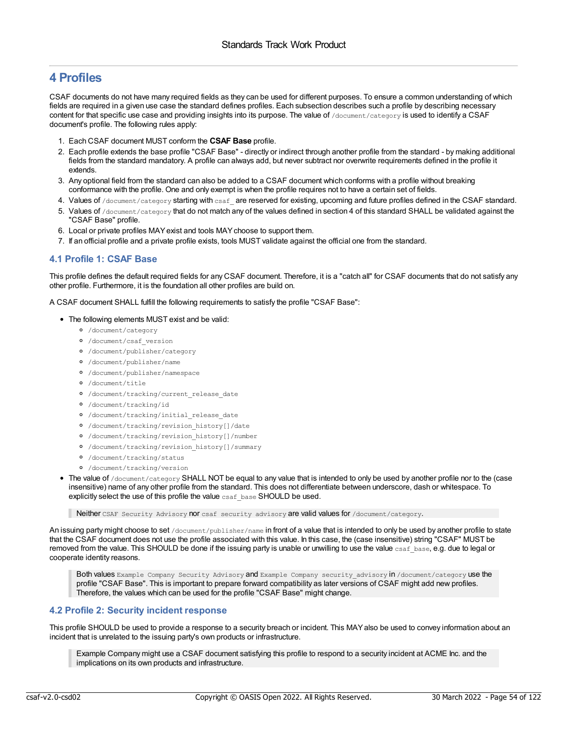# 4 Profiles

CSAF documents do not have many required fields as they can be used for different purposes. To ensure a common understanding of which fields are required in a given use case the standard defines profiles. Each subsection describes such a profile by describing necessary content for that specific use case and providing insights into its purpose. The value of `/document/category` is used to identify a CSAF document's profile. The following rules apply:

1. Each CSAF document MUST conform the **CSAF Base** profile.
2. Each profile extends the base profile "CSAF Base" - directly or indirect through another profile from the standard - by making additional fields from the standard mandatory. A profile can always add, but never subtract nor overwrite requirements defined in the profile it extends.
3. Any optional field from the standard can also be added to a CSAF document which conforms with a profile without breaking conformance with the profile. One and only exempt is when the profile requires not to have a certain set of fields.
4. Values of `/document/category` starting with `csaf_` are reserved for existing, upcoming and future profiles defined in the CSAF standard.
5. Values of `/document/category` that do not match any of the values defined in section 4 of this standard SHALL be validated against the "CSAF Base" profile.
6. Local or private profiles MAY exist and tools MAY choose to support them.
7. If an official profile and a private profile exists, tools MUST validate against the official one from the standard.

## 4.1 Profile 1: CSAF Base

This profile defines the default required fields for any CSAF document. Therefore, it is a "catch all" for CSAF documents that do not satisfy any other profile. Furthermore, it is the foundation all other profiles are build on.

A CSAF document SHALL fulfill the following requirements to satisfy the profile "CSAF Base":

- The following elements MUST exist and be valid:
  - `/document/category`
  - `/document/csaf_version`
  - `/document/publisher/category`
  - `/document/publisher/name`
  - `/document/publisher/namespace`
  - `/document/title`
  - `/document/tracking/current_release_date`
  - `/document/tracking/id`
  - `/document/tracking/initial_release_date`
  - `/document/tracking/revision_history[]/date`
  - `/document/tracking/revision_history[]/number`
  - `/document/tracking/revision_history[]/summary`
  - `/document/tracking/status`
  - `/document/tracking/version`
- The value of `/document/category` SHALL NOT be equal to any value that is intended to only be used by another profile nor to the (case insensitive) name of any other profile from the standard. This does not differentiate between underscore, dash or whitespace. To explicitly select the use of this profile the value `csaf_base` SHOULD be used.

> Neither `CSAF Security Advisory` nor `csaf security advisory` are valid values for `/document/category`.

An issuing party might choose to set `/document/publisher/name` in front of a value that is intended to only be used by another profile to state that the CSAF document does not use the profile associated with this value. In this case, the (case insensitive) string "CSAF" MUST be removed from the value. This SHOULD be done if the issuing party is unable or unwilling to use the value `csaf_base`, e.g. due to legal or cooperate identity reasons.

> Both values `Example Company Security Advisory` and `Example Company security_advisory` in `/document/category` use the profile "CSAF Base". This is important to prepare forward compatibility as later versions of CSAF might add new profiles. Therefore, the values which can be used for the profile "CSAF Base" might change.

## 4.2 Profile 2: Security incident response

This profile SHOULD be used to provide a response to a security breach or incident. This MAY also be used to convey information about an incident that is unrelated to the issuing party's own products or infrastructure.

> Example Company might use a CSAF document satisfying this profile to respond to a security incident at ACME Inc. and the implications on its own products and infrastructure.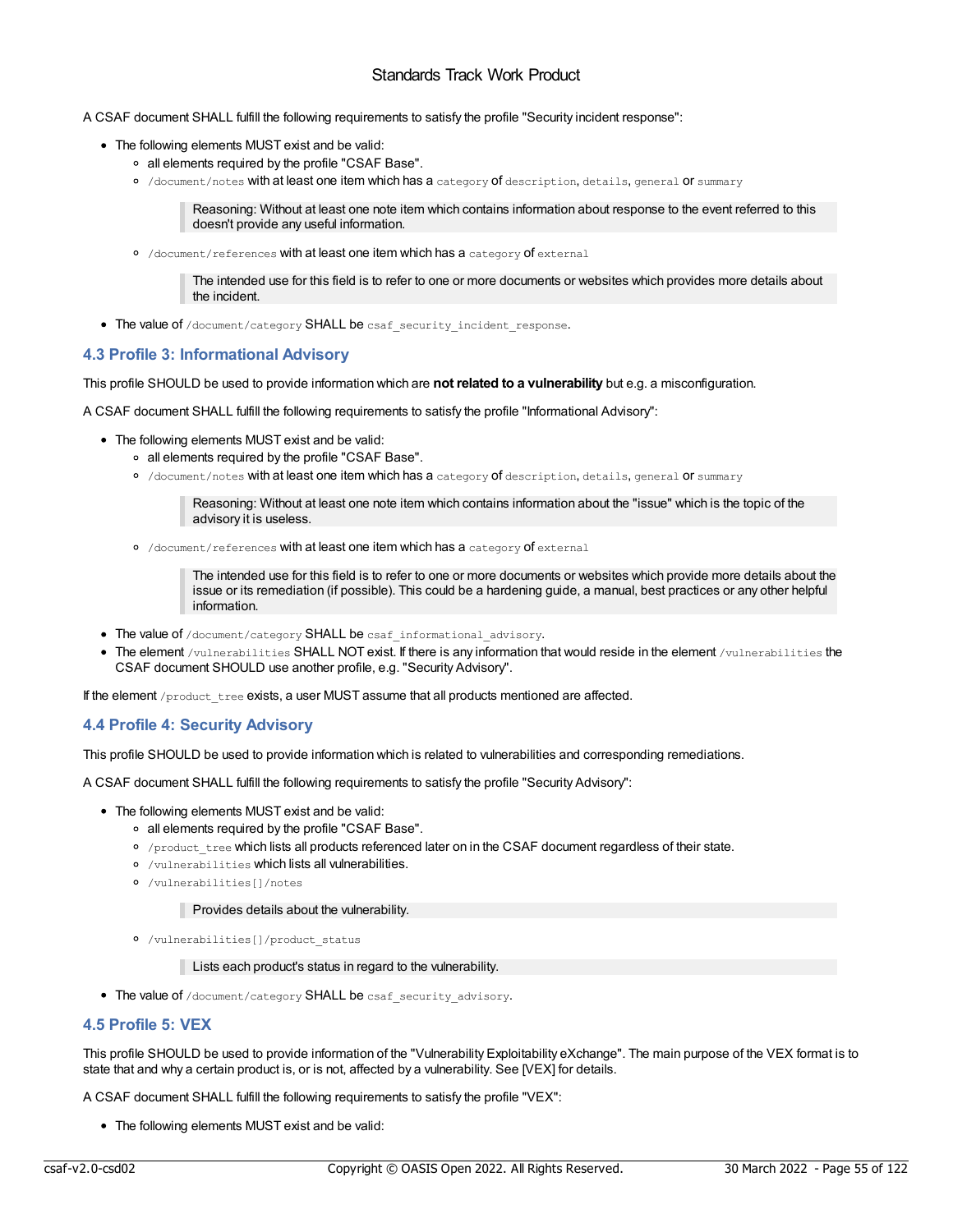A CSAF document SHALL fulfill the following requirements to satisfy the profile "Security incident response":

- The following elements MUST exist and be valid:
  - all elements required by the profile "CSAF Base".
  - `/document/notes` with at least one item which has a `category` of `description`, `details`, `general` or `summary`

    > Reasoning: Without at least one note item which contains information about response to the event referred to this doesn't provide any useful information.

  - `/document/references` with at least one item which has a `category` of `external`

    > The intended use for this field is to refer to one or more documents or websites which provides more details about the incident.

- The value of `/document/category` SHALL be `csaf_security_incident_response`.

### 4.3 Profile 3: Informational Advisory

This profile SHOULD be used to provide information which are **not related to a vulnerability** but e.g. a misconfiguration.

A CSAF document SHALL fulfill the following requirements to satisfy the profile "Informational Advisory":

- The following elements MUST exist and be valid:
  - all elements required by the profile "CSAF Base".
  - `/document/notes` with at least one item which has a `category` of `description`, `details`, `general` or `summary`

    > Reasoning: Without at least one note item which contains information about the "issue" which is the topic of the advisory it is useless.

  - `/document/references` with at least one item which has a `category` of `external`

    > The intended use for this field is to refer to one or more documents or websites which provide more details about the issue or its remediation (if possible). This could be a hardening guide, a manual, best practices or any other helpful information.

- The value of `/document/category` SHALL be `csaf_informational_advisory`.
- The element `/vulnerabilities` SHALL NOT exist. If there is any information that would reside in the element `/vulnerabilities` the CSAF document SHOULD use another profile, e.g. "Security Advisory".

If the element `/product_tree` exists, a user MUST assume that all products mentioned are affected.

### 4.4 Profile 4: Security Advisory

This profile SHOULD be used to provide information which is related to vulnerabilities and corresponding remediations.

A CSAF document SHALL fulfill the following requirements to satisfy the profile "Security Advisory":

- The following elements MUST exist and be valid:
  - all elements required by the profile "CSAF Base".
  - `/product_tree` which lists all products referenced later on in the CSAF document regardless of their state.
  - `/vulnerabilities` which lists all vulnerabilities.
  - `/vulnerabilities[]/notes`

    > Provides details about the vulnerability.

  - `/vulnerabilities[]/product_status`

    > Lists each product's status in regard to the vulnerability.

- The value of `/document/category` SHALL be `csaf_security_advisory`.

### 4.5 Profile 5: VEX

This profile SHOULD be used to provide information of the "Vulnerability Exploitability eXchange". The main purpose of the VEX format is to state that and why a certain product is, or is not, affected by a vulnerability. See [VEX] for details.

A CSAF document SHALL fulfill the following requirements to satisfy the profile "VEX":

- The following elements MUST exist and be valid: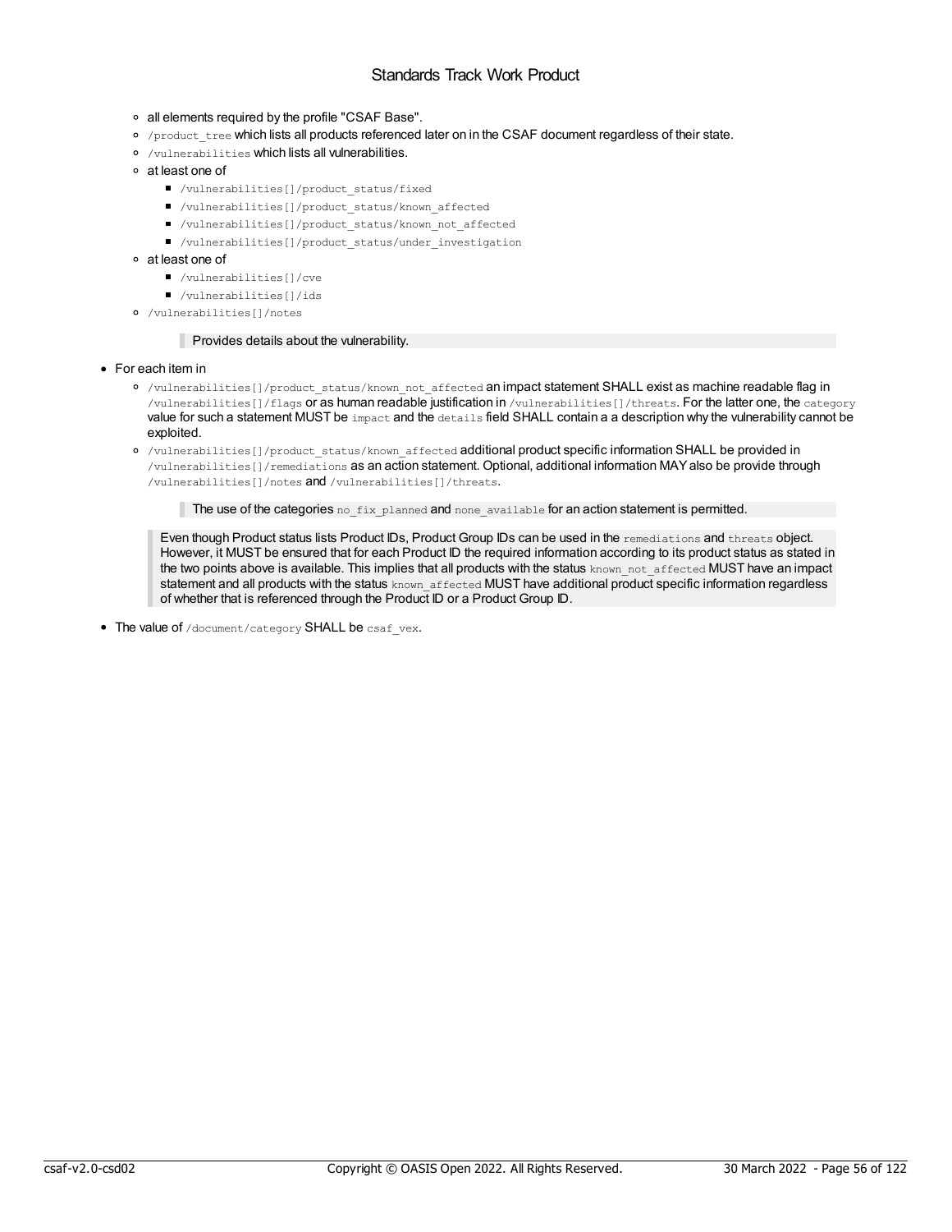- all elements required by the profile "CSAF Base".
  - `/product_tree` which lists all products referenced later on in the CSAF document regardless of their state.
  - `/vulnerabilities` which lists all vulnerabilities.
  - at least one of
    - `/vulnerabilities[]/product_status/fixed`
    - `/vulnerabilities[]/product_status/known_affected`
    - `/vulnerabilities[]/product_status/known_not_affected`
    - `/vulnerabilities[]/product_status/under_investigation`
  - at least one of
    - `/vulnerabilities[]/cve`
    - `/vulnerabilities[]/ids`
  - `/vulnerabilities[]/notes`

    > Provides details about the vulnerability.

- For each item in
  - `/vulnerabilities[]/product_status/known_not_affected` an impact statement SHALL exist as machine readable flag in `/vulnerabilities[]/flags` or as human readable justification in `/vulnerabilities[]/threats`. For the latter one, the `category` value for such a statement MUST be `impact` and the `details` field SHALL contain a a description why the vulnerability cannot be exploited.
  - `/vulnerabilities[]/product_status/known_affected` additional product specific information SHALL be provided in `/vulnerabilities[]/remediations` as an action statement. Optional, additional information MAY also be provide through `/vulnerabilities[]/notes` and `/vulnerabilities[]/threats`.

    > The use of the categories `no_fix_planned` and `none_available` for an action statement is permitted.

  > Even though Product status lists Product IDs, Product Group IDs can be used in the `remediations` and `threats` object. However, it MUST be ensured that for each Product ID the required information according to its product status as stated in the two points above is available. This implies that all products with the status `known_not_affected` MUST have an impact statement and all products with the status `known_affected` MUST have additional product specific information regardless of whether that is referenced through the Product ID or a Product Group ID.

- The value of `/document/category` SHALL be `csaf_vex`.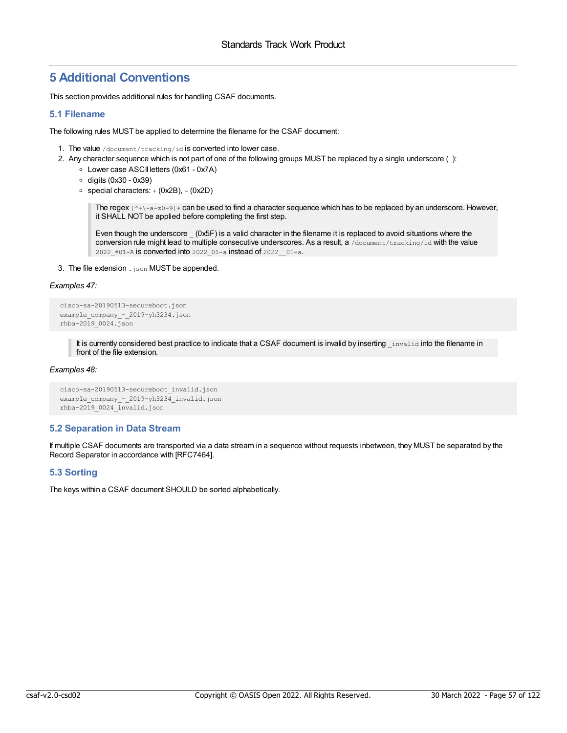# 5 Additional Conventions

This section provides additional rules for handling CSAF documents.

## 5.1 Filename

The following rules MUST be applied to determine the filename for the CSAF document:

1. The value `/document/tracking/id` is converted into lower case.
2. Any character sequence which is not part of one of the following groups MUST be replaced by a single underscore (_):
   - Lower case ASCII letters (0x61 - 0x7A)
   - digits (0x30 - 0x39)
   - special characters: `+` (0x2B), `-` (0x2D)

   > The regex `[^+\-a-z0-9]+` can be used to find a character sequence which has to be replaced by an underscore. However, it SHALL NOT be applied before completing the first step.
   >
   > Even though the underscore _ (0x5F) is a valid character in the filename it is replaced to avoid situations where the conversion rule might lead to multiple consecutive underscores. As a result, a `/document/tracking/id` with the value `2022_#01-A` is converted into `2022_01-a` instead of `2022__01-a`.

3. The file extension `.json` MUST be appended.

*Examples 47:*

```
cisco-sa-20190513-secureboot.json
example_company_-_2019-yh3234.json
rhba-2019_0024.json
```

> It is currently considered best practice to indicate that a CSAF document is invalid by inserting `_invalid` into the filename in front of the file extension.

*Examples 48:*

```
cisco-sa-20190513-secureboot_invalid.json
example_company_-_2019-yh3234_invalid.json
rhba-2019_0024_invalid.json
```

## 5.2 Separation in Data Stream

If multiple CSAF documents are transported via a data stream in a sequence without requests inbetween, they MUST be separated by the Record Separator in accordance with [RFC7464].

## 5.3 Sorting

The keys within a CSAF document SHOULD be sorted alphabetically.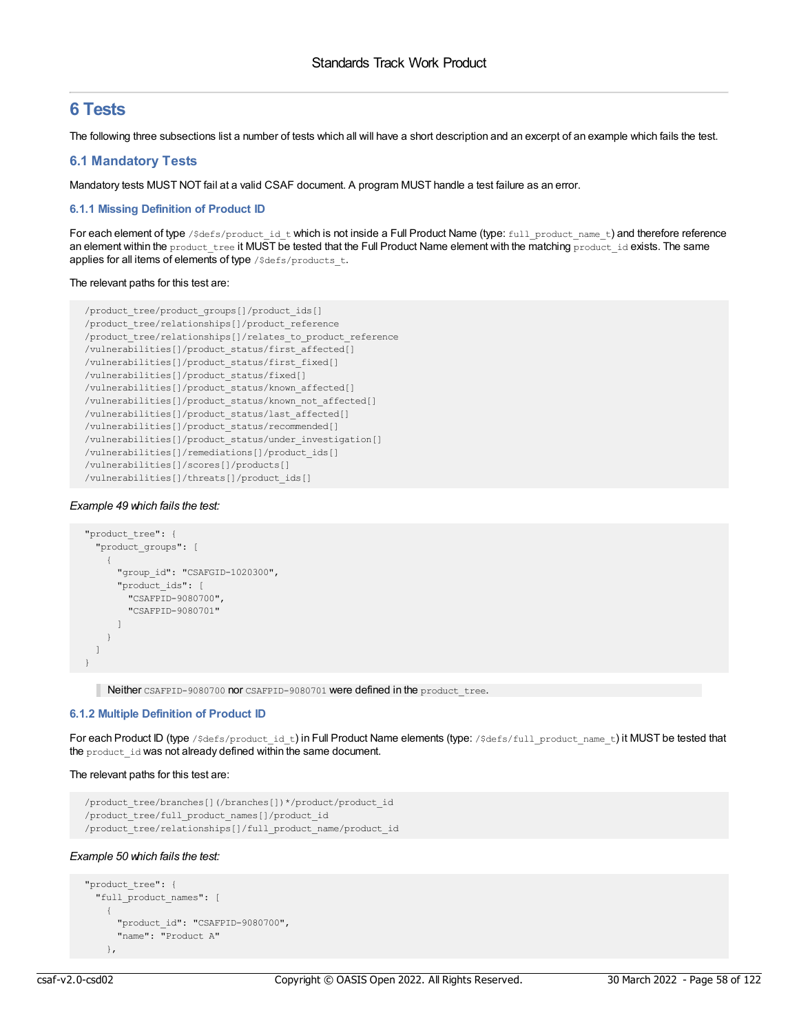# 6 Tests

The following three subsections list a number of tests which all will have a short description and an excerpt of an example which fails the test.

## 6.1 Mandatory Tests

Mandatory tests MUST NOT fail at a valid CSAF document. A program MUST handle a test failure as an error.

### 6.1.1 Missing Definition of Product ID

For each element of type `/$defs/product_id_t` which is not inside a Full Product Name (type: `full_product_name_t`) and therefore reference an element within the `product_tree` it MUST be tested that the Full Product Name element with the matching `product_id` exists. The same applies for all items of elements of type `/$defs/products_t`.

The relevant paths for this test are:

```
/product_tree/product_groups[]/product_ids[]
/product_tree/relationships[]/product_reference
/product_tree/relationships[]/relates_to_product_reference
/vulnerabilities[]/product_status/first_affected[]
/vulnerabilities[]/product_status/first_fixed[]
/vulnerabilities[]/product_status/fixed[]
/vulnerabilities[]/product_status/known_affected[]
/vulnerabilities[]/product_status/known_not_affected[]
/vulnerabilities[]/product_status/last_affected[]
/vulnerabilities[]/product_status/recommended[]
/vulnerabilities[]/product_status/under_investigation[]
/vulnerabilities[]/remediations[]/product_ids[]
/vulnerabilities[]/scores[]/products[]
/vulnerabilities[]/threats[]/product_ids[]
```

*Example 49 which fails the test:*

```
"product_tree": {
  "product_groups": [
    {
      "group_id": "CSAFGID-1020300",
      "product_ids": [
        "CSAFPID-9080700",
        "CSAFPID-9080701"
      ]
    }
  ]
}
```

> Neither `CSAFPID-9080700` nor `CSAFPID-9080701` were defined in the `product_tree`.

### 6.1.2 Multiple Definition of Product ID

For each Product ID (type `/$defs/product_id_t`) in Full Product Name elements (type: `/$defs/full_product_name_t`) it MUST be tested that the `product_id` was not already defined within the same document.

The relevant paths for this test are:

```
/product_tree/branches[](/branches[])*/product/product_id
/product_tree/full_product_names[]/product_id
/product_tree/relationships[]/full_product_name/product_id
```

*Example 50 which fails the test:*

```
"product_tree": {
  "full_product_names": [
    {
      "product_id": "CSAFPID-9080700",
      "name": "Product A"
    },
```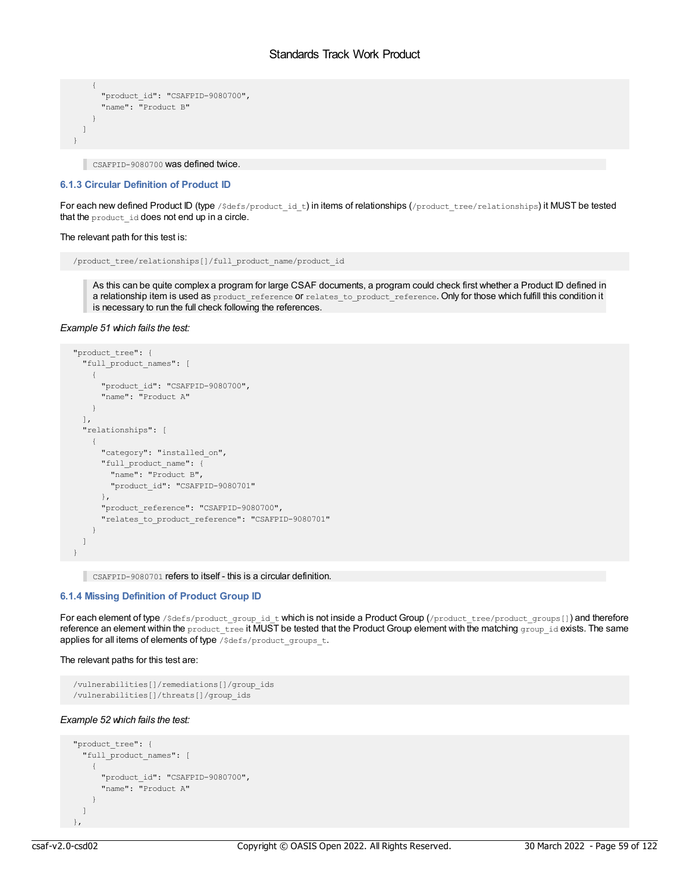```
    {
      "product_id": "CSAFPID-9080700",
      "name": "Product B"
    }
  ]
}
```

> `CSAFPID-9080700` was defined twice.

### 6.1.3 Circular Definition of Product ID

For each new defined Product ID (type `/$defs/product_id_t`) in items of relationships (`/product_tree/relationships`) it MUST be tested that the `product_id` does not end up in a circle.

The relevant path for this test is:

```
/product_tree/relationships[]/full_product_name/product_id
```

> As this can be quite complex a program for large CSAF documents, a program could check first whether a Product ID defined in a relationship item is used as `product_reference` or `relates_to_product_reference`. Only for those which fulfill this condition it is necessary to run the full check following the references.

*Example 51 which fails the test:*

```
"product_tree": {
  "full_product_names": [
    {
      "product_id": "CSAFPID-9080700",
      "name": "Product A"
    }
  ],
  "relationships": [
    {
      "category": "installed_on",
      "full_product_name": {
        "name": "Product B",
        "product_id": "CSAFPID-9080701"
      },
      "product_reference": "CSAFPID-9080700",
      "relates_to_product_reference": "CSAFPID-9080701"
    }
  ]
}
```

> `CSAFPID-9080701` refers to itself - this is a circular definition.

### 6.1.4 Missing Definition of Product Group ID

For each element of type `/$defs/product_group_id_t` which is not inside a Product Group (`/product_tree/product_groups[]`) and therefore reference an element within the `product_tree` it MUST be tested that the Product Group element with the matching `group_id` exists. The same applies for all items of elements of type `/$defs/product_groups_t`.

The relevant paths for this test are:

```
/vulnerabilities[]/remediations[]/group_ids
/vulnerabilities[]/threats[]/group_ids
```

*Example 52 which fails the test:*

```
"product_tree": {
  "full_product_names": [
    {
      "product_id": "CSAFPID-9080700",
      "name": "Product A"
    }
  ]
},
```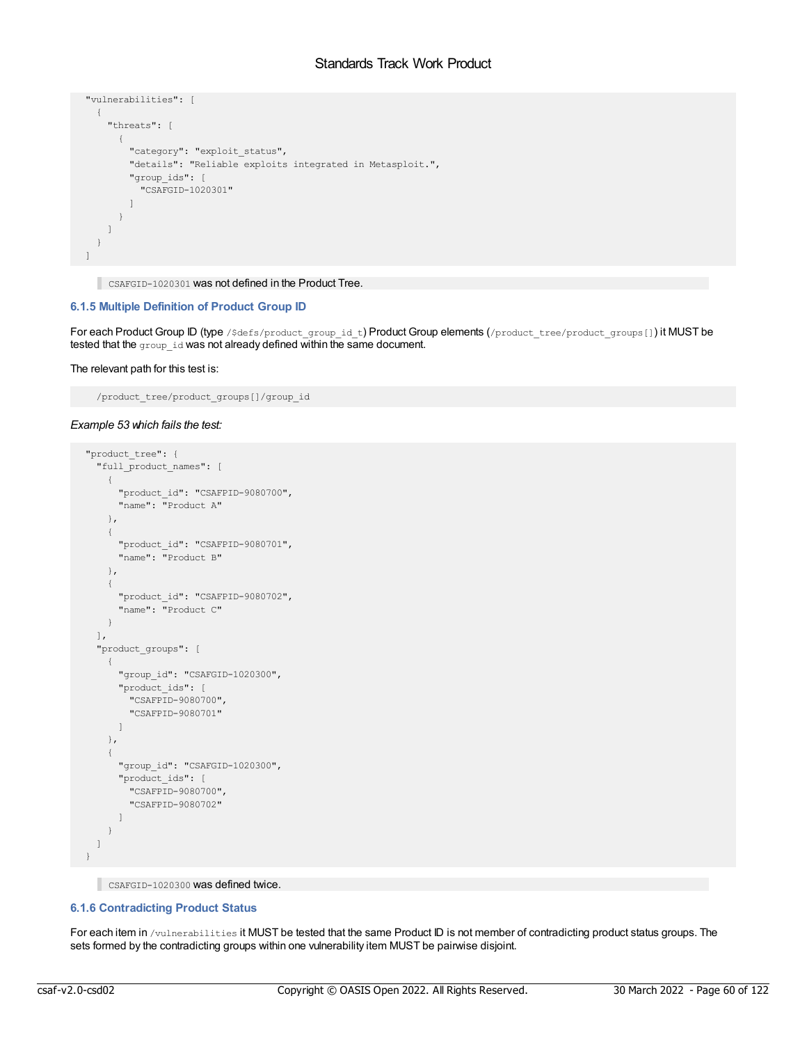```
"vulnerabilities": [
  {
    "threats": [
      {
        "category": "exploit_status",
        "details": "Reliable exploits integrated in Metasploit.",
        "group_ids": [
          "CSAFGID-1020301"
        ]
      }
    ]
  }
]
```

> `CSAFGID-1020301` was not defined in the Product Tree.

### 6.1.5 Multiple Definition of Product Group ID

For each Product Group ID (type `/$defs/product_group_id_t`) Product Group elements (`/product_tree/product_groups[]`) it MUST be tested that the `group_id` was not already defined within the same document.

The relevant path for this test is:

```
/product_tree/product_groups[]/group_id
```

*Example 53 which fails the test:*

```
"product_tree": {
  "full_product_names": [
    {
      "product_id": "CSAFPID-9080700",
      "name": "Product A"
    },
    {
      "product_id": "CSAFPID-9080701",
      "name": "Product B"
    },
    {
      "product_id": "CSAFPID-9080702",
      "name": "Product C"
    }
  ],
  "product_groups": [
    {
      "group_id": "CSAFGID-1020300",
      "product_ids": [
        "CSAFPID-9080700",
        "CSAFPID-9080701"
      ]
    },
    {
      "group_id": "CSAFGID-1020300",
      "product_ids": [
        "CSAFPID-9080700",
        "CSAFPID-9080702"
      ]
    }
  ]
}
```

> `CSAFGID-1020300` was defined twice.

### 6.1.6 Contradicting Product Status

For each item in `/vulnerabilities` it MUST be tested that the same Product ID is not member of contradicting product status groups. The sets formed by the contradicting groups within one vulnerability item MUST be pairwise disjoint.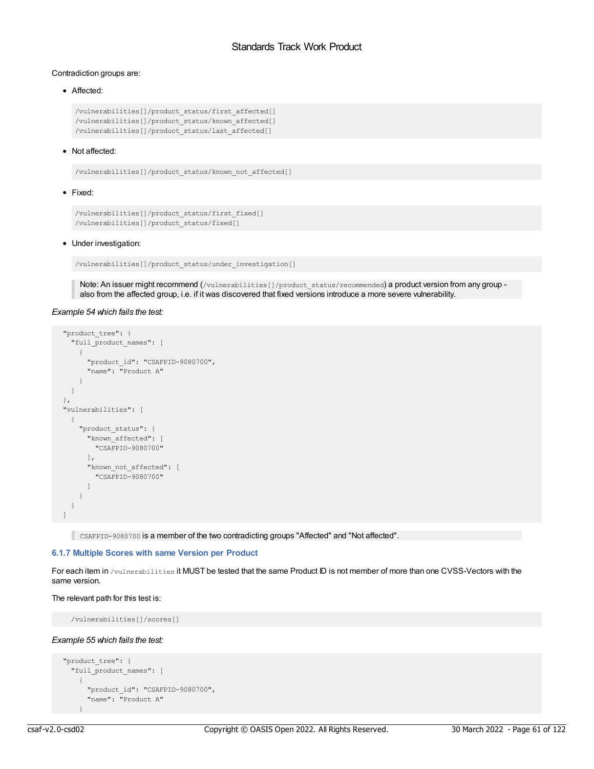Contradiction groups are:

- Affected:

```
/vulnerabilities[]/product_status/first_affected[]
/vulnerabilities[]/product_status/known_affected[]
/vulnerabilities[]/product_status/last_affected[]
```

- Not affected:

```
/vulnerabilities[]/product_status/known_not_affected[]
```

- Fixed:

```
/vulnerabilities[]/product_status/first_fixed[]
/vulnerabilities[]/product_status/fixed[]
```

- Under investigation:

```
/vulnerabilities[]/product_status/under_investigation[]
```

> Note: An issuer might recommend (`/vulnerabilities[]/product_status/recommended`) a product version from any group - also from the affected group, i.e. if it was discovered that fixed versions introduce a more severe vulnerability.

*Example 54 which fails the test:*

```
"product_tree": {
  "full_product_names": [
    {
      "product_id": "CSAFPID-9080700",
      "name": "Product A"
    }
  ]
},
"vulnerabilities": [
  {
    "product_status": {
      "known_affected": [
        "CSAFPID-9080700"
      ],
      "known_not_affected": [
        "CSAFPID-9080700"
      ]
    }
  }
]
```

> `CSAFPID-9080700` is a member of the two contradicting groups "Affected" and "Not affected".

### 6.1.7 Multiple Scores with same Version per Product

For each item in `/vulnerabilities` it MUST be tested that the same Product ID is not member of more than one CVSS-Vectors with the same version.

The relevant path for this test is:

```
/vulnerabilities[]/scores[]
```

*Example 55 which fails the test:*

```
"product_tree": {
  "full_product_names": [
    {
      "product_id": "CSAFPID-9080700",
      "name": "Product A"
    }
```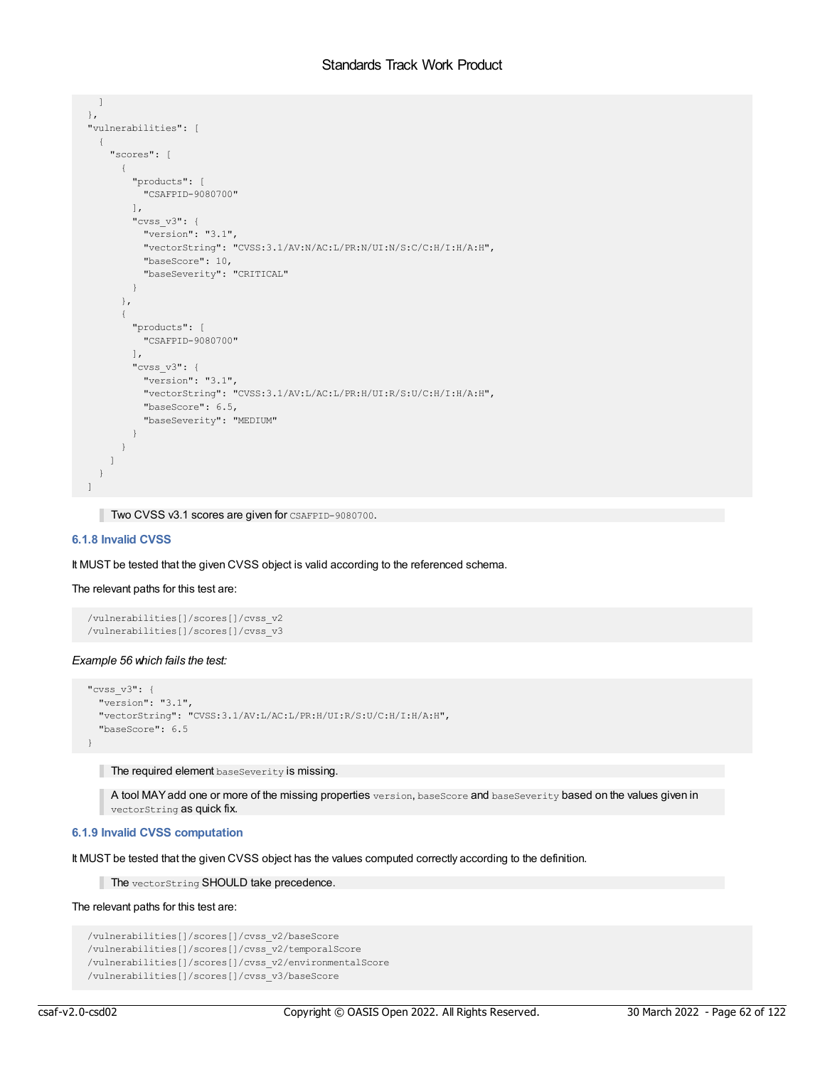```
    ]
  },
  "vulnerabilities": [
    {
      "scores": [
        {
          "products": [
            "CSAFPID-9080700"
          ],
          "cvss_v3": {
            "version": "3.1",
            "vectorString": "CVSS:3.1/AV:N/AC:L/PR:N/UI:N/S:C/C:H/I:H/A:H",
            "baseScore": 10,
            "baseSeverity": "CRITICAL"
          }
        },
        {
          "products": [
            "CSAFPID-9080700"
          ],
          "cvss_v3": {
            "version": "3.1",
            "vectorString": "CVSS:3.1/AV:L/AC:L/PR:H/UI:R/S:U/C:H/I:H/A:H",
            "baseScore": 6.5,
            "baseSeverity": "MEDIUM"
          }
        }
      ]
    }
  ]
```

> Two CVSS v3.1 scores are given for `CSAFPID-9080700`.

### 6.1.8 Invalid CVSS

It MUST be tested that the given CVSS object is valid according to the referenced schema.

The relevant paths for this test are:

```
  /vulnerabilities[]/scores[]/cvss_v2
  /vulnerabilities[]/scores[]/cvss_v3
```

*Example 56 which fails the test:*

```
  "cvss_v3": {
    "version": "3.1",
    "vectorString": "CVSS:3.1/AV:L/AC:L/PR:H/UI:R/S:U/C:H/I:H/A:H",
    "baseScore": 6.5
  }
```

> The required element `baseSeverity` is missing.

> A tool MAY add one or more of the missing properties `version`, `baseScore` and `baseSeverity` based on the values given in `vectorString` as quick fix.

### 6.1.9 Invalid CVSS computation

It MUST be tested that the given CVSS object has the values computed correctly according to the definition.

> The `vectorString` SHOULD take precedence.

The relevant paths for this test are:

```
  /vulnerabilities[]/scores[]/cvss_v2/baseScore
  /vulnerabilities[]/scores[]/cvss_v2/temporalScore
  /vulnerabilities[]/scores[]/cvss_v2/environmentalScore
  /vulnerabilities[]/scores[]/cvss_v3/baseScore
```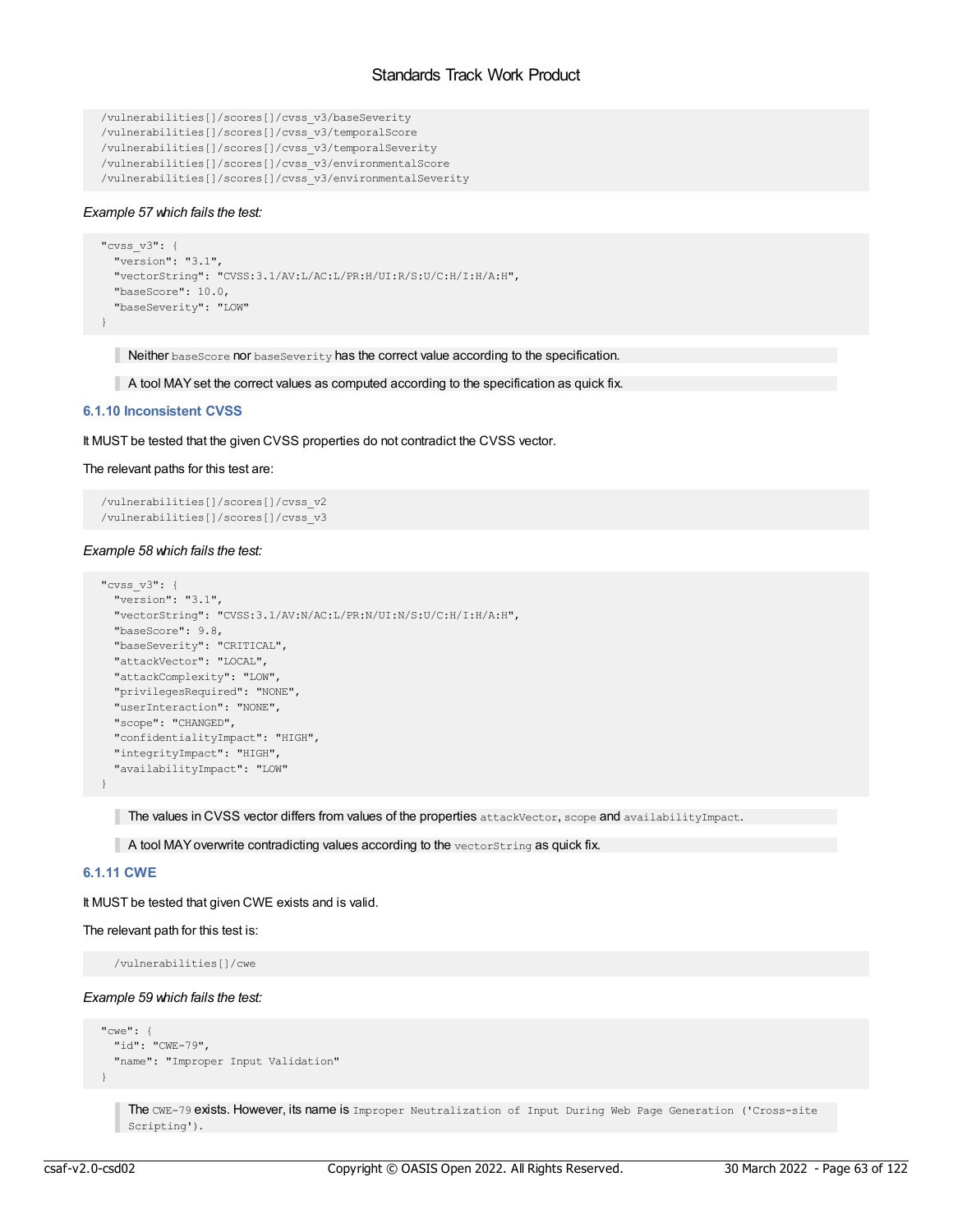```
/vulnerabilities[]/scores[]/cvss_v3/baseSeverity
/vulnerabilities[]/scores[]/cvss_v3/temporalScore
/vulnerabilities[]/scores[]/cvss_v3/temporalSeverity
/vulnerabilities[]/scores[]/cvss_v3/environmentalScore
/vulnerabilities[]/scores[]/cvss_v3/environmentalSeverity
```

*Example 57 which fails the test:*

```
"cvss_v3": {
  "version": "3.1",
  "vectorString": "CVSS:3.1/AV:L/AC:L/PR:H/UI:R/S:U/C:H/I:H/A:H",
  "baseScore": 10.0,
  "baseSeverity": "LOW"
}
```

> Neither `baseScore` nor `baseSeverity` has the correct value according to the specification.

> A tool MAY set the correct values as computed according to the specification as quick fix.

#### 6.1.10 Inconsistent CVSS

It MUST be tested that the given CVSS properties do not contradict the CVSS vector.

The relevant paths for this test are:

```
/vulnerabilities[]/scores[]/cvss_v2
/vulnerabilities[]/scores[]/cvss_v3
```

*Example 58 which fails the test:*

```
"cvss_v3": {
  "version": "3.1",
  "vectorString": "CVSS:3.1/AV:N/AC:L/PR:N/UI:N/S:U/C:H/I:H/A:H",
  "baseScore": 9.8,
  "baseSeverity": "CRITICAL",
  "attackVector": "LOCAL",
  "attackComplexity": "LOW",
  "privilegesRequired": "NONE",
  "userInteraction": "NONE",
  "scope": "CHANGED",
  "confidentialityImpact": "HIGH",
  "integrityImpact": "HIGH",
  "availabilityImpact": "LOW"
}
```

> The values in CVSS vector differs from values of the properties `attackVector`, `scope` and `availabilityImpact`.

> A tool MAY overwrite contradicting values according to the `vectorString` as quick fix.

#### 6.1.11 CWE

It MUST be tested that given CWE exists and is valid.

The relevant path for this test is:

```
  /vulnerabilities[]/cwe
```

*Example 59 which fails the test:*

```
"cwe": {
  "id": "CWE-79",
  "name": "Improper Input Validation"
}
```

> The `CWE-79` exists. However, its name is `Improper Neutralization of Input During Web Page Generation ('Cross-site Scripting')`.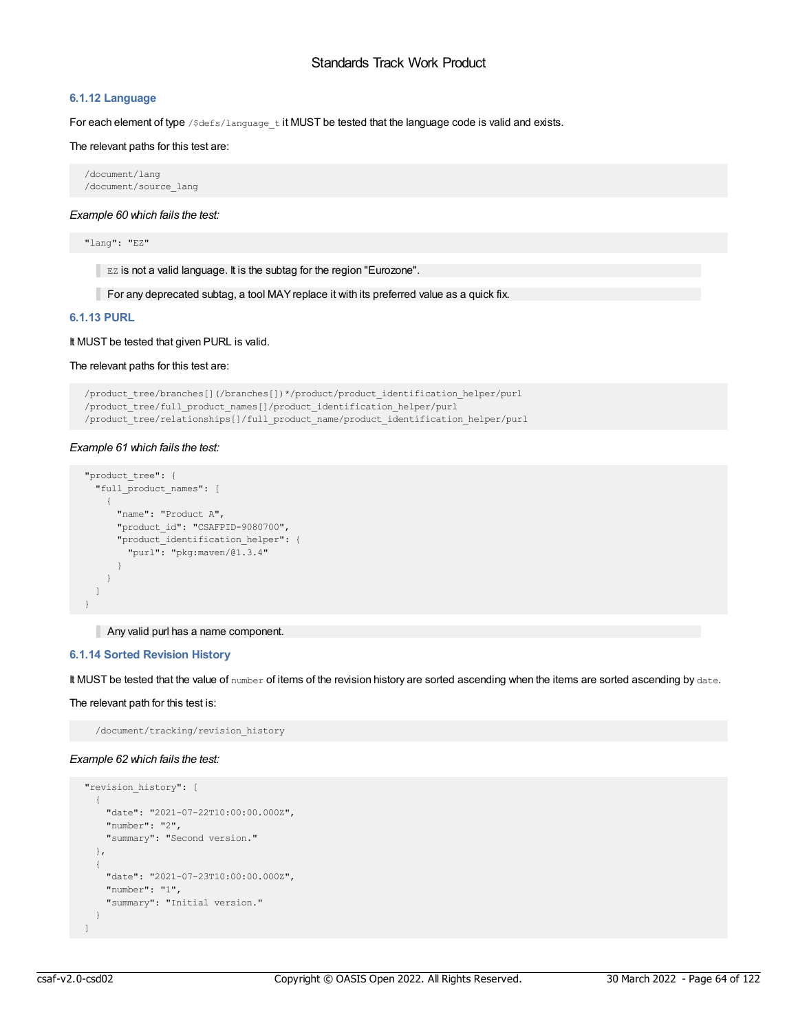### 6.1.12 Language

For each element of type `/$defs/language_t` it MUST be tested that the language code is valid and exists.

The relevant paths for this test are:

```
/document/lang
/document/source_lang
```

*Example 60 which fails the test:*

```
"lang": "EZ"
```

> `EZ` is not a valid language. It is the subtag for the region "Eurozone".

> For any deprecated subtag, a tool MAY replace it with its preferred value as a quick fix.

### 6.1.13 PURL

It MUST be tested that given PURL is valid.

The relevant paths for this test are:

```
/product_tree/branches[](/branches[])*/product/product_identification_helper/purl
/product_tree/full_product_names[]/product_identification_helper/purl
/product_tree/relationships[]/full_product_name/product_identification_helper/purl
```

*Example 61 which fails the test:*

```
"product_tree": {
  "full_product_names": [
    {
      "name": "Product A",
      "product_id": "CSAFPID-9080700",
      "product_identification_helper": {
        "purl": "pkg:maven/@1.3.4"
      }
    }
  ]
}
```

> Any valid purl has a name component.

### 6.1.14 Sorted Revision History

It MUST be tested that the value of `number` of items of the revision history are sorted ascending when the items are sorted ascending by `date`.

The relevant path for this test is:

```
  /document/tracking/revision_history
```

*Example 62 which fails the test:*

```
"revision_history": [
  {
    "date": "2021-07-22T10:00:00.000Z",
    "number": "2",
    "summary": "Second version."
  },
  {
    "date": "2021-07-23T10:00:00.000Z",
    "number": "1",
    "summary": "Initial version."
  }
]
```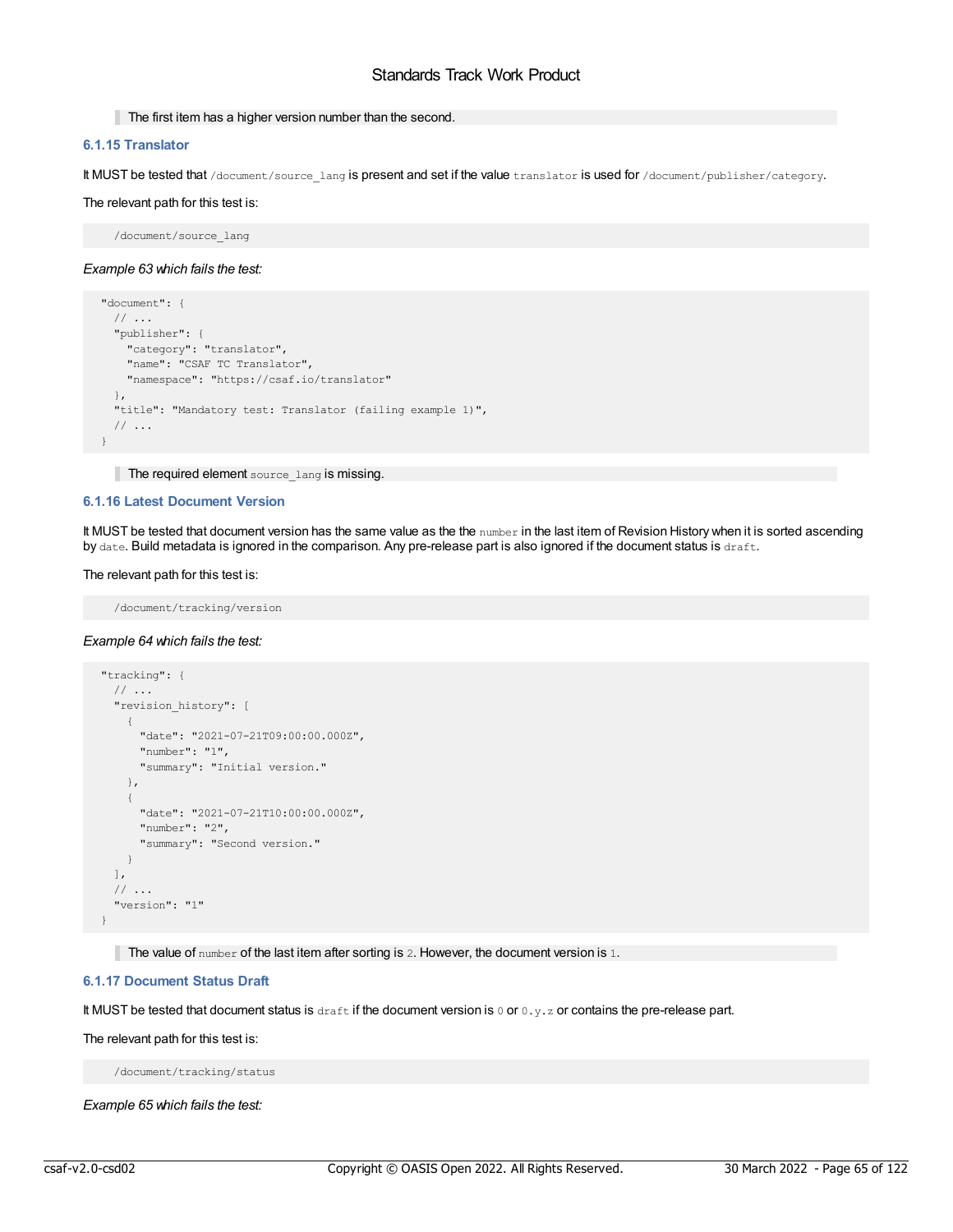> The first item has a higher version number than the second.

### 6.1.15 Translator

It MUST be tested that `/document/source_lang` is present and set if the value `translator` is used for `/document/publisher/category`.

The relevant path for this test is:

```
    /document/source_lang
```

*Example 63 which fails the test:*

```
  "document": {
    // ...
    "publisher": {
      "category": "translator",
      "name": "CSAF TC Translator",
      "namespace": "https://csaf.io/translator"
    },
    "title": "Mandatory test: Translator (failing example 1)",
    // ...
  }
```

> The required element `source_lang` is missing.

### 6.1.16 Latest Document Version

It MUST be tested that document version has the same value as the the `number` in the last item of Revision History when it is sorted ascending by `date`. Build metadata is ignored in the comparison. Any pre-release part is also ignored if the document status is `draft`.

The relevant path for this test is:

```
    /document/tracking/version
```

*Example 64 which fails the test:*

```
  "tracking": {
    // ...
    "revision_history": [
      {
        "date": "2021-07-21T09:00:00.000Z",
        "number": "1",
        "summary": "Initial version."
      },
      {
        "date": "2021-07-21T10:00:00.000Z",
        "number": "2",
        "summary": "Second version."
      }
    ],
    // ...
    "version": "1"
  }
```

> The value of `number` of the last item after sorting is `2`. However, the document version is `1`.

### 6.1.17 Document Status Draft

It MUST be tested that document status is `draft` if the document version is `0` or `0.y.z` or contains the pre-release part.

The relevant path for this test is:

```
    /document/tracking/status
```

*Example 65 which fails the test:*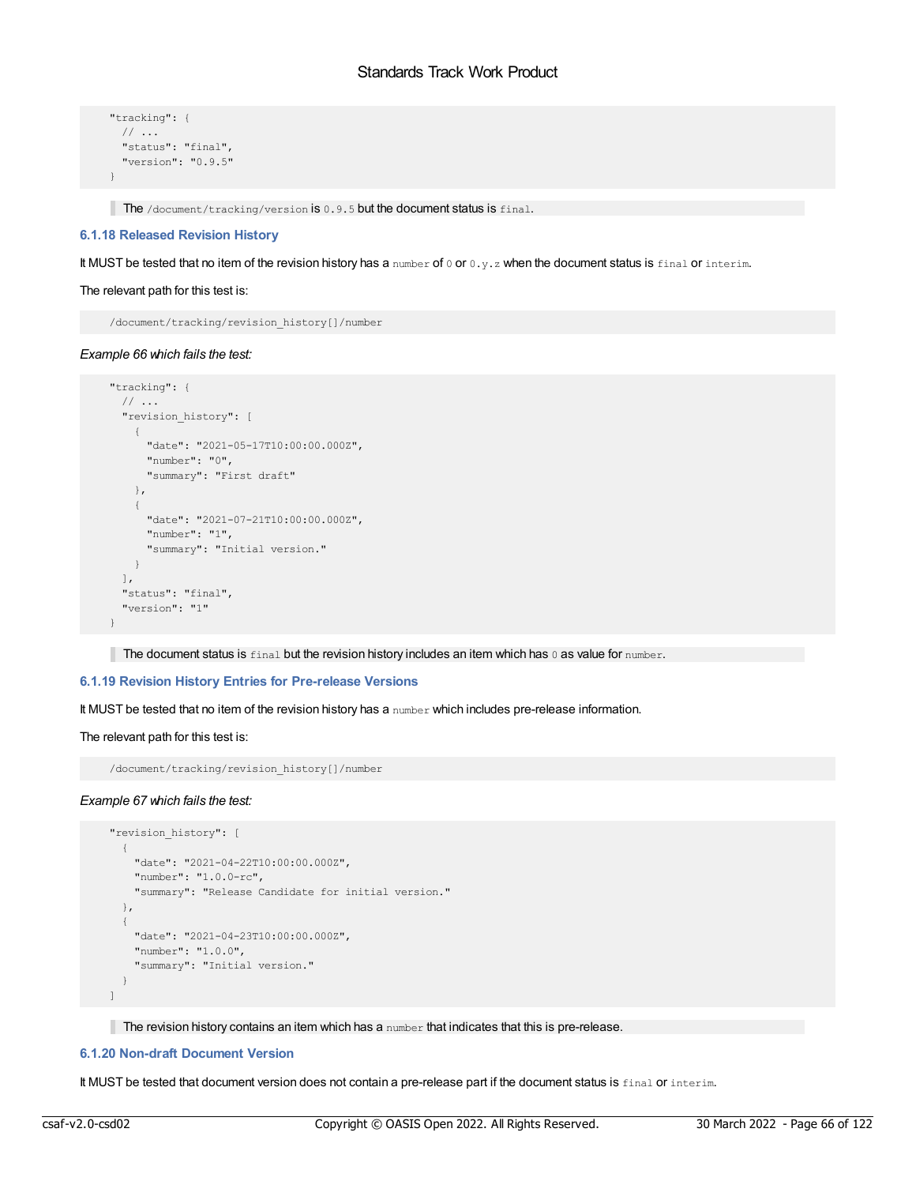```
"tracking": {
  // ...
  "status": "final",
  "version": "0.9.5"
}
```

> The `/document/tracking/version` is `0.9.5` but the document status is `final`.

### 6.1.18 Released Revision History

It MUST be tested that no item of the revision history has a `number` of `0` or `0.y.z` when the document status is `final` or `interim`.

The relevant path for this test is:

```
/document/tracking/revision_history[]/number
```

*Example 66 which fails the test:*

```
"tracking": {
  // ...
  "revision_history": [
    {
      "date": "2021-05-17T10:00:00.000Z",
      "number": "0",
      "summary": "First draft"
    },
    {
      "date": "2021-07-21T10:00:00.000Z",
      "number": "1",
      "summary": "Initial version."
    }
  ],
  "status": "final",
  "version": "1"
}
```

> The document status is `final` but the revision history includes an item which has `0` as value for `number`.

### 6.1.19 Revision History Entries for Pre-release Versions

It MUST be tested that no item of the revision history has a `number` which includes pre-release information.

The relevant path for this test is:

```
/document/tracking/revision_history[]/number
```

*Example 67 which fails the test:*

```
"revision_history": [
  {
    "date": "2021-04-22T10:00:00.000Z",
    "number": "1.0.0-rc",
    "summary": "Release Candidate for initial version."
  },
  {
    "date": "2021-04-23T10:00:00.000Z",
    "number": "1.0.0",
    "summary": "Initial version."
  }
]
```

> The revision history contains an item which has a `number` that indicates that this is pre-release.

### 6.1.20 Non-draft Document Version

It MUST be tested that document version does not contain a pre-release part if the document status is `final` or `interim`.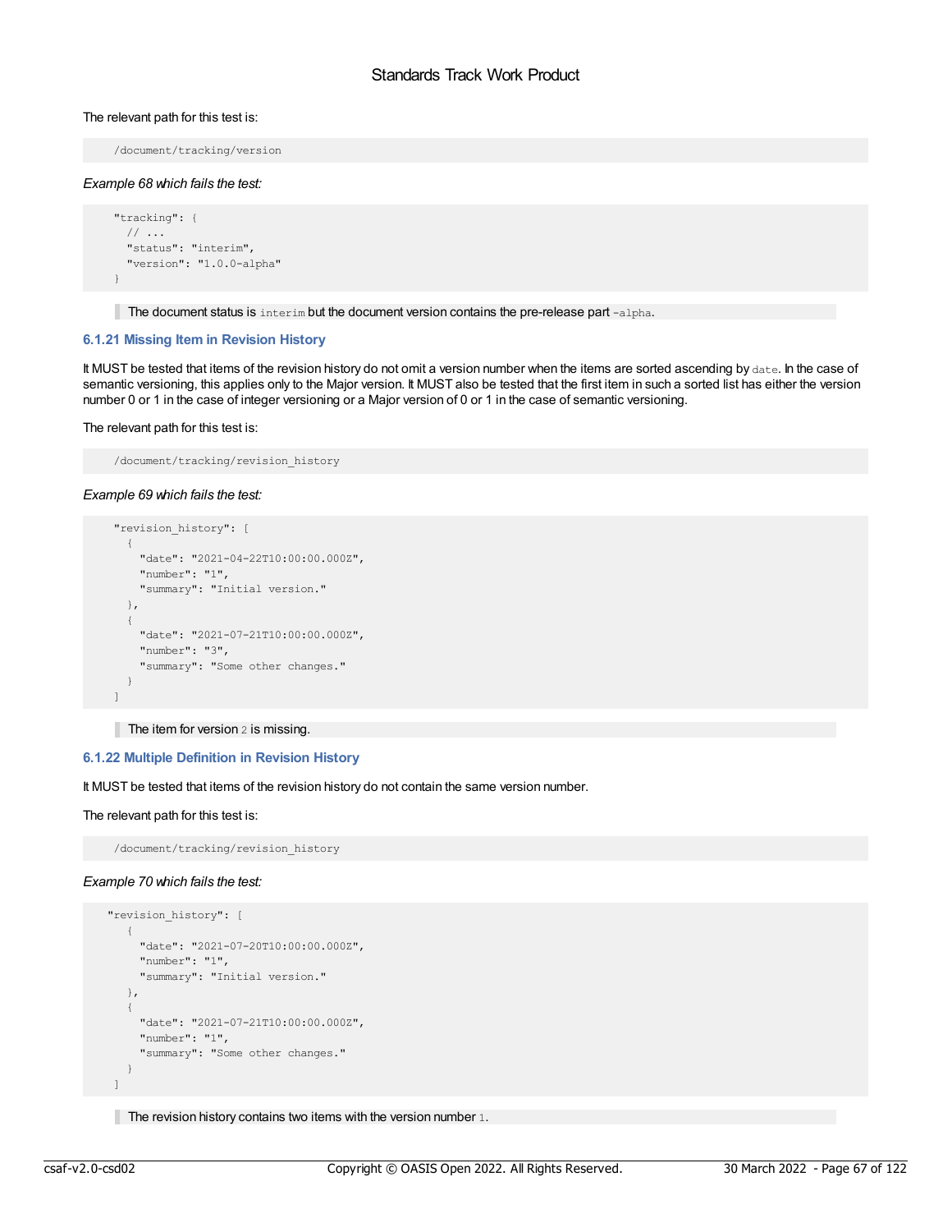The relevant path for this test is:

```
/document/tracking/version
```

*Example 68 which fails the test:*

```
"tracking": {
  // ...
  "status": "interim",
  "version": "1.0.0-alpha"
}
```

> The document status is `interim` but the document version contains the pre-release part `-alpha`.

### 6.1.21 Missing Item in Revision History

It MUST be tested that items of the revision history do not omit a version number when the items are sorted ascending by `date`. In the case of semantic versioning, this applies only to the Major version. It MUST also be tested that the first item in such a sorted list has either the version number 0 or 1 in the case of integer versioning or a Major version of 0 or 1 in the case of semantic versioning.

The relevant path for this test is:

```
/document/tracking/revision_history
```

*Example 69 which fails the test:*

```
"revision_history": [
  {
    "date": "2021-04-22T10:00:00.000Z",
    "number": "1",
    "summary": "Initial version."
  },
  {
    "date": "2021-07-21T10:00:00.000Z",
    "number": "3",
    "summary": "Some other changes."
  }
]
```

> The item for version `2` is missing.

### 6.1.22 Multiple Definition in Revision History

It MUST be tested that items of the revision history do not contain the same version number.

The relevant path for this test is:

```
/document/tracking/revision_history
```

*Example 70 which fails the test:*

```
"revision_history": [
  {
    "date": "2021-07-20T10:00:00.000Z",
    "number": "1",
    "summary": "Initial version."
  },
  {
    "date": "2021-07-21T10:00:00.000Z",
    "number": "1",
    "summary": "Some other changes."
  }
]
```

> The revision history contains two items with the version number `1`.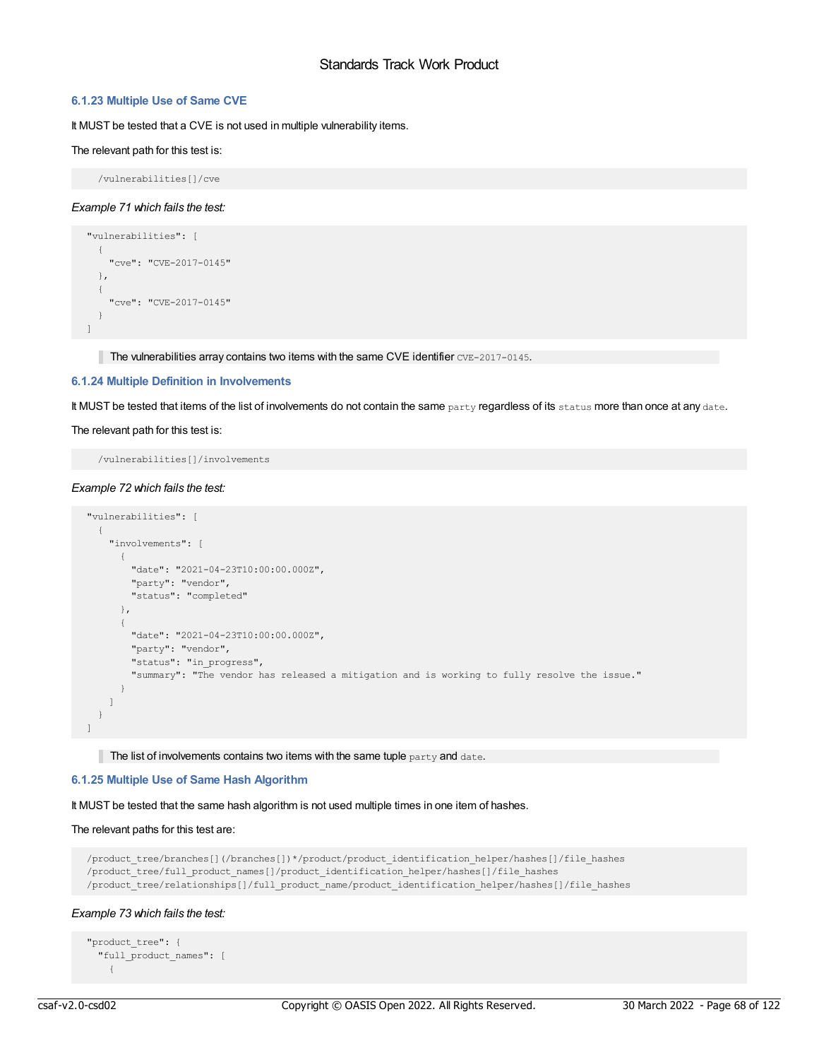### 6.1.23 Multiple Use of Same CVE

It MUST be tested that a CVE is not used in multiple vulnerability items.

The relevant path for this test is:

```
/vulnerabilities[]/cve
```

*Example 71 which fails the test:*

```
"vulnerabilities": [
  {
    "cve": "CVE-2017-0145"
  },
  {
    "cve": "CVE-2017-0145"
  }
]
```

> The vulnerabilities array contains two items with the same CVE identifier `CVE-2017-0145`.

### 6.1.24 Multiple Definition in Involvements

It MUST be tested that items of the list of involvements do not contain the same `party` regardless of its `status` more than once at any `date`.

The relevant path for this test is:

```
/vulnerabilities[]/involvements
```

*Example 72 which fails the test:*

```
"vulnerabilities": [
  {
    "involvements": [
      {
        "date": "2021-04-23T10:00:00.000Z",
        "party": "vendor",
        "status": "completed"
      },
      {
        "date": "2021-04-23T10:00:00.000Z",
        "party": "vendor",
        "status": "in_progress",
        "summary": "The vendor has released a mitigation and is working to fully resolve the issue."
      }
    ]
  }
]
```

> The list of involvements contains two items with the same tuple `party` and `date`.

### 6.1.25 Multiple Use of Same Hash Algorithm

It MUST be tested that the same hash algorithm is not used multiple times in one item of hashes.

The relevant paths for this test are:

```
/product_tree/branches[](/branches[])*/product/product_identification_helper/hashes[]/file_hashes
/product_tree/full_product_names[]/product_identification_helper/hashes[]/file_hashes
/product_tree/relationships[]/full_product_name/product_identification_helper/hashes[]/file_hashes
```

*Example 73 which fails the test:*

```
"product_tree": {
  "full_product_names": [
    {
```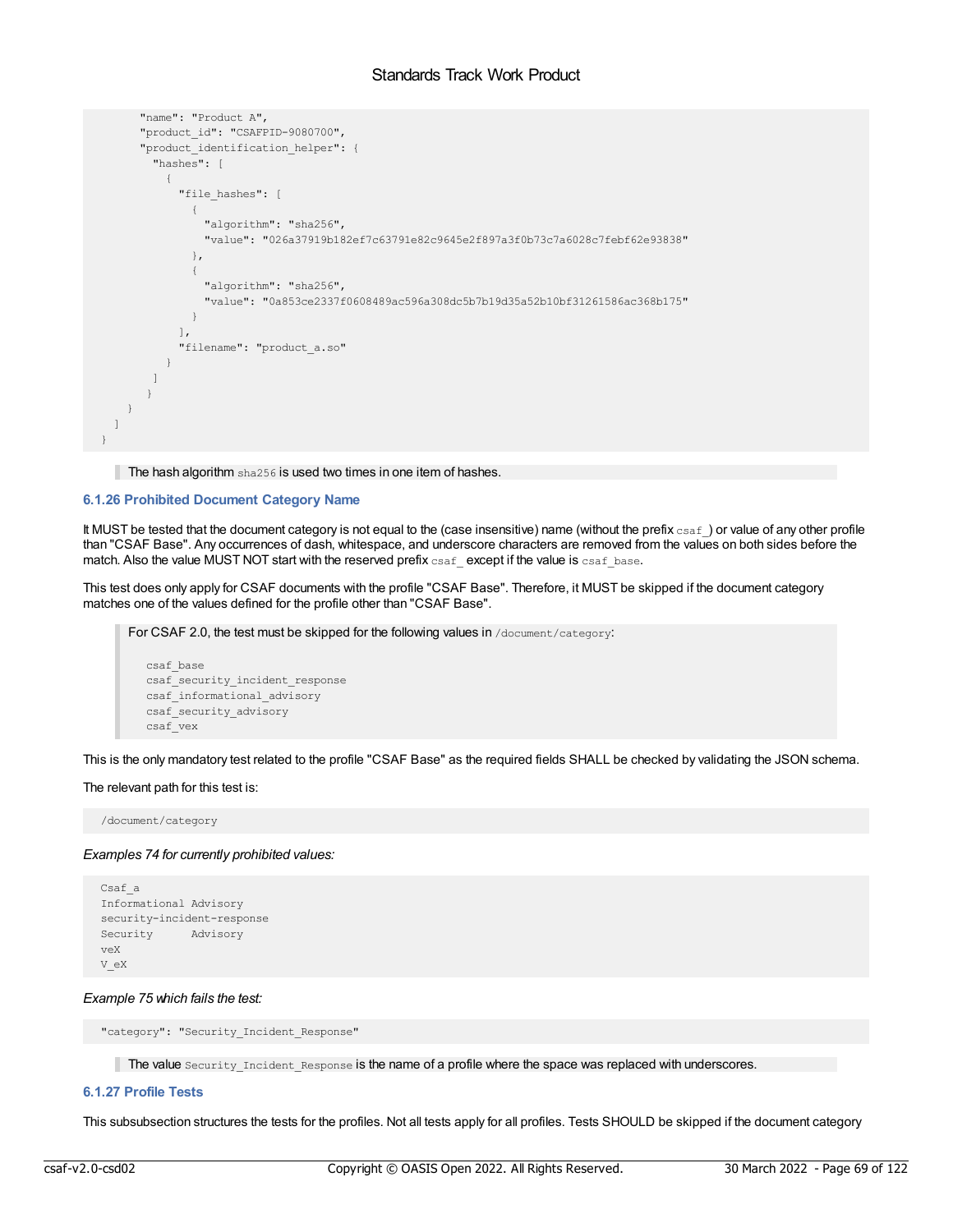```
        "name": "Product A",
        "product_id": "CSAFPID-9080700",
        "product_identification_helper": {
          "hashes": [
            {
              "file_hashes": [
                {
                  "algorithm": "sha256",
                  "value": "026a37919b182ef7c63791e82c9645e2f897a3f0b73c7a6028c7febf62e93838"
                },
                {
                  "algorithm": "sha256",
                  "value": "0a853ce2337f0608489ac596a308dc5b7b19d35a52b10bf31261586ac368b175"
                }
              ],
              "filename": "product_a.so"
            }
          ]
        }
      }
    ]
  }
```

> The hash algorithm `sha256` is used two times in one item of hashes.

### 6.1.26 Prohibited Document Category Name

It MUST be tested that the document category is not equal to the (case insensitive) name (without the prefix `csaf_`) or value of any other profile than "CSAF Base". Any occurrences of dash, whitespace, and underscore characters are removed from the values on both sides before the match. Also the value MUST NOT start with the reserved prefix `csaf_` except if the value is `csaf_base`.

This test does only apply for CSAF documents with the profile "CSAF Base". Therefore, it MUST be skipped if the document category matches one of the values defined for the profile other than "CSAF Base".

> For CSAF 2.0, the test must be skipped for the following values in `/document/category`:
>
> ```
> csaf_base
> csaf_security_incident_response
> csaf_informational_advisory
> csaf_security_advisory
> csaf_vex
> ```

This is the only mandatory test related to the profile "CSAF Base" as the required fields SHALL be checked by validating the JSON schema.

The relevant path for this test is:

```
/document/category
```

*Examples 74 for currently prohibited values:*

```
Csaf_a
Informational Advisory
security-incident-response
Security      Advisory
veX
V_eX
```

*Example 75 which fails the test:*

```
"category": "Security_Incident_Response"
```

> The value `Security_Incident_Response` is the name of a profile where the space was replaced with underscores.

### 6.1.27 Profile Tests

This subsubsection structures the tests for the profiles. Not all tests apply for all profiles. Tests SHOULD be skipped if the document category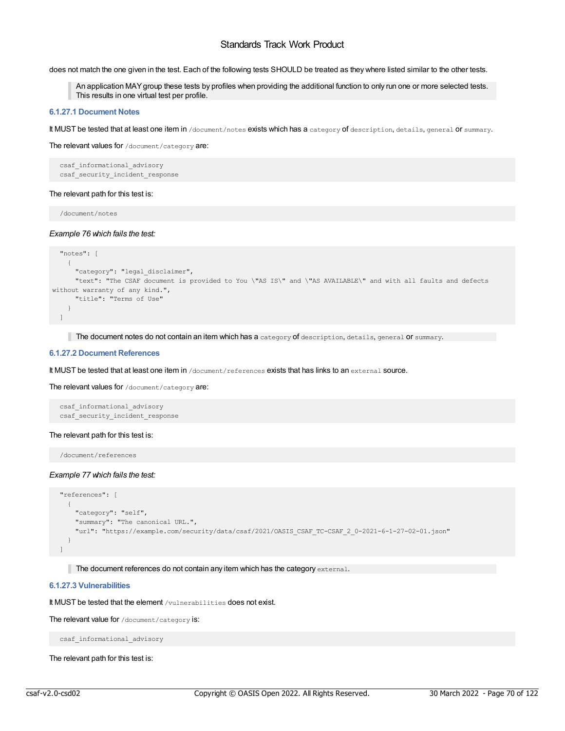does not match the one given in the test. Each of the following tests SHOULD be treated as they where listed similar to the other tests.

> An application MAY group these tests by profiles when providing the additional function to only run one or more selected tests. This results in one virtual test per profile.

#### 6.1.27.1 Document Notes

It MUST be tested that at least one item in `/document/notes` exists which has a `category` of `description`, `details`, `general` or `summary`.

The relevant values for `/document/category` are:

```
csaf_informational_advisory
csaf_security_incident_response
```

The relevant path for this test is:

```
/document/notes
```

*Example 76 which fails the test:*

```
"notes": [
  {
    "category": "legal_disclaimer",
    "text": "The CSAF document is provided to You \"AS IS\" and \"AS AVAILABLE\" and with all faults and defects without warranty of any kind.",
    "title": "Terms of Use"
  }
]
```

> The document notes do not contain an item which has a `category` of `description`, `details`, `general` or `summary`.

#### 6.1.27.2 Document References

It MUST be tested that at least one item in `/document/references` exists that has links to an `external` source.

The relevant values for `/document/category` are:

```
csaf_informational_advisory
csaf_security_incident_response
```

The relevant path for this test is:

```
/document/references
```

*Example 77 which fails the test:*

```
"references": [
  {
    "category": "self",
    "summary": "The canonical URL.",
    "url": "https://example.com/security/data/csaf/2021/OASIS_CSAF_TC-CSAF_2_0-2021-6-1-27-02-01.json"
  }
]
```

> The document references do not contain any item which has the category `external`.

#### 6.1.27.3 Vulnerabilities

It MUST be tested that the element `/vulnerabilities` does not exist.

The relevant value for `/document/category` is:

```
csaf_informational_advisory
```

The relevant path for this test is: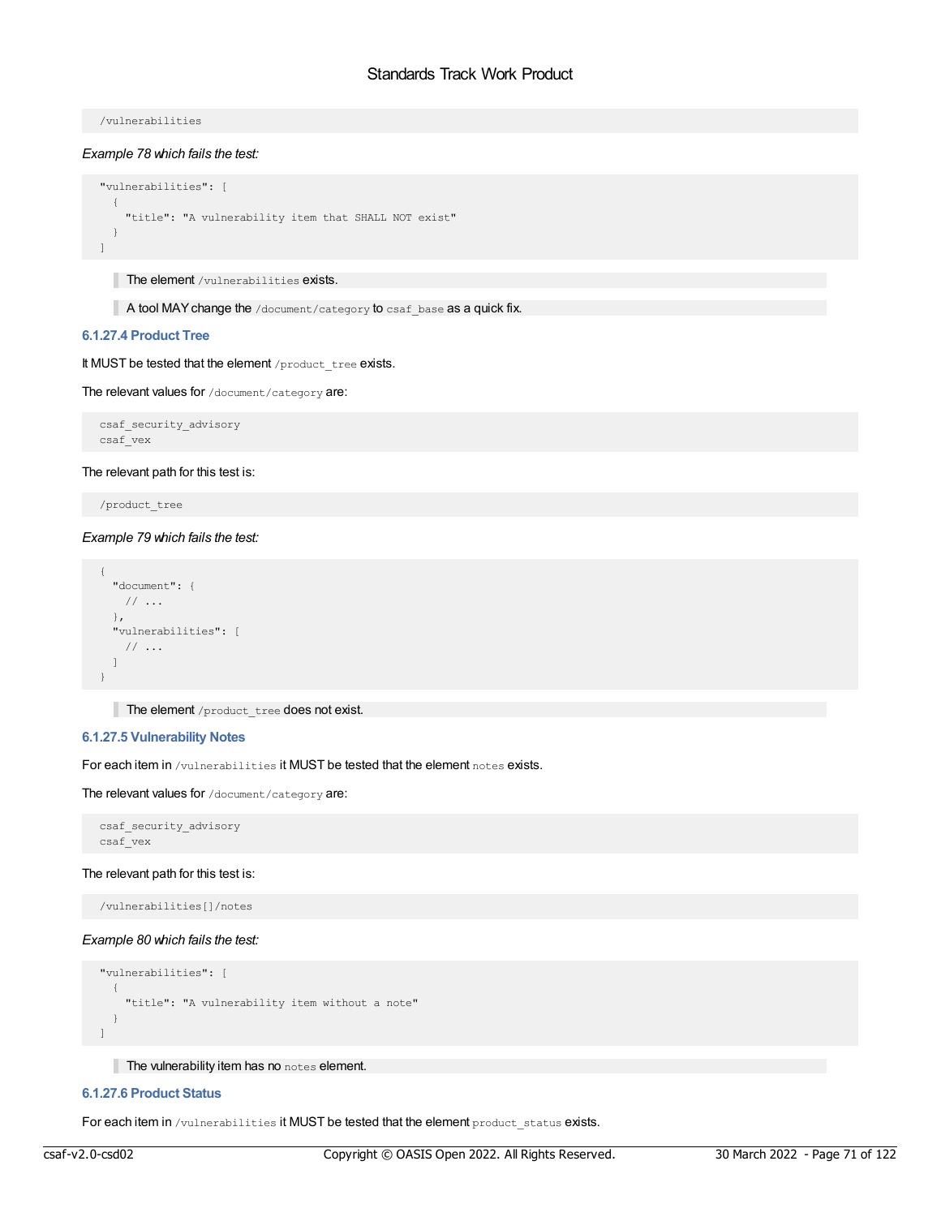```
/vulnerabilities
```

*Example 78 which fails the test:*

```
"vulnerabilities": [
  {
    "title": "A vulnerability item that SHALL NOT exist"
  }
]
```

> The element `/vulnerabilities` exists.

> A tool MAY change the `/document/category` to `csaf_base` as a quick fix.

#### 6.1.27.4 Product Tree

It MUST be tested that the element `/product_tree` exists.

The relevant values for `/document/category` are:

```
csaf_security_advisory
csaf_vex
```

The relevant path for this test is:

```
/product_tree
```

*Example 79 which fails the test:*

```
{
  "document": {
    // ...
  },
  "vulnerabilities": [
    // ...
  ]
}
```

> The element `/product_tree` does not exist.

#### 6.1.27.5 Vulnerability Notes

For each item in `/vulnerabilities` it MUST be tested that the element `notes` exists.

The relevant values for `/document/category` are:

```
csaf_security_advisory
csaf_vex
```

The relevant path for this test is:

```
/vulnerabilities[]/notes
```

*Example 80 which fails the test:*

```
"vulnerabilities": [
  {
    "title": "A vulnerability item without a note"
  }
]
```

> The vulnerability item has no `notes` element.

#### 6.1.27.6 Product Status

For each item in `/vulnerabilities` it MUST be tested that the element `product_status` exists.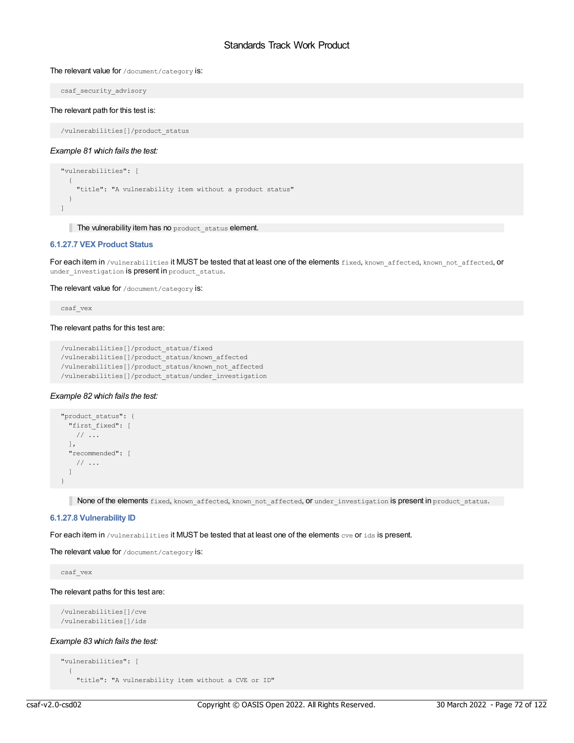The relevant value for `/document/category` is:

```
csaf_security_advisory
```

The relevant path for this test is:

```
/vulnerabilities[]/product_status
```

*Example 81 which fails the test:*

```
"vulnerabilities": [
  {
    "title": "A vulnerability item without a product status"
  }
]
```

> The vulnerability item has no `product_status` element.

#### 6.1.27.7 VEX Product Status

For each item in `/vulnerabilities` it MUST be tested that at least one of the elements `fixed`, `known_affected`, `known_not_affected`, or `under_investigation` is present in `product_status`.

The relevant value for `/document/category` is:

```
csaf_vex
```

The relevant paths for this test are:

```
/vulnerabilities[]/product_status/fixed
/vulnerabilities[]/product_status/known_affected
/vulnerabilities[]/product_status/known_not_affected
/vulnerabilities[]/product_status/under_investigation
```

*Example 82 which fails the test:*

```
"product_status": {
  "first_fixed": [
    // ...
  ],
  "recommended": [
    // ...
  ]
}
```

> None of the elements `fixed`, `known_affected`, `known_not_affected`, or `under_investigation` is present in `product_status`.

#### 6.1.27.8 Vulnerability ID

For each item in `/vulnerabilities` it MUST be tested that at least one of the elements `cve` or `ids` is present.

The relevant value for `/document/category` is:

```
csaf_vex
```

The relevant paths for this test are:

```
/vulnerabilities[]/cve
/vulnerabilities[]/ids
```

*Example 83 which fails the test:*

```
"vulnerabilities": [
  {
    "title": "A vulnerability item without a CVE or ID"
```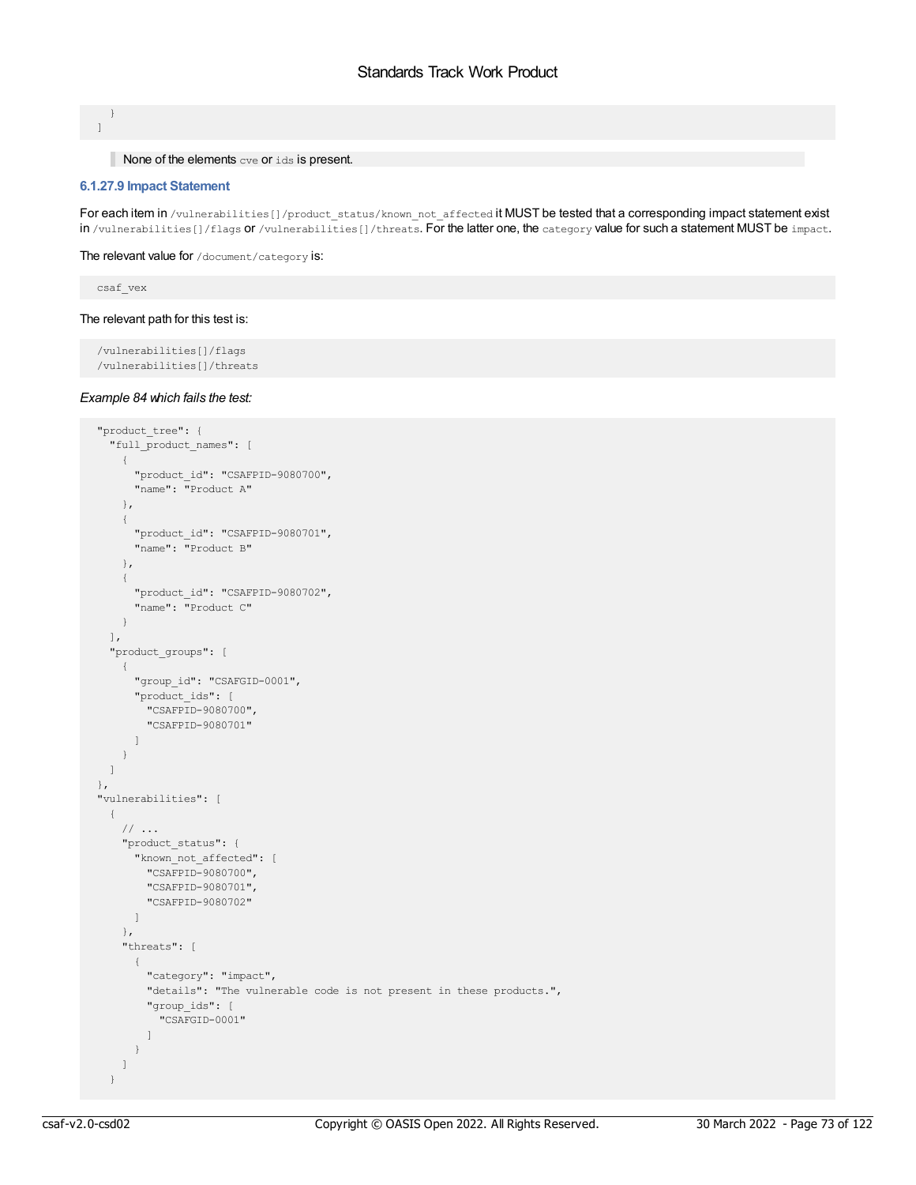```
  }
]
```

> None of the elements `cve` or `ids` is present.

#### 6.1.27.9 Impact Statement

For each item in `/vulnerabilities[]/product_status/known_not_affected` it MUST be tested that a corresponding impact statement exist in `/vulnerabilities[]/flags` or `/vulnerabilities[]/threats`. For the latter one, the `category` value for such a statement MUST be `impact`.

The relevant value for `/document/category` is:

```
csaf_vex
```

The relevant path for this test is:

```
/vulnerabilities[]/flags
/vulnerabilities[]/threats
```

*Example 84 which fails the test:*

```
"product_tree": {
  "full_product_names": [
    {
      "product_id": "CSAFPID-9080700",
      "name": "Product A"
    },
    {
      "product_id": "CSAFPID-9080701",
      "name": "Product B"
    },
    {
      "product_id": "CSAFPID-9080702",
      "name": "Product C"
    }
  ],
  "product_groups": [
    {
      "group_id": "CSAFGID-0001",
      "product_ids": [
        "CSAFPID-9080700",
        "CSAFPID-9080701"
      ]
    }
  ]
},
"vulnerabilities": [
  {
    // ...
    "product_status": {
      "known_not_affected": [
        "CSAFPID-9080700",
        "CSAFPID-9080701",
        "CSAFPID-9080702"
      ]
    },
    "threats": [
      {
        "category": "impact",
        "details": "The vulnerable code is not present in these products.",
        "group_ids": [
          "CSAFGID-0001"
        ]
      }
    ]
  }
```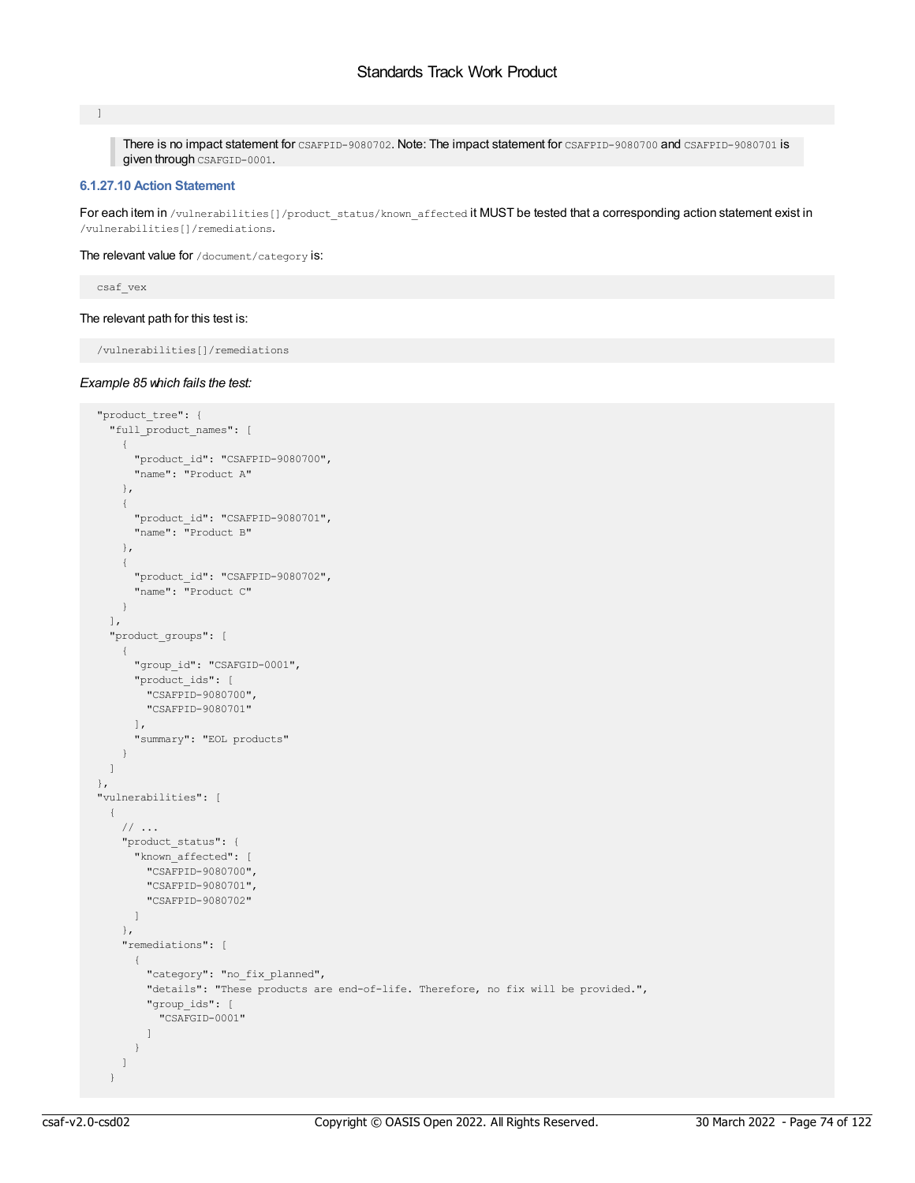```
]
```

> There is no impact statement for `CSAFPID-9080702`. Note: The impact statement for `CSAFPID-9080700` and `CSAFPID-9080701` is given through `CSAFGID-0001`.

#### 6.1.27.10 Action Statement

For each item in `/vulnerabilities[]/product_status/known_affected` it MUST be tested that a corresponding action statement exist in `/vulnerabilities[]/remediations`.

The relevant value for `/document/category` is:

```
csaf_vex
```

The relevant path for this test is:

```
/vulnerabilities[]/remediations
```

*Example 85 which fails the test:*

```
"product_tree": {
  "full_product_names": [
    {
      "product_id": "CSAFPID-9080700",
      "name": "Product A"
    },
    {
      "product_id": "CSAFPID-9080701",
      "name": "Product B"
    },
    {
      "product_id": "CSAFPID-9080702",
      "name": "Product C"
    }
  ],
  "product_groups": [
    {
      "group_id": "CSAFGID-0001",
      "product_ids": [
        "CSAFPID-9080700",
        "CSAFPID-9080701"
      ],
      "summary": "EOL products"
    }
  ]
},
"vulnerabilities": [
  {
    // ...
    "product_status": {
      "known_affected": [
        "CSAFPID-9080700",
        "CSAFPID-9080701",
        "CSAFPID-9080702"
      ]
    },
    "remediations": [
      {
        "category": "no_fix_planned",
        "details": "These products are end-of-life. Therefore, no fix will be provided.",
        "group_ids": [
          "CSAFGID-0001"
        ]
      }
    ]
  }
```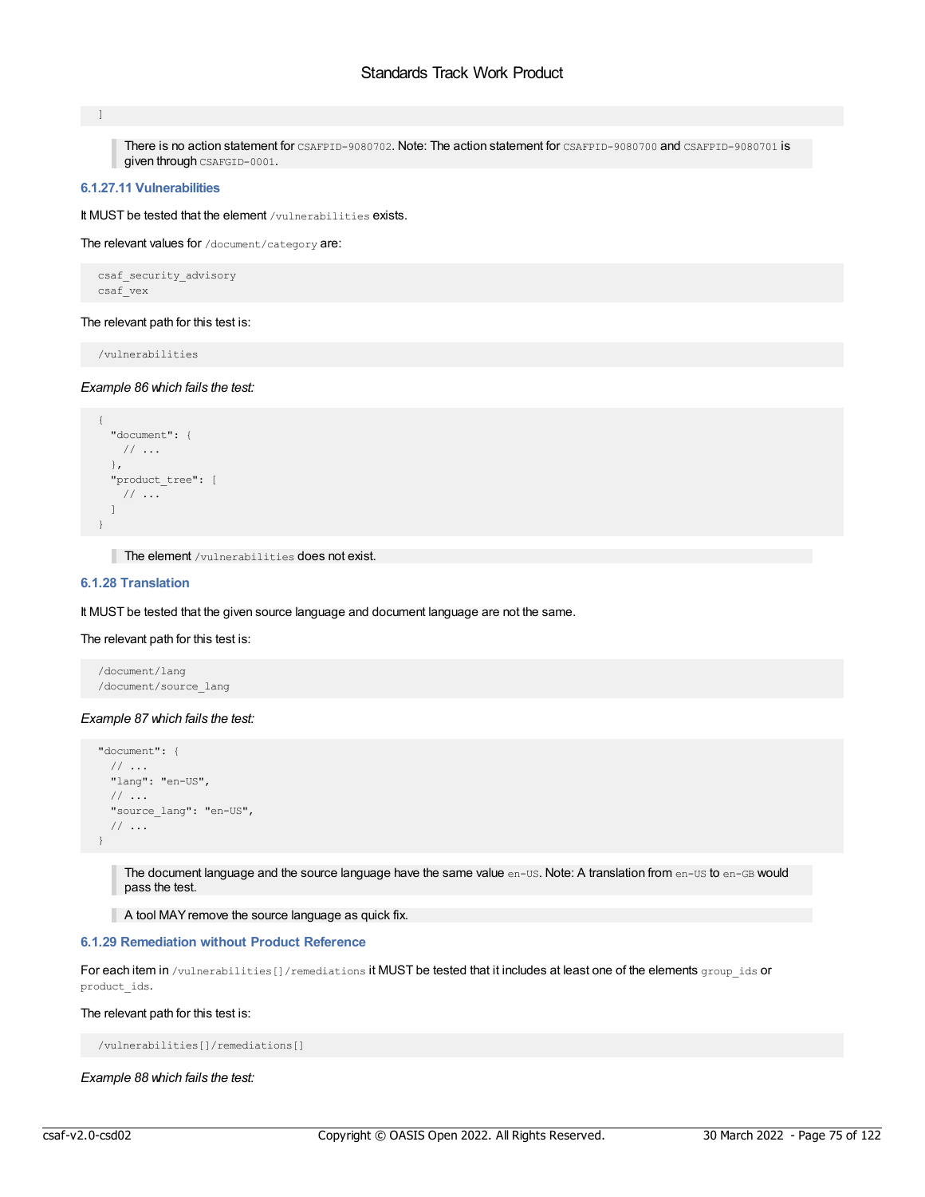```
]
```

> There is no action statement for `CSAFPID-9080702`. Note: The action statement for `CSAFPID-9080700` and `CSAFPID-9080701` is given through `CSAFGID-0001`.

#### 6.1.27.11 Vulnerabilities

It MUST be tested that the element `/vulnerabilities` exists.

The relevant values for `/document/category` are:

```
csaf_security_advisory
csaf_vex
```

The relevant path for this test is:

```
/vulnerabilities
```

*Example 86 which fails the test:*

```
{
  "document": {
    // ...
  },
  "product_tree": [
    // ...
  ]
}
```

> The element `/vulnerabilities` does not exist.

### 6.1.28 Translation

It MUST be tested that the given source language and document language are not the same.

The relevant path for this test is:

```
/document/lang
/document/source_lang
```

*Example 87 which fails the test:*

```
"document": {
  // ...
  "lang": "en-US",
  // ...
  "source_lang": "en-US",
  // ...
}
```

> The document language and the source language have the same value `en-US`. Note: A translation from `en-US` to `en-GB` would pass the test.

> A tool MAY remove the source language as quick fix.

### 6.1.29 Remediation without Product Reference

For each item in `/vulnerabilities[]/remediations` it MUST be tested that it includes at least one of the elements `group_ids` or `product_ids`.

The relevant path for this test is:

```
/vulnerabilities[]/remediations[]
```

*Example 88 which fails the test:*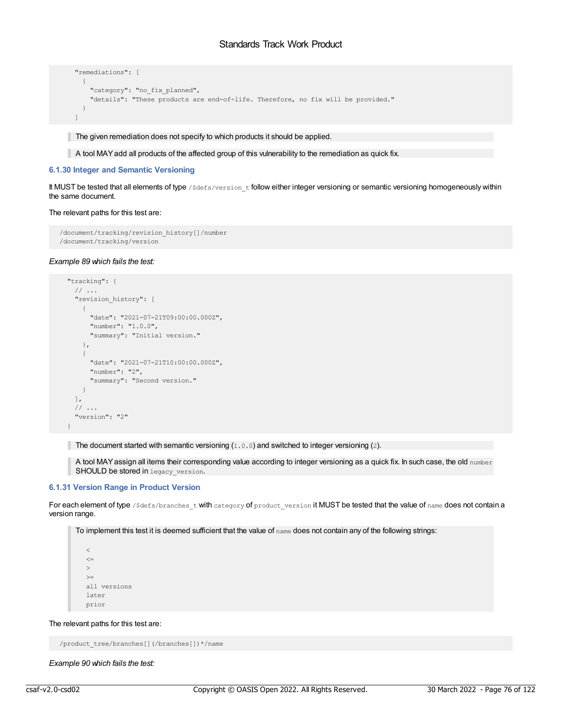```
  "remediations": [
    {
      "category": "no_fix_planned",
      "details": "These products are end-of-life. Therefore, no fix will be provided."
    }
  ]
```

> The given remediation does not specify to which products it should be applied.

> A tool MAY add all products of the affected group of this vulnerability to the remediation as quick fix.

### 6.1.30 Integer and Semantic Versioning

It MUST be tested that all elements of type `/$defs/version_t` follow either integer versioning or semantic versioning homogeneously within the same document.

The relevant paths for this test are:

```
/document/tracking/revision_history[]/number
/document/tracking/version
```

*Example 89 which fails the test:*

```
  "tracking": {
    // ...
    "revision_history": [
      {
        "date": "2021-07-21T09:00:00.000Z",
        "number": "1.0.0",
        "summary": "Initial version."
      },
      {
        "date": "2021-07-21T10:00:00.000Z",
        "number": "2",
        "summary": "Second version."
      }
    ],
    // ...
    "version": "2"
  }
```

> The document started with semantic versioning (`1.0.0`) and switched to integer versioning (`2`).

> A tool MAY assign all items their corresponding value according to integer versioning as a quick fix. In such case, the old `number` SHOULD be stored in `legacy_version`.

### 6.1.31 Version Range in Product Version

For each element of type `/$defs/branches_t` with `category` of `product_version` it MUST be tested that the value of `name` does not contain a version range.

> To implement this test it is deemed sufficient that the value of `name` does not contain any of the following strings:
>
> ```
> <
> <=
> >
> >=
> all versions
> later
> prior
> ```

The relevant paths for this test are:

```
/product_tree/branches[](/branches[])*/name
```

*Example 90 which fails the test:*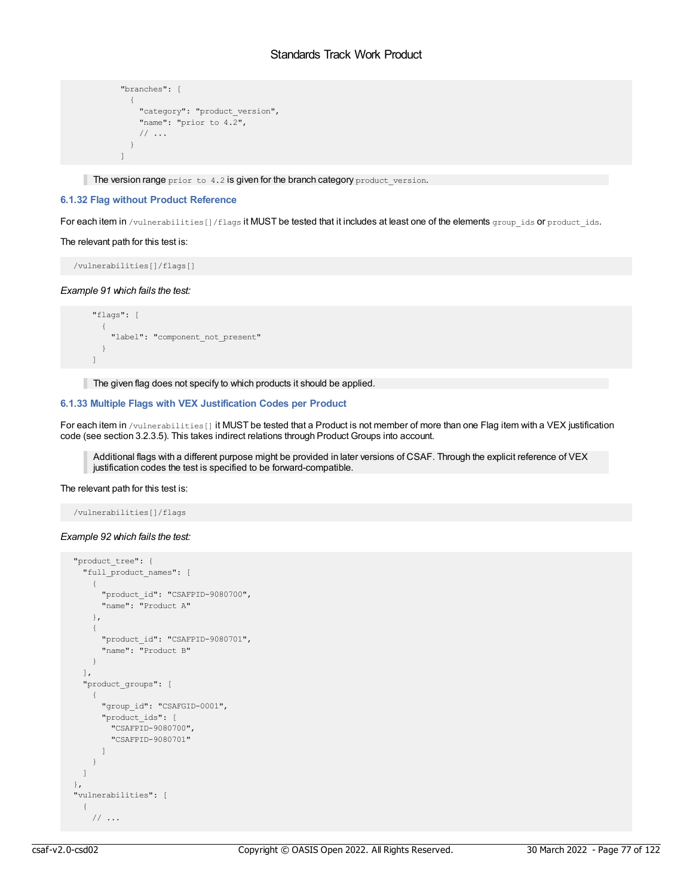```
          "branches": [
            {
              "category": "product_version",
              "name": "prior to 4.2",
              // ...
            }
          ]
```

> The version range `prior to 4.2` is given for the branch category `product_version`.

### 6.1.32 Flag without Product Reference

For each item in `/vulnerabilities[]/flags` it MUST be tested that it includes at least one of the elements `group_ids` or `product_ids`.

The relevant path for this test is:

```
/vulnerabilities[]/flags[]
```

*Example 91 which fails the test:*

```
    "flags": [
      {
        "label": "component_not_present"
      }
    ]
```

> The given flag does not specify to which products it should be applied.

### 6.1.33 Multiple Flags with VEX Justification Codes per Product

For each item in `/vulnerabilities[]` it MUST be tested that a Product is not member of more than one Flag item with a VEX justification code (see section 3.2.3.5). This takes indirect relations through Product Groups into account.

> Additional flags with a different purpose might be provided in later versions of CSAF. Through the explicit reference of VEX justification codes the test is specified to be forward-compatible.

The relevant path for this test is:

```
/vulnerabilities[]/flags
```

*Example 92 which fails the test:*

```
"product_tree": {
  "full_product_names": [
    {
      "product_id": "CSAFPID-9080700",
      "name": "Product A"
    },
    {
      "product_id": "CSAFPID-9080701",
      "name": "Product B"
    }
  ],
  "product_groups": [
    {
      "group_id": "CSAFGID-0001",
      "product_ids": [
        "CSAFPID-9080700",
        "CSAFPID-9080701"
      ]
    }
  ]
},
"vulnerabilities": [
  {
    // ...
```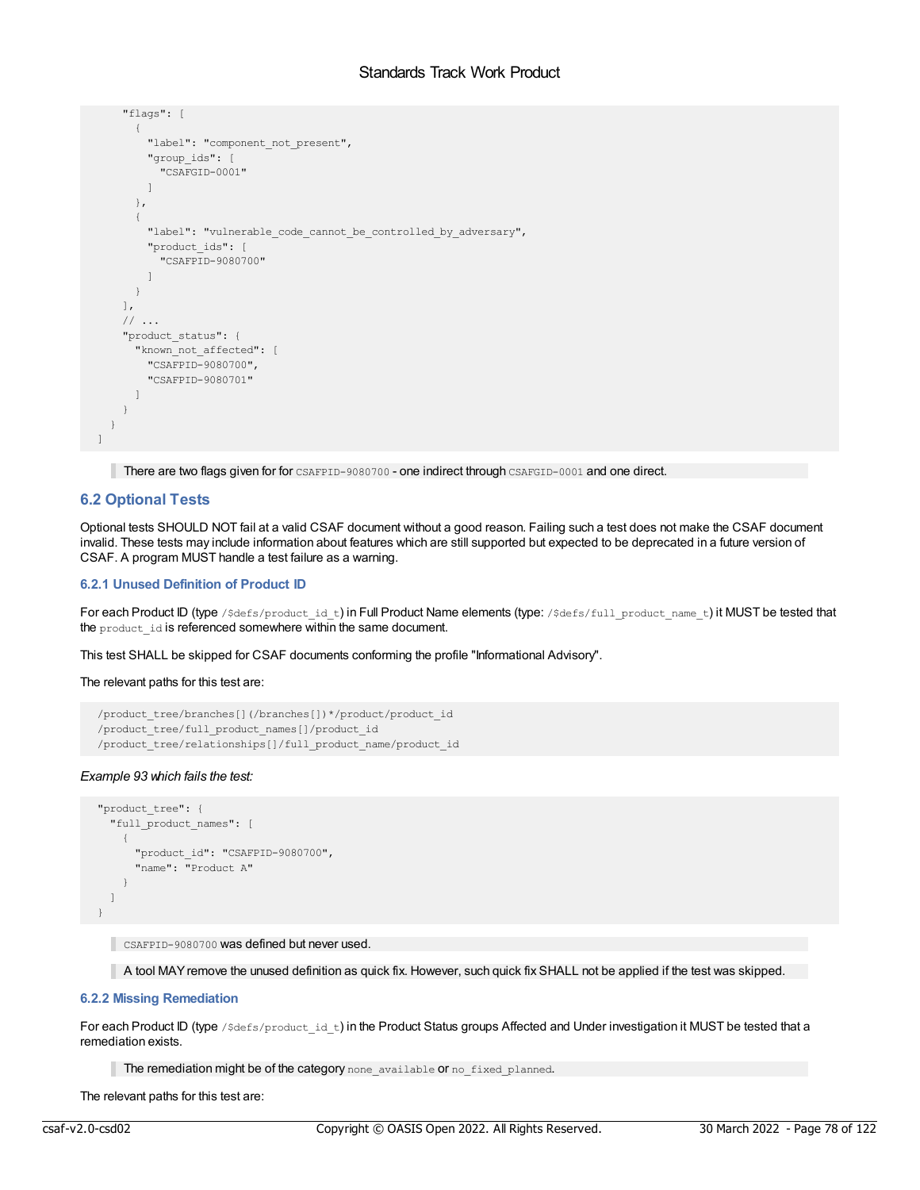```
      "flags": [
        {
          "label": "component_not_present",
          "group_ids": [
            "CSAFGID-0001"
          ]
        },
        {
          "label": "vulnerable_code_cannot_be_controlled_by_adversary",
          "product_ids": [
            "CSAFPID-9080700"
          ]
        }
      ],
      // ...
      "product_status": {
        "known_not_affected": [
          "CSAFPID-9080700",
          "CSAFPID-9080701"
        ]
      }
    }
  ]
```

> There are two flags given for for `CSAFPID-9080700` - one indirect through `CSAFGID-0001` and one direct.

## 6.2 Optional Tests

Optional tests SHOULD NOT fail at a valid CSAF document without a good reason. Failing such a test does not make the CSAF document invalid. These tests may include information about features which are still supported but expected to be deprecated in a future version of CSAF. A program MUST handle a test failure as a warning.

### 6.2.1 Unused Definition of Product ID

For each Product ID (type `/$defs/product_id_t`) in Full Product Name elements (type: `/$defs/full_product_name_t`) it MUST be tested that the `product_id` is referenced somewhere within the same document.

This test SHALL be skipped for CSAF documents conforming the profile "Informational Advisory".

The relevant paths for this test are:

```
  /product_tree/branches[](/branches[])*/product/product_id
  /product_tree/full_product_names[]/product_id
  /product_tree/relationships[]/full_product_name/product_id
```

*Example 93 which fails the test:*

```
  "product_tree": {
    "full_product_names": [
      {
        "product_id": "CSAFPID-9080700",
        "name": "Product A"
      }
    ]
  }
```

> `CSAFPID-9080700` was defined but never used.

> A tool MAY remove the unused definition as quick fix. However, such quick fix SHALL not be applied if the test was skipped.

### 6.2.2 Missing Remediation

For each Product ID (type `/$defs/product_id_t`) in the Product Status groups Affected and Under investigation it MUST be tested that a remediation exists.

> The remediation might be of the category `none_available` or `no_fixed_planned`.

The relevant paths for this test are: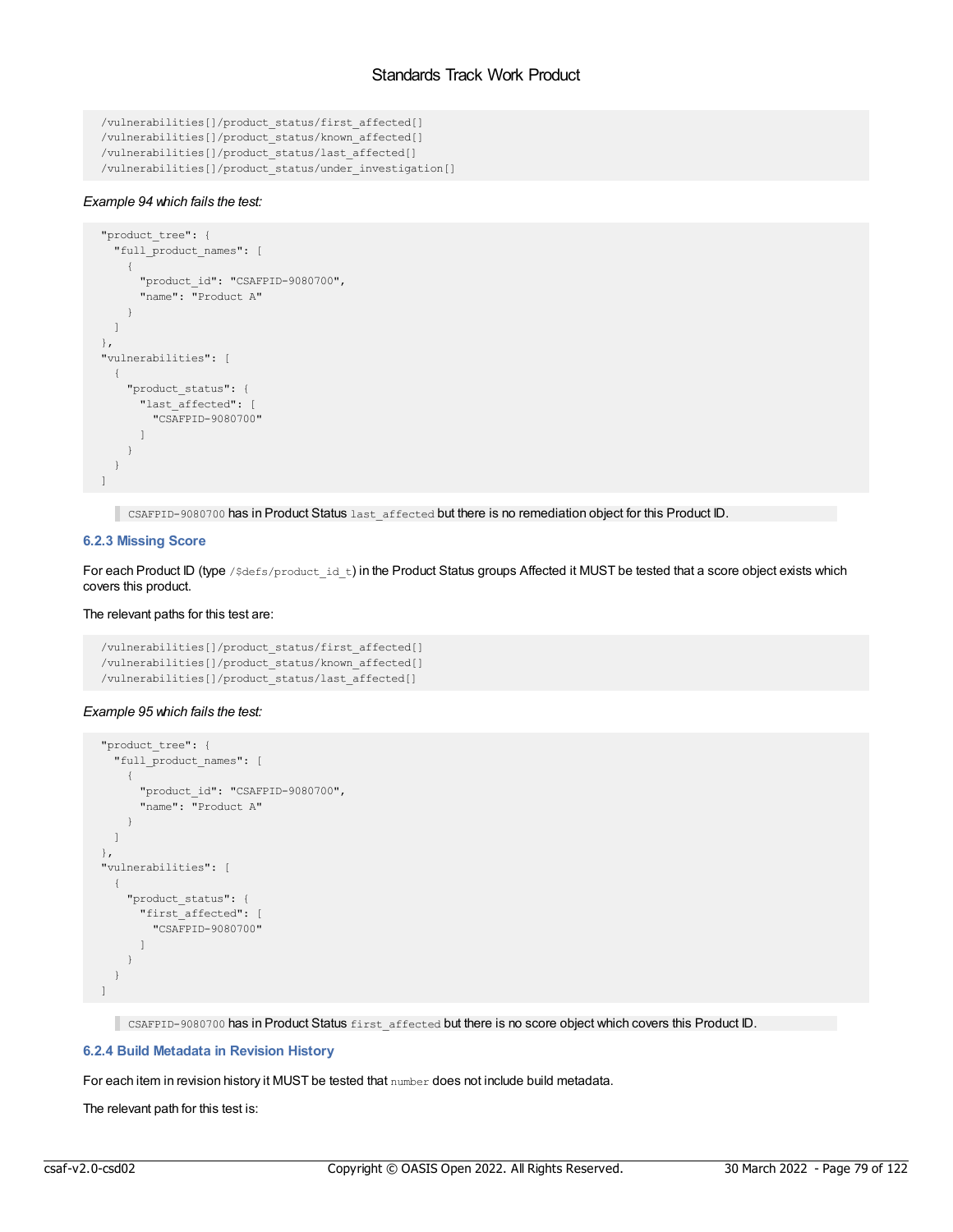```
/vulnerabilities[]/product_status/first_affected[]
/vulnerabilities[]/product_status/known_affected[]
/vulnerabilities[]/product_status/last_affected[]
/vulnerabilities[]/product_status/under_investigation[]
```

*Example 94 which fails the test:*

```
"product_tree": {
  "full_product_names": [
    {
      "product_id": "CSAFPID-9080700",
      "name": "Product A"
    }
  ]
},
"vulnerabilities": [
  {
    "product_status": {
      "last_affected": [
        "CSAFPID-9080700"
      ]
    }
  }
]
```

> `CSAFPID-9080700` has in Product Status `last_affected` but there is no remediation object for this Product ID.

### 6.2.3 Missing Score

For each Product ID (type `/$defs/product_id_t`) in the Product Status groups Affected it MUST be tested that a score object exists which covers this product.

The relevant paths for this test are:

```
/vulnerabilities[]/product_status/first_affected[]
/vulnerabilities[]/product_status/known_affected[]
/vulnerabilities[]/product_status/last_affected[]
```

*Example 95 which fails the test:*

```
"product_tree": {
  "full_product_names": [
    {
      "product_id": "CSAFPID-9080700",
      "name": "Product A"
    }
  ]
},
"vulnerabilities": [
  {
    "product_status": {
      "first_affected": [
        "CSAFPID-9080700"
      ]
    }
  }
]
```

> `CSAFPID-9080700` has in Product Status `first_affected` but there is no score object which covers this Product ID.

### 6.2.4 Build Metadata in Revision History

For each item in revision history it MUST be tested that `number` does not include build metadata.

The relevant path for this test is: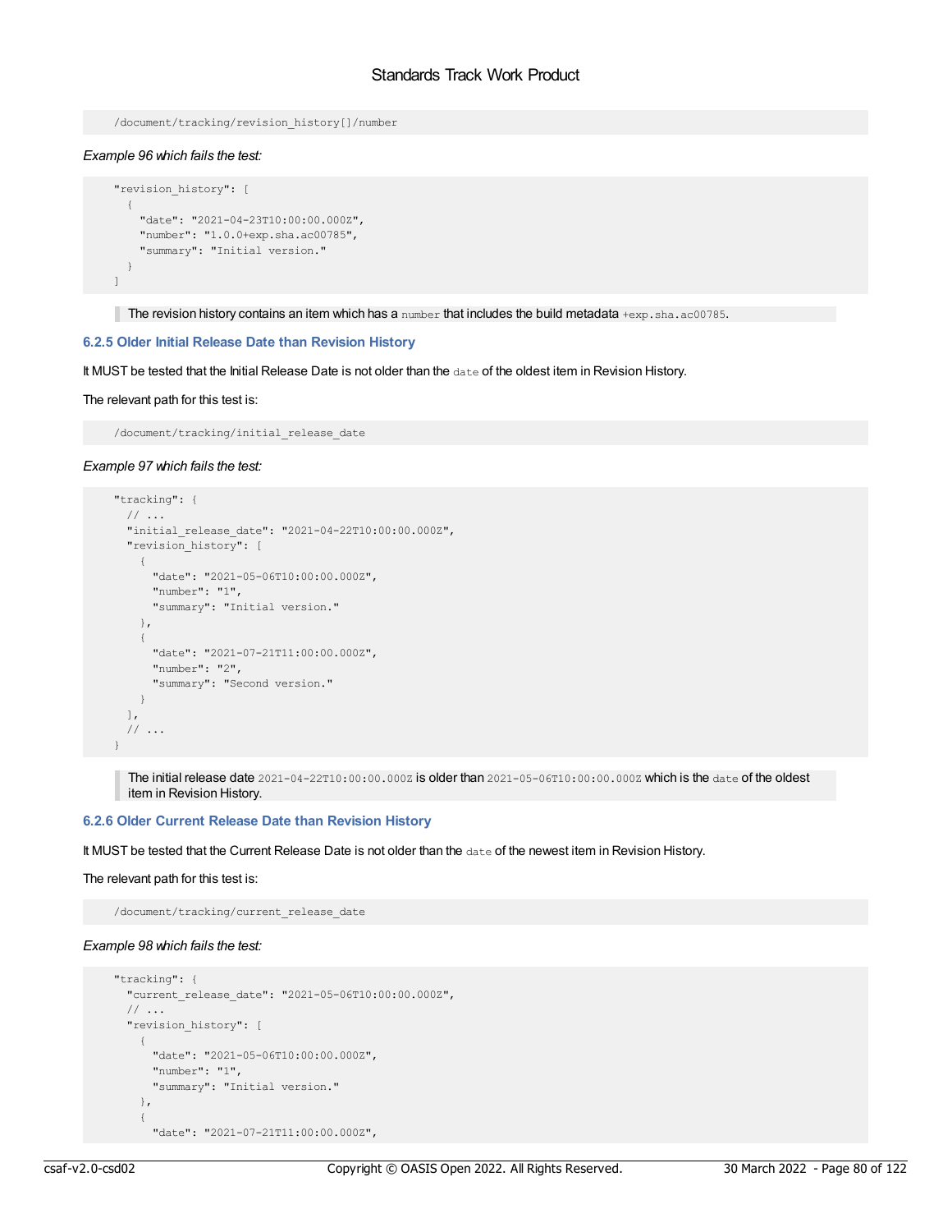```
/document/tracking/revision_history[]/number
```

*Example 96 which fails the test:*

```
"revision_history": [
  {
    "date": "2021-04-23T10:00:00.000Z",
    "number": "1.0.0+exp.sha.ac00785",
    "summary": "Initial version."
  }
]
```

> The revision history contains an item which has a `number` that includes the build metadata `+exp.sha.ac00785`.

### 6.2.5 Older Initial Release Date than Revision History

It MUST be tested that the Initial Release Date is not older than the `date` of the oldest item in Revision History.

The relevant path for this test is:

```
/document/tracking/initial_release_date
```

*Example 97 which fails the test:*

```
"tracking": {
  // ...
  "initial_release_date": "2021-04-22T10:00:00.000Z",
  "revision_history": [
    {
      "date": "2021-05-06T10:00:00.000Z",
      "number": "1",
      "summary": "Initial version."
    },
    {
      "date": "2021-07-21T11:00:00.000Z",
      "number": "2",
      "summary": "Second version."
    }
  ],
  // ...
}
```

> The initial release date `2021-04-22T10:00:00.000Z` is older than `2021-05-06T10:00:00.000Z` which is the `date` of the oldest item in Revision History.

### 6.2.6 Older Current Release Date than Revision History

It MUST be tested that the Current Release Date is not older than the `date` of the newest item in Revision History.

The relevant path for this test is:

```
/document/tracking/current_release_date
```

*Example 98 which fails the test:*

```
"tracking": {
  "current_release_date": "2021-05-06T10:00:00.000Z",
  // ...
  "revision_history": [
    {
      "date": "2021-05-06T10:00:00.000Z",
      "number": "1",
      "summary": "Initial version."
    },
    {
      "date": "2021-07-21T11:00:00.000Z",
```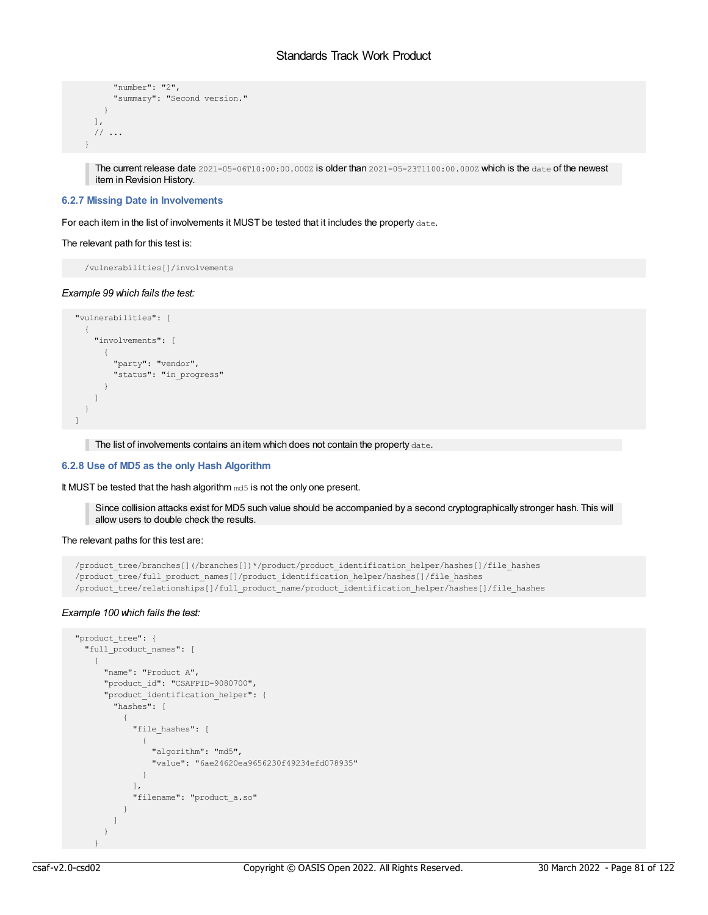```
        "number": "2",
        "summary": "Second version."
      }
    ],
    // ...
  }
```

> The current release date `2021-05-06T10:00:00.000Z` is older than `2021-05-23T1100:00.000Z` which is the `date` of the newest item in Revision History.

### 6.2.7 Missing Date in Involvements

For each item in the list of involvements it MUST be tested that it includes the property `date`.

The relevant path for this test is:

```
  /vulnerabilities[]/involvements
```

*Example 99 which fails the test:*

```
"vulnerabilities": [
  {
    "involvements": [
      {
        "party": "vendor",
        "status": "in_progress"
      }
    ]
  }
]
```

> The list of involvements contains an item which does not contain the property `date`.

### 6.2.8 Use of MD5 as the only Hash Algorithm

It MUST be tested that the hash algorithm `md5` is not the only one present.

> Since collision attacks exist for MD5 such value should be accompanied by a second cryptographically stronger hash. This will allow users to double check the results.

The relevant paths for this test are:

```
/product_tree/branches[](/branches[])*/product/product_identification_helper/hashes[]/file_hashes
/product_tree/full_product_names[]/product_identification_helper/hashes[]/file_hashes
/product_tree/relationships[]/full_product_name/product_identification_helper/hashes[]/file_hashes
```

*Example 100 which fails the test:*

```
"product_tree": {
  "full_product_names": [
    {
      "name": "Product A",
      "product_id": "CSAFPID-9080700",
      "product_identification_helper": {
        "hashes": [
          {
            "file_hashes": [
              {
                "algorithm": "md5",
                "value": "6ae24620ea9656230f49234efd078935"
              }
            ],
            "filename": "product_a.so"
          }
        ]
      }
    }
```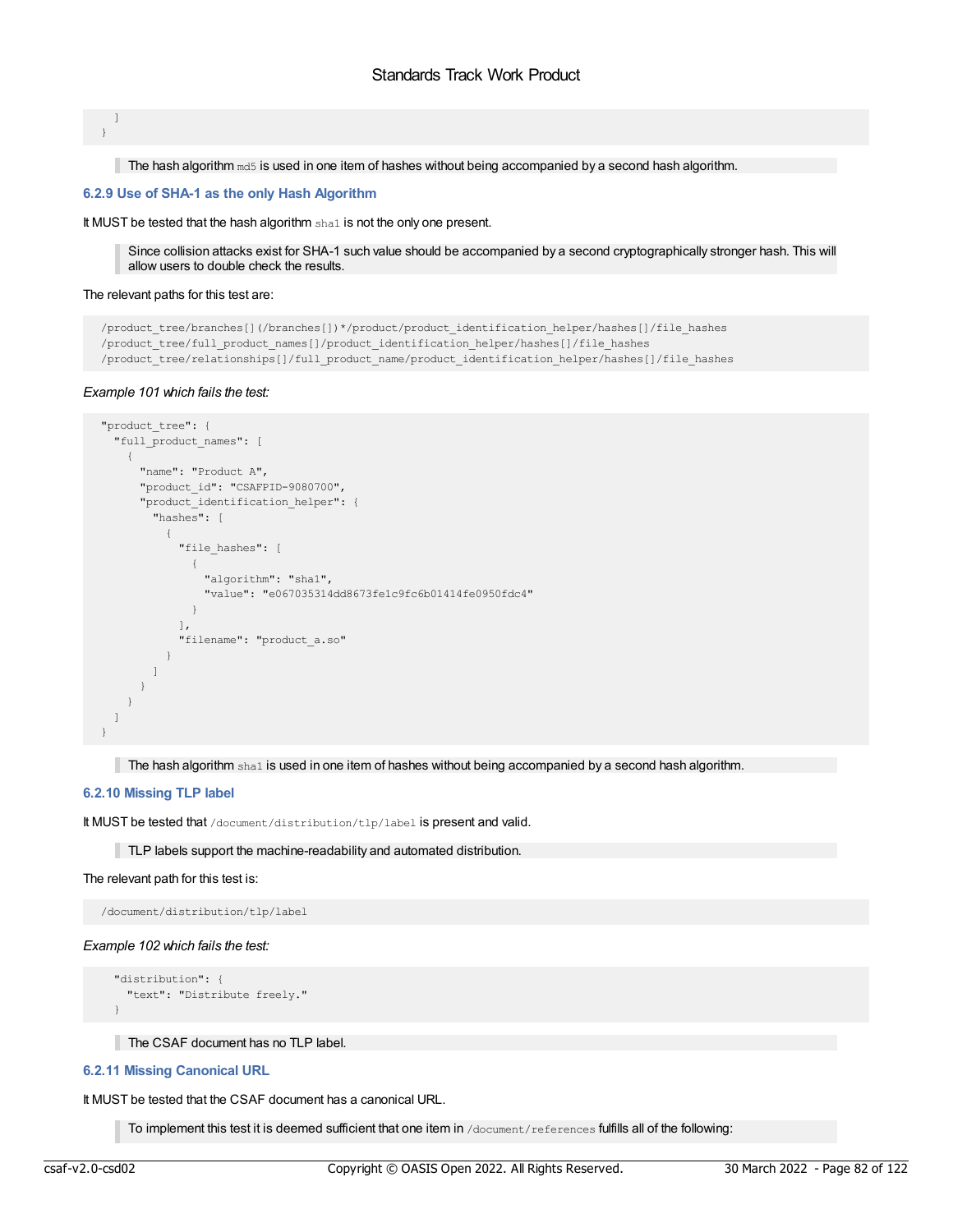```
  ]
}
```

> The hash algorithm `md5` is used in one item of hashes without being accompanied by a second hash algorithm.

### 6.2.9 Use of SHA-1 as the only Hash Algorithm

It MUST be tested that the hash algorithm `sha1` is not the only one present.

> Since collision attacks exist for SHA-1 such value should be accompanied by a second cryptographically stronger hash. This will allow users to double check the results.

The relevant paths for this test are:

```
/product_tree/branches[](/branches[])*/product/product_identification_helper/hashes[]/file_hashes
/product_tree/full_product_names[]/product_identification_helper/hashes[]/file_hashes
/product_tree/relationships[]/full_product_name/product_identification_helper/hashes[]/file_hashes
```

*Example 101 which fails the test:*

```
"product_tree": {
  "full_product_names": [
    {
      "name": "Product A",
      "product_id": "CSAFPID-9080700",
      "product_identification_helper": {
        "hashes": [
          {
            "file_hashes": [
              {
                "algorithm": "sha1",
                "value": "e067035314dd8673fe1c9fc6b01414fe0950fdc4"
              }
            ],
            "filename": "product_a.so"
          }
        ]
      }
    }
  ]
}
```

> The hash algorithm `sha1` is used in one item of hashes without being accompanied by a second hash algorithm.

### 6.2.10 Missing TLP label

It MUST be tested that `/document/distribution/tlp/label` is present and valid.

> TLP labels support the machine-readability and automated distribution.

The relevant path for this test is:

```
/document/distribution/tlp/label
```

*Example 102 which fails the test:*

```
  "distribution": {
    "text": "Distribute freely."
  }
```

> The CSAF document has no TLP label.

### 6.2.11 Missing Canonical URL

It MUST be tested that the CSAF document has a canonical URL.

> To implement this test it is deemed sufficient that one item in `/document/references` fulfills all of the following: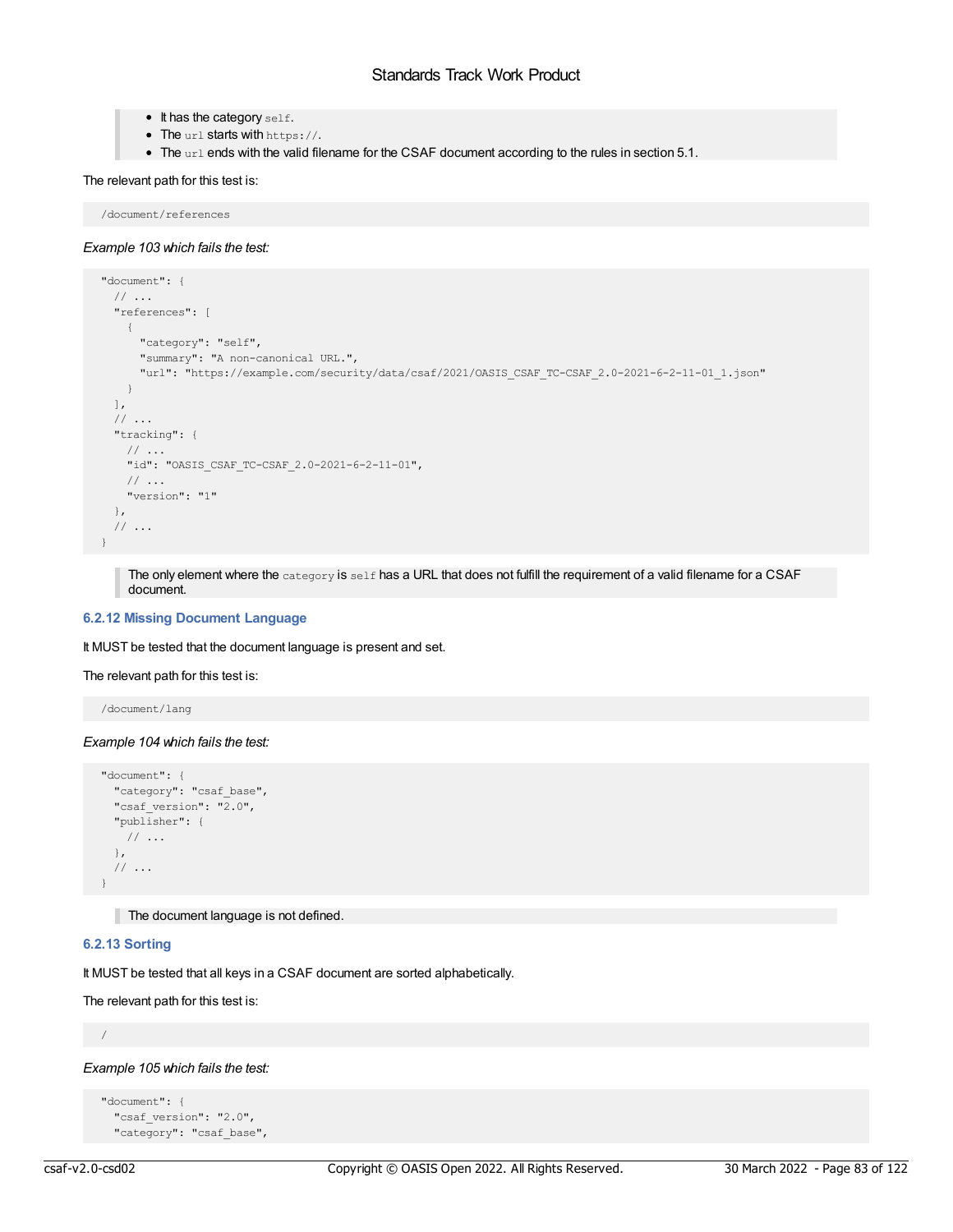> - It has the category `self`.
> - The `url` starts with `https://`.
> - The `url` ends with the valid filename for the CSAF document according to the rules in section 5.1.

The relevant path for this test is:

```
/document/references
```

*Example 103 which fails the test:*

```
"document": {
  // ...
  "references": [
    {
      "category": "self",
      "summary": "A non-canonical URL.",
      "url": "https://example.com/security/data/csaf/2021/OASIS_CSAF_TC-CSAF_2.0-2021-6-2-11-01_1.json"
    }
  ],
  // ...
  "tracking": {
    // ...
    "id": "OASIS_CSAF_TC-CSAF_2.0-2021-6-2-11-01",
    // ...
    "version": "1"
  },
  // ...
}
```

> The only element where the `category` is `self` has a URL that does not fulfill the requirement of a valid filename for a CSAF document.

### 6.2.12 Missing Document Language

It MUST be tested that the document language is present and set.

The relevant path for this test is:

```
/document/lang
```

*Example 104 which fails the test:*

```
"document": {
  "category": "csaf_base",
  "csaf_version": "2.0",
  "publisher": {
    // ...
  },
  // ...
}
```

> The document language is not defined.

### 6.2.13 Sorting

It MUST be tested that all keys in a CSAF document are sorted alphabetically.

The relevant path for this test is:

```
/
```

*Example 105 which fails the test:*

```
"document": {
  "csaf_version": "2.0",
  "category": "csaf_base",
```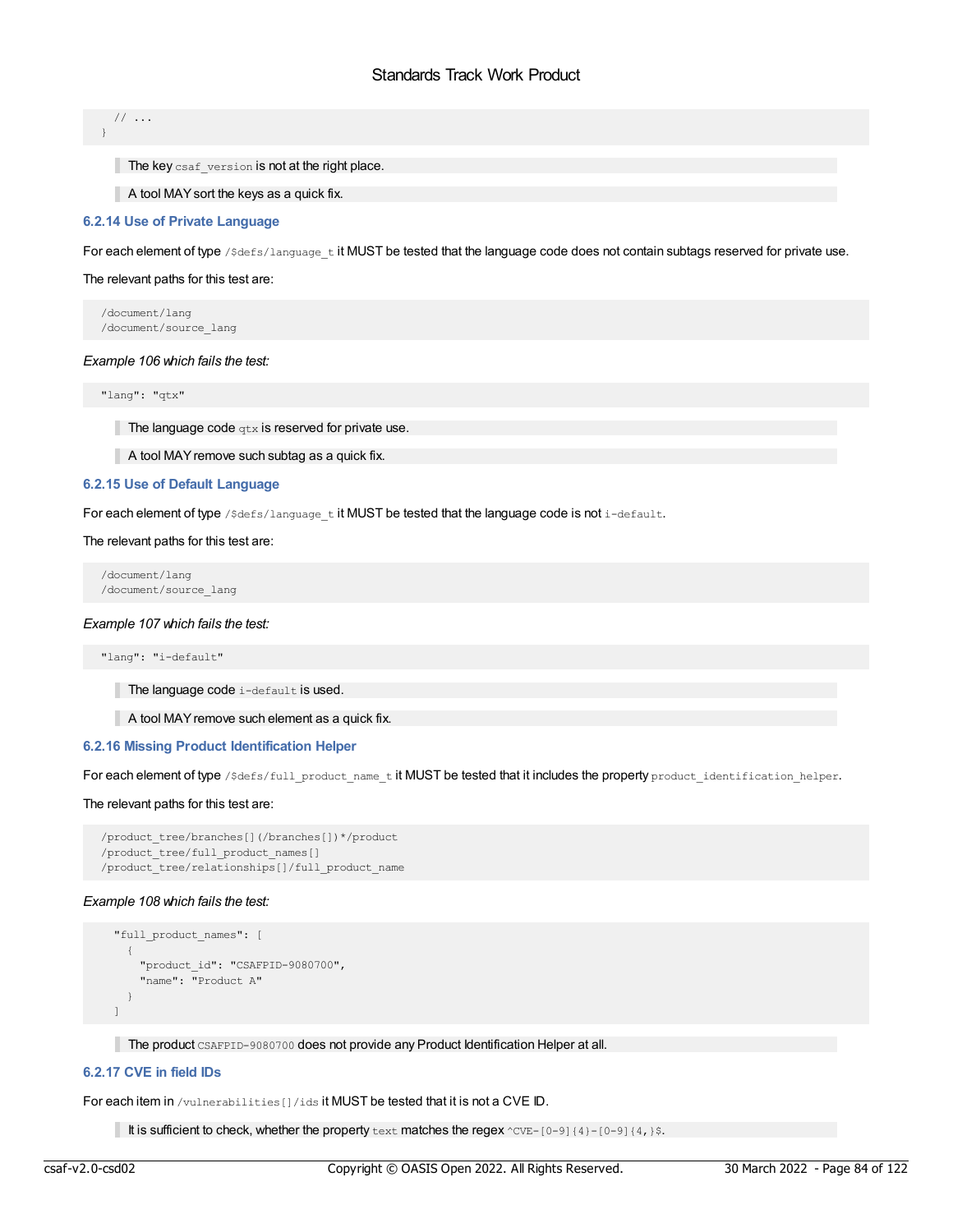```
  // ...
}
```

> The key `csaf_version` is not at the right place.

> A tool MAY sort the keys as a quick fix.

### 6.2.14 Use of Private Language

For each element of type `/$defs/language_t` it MUST be tested that the language code does not contain subtags reserved for private use.

The relevant paths for this test are:

```
/document/lang
/document/source_lang
```

*Example 106 which fails the test:*

```
"lang": "qtx"
```

> The language code `qtx` is reserved for private use.

> A tool MAY remove such subtag as a quick fix.

### 6.2.15 Use of Default Language

For each element of type `/$defs/language_t` it MUST be tested that the language code is not `i-default`.

The relevant paths for this test are:

```
/document/lang
/document/source_lang
```

*Example 107 which fails the test:*

```
"lang": "i-default"
```

> The language code `i-default` is used.

> A tool MAY remove such element as a quick fix.

### 6.2.16 Missing Product Identification Helper

For each element of type `/$defs/full_product_name_t` it MUST be tested that it includes the property `product_identification_helper`.

The relevant paths for this test are:

```
/product_tree/branches[](/branches[])*/product
/product_tree/full_product_names[]
/product_tree/relationships[]/full_product_name
```

*Example 108 which fails the test:*

```
  "full_product_names": [
    {
      "product_id": "CSAFPID-9080700",
      "name": "Product A"
    }
  ]
```

> The product `CSAFPID-9080700` does not provide any Product Identification Helper at all.

### 6.2.17 CVE in field IDs

For each item in `/vulnerabilities[]/ids` it MUST be tested that it is not a CVE ID.

> It is sufficient to check, whether the property `text` matches the regex `^CVE-[0-9]{4}-[0-9]{4,}$`.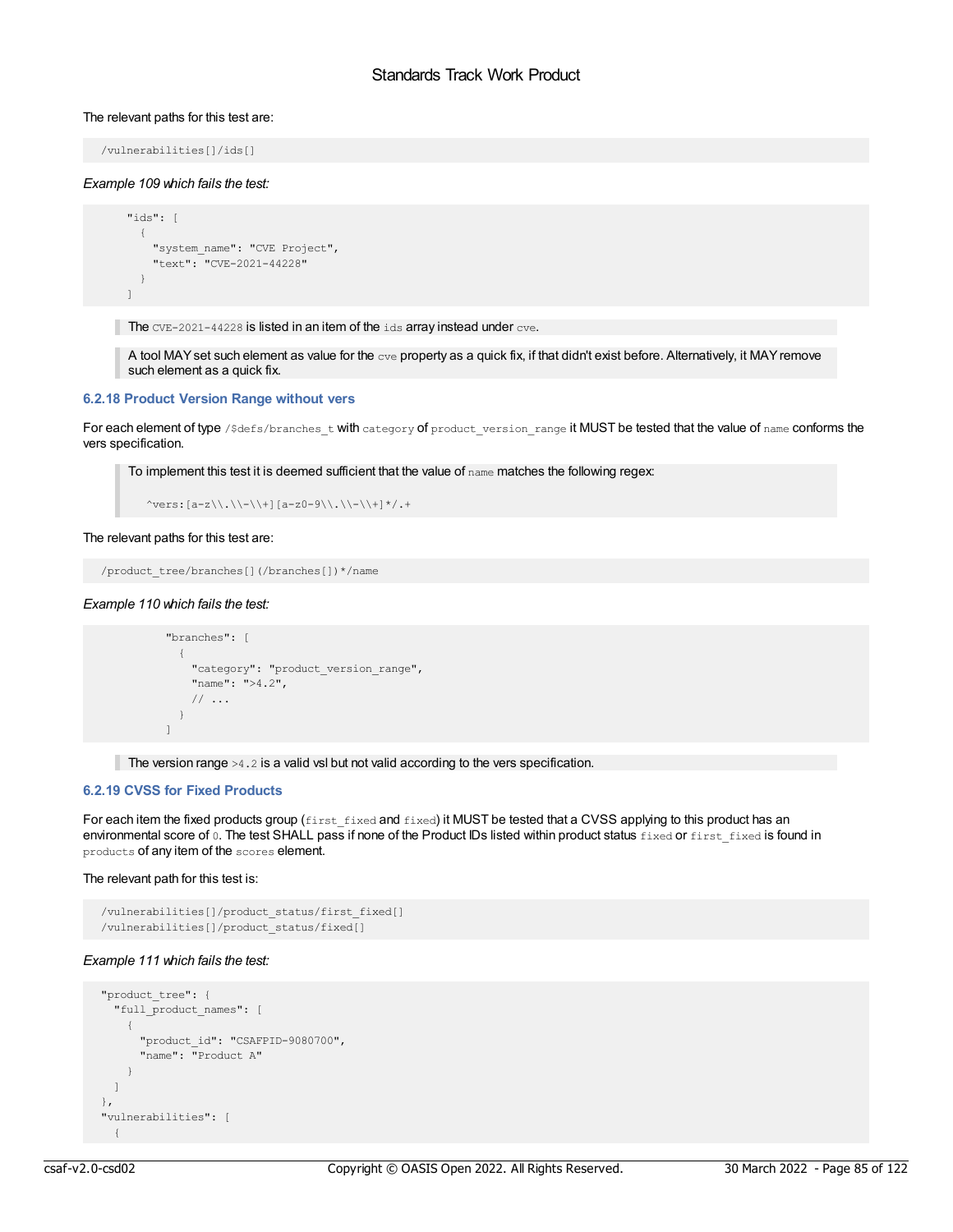The relevant paths for this test are:

```
/vulnerabilities[]/ids[]
```

*Example 109 which fails the test:*

```
    "ids": [
      {
        "system_name": "CVE Project",
        "text": "CVE-2021-44228"
      }
    ]
```

> The `CVE-2021-44228` is listed in an item of the `ids` array instead under `cve`.

> A tool MAY set such element as value for the `cve` property as a quick fix, if that didn't exist before. Alternatively, it MAY remove such element as a quick fix.

### 6.2.18 Product Version Range without vers

For each element of type `/$defs/branches_t` with `category` of `product_version_range` it MUST be tested that the value of `name` conforms the vers specification.

> To implement this test it is deemed sufficient that the value of `name` matches the following regex:
>
> ```
> ^vers:[a-z\\.\\-\\+][a-z0-9\\.\\-\\+]*/.+
> ```

The relevant paths for this test are:

```
/product_tree/branches[](/branches[])*/name
```

*Example 110 which fails the test:*

```
          "branches": [
            {
              "category": "product_version_range",
              "name": ">4.2",
              // ...
            }
          ]
```

> The version range `>4.2` is a valid vsl but not valid according to the vers specification.

### 6.2.19 CVSS for Fixed Products

For each item the fixed products group (`first_fixed` and `fixed`) it MUST be tested that a CVSS applying to this product has an environmental score of `0`. The test SHALL pass if none of the Product IDs listed within product status `fixed` or `first_fixed` is found in `products` of any item of the `scores` element.

The relevant path for this test is:

```
/vulnerabilities[]/product_status/first_fixed[]
/vulnerabilities[]/product_status/fixed[]
```

*Example 111 which fails the test:*

```
"product_tree": {
  "full_product_names": [
    {
      "product_id": "CSAFPID-9080700",
      "name": "Product A"
    }
  ]
},
"vulnerabilities": [
  {
```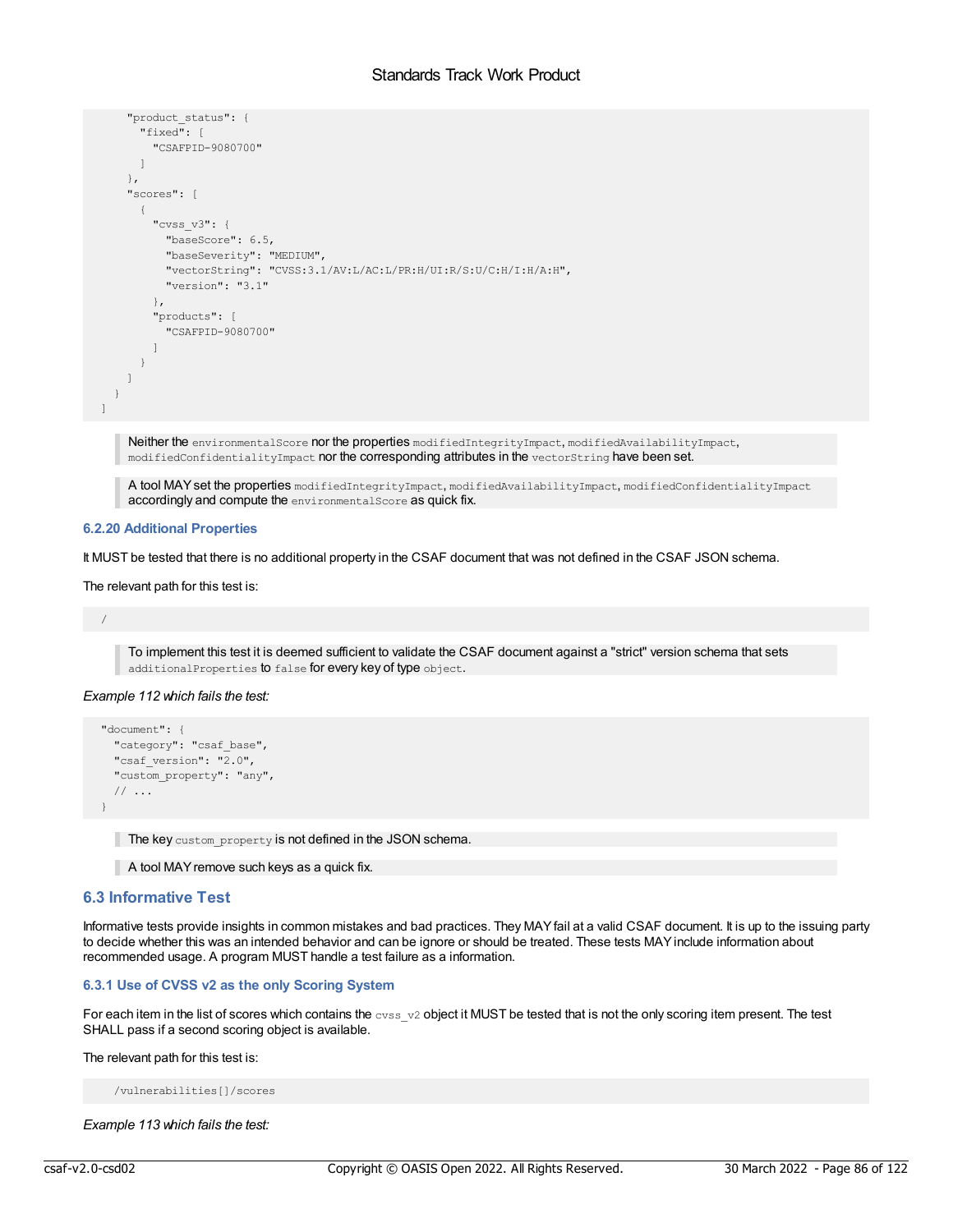```
      "product_status": {
        "fixed": [
          "CSAFPID-9080700"
        ]
      },
      "scores": [
        {
          "cvss_v3": {
            "baseScore": 6.5,
            "baseSeverity": "MEDIUM",
            "vectorString": "CVSS:3.1/AV:L/AC:L/PR:H/UI:R/S:U/C:H/I:H/A:H",
            "version": "3.1"
          },
          "products": [
            "CSAFPID-9080700"
          ]
        }
      ]
    }
  ]
```

> Neither the `environmentalScore` nor the properties `modifiedIntegrityImpact`, `modifiedAvailabilityImpact`, `modifiedConfidentialityImpact` nor the corresponding attributes in the `vectorString` have been set.

> A tool MAY set the properties `modifiedIntegrityImpact`, `modifiedAvailabilityImpact`, `modifiedConfidentialityImpact` accordingly and compute the `environmentalScore` as quick fix.

#### 6.2.20 Additional Properties

It MUST be tested that there is no additional property in the CSAF document that was not defined in the CSAF JSON schema.

The relevant path for this test is:

```
  /
```

> To implement this test it is deemed sufficient to validate the CSAF document against a "strict" version schema that sets `additionalProperties` to `false` for every key of type `object`.

*Example 112 which fails the test:*

```
  "document": {
    "category": "csaf_base",
    "csaf_version": "2.0",
    "custom_property": "any",
    // ...
  }
```

> The key `custom_property` is not defined in the JSON schema.

> A tool MAY remove such keys as a quick fix.

### 6.3 Informative Test

Informative tests provide insights in common mistakes and bad practices. They MAY fail at a valid CSAF document. It is up to the issuing party to decide whether this was an intended behavior and can be ignore or should be treated. These tests MAY include information about recommended usage. A program MUST handle a test failure as a information.

#### 6.3.1 Use of CVSS v2 as the only Scoring System

For each item in the list of scores which contains the `cvss_v2` object it MUST be tested that is not the only scoring item present. The test SHALL pass if a second scoring object is available.

The relevant path for this test is:

```
    /vulnerabilities[]/scores
```

*Example 113 which fails the test:*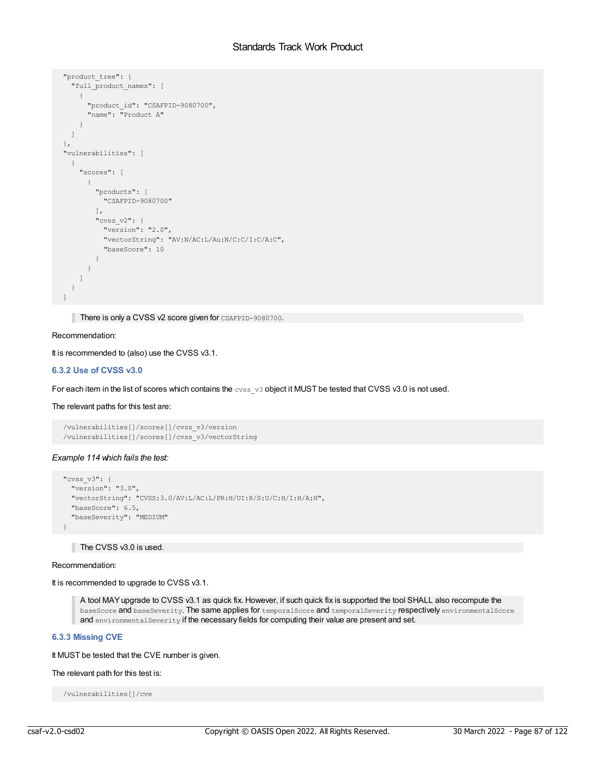```
  "product_tree": {
    "full_product_names": [
      {
        "product_id": "CSAFPID-9080700",
        "name": "Product A"
      }
    ]
  },
  "vulnerabilities": [
    {
      "scores": [
        {
          "products": [
            "CSAFPID-9080700"
          ],
          "cvss_v2": {
            "version": "2.0",
            "vectorString": "AV:N/AC:L/Au:N/C:C/I:C/A:C",
            "baseScore": 10
          }
        }
      ]
    }
  ]
```

> There is only a CVSS v2 score given for `CSAFPID-9080700`.

Recommendation:

It is recommended to (also) use the CVSS v3.1.

### 6.3.2 Use of CVSS v3.0

For each item in the list of scores which contains the `cvss_v3` object it MUST be tested that CVSS v3.0 is not used.

The relevant paths for this test are:

```
  /vulnerabilities[]/scores[]/cvss_v3/version
  /vulnerabilities[]/scores[]/cvss_v3/vectorString
```

*Example 114 which fails the test:*

```
  "cvss_v3": {
    "version": "3.0",
    "vectorString": "CVSS:3.0/AV:L/AC:L/PR:H/UI:R/S:U/C:H/I:H/A:H",
    "baseScore": 6.5,
    "baseSeverity": "MEDIUM"
  }
```

> The CVSS v3.0 is used.

Recommendation:

It is recommended to upgrade to CVSS v3.1.

> A tool MAY upgrade to CVSS v3.1 as quick fix. However, if such quick fix is supported the tool SHALL also recompute the `baseScore` and `baseSeverity`. The same applies for `temporalScore` and `temporalSeverity` respectively `environmentalScore` and `environmentalSeverity` if the necessary fields for computing their value are present and set.

### 6.3.3 Missing CVE

It MUST be tested that the CVE number is given.

The relevant path for this test is:

```
  /vulnerabilities[]/cve
```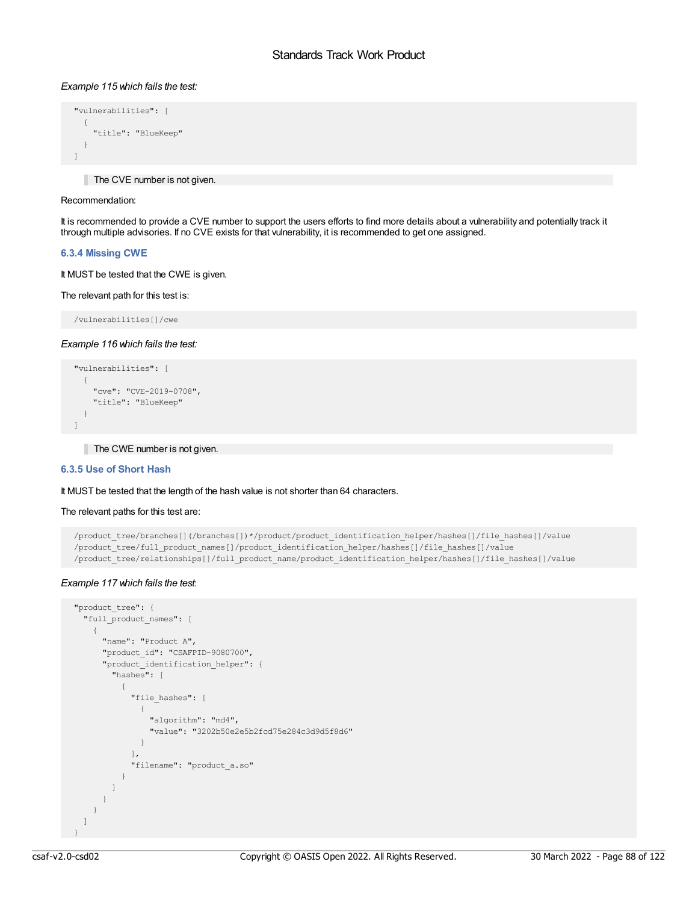*Example 115 which fails the test:*

```
"vulnerabilities": [
  {
    "title": "BlueKeep"
  }
]
```

> The CVE number is not given.

Recommendation:

It is recommended to provide a CVE number to support the users efforts to find more details about a vulnerability and potentially track it through multiple advisories. If no CVE exists for that vulnerability, it is recommended to get one assigned.

### 6.3.4 Missing CWE

It MUST be tested that the CWE is given.

The relevant path for this test is:

```
/vulnerabilities[]/cwe
```

*Example 116 which fails the test:*

```
"vulnerabilities": [
  {
    "cve": "CVE-2019-0708",
    "title": "BlueKeep"
  }
]
```

> The CWE number is not given.

### 6.3.5 Use of Short Hash

It MUST be tested that the length of the hash value is not shorter than 64 characters.

The relevant paths for this test are:

```
/product_tree/branches[](/branches[])*/product/product_identification_helper/hashes[]/file_hashes[]/value
/product_tree/full_product_names[]/product_identification_helper/hashes[]/file_hashes[]/value
/product_tree/relationships[]/full_product_name/product_identification_helper/hashes[]/file_hashes[]/value
```

*Example 117 which fails the test*:

```
"product_tree": {
  "full_product_names": [
    {
      "name": "Product A",
      "product_id": "CSAFPID-9080700",
      "product_identification_helper": {
        "hashes": [
          {
            "file_hashes": [
              {
                "algorithm": "md4",
                "value": "3202b50e2e5b2fcd75e284c3d9d5f8d6"
              }
            ],
            "filename": "product_a.so"
          }
        ]
      }
    }
  ]
}
```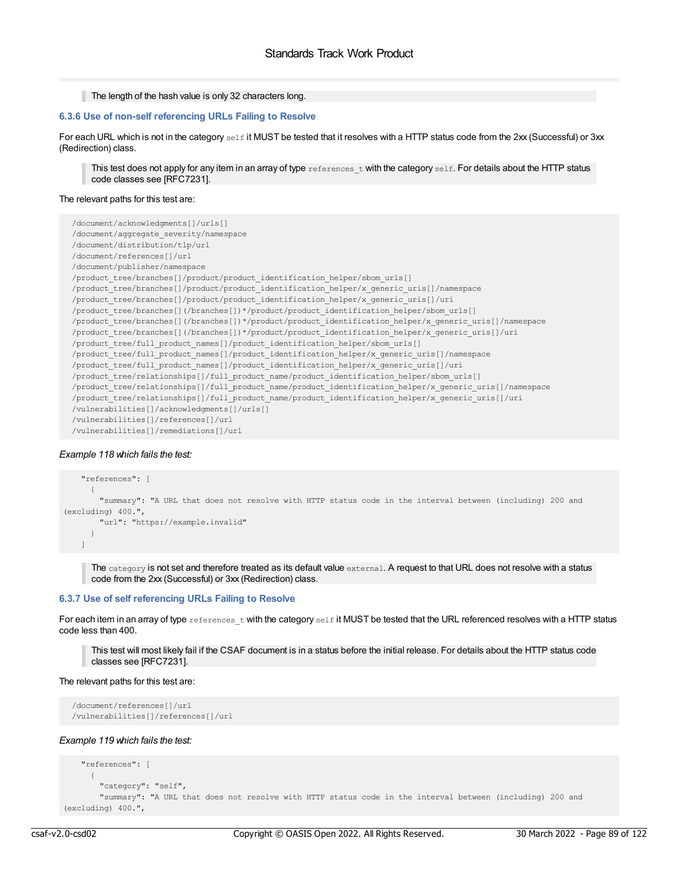> The length of the hash value is only 32 characters long.

### 6.3.6 Use of non-self referencing URLs Failing to Resolve

For each URL which is not in the category `self` it MUST be tested that it resolves with a HTTP status code from the 2xx (Successful) or 3xx (Redirection) class.

> This test does not apply for any item in an array of type `references_t` with the category `self`. For details about the HTTP status code classes see [RFC7231].

The relevant paths for this test are:

```
/document/acknowledgments[]/urls[]
/document/aggregate_severity/namespace
/document/distribution/tlp/url
/document/references[]/url
/document/publisher/namespace
/product_tree/branches[]/product/product_identification_helper/sbom_urls[]
/product_tree/branches[]/product/product_identification_helper/x_generic_uris[]/namespace
/product_tree/branches[]/product/product_identification_helper/x_generic_uris[]/uri
/product_tree/branches[](/branches[])*/product/product_identification_helper/sbom_urls[]
/product_tree/branches[](/branches[])*/product/product_identification_helper/x_generic_uris[]/namespace
/product_tree/branches[](/branches[])*/product/product_identification_helper/x_generic_uris[]/uri
/product_tree/full_product_names[]/product_identification_helper/sbom_urls[]
/product_tree/full_product_names[]/product_identification_helper/x_generic_uris[]/namespace
/product_tree/full_product_names[]/product_identification_helper/x_generic_uris[]/uri
/product_tree/relationships[]/full_product_name/product_identification_helper/sbom_urls[]
/product_tree/relationships[]/full_product_name/product_identification_helper/x_generic_uris[]/namespace
/product_tree/relationships[]/full_product_name/product_identification_helper/x_generic_uris[]/uri
/vulnerabilities[]/acknowledgments[]/urls[]
/vulnerabilities[]/references[]/url
/vulnerabilities[]/remediations[]/url
```

*Example 118 which fails the test:*

```
  "references": [
    {
      "summary": "A URL that does not resolve with HTTP status code in the interval between (including) 200 and (excluding) 400.",
      "url": "https://example.invalid"
    }
  ]
```

> The `category` is not set and therefore treated as its default value `external`. A request to that URL does not resolve with a status code from the 2xx (Successful) or 3xx (Redirection) class.

### 6.3.7 Use of self referencing URLs Failing to Resolve

For each item in an array of type `references_t` with the category `self` it MUST be tested that the URL referenced resolves with a HTTP status code less than 400.

> This test will most likely fail if the CSAF document is in a status before the initial release. For details about the HTTP status code classes see [RFC7231].

The relevant paths for this test are:

```
/document/references[]/url
/vulnerabilities[]/references[]/url
```

*Example 119 which fails the test:*

```
  "references": [
    {
      "category": "self",
      "summary": "A URL that does not resolve with HTTP status code in the interval between (including) 200 and (excluding) 400.",
```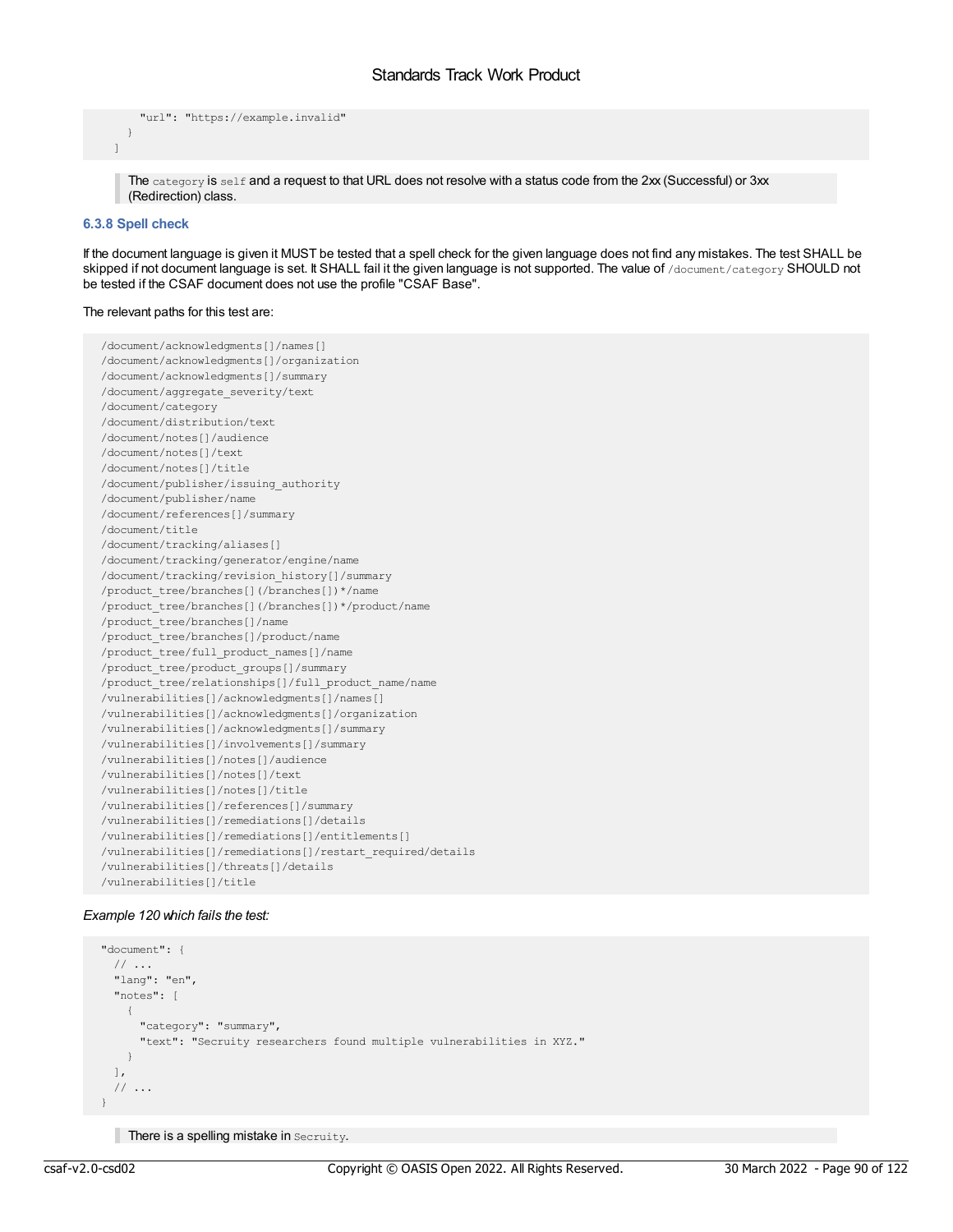```
      "url": "https://example.invalid"
    }
  ]
```

> The `category` is `self` and a request to that URL does not resolve with a status code from the 2xx (Successful) or 3xx (Redirection) class.

### 6.3.8 Spell check

If the document language is given it MUST be tested that a spell check for the given language does not find any mistakes. The test SHALL be skipped if not document language is set. It SHALL fail it the given language is not supported. The value of `/document/category` SHOULD not be tested if the CSAF document does not use the profile "CSAF Base".

The relevant paths for this test are:

```
/document/acknowledgments[]/names[]
/document/acknowledgments[]/organization
/document/acknowledgments[]/summary
/document/aggregate_severity/text
/document/category
/document/distribution/text
/document/notes[]/audience
/document/notes[]/text
/document/notes[]/title
/document/publisher/issuing_authority
/document/publisher/name
/document/references[]/summary
/document/title
/document/tracking/aliases[]
/document/tracking/generator/engine/name
/document/tracking/revision_history[]/summary
/product_tree/branches[](/branches[])*/name
/product_tree/branches[](/branches[])*/product/name
/product_tree/branches[]/name
/product_tree/branches[]/product/name
/product_tree/full_product_names[]/name
/product_tree/product_groups[]/summary
/product_tree/relationships[]/full_product_name/name
/vulnerabilities[]/acknowledgments[]/names[]
/vulnerabilities[]/acknowledgments[]/organization
/vulnerabilities[]/acknowledgments[]/summary
/vulnerabilities[]/involvements[]/summary
/vulnerabilities[]/notes[]/audience
/vulnerabilities[]/notes[]/text
/vulnerabilities[]/notes[]/title
/vulnerabilities[]/references[]/summary
/vulnerabilities[]/remediations[]/details
/vulnerabilities[]/remediations[]/entitlements[]
/vulnerabilities[]/remediations[]/restart_required/details
/vulnerabilities[]/threats[]/details
/vulnerabilities[]/title
```

*Example 120 which fails the test:*

```
"document": {
  // ...
  "lang": "en",
  "notes": [
    {
      "category": "summary",
      "text": "Secruity researchers found multiple vulnerabilities in XYZ."
    }
  ],
  // ...
}
```

> There is a spelling mistake in `Secruity`.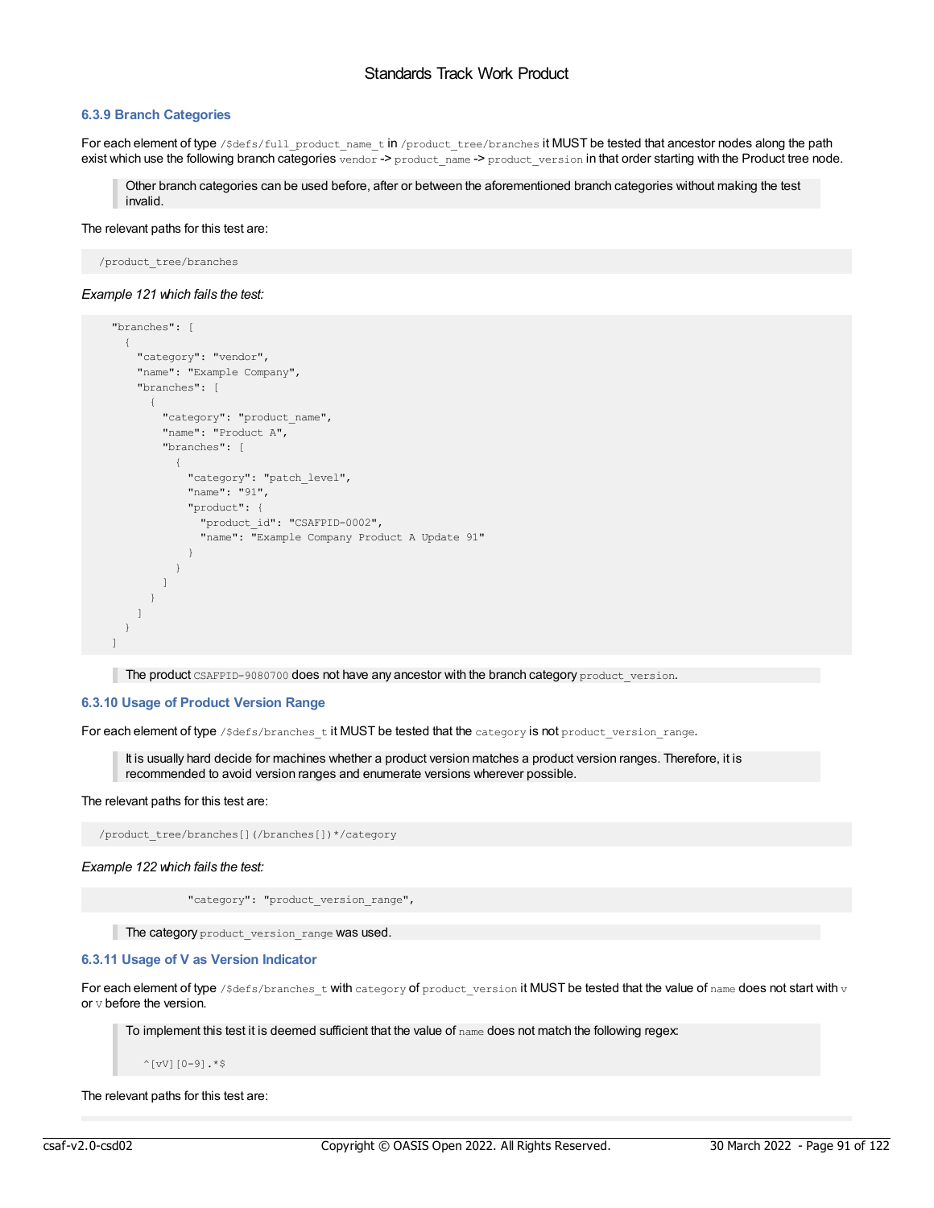### 6.3.9 Branch Categories

For each element of type `/$defs/full_product_name_t` in `/product_tree/branches` it MUST be tested that ancestor nodes along the path exist which use the following branch categories `vendor` -> `product_name` -> `product_version` in that order starting with the Product tree node.

> Other branch categories can be used before, after or between the aforementioned branch categories without making the test invalid.

The relevant paths for this test are:

```
/product_tree/branches
```

*Example 121 which fails the test:*

```
  "branches": [
    {
      "category": "vendor",
      "name": "Example Company",
      "branches": [
        {
          "category": "product_name",
          "name": "Product A",
          "branches": [
            {
              "category": "patch_level",
              "name": "91",
              "product": {
                "product_id": "CSAFPID-0002",
                "name": "Example Company Product A Update 91"
              }
            }
          ]
        }
      ]
    }
  ]
```

> The product `CSAFPID-9080700` does not have any ancestor with the branch category `product_version`.

### 6.3.10 Usage of Product Version Range

For each element of type `/$defs/branches_t` it MUST be tested that the `category` is not `product_version_range`.

> It is usually hard decide for machines whether a product version matches a product version ranges. Therefore, it is recommended to avoid version ranges and enumerate versions wherever possible.

The relevant paths for this test are:

```
/product_tree/branches[](/branches[])*/category
```

*Example 122 which fails the test:*

```
              "category": "product_version_range",
```

> The category `product_version_range` was used.

### 6.3.11 Usage of V as Version Indicator

For each element of type `/$defs/branches_t` with `category` of `product_version` it MUST be tested that the value of `name` does not start with `v` or `V` before the version.

> To implement this test it is deemed sufficient that the value of `name` does not match the following regex:
>
> ```
> ^[vV][0-9].*$
> ```

The relevant paths for this test are: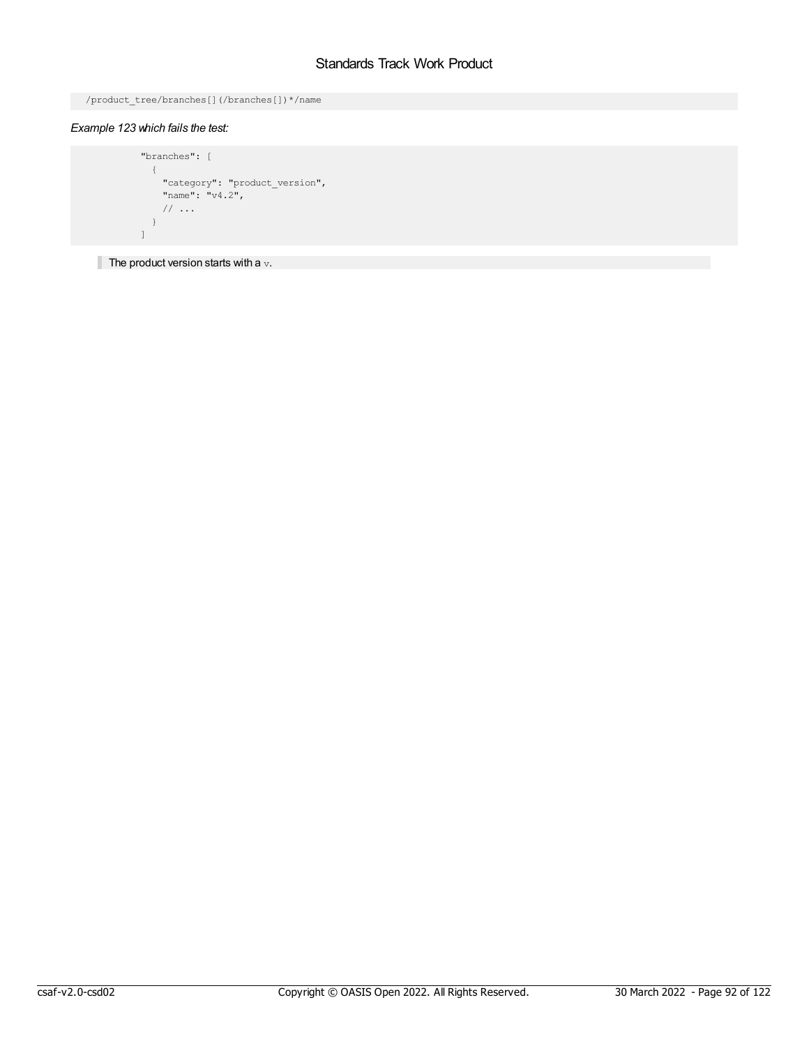```
/product_tree/branches[](/branches[])*/name
```

*Example 123 which fails the test:*

```
          "branches": [
            {
              "category": "product_version",
              "name": "v4.2",
              // ...
            }
          ]
```

> The product version starts with a `v`.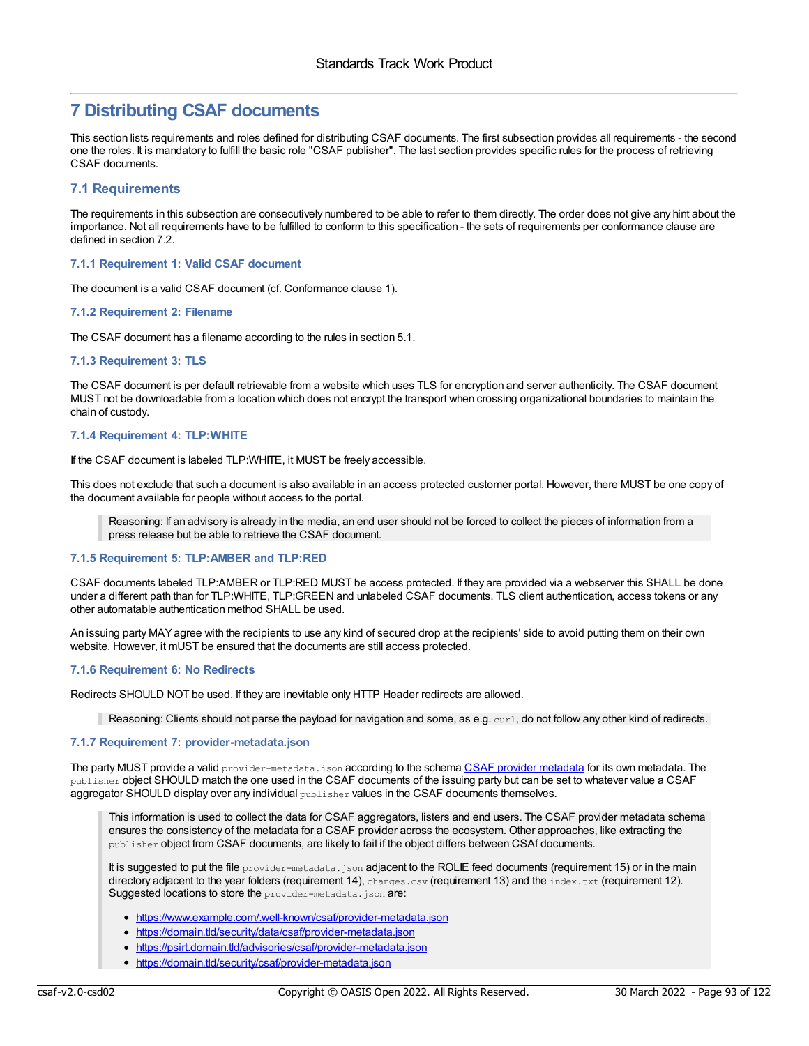# 7 Distributing CSAF documents

This section lists requirements and roles defined for distributing CSAF documents. The first subsection provides all requirements - the second one the roles. It is mandatory to fulfill the basic role "CSAF publisher". The last section provides specific rules for the process of retrieving CSAF documents.

## 7.1 Requirements

The requirements in this subsection are consecutively numbered to be able to refer to them directly. The order does not give any hint about the importance. Not all requirements have to be fulfilled to conform to this specification - the sets of requirements per conformance clause are defined in section 7.2.

### 7.1.1 Requirement 1: Valid CSAF document

The document is a valid CSAF document (cf. Conformance clause 1).

### 7.1.2 Requirement 2: Filename

The CSAF document has a filename according to the rules in section 5.1.

### 7.1.3 Requirement 3: TLS

The CSAF document is per default retrievable from a website which uses TLS for encryption and server authenticity. The CSAF document MUST not be downloadable from a location which does not encrypt the transport when crossing organizational boundaries to maintain the chain of custody.

### 7.1.4 Requirement 4: TLP:WHITE

If the CSAF document is labeled TLP:WHITE, it MUST be freely accessible.

This does not exclude that such a document is also available in an access protected customer portal. However, there MUST be one copy of the document available for people without access to the portal.

> Reasoning: If an advisory is already in the media, an end user should not be forced to collect the pieces of information from a press release but be able to retrieve the CSAF document.

### 7.1.5 Requirement 5: TLP:AMBER and TLP:RED

CSAF documents labeled TLP:AMBER or TLP:RED MUST be access protected. If they are provided via a webserver this SHALL be done under a different path than for TLP:WHITE, TLP:GREEN and unlabeled CSAF documents. TLS client authentication, access tokens or any other automatable authentication method SHALL be used.

An issuing party MAY agree with the recipients to use any kind of secured drop at the recipients' side to avoid putting them on their own website. However, it mUST be ensured that the documents are still access protected.

### 7.1.6 Requirement 6: No Redirects

Redirects SHOULD NOT be used. If they are inevitable only HTTP Header redirects are allowed.

> Reasoning: Clients should not parse the payload for navigation and some, as e.g. `curl`, do not follow any other kind of redirects.

### 7.1.7 Requirement 7: provider-metadata.json

The party MUST provide a valid `provider-metadata.json` according to the schema [CSAF provider metadata](https://docs.oasis-open.org/csaf/csaf/v2.0/provider_json_schema.json) for its own metadata. The `publisher` object SHOULD match the one used in the CSAF documents of the issuing party but can be set to whatever value a CSAF aggregator SHOULD display over any individual `publisher` values in the CSAF documents themselves.

> This information is used to collect the data for CSAF aggregators, listers and end users. The CSAF provider metadata schema ensures the consistency of the metadata for a CSAF provider across the ecosystem. Other approaches, like extracting the `publisher` object from CSAF documents, are likely to fail if the object differs between CSAf documents.
>
> It is suggested to put the file `provider-metadata.json` adjacent to the ROLIE feed documents (requirement 15) or in the main directory adjacent to the year folders (requirement 14), `changes.csv` (requirement 13) and the `index.txt` (requirement 12). Suggested locations to store the `provider-metadata.json` are:
>
> - https://www.example.com/.well-known/csaf/provider-metadata.json
> - https://domain.tld/security/data/csaf/provider-metadata.json
> - https://psirt.domain.tld/advisories/csaf/provider-metadata.json
> - https://domain.tld/security/csaf/provider-metadata.json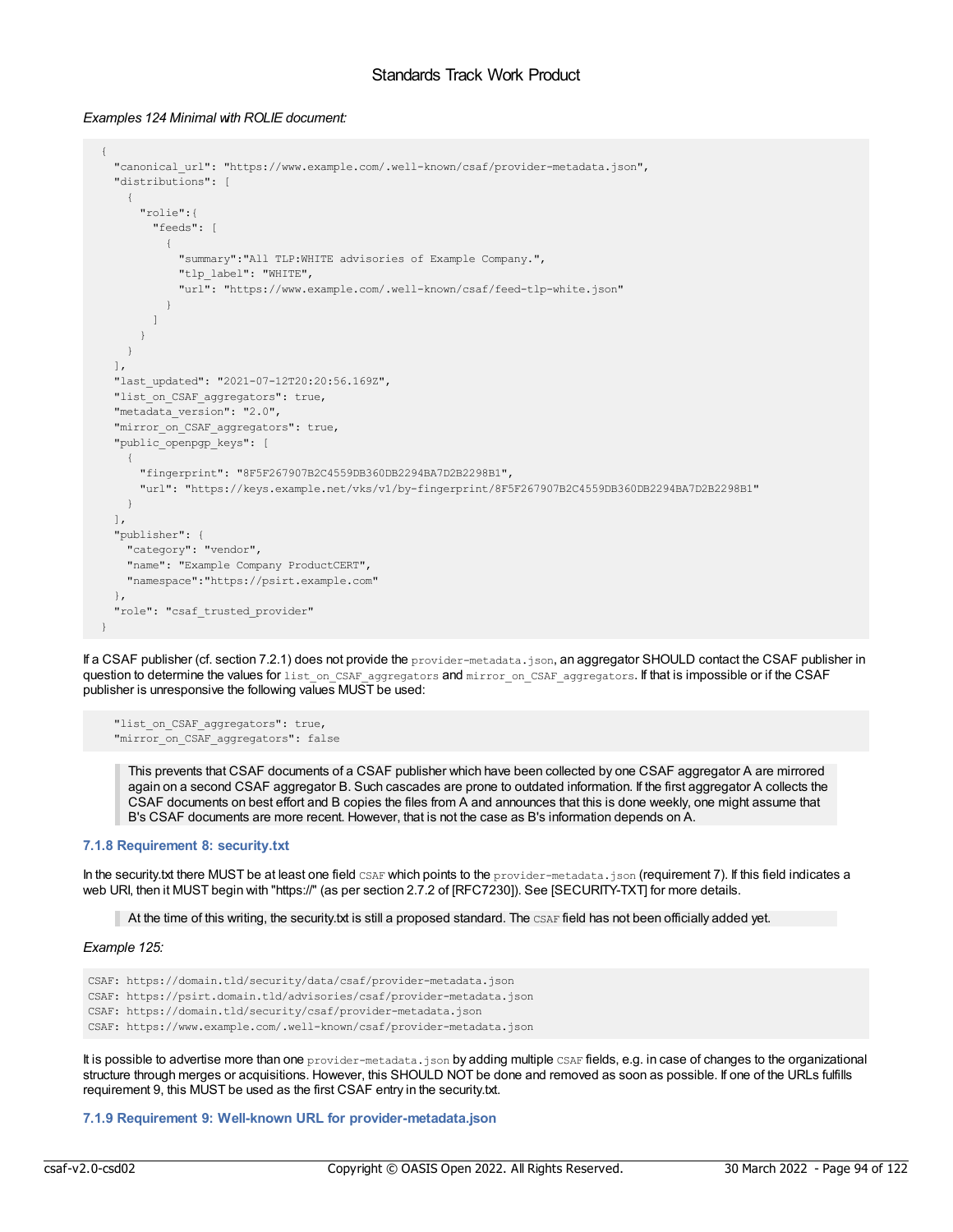*Examples 124 Minimal with ROLIE document:*

```
{
  "canonical_url": "https://www.example.com/.well-known/csaf/provider-metadata.json",
  "distributions": [
    {
      "rolie":{
        "feeds": [
          {
            "summary":"All TLP:WHITE advisories of Example Company.",
            "tlp_label": "WHITE",
            "url": "https://www.example.com/.well-known/csaf/feed-tlp-white.json"
          }
        ]
      }
    }
  ],
  "last_updated": "2021-07-12T20:20:56.169Z",
  "list_on_CSAF_aggregators": true,
  "metadata_version": "2.0",
  "mirror_on_CSAF_aggregators": true,
  "public_openpgp_keys": [
    {
      "fingerprint": "8F5F267907B2C4559DB360DB2294BA7D2B2298B1",
      "url": "https://keys.example.net/vks/v1/by-fingerprint/8F5F267907B2C4559DB360DB2294BA7D2B2298B1"
    }
  ],
  "publisher": {
    "category": "vendor",
    "name": "Example Company ProductCERT",
    "namespace":"https://psirt.example.com"
  },
  "role": "csaf_trusted_provider"
}
```

If a CSAF publisher (cf. section 7.2.1) does not provide the `provider-metadata.json`, an aggregator SHOULD contact the CSAF publisher in question to determine the values for `list_on_CSAF_aggregators` and `mirror_on_CSAF_aggregators`. If that is impossible or if the CSAF publisher is unresponsive the following values MUST be used:

```
  "list_on_CSAF_aggregators": true,
  "mirror_on_CSAF_aggregators": false
```

> This prevents that CSAF documents of a CSAF publisher which have been collected by one CSAF aggregator A are mirrored again on a second CSAF aggregator B. Such cascades are prone to outdated information. If the first aggregator A collects the CSAF documents on best effort and B copies the files from A and announces that this is done weekly, one might assume that B's CSAF documents are more recent. However, that is not the case as B's information depends on A.

### 7.1.8 Requirement 8: security.txt

In the security.txt there MUST be at least one field `CSAF` which points to the `provider-metadata.json` (requirement 7). If this field indicates a web URI, then it MUST begin with "https://" (as per section 2.7.2 of [RFC7230]). See [SECURITY-TXT] for more details.

> At the time of this writing, the security.txt is still a proposed standard. The `CSAF` field has not been officially added yet.

*Example 125:*

```
CSAF: https://domain.tld/security/data/csaf/provider-metadata.json
CSAF: https://psirt.domain.tld/advisories/csaf/provider-metadata.json
CSAF: https://domain.tld/security/csaf/provider-metadata.json
CSAF: https://www.example.com/.well-known/csaf/provider-metadata.json
```

It is possible to advertise more than one `provider-metadata.json` by adding multiple `CSAF` fields, e.g. in case of changes to the organizational structure through merges or acquisitions. However, this SHOULD NOT be done and removed as soon as possible. If one of the URLs fulfills requirement 9, this MUST be used as the first CSAF entry in the security.txt.

### 7.1.9 Requirement 9: Well-known URL for provider-metadata.json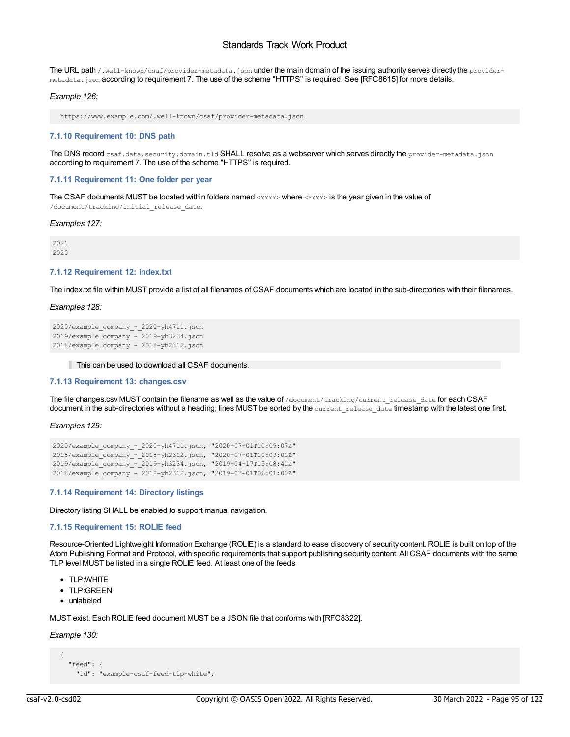The URL path `/.well-known/csaf/provider-metadata.json` under the main domain of the issuing authority serves directly the `provider-metadata.json` according to requirement 7. The use of the scheme "HTTPS" is required. See [RFC8615] for more details.

*Example 126:*

```
https://www.example.com/.well-known/csaf/provider-metadata.json
```

### 7.1.10 Requirement 10: DNS path

The DNS record `csaf.data.security.domain.tld` SHALL resolve as a webserver which serves directly the `provider-metadata.json` according to requirement 7. The use of the scheme "HTTPS" is required.

### 7.1.11 Requirement 11: One folder per year

The CSAF documents MUST be located within folders named `<YYYY>` where `<YYYY>` is the year given in the value of `/document/tracking/initial_release_date`.

*Examples 127:*

```
2021
2020
```

### 7.1.12 Requirement 12: index.txt

The index.txt file within MUST provide a list of all filenames of CSAF documents which are located in the sub-directories with their filenames.

*Examples 128:*

```
2020/example_company_-_2020-yh4711.json
2019/example_company_-_2019-yh3234.json
2018/example_company_-_2018-yh2312.json
```

> This can be used to download all CSAF documents.

### 7.1.13 Requirement 13: changes.csv

The file changes.csv MUST contain the filename as well as the value of `/document/tracking/current_release_date` for each CSAF document in the sub-directories without a heading; lines MUST be sorted by the `current_release_date` timestamp with the latest one first.

*Examples 129:*

```
2020/example_company_-_2020-yh4711.json, "2020-07-01T10:09:07Z"
2018/example_company_-_2018-yh2312.json, "2020-07-01T10:09:01Z"
2019/example_company_-_2019-yh3234.json, "2019-04-17T15:08:41Z"
2018/example_company_-_2018-yh2312.json, "2019-03-01T06:01:00Z"
```

### 7.1.14 Requirement 14: Directory listings

Directory listing SHALL be enabled to support manual navigation.

### 7.1.15 Requirement 15: ROLIE feed

Resource-Oriented Lightweight Information Exchange (ROLIE) is a standard to ease discovery of security content. ROLIE is built on top of the Atom Publishing Format and Protocol, with specific requirements that support publishing security content. All CSAF documents with the same TLP level MUST be listed in a single ROLIE feed. At least one of the feeds

- TLP:WHITE
- TLP:GREEN
- unlabeled

MUST exist. Each ROLIE feed document MUST be a JSON file that conforms with [RFC8322].

*Example 130:*

```
{
  "feed": {
    "id": "example-csaf-feed-tlp-white",
```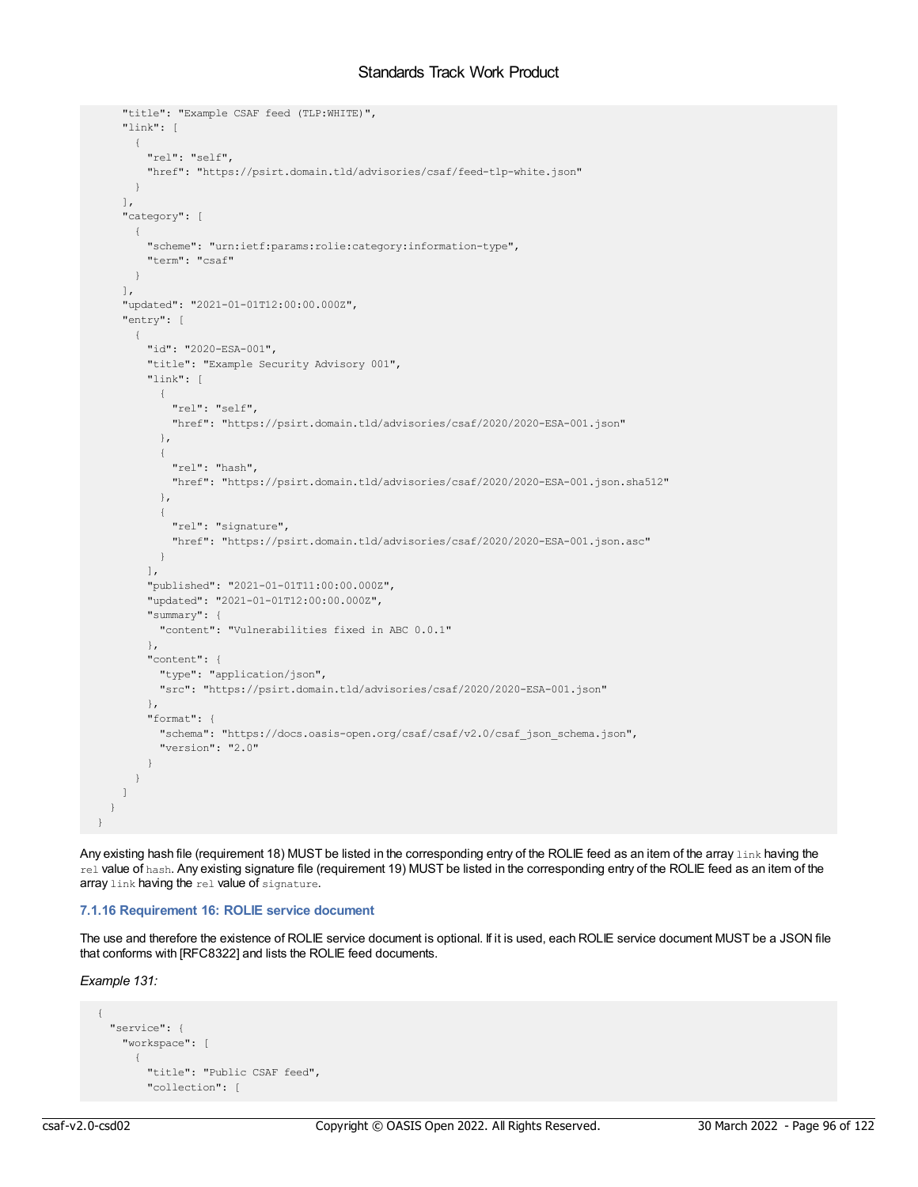```
      "title": "Example CSAF feed (TLP:WHITE)",
      "link": [
        {
          "rel": "self",
          "href": "https://psirt.domain.tld/advisories/csaf/feed-tlp-white.json"
        }
      ],
      "category": [
        {
          "scheme": "urn:ietf:params:rolie:category:information-type",
          "term": "csaf"
        }
      ],
      "updated": "2021-01-01T12:00:00.000Z",
      "entry": [
        {
          "id": "2020-ESA-001",
          "title": "Example Security Advisory 001",
          "link": [
            {
              "rel": "self",
              "href": "https://psirt.domain.tld/advisories/csaf/2020/2020-ESA-001.json"
            },
            {
              "rel": "hash",
              "href": "https://psirt.domain.tld/advisories/csaf/2020/2020-ESA-001.json.sha512"
            },
            {
              "rel": "signature",
              "href": "https://psirt.domain.tld/advisories/csaf/2020/2020-ESA-001.json.asc"
            }
          ],
          "published": "2021-01-01T11:00:00.000Z",
          "updated": "2021-01-01T12:00:00.000Z",
          "summary": {
            "content": "Vulnerabilities fixed in ABC 0.0.1"
          },
          "content": {
            "type": "application/json",
            "src": "https://psirt.domain.tld/advisories/csaf/2020/2020-ESA-001.json"
          },
          "format": {
            "schema": "https://docs.oasis-open.org/csaf/csaf/v2.0/csaf_json_schema.json",
            "version": "2.0"
          }
        }
      ]
    }
  }
```

Any existing hash file (requirement 18) MUST be listed in the corresponding entry of the ROLIE feed as an item of the array `link` having the `rel` value of `hash`. Any existing signature file (requirement 19) MUST be listed in the corresponding entry of the ROLIE feed as an item of the array `link` having the `rel` value of `signature`.

#### 7.1.16 Requirement 16: ROLIE service document

The use and therefore the existence of ROLIE service document is optional. If it is used, each ROLIE service document MUST be a JSON file that conforms with [RFC8322] and lists the ROLIE feed documents.

*Example 131:*

```
{
  "service": {
    "workspace": [
      {
        "title": "Public CSAF feed",
        "collection": [
```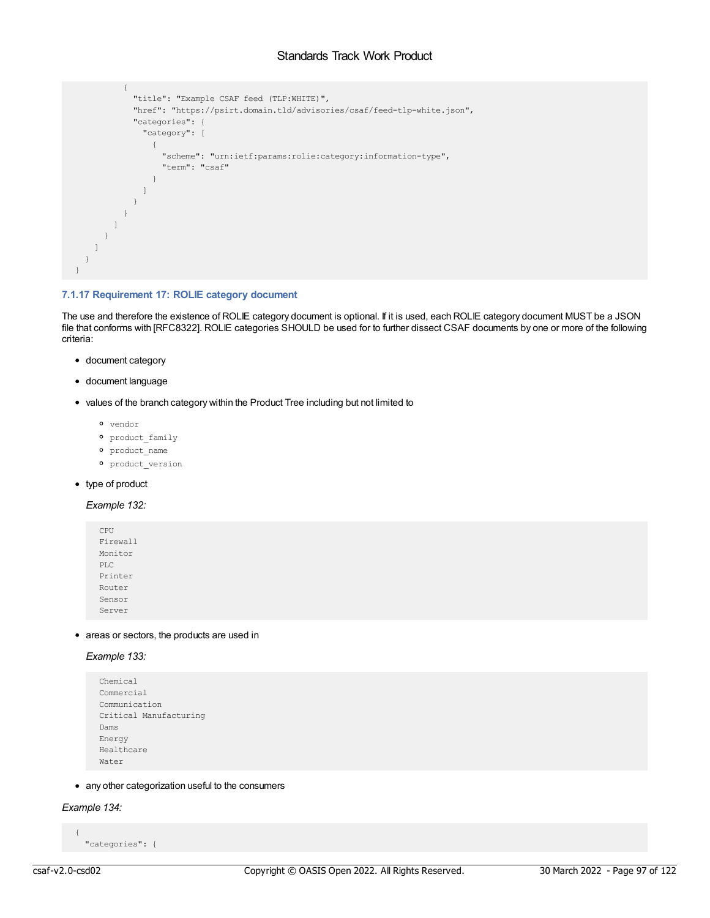```
          {
            "title": "Example CSAF feed (TLP:WHITE)",
            "href": "https://psirt.domain.tld/advisories/csaf/feed-tlp-white.json",
            "categories": {
              "category": [
                {
                  "scheme": "urn:ietf:params:rolie:category:information-type",
                  "term": "csaf"
                }
              ]
            }
          }
        ]
      }
    ]
  }
}
```

### 7.1.17 Requirement 17: ROLIE category document

The use and therefore the existence of ROLIE category document is optional. If it is used, each ROLIE category document MUST be a JSON file that conforms with [RFC8322]. ROLIE categories SHOULD be used for to further dissect CSAF documents by one or more of the following criteria:

- document category
- document language
- values of the branch category within the Product Tree including but not limited to
  - `vendor`
  - `product_family`
  - `product_name`
  - `product_version`
- type of product

  *Example 132:*

  ```
  CPU
  Firewall
  Monitor
  PLC
  Printer
  Router
  Sensor
  Server
  ```

- areas or sectors, the products are used in

  *Example 133:*

  ```
  Chemical
  Commercial
  Communication
  Critical Manufacturing
  Dams
  Energy
  Healthcare
  Water
  ```

- any other categorization useful to the consumers

*Example 134:*

```
{
  "categories": {
```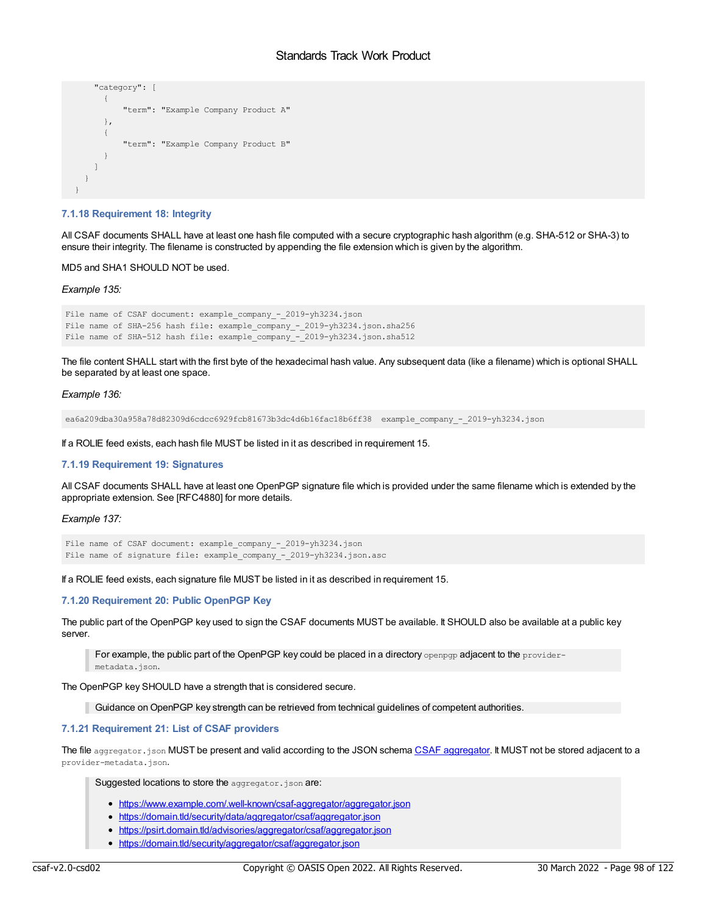```
    "category": [
      {
          "term": "Example Company Product A"
      },
      {
          "term": "Example Company Product B"
      }
    ]
  }
}
```

### 7.1.18 Requirement 18: Integrity

All CSAF documents SHALL have at least one hash file computed with a secure cryptographic hash algorithm (e.g. SHA-512 or SHA-3) to ensure their integrity. The filename is constructed by appending the file extension which is given by the algorithm.

MD5 and SHA1 SHOULD NOT be used.

*Example 135:*

```
File name of CSAF document: example_company_-_2019-yh3234.json
File name of SHA-256 hash file: example_company_-_2019-yh3234.json.sha256
File name of SHA-512 hash file: example_company_-_2019-yh3234.json.sha512
```

The file content SHALL start with the first byte of the hexadecimal hash value. Any subsequent data (like a filename) which is optional SHALL be separated by at least one space.

*Example 136:*

```
ea6a209dba30a958a78d82309d6cdcc6929fcb81673b3dc4d6b16fac18b6ff38  example_company_-_2019-yh3234.json
```

If a ROLIE feed exists, each hash file MUST be listed in it as described in requirement 15.

### 7.1.19 Requirement 19: Signatures

All CSAF documents SHALL have at least one OpenPGP signature file which is provided under the same filename which is extended by the appropriate extension. See [RFC4880] for more details.

*Example 137:*

```
File name of CSAF document: example_company_-_2019-yh3234.json
File name of signature file: example_company_-_2019-yh3234.json.asc
```

If a ROLIE feed exists, each signature file MUST be listed in it as described in requirement 15.

### 7.1.20 Requirement 20: Public OpenPGP Key

The public part of the OpenPGP key used to sign the CSAF documents MUST be available. It SHOULD also be available at a public key server.

> For example, the public part of the OpenPGP key could be placed in a directory `openpgp` adjacent to the `provider-metadata.json`.

The OpenPGP key SHOULD have a strength that is considered secure.

> Guidance on OpenPGP key strength can be retrieved from technical guidelines of competent authorities.

### 7.1.21 Requirement 21: List of CSAF providers

The file `aggregator.json` MUST be present and valid according to the JSON schema CSAF aggregator. It MUST not be stored adjacent to a `provider-metadata.json`.

> Suggested locations to store the `aggregator.json` are:
>
> - https://www.example.com/.well-known/csaf-aggregator/aggregator.json
> - https://domain.tld/security/data/aggregator/csaf/aggregator.json
> - https://psirt.domain.tld/advisories/aggregator/csaf/aggregator.json
> - https://domain.tld/security/aggregator/csaf/aggregator.json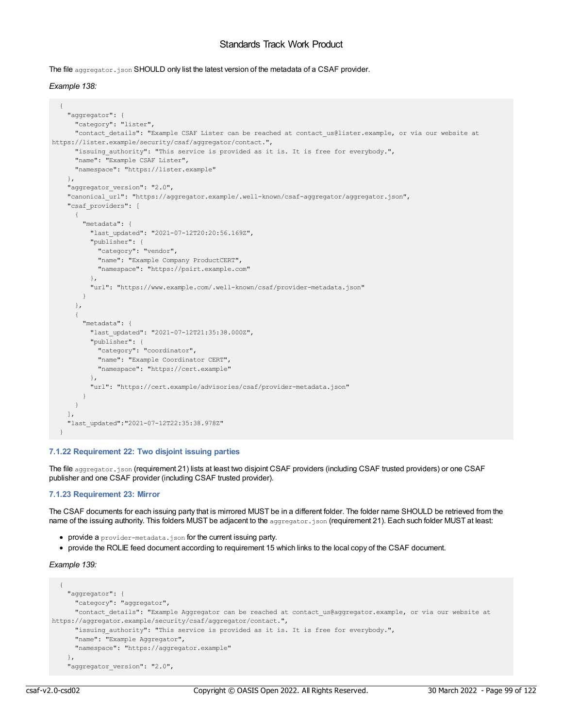The file `aggregator.json` SHOULD only list the latest version of the metadata of a CSAF provider.

*Example 138:*

```
{
  "aggregator": {
    "category": "lister",
    "contact_details": "Example CSAF Lister can be reached at contact_us@lister.example, or via our website at https://lister.example/security/csaf/aggregator/contact.",
    "issuing_authority": "This service is provided as it is. It is free for everybody.",
    "name": "Example CSAF Lister",
    "namespace": "https://lister.example"
  },
  "aggregator_version": "2.0",
  "canonical_url": "https://aggregator.example/.well-known/csaf-aggregator/aggregator.json",
  "csaf_providers": [
    {
      "metadata": {
        "last_updated": "2021-07-12T20:20:56.169Z",
        "publisher": {
          "category": "vendor",
          "name": "Example Company ProductCERT",
          "namespace": "https://psirt.example.com"
        },
        "url": "https://www.example.com/.well-known/csaf/provider-metadata.json"
      }
    },
    {
      "metadata": {
        "last_updated": "2021-07-12T21:35:38.000Z",
        "publisher": {
          "category": "coordinator",
          "name": "Example Coordinator CERT",
          "namespace": "https://cert.example"
        },
        "url": "https://cert.example/advisories/csaf/provider-metadata.json"
      }
    }
  ],
  "last_updated":"2021-07-12T22:35:38.978Z"
}
```

### 7.1.22 Requirement 22: Two disjoint issuing parties

The file `aggregator.json` (requirement 21) lists at least two disjoint CSAF providers (including CSAF trusted providers) or one CSAF publisher and one CSAF provider (including CSAF trusted provider).

### 7.1.23 Requirement 23: Mirror

The CSAF documents for each issuing party that is mirrored MUST be in a different folder. The folder name SHOULD be retrieved from the name of the issuing authority. This folders MUST be adjacent to the `aggregator.json` (requirement 21). Each such folder MUST at least:

- provide a `provider-metadata.json` for the current issuing party.
- provide the ROLIE feed document according to requirement 15 which links to the local copy of the CSAF document.

*Example 139:*

```
{
  "aggregator": {
    "category": "aggregator",
    "contact_details": "Example Aggregator can be reached at contact_us@aggregator.example, or via our website at https://aggregator.example/security/csaf/aggregator/contact.",
    "issuing_authority": "This service is provided as it is. It is free for everybody.",
    "name": "Example Aggregator",
    "namespace": "https://aggregator.example"
  },
  "aggregator_version": "2.0",
```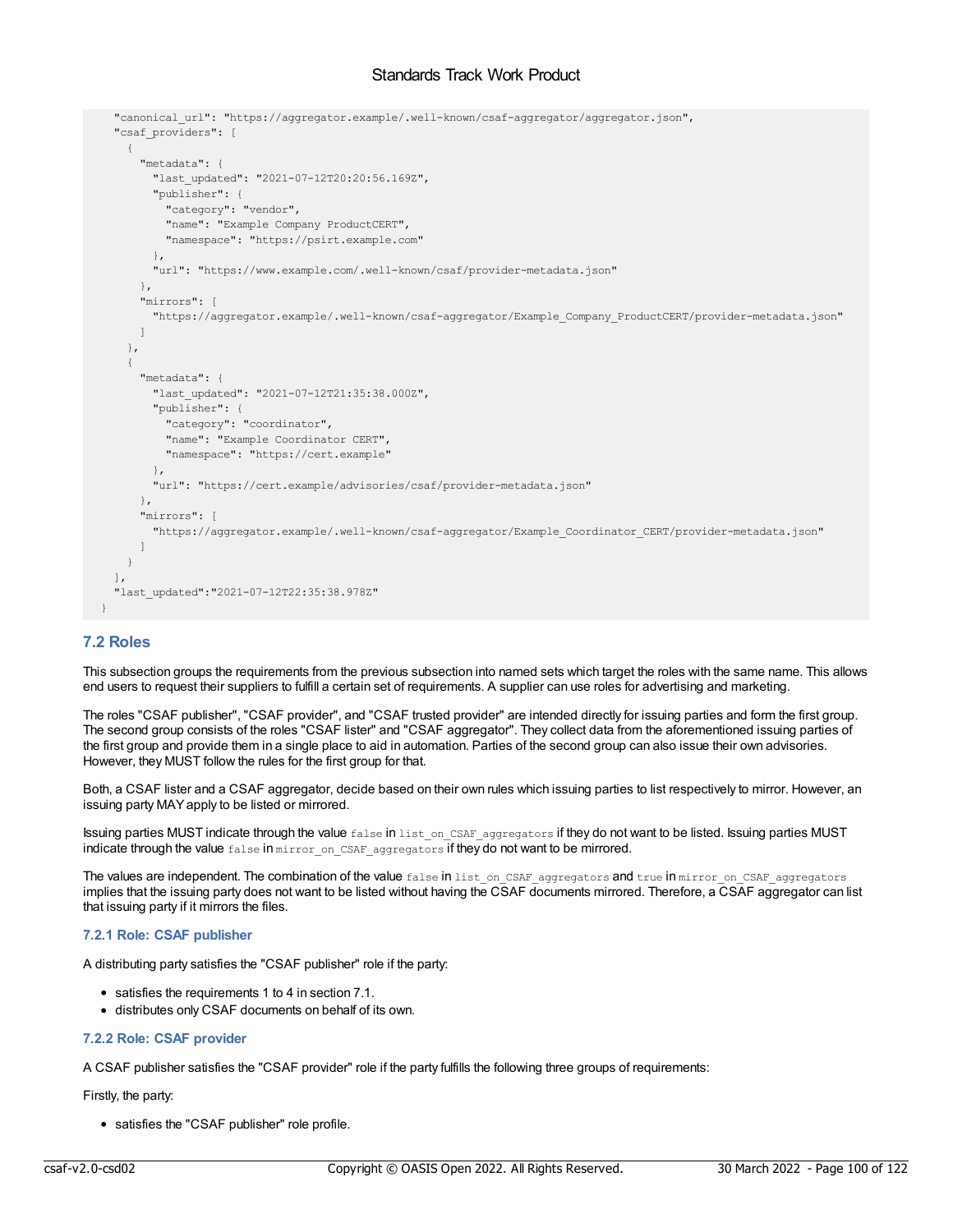```
  "canonical_url": "https://aggregator.example/.well-known/csaf-aggregator/aggregator.json",
  "csaf_providers": [
    {
      "metadata": {
        "last_updated": "2021-07-12T20:20:56.169Z",
        "publisher": {
          "category": "vendor",
          "name": "Example Company ProductCERT",
          "namespace": "https://psirt.example.com"
        },
        "url": "https://www.example.com/.well-known/csaf/provider-metadata.json"
      },
      "mirrors": [
        "https://aggregator.example/.well-known/csaf-aggregator/Example_Company_ProductCERT/provider-metadata.json"
      ]
    },
    {
      "metadata": {
        "last_updated": "2021-07-12T21:35:38.000Z",
        "publisher": {
          "category": "coordinator",
          "name": "Example Coordinator CERT",
          "namespace": "https://cert.example"
        },
        "url": "https://cert.example/advisories/csaf/provider-metadata.json"
      },
      "mirrors": [
        "https://aggregator.example/.well-known/csaf-aggregator/Example_Coordinator_CERT/provider-metadata.json"
      ]
    }
  ],
  "last_updated":"2021-07-12T22:35:38.978Z"
}
```

## 7.2 Roles

This subsection groups the requirements from the previous subsection into named sets which target the roles with the same name. This allows end users to request their suppliers to fulfill a certain set of requirements. A supplier can use roles for advertising and marketing.

The roles "CSAF publisher", "CSAF provider", and "CSAF trusted provider" are intended directly for issuing parties and form the first group. The second group consists of the roles "CSAF lister" and "CSAF aggregator". They collect data from the aforementioned issuing parties of the first group and provide them in a single place to aid in automation. Parties of the second group can also issue their own advisories. However, they MUST follow the rules for the first group for that.

Both, a CSAF lister and a CSAF aggregator, decide based on their own rules which issuing parties to list respectively to mirror. However, an issuing party MAY apply to be listed or mirrored.

Issuing parties MUST indicate through the value `false` in `list_on_CSAF_aggregators` if they do not want to be listed. Issuing parties MUST indicate through the value `false` in `mirror_on_CSAF_aggregators` if they do not want to be mirrored.

The values are independent. The combination of the value `false` in `list_on_CSAF_aggregators` and `true` in `mirror_on_CSAF_aggregators` implies that the issuing party does not want to be listed without having the CSAF documents mirrored. Therefore, a CSAF aggregator can list that issuing party if it mirrors the files.

### 7.2.1 Role: CSAF publisher

A distributing party satisfies the "CSAF publisher" role if the party:

- satisfies the requirements 1 to 4 in section 7.1.
- distributes only CSAF documents on behalf of its own.

### 7.2.2 Role: CSAF provider

A CSAF publisher satisfies the "CSAF provider" role if the party fulfills the following three groups of requirements:

Firstly, the party:

- satisfies the "CSAF publisher" role profile.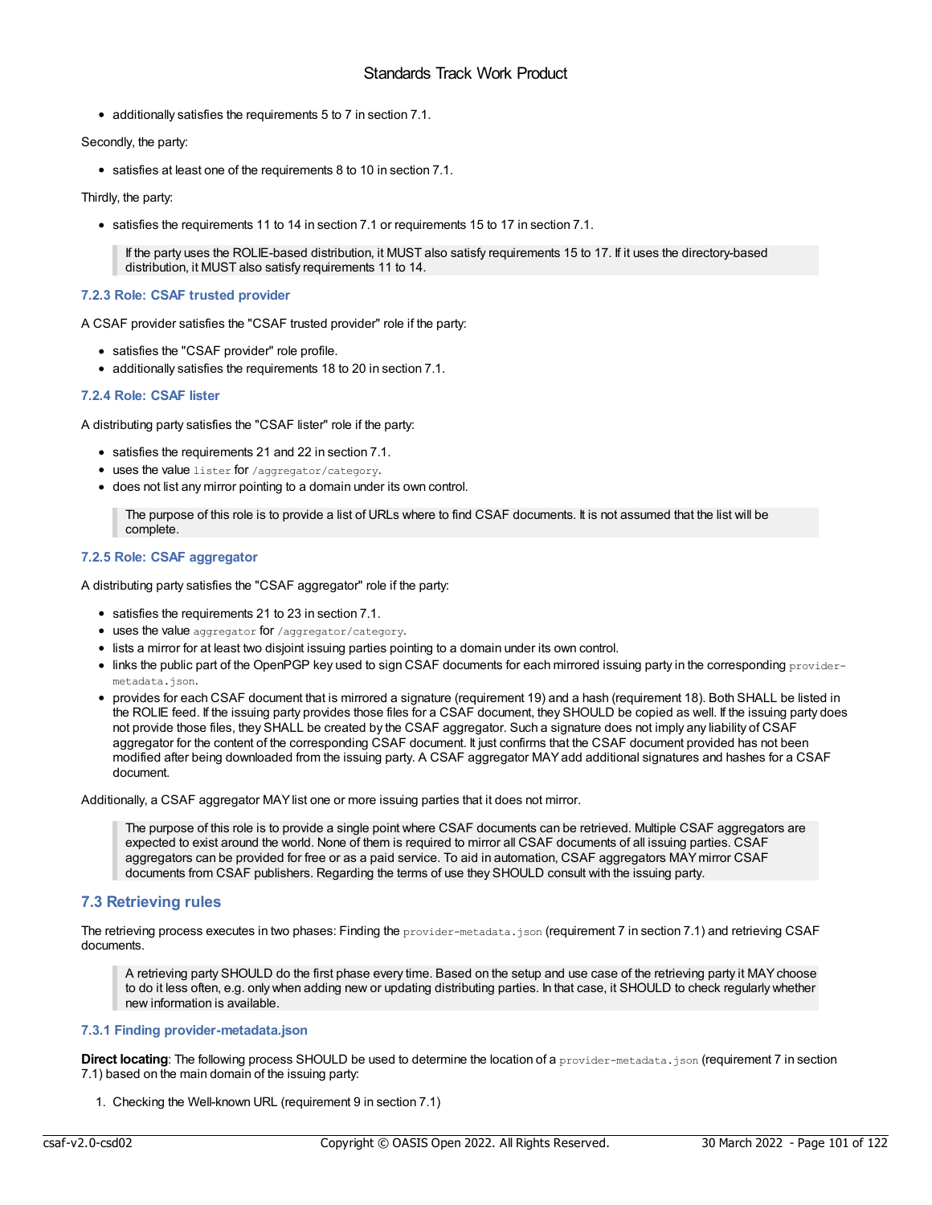- additionally satisfies the requirements 5 to 7 in section 7.1.

Secondly, the party:

- satisfies at least one of the requirements 8 to 10 in section 7.1.

Thirdly, the party:

- satisfies the requirements 11 to 14 in section 7.1 or requirements 15 to 17 in section 7.1.

> If the party uses the ROLIE-based distribution, it MUST also satisfy requirements 15 to 17. If it uses the directory-based distribution, it MUST also satisfy requirements 11 to 14.

#### 7.2.3 Role: CSAF trusted provider

A CSAF provider satisfies the "CSAF trusted provider" role if the party:

- satisfies the "CSAF provider" role profile.
- additionally satisfies the requirements 18 to 20 in section 7.1.

#### 7.2.4 Role: CSAF lister

A distributing party satisfies the "CSAF lister" role if the party:

- satisfies the requirements 21 and 22 in section 7.1.
- uses the value `lister` for `/aggregator/category`.
- does not list any mirror pointing to a domain under its own control.

> The purpose of this role is to provide a list of URLs where to find CSAF documents. It is not assumed that the list will be complete.

#### 7.2.5 Role: CSAF aggregator

A distributing party satisfies the "CSAF aggregator" role if the party:

- satisfies the requirements 21 to 23 in section 7.1.
- uses the value `aggregator` for `/aggregator/category`.
- lists a mirror for at least two disjoint issuing parties pointing to a domain under its own control.
- links the public part of the OpenPGP key used to sign CSAF documents for each mirrored issuing party in the corresponding `provider-metadata.json`.
- provides for each CSAF document that is mirrored a signature (requirement 19) and a hash (requirement 18). Both SHALL be listed in the ROLIE feed. If the issuing party provides those files for a CSAF document, they SHOULD be copied as well. If the issuing party does not provide those files, they SHALL be created by the CSAF aggregator. Such a signature does not imply any liability of CSAF aggregator for the content of the corresponding CSAF document. It just confirms that the CSAF document provided has not been modified after being downloaded from the issuing party. A CSAF aggregator MAY add additional signatures and hashes for a CSAF document.

Additionally, a CSAF aggregator MAY list one or more issuing parties that it does not mirror.

> The purpose of this role is to provide a single point where CSAF documents can be retrieved. Multiple CSAF aggregators are expected to exist around the world. None of them is required to mirror all CSAF documents of all issuing parties. CSAF aggregators can be provided for free or as a paid service. To aid in automation, CSAF aggregators MAY mirror CSAF documents from CSAF publishers. Regarding the terms of use they SHOULD consult with the issuing party.

### 7.3 Retrieving rules

The retrieving process executes in two phases: Finding the `provider-metadata.json` (requirement 7 in section 7.1) and retrieving CSAF documents.

> A retrieving party SHOULD do the first phase every time. Based on the setup and use case of the retrieving party it MAY choose to do it less often, e.g. only when adding new or updating distributing parties. In that case, it SHOULD to check regularly whether new information is available.

#### 7.3.1 Finding provider-metadata.json

**Direct locating**: The following process SHOULD be used to determine the location of a `provider-metadata.json` (requirement 7 in section 7.1) based on the main domain of the issuing party:

1. Checking the Well-known URL (requirement 9 in section 7.1)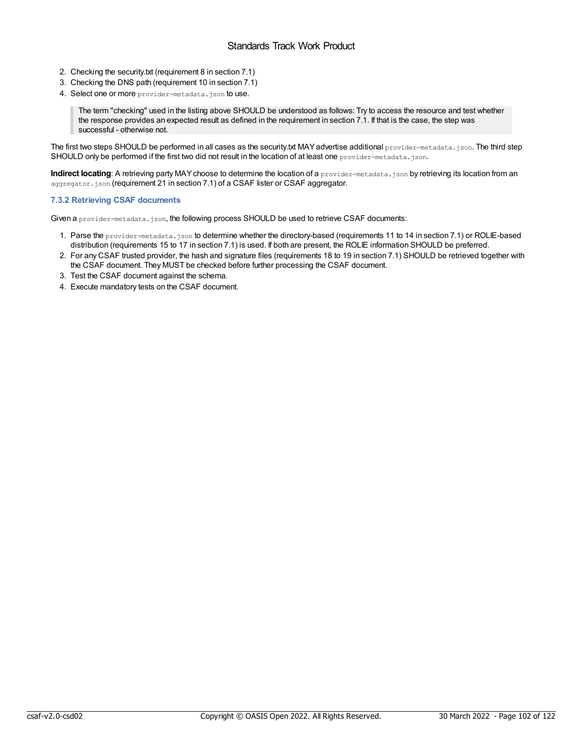2. Checking the security.txt (requirement 8 in section 7.1)
3. Checking the DNS path (requirement 10 in section 7.1)
4. Select one or more `provider-metadata.json` to use.

> The term "checking" used in the listing above SHOULD be understood as follows: Try to access the resource and test whether the response provides an expected result as defined in the requirement in section 7.1. If that is the case, the step was successful - otherwise not.

The first two steps SHOULD be performed in all cases as the security.txt MAY advertise additional `provider-metadata.json`. The third step SHOULD only be performed if the first two did not result in the location of at least one `provider-metadata.json`.

**Indirect locating**: A retrieving party MAY choose to determine the location of a `provider-metadata.json` by retrieving its location from an `aggregator.json` (requirement 21 in section 7.1) of a CSAF lister or CSAF aggregator.

### 7.3.2 Retrieving CSAF documents

Given a `provider-metadata.json`, the following process SHOULD be used to retrieve CSAF documents:

1. Parse the `provider-metadata.json` to determine whether the directory-based (requirements 11 to 14 in section 7.1) or ROLIE-based distribution (requirements 15 to 17 in section 7.1) is used. If both are present, the ROLIE information SHOULD be preferred.
2. For any CSAF trusted provider, the hash and signature files (requirements 18 to 19 in section 7.1) SHOULD be retrieved together with the CSAF document. They MUST be checked before further processing the CSAF document.
3. Test the CSAF document against the schema.
4. Execute mandatory tests on the CSAF document.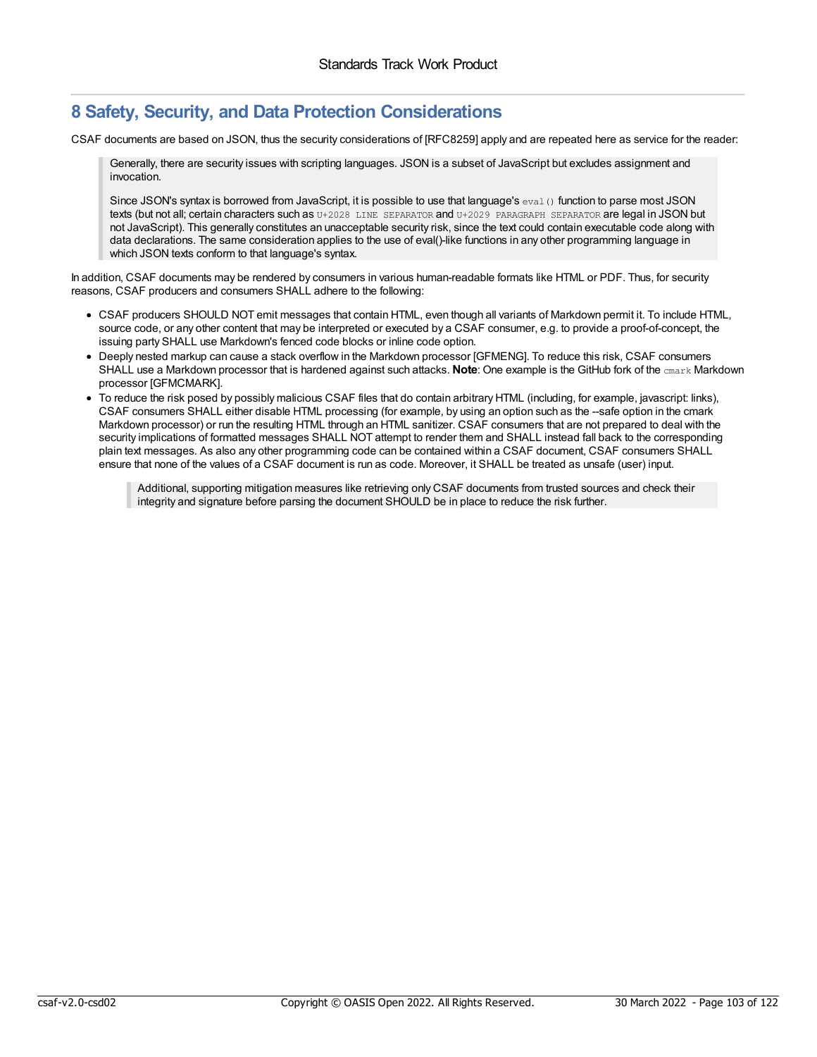# 8 Safety, Security, and Data Protection Considerations

CSAF documents are based on JSON, thus the security considerations of [RFC8259] apply and are repeated here as service for the reader:

> Generally, there are security issues with scripting languages. JSON is a subset of JavaScript but excludes assignment and invocation.
>
> Since JSON's syntax is borrowed from JavaScript, it is possible to use that language's `eval()` function to parse most JSON texts (but not all; certain characters such as `U+2028 LINE SEPARATOR` and `U+2029 PARAGRAPH SEPARATOR` are legal in JSON but not JavaScript). This generally constitutes an unacceptable security risk, since the text could contain executable code along with data declarations. The same consideration applies to the use of eval()-like functions in any other programming language in which JSON texts conform to that language's syntax.

In addition, CSAF documents may be rendered by consumers in various human-readable formats like HTML or PDF. Thus, for security reasons, CSAF producers and consumers SHALL adhere to the following:

- CSAF producers SHOULD NOT emit messages that contain HTML, even though all variants of Markdown permit it. To include HTML, source code, or any other content that may be interpreted or executed by a CSAF consumer, e.g. to provide a proof-of-concept, the issuing party SHALL use Markdown's fenced code blocks or inline code option.
- Deeply nested markup can cause a stack overflow in the Markdown processor [GFMENG]. To reduce this risk, CSAF consumers SHALL use a Markdown processor that is hardened against such attacks. **Note**: One example is the GitHub fork of the `cmark` Markdown processor [GFMCMARK].
- To reduce the risk posed by possibly malicious CSAF files that do contain arbitrary HTML (including, for example, javascript: links), CSAF consumers SHALL either disable HTML processing (for example, by using an option such as the --safe option in the cmark Markdown processor) or run the resulting HTML through an HTML sanitizer. CSAF consumers that are not prepared to deal with the security implications of formatted messages SHALL NOT attempt to render them and SHALL instead fall back to the corresponding plain text messages. As also any other programming code can be contained within a CSAF document, CSAF consumers SHALL ensure that none of the values of a CSAF document is run as code. Moreover, it SHALL be treated as unsafe (user) input.

  > Additional, supporting mitigation measures like retrieving only CSAF documents from trusted sources and check their integrity and signature before parsing the document SHOULD be in place to reduce the risk further.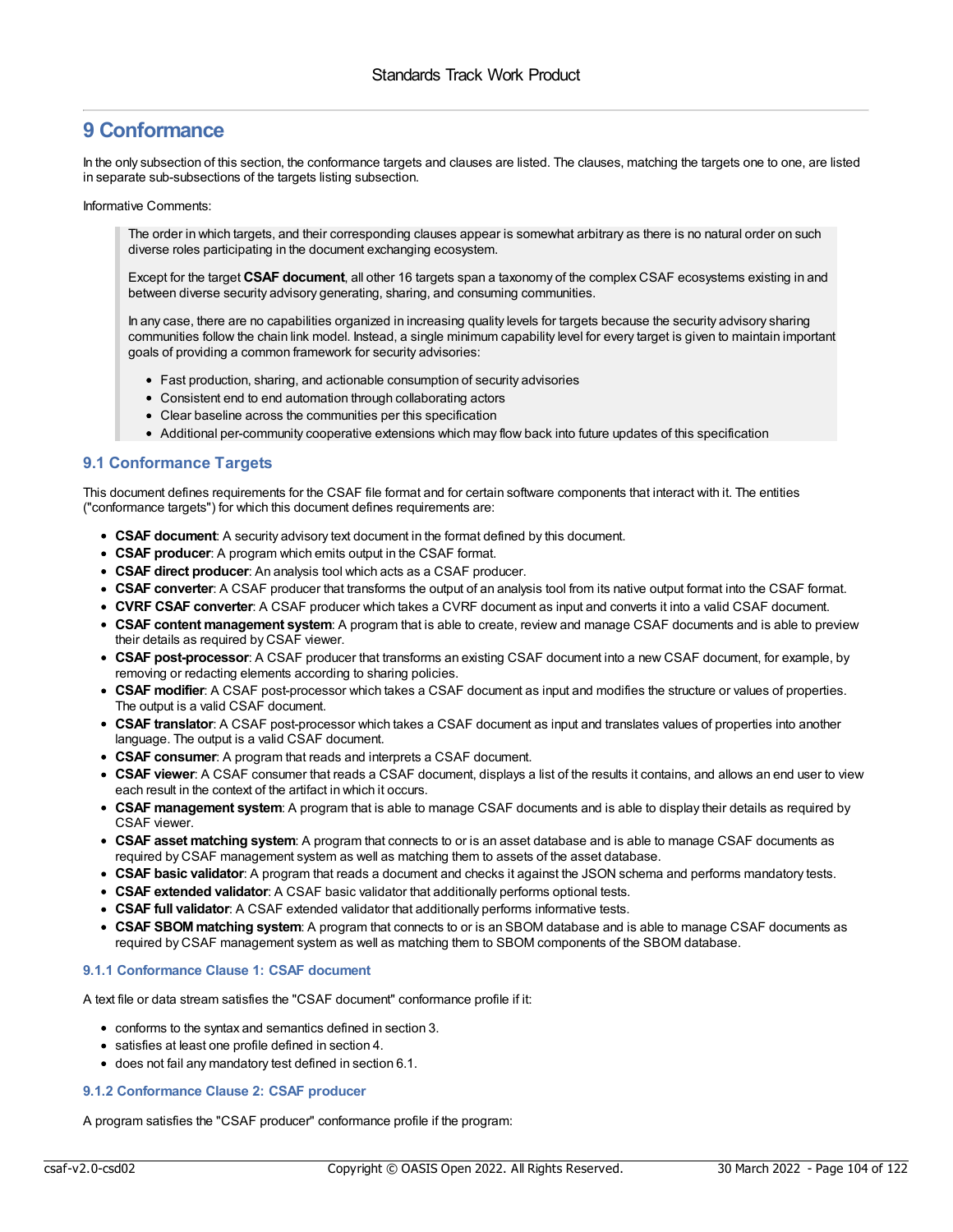# 9 Conformance

In the only subsection of this section, the conformance targets and clauses are listed. The clauses, matching the targets one to one, are listed in separate sub-subsections of the targets listing subsection.

Informative Comments:

> The order in which targets, and their corresponding clauses appear is somewhat arbitrary as there is no natural order on such diverse roles participating in the document exchanging ecosystem.
>
> Except for the target **CSAF document**, all other 16 targets span a taxonomy of the complex CSAF ecosystems existing in and between diverse security advisory generating, sharing, and consuming communities.
>
> In any case, there are no capabilities organized in increasing quality levels for targets because the security advisory sharing communities follow the chain link model. Instead, a single minimum capability level for every target is given to maintain important goals of providing a common framework for security advisories:
>
> - Fast production, sharing, and actionable consumption of security advisories
> - Consistent end to end automation through collaborating actors
> - Clear baseline across the communities per this specification
> - Additional per-community cooperative extensions which may flow back into future updates of this specification

## 9.1 Conformance Targets

This document defines requirements for the CSAF file format and for certain software components that interact with it. The entities ("conformance targets") for which this document defines requirements are:

- **CSAF document**: A security advisory text document in the format defined by this document.
- **CSAF producer**: A program which emits output in the CSAF format.
- **CSAF direct producer**: An analysis tool which acts as a CSAF producer.
- **CSAF converter**: A CSAF producer that transforms the output of an analysis tool from its native output format into the CSAF format.
- **CVRF CSAF converter**: A CSAF producer which takes a CVRF document as input and converts it into a valid CSAF document.
- **CSAF content management system**: A program that is able to create, review and manage CSAF documents and is able to preview their details as required by CSAF viewer.
- **CSAF post-processor**: A CSAF producer that transforms an existing CSAF document into a new CSAF document, for example, by removing or redacting elements according to sharing policies.
- **CSAF modifier**: A CSAF post-processor which takes a CSAF document as input and modifies the structure or values of properties. The output is a valid CSAF document.
- **CSAF translator**: A CSAF post-processor which takes a CSAF document as input and translates values of properties into another language. The output is a valid CSAF document.
- **CSAF consumer**: A program that reads and interprets a CSAF document.
- **CSAF viewer**: A CSAF consumer that reads a CSAF document, displays a list of the results it contains, and allows an end user to view each result in the context of the artifact in which it occurs.
- **CSAF management system**: A program that is able to manage CSAF documents and is able to display their details as required by CSAF viewer.
- **CSAF asset matching system**: A program that connects to or is an asset database and is able to manage CSAF documents as required by CSAF management system as well as matching them to assets of the asset database.
- **CSAF basic validator**: A program that reads a document and checks it against the JSON schema and performs mandatory tests.
- **CSAF extended validator**: A CSAF basic validator that additionally performs optional tests.
- **CSAF full validator**: A CSAF extended validator that additionally performs informative tests.
- **CSAF SBOM matching system**: A program that connects to or is an SBOM database and is able to manage CSAF documents as required by CSAF management system as well as matching them to SBOM components of the SBOM database.

### 9.1.1 Conformance Clause 1: CSAF document

A text file or data stream satisfies the "CSAF document" conformance profile if it:

- conforms to the syntax and semantics defined in section 3.
- satisfies at least one profile defined in section 4.
- does not fail any mandatory test defined in section 6.1.

### 9.1.2 Conformance Clause 2: CSAF producer

A program satisfies the "CSAF producer" conformance profile if the program: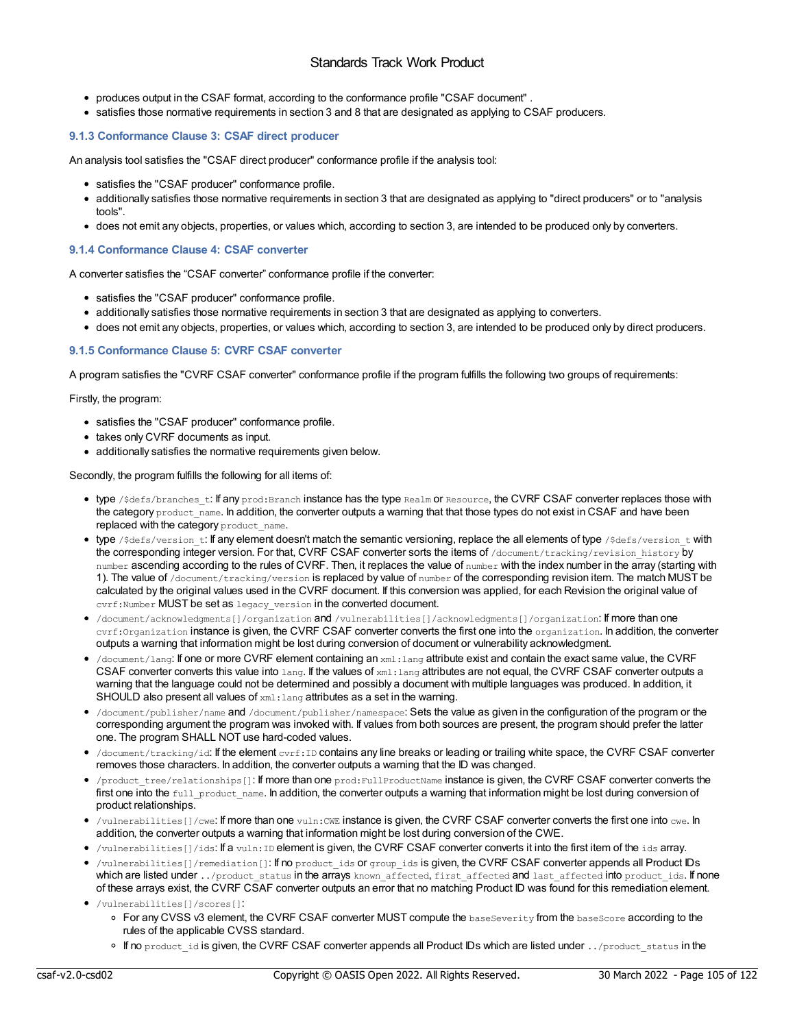- produces output in the CSAF format, according to the conformance profile "CSAF document" .
- satisfies those normative requirements in section 3 and 8 that are designated as applying to CSAF producers.

### 9.1.3 Conformance Clause 3: CSAF direct producer

An analysis tool satisfies the "CSAF direct producer" conformance profile if the analysis tool:

- satisfies the "CSAF producer" conformance profile.
- additionally satisfies those normative requirements in section 3 that are designated as applying to "direct producers" or to "analysis tools".
- does not emit any objects, properties, or values which, according to section 3, are intended to be produced only by converters.

### 9.1.4 Conformance Clause 4: CSAF converter

A converter satisfies the “CSAF converter” conformance profile if the converter:

- satisfies the "CSAF producer" conformance profile.
- additionally satisfies those normative requirements in section 3 that are designated as applying to converters.
- does not emit any objects, properties, or values which, according to section 3, are intended to be produced only by direct producers.

### 9.1.5 Conformance Clause 5: CVRF CSAF converter

A program satisfies the "CVRF CSAF converter" conformance profile if the program fulfills the following two groups of requirements:

Firstly, the program:

- satisfies the "CSAF producer" conformance profile.
- takes only CVRF documents as input.
- additionally satisfies the normative requirements given below.

Secondly, the program fulfills the following for all items of:

- type `/$defs/branches_t`: If any `prod:Branch` instance has the type `Realm` or `Resource`, the CVRF CSAF converter replaces those with the category `product_name`. In addition, the converter outputs a warning that that those types do not exist in CSAF and have been replaced with the category `product_name`.
- type `/$defs/version_t`: If any element doesn't match the semantic versioning, replace the all elements of type `/$defs/version_t` with the corresponding integer version. For that, CVRF CSAF converter sorts the items of `/document/tracking/revision_history` by `number` ascending according to the rules of CVRF. Then, it replaces the value of `number` with the index number in the array (starting with 1). The value of `/document/tracking/version` is replaced by value of `number` of the corresponding revision item. The match MUST be calculated by the original values used in the CVRF document. If this conversion was applied, for each Revision the original value of `cvrf:Number` MUST be set as `legacy_version` in the converted document.
- `/document/acknowledgments[]/organization` and `/vulnerabilities[]/acknowledgments[]/organization`: If more than one `cvrf:Organization` instance is given, the CVRF CSAF converter converts the first one into the `organization`. In addition, the converter outputs a warning that information might be lost during conversion of document or vulnerability acknowledgment.
- `/document/lang`: If one or more CVRF element containing an `xml:lang` attribute exist and contain the exact same value, the CVRF CSAF converter converts this value into `lang`. If the values of `xml:lang` attributes are not equal, the CVRF CSAF converter outputs a warning that the language could not be determined and possibly a document with multiple languages was produced. In addition, it SHOULD also present all values of `xml:lang` attributes as a set in the warning.
- `/document/publisher/name` and `/document/publisher/namespace`: Sets the value as given in the configuration of the program or the corresponding argument the program was invoked with. If values from both sources are present, the program should prefer the latter one. The program SHALL NOT use hard-coded values.
- `/document/tracking/id`: If the element `cvrf:ID` contains any line breaks or leading or trailing white space, the CVRF CSAF converter removes those characters. In addition, the converter outputs a warning that the ID was changed.
- `/product_tree/relationships[]`: If more than one `prod:FullProductName` instance is given, the CVRF CSAF converter converts the first one into the `full_product_name`. In addition, the converter outputs a warning that information might be lost during conversion of product relationships.
- `/vulnerabilities[]/cwe`: If more than one `vuln:CWE` instance is given, the CVRF CSAF converter converts the first one into `cwe`. In addition, the converter outputs a warning that information might be lost during conversion of the CWE.
- `/vulnerabilities[]/ids`: If a `vuln:ID` element is given, the CVRF CSAF converter converts it into the first item of the `ids` array.
- `/vulnerabilities[]/remediation[]`: If no `product_ids` or `group_ids` is given, the CVRF CSAF converter appends all Product IDs which are listed under `../product_status` in the arrays `known_affected`, `first_affected` and `last_affected` into `product_ids`. If none of these arrays exist, the CVRF CSAF converter outputs an error that no matching Product ID was found for this remediation element.
- `/vulnerabilities[]/scores[]`:
  - For any CVSS v3 element, the CVRF CSAF converter MUST compute the `baseSeverity` from the `baseScore` according to the rules of the applicable CVSS standard.
  - If no `product_id` is given, the CVRF CSAF converter appends all Product IDs which are listed under `../product_status` in the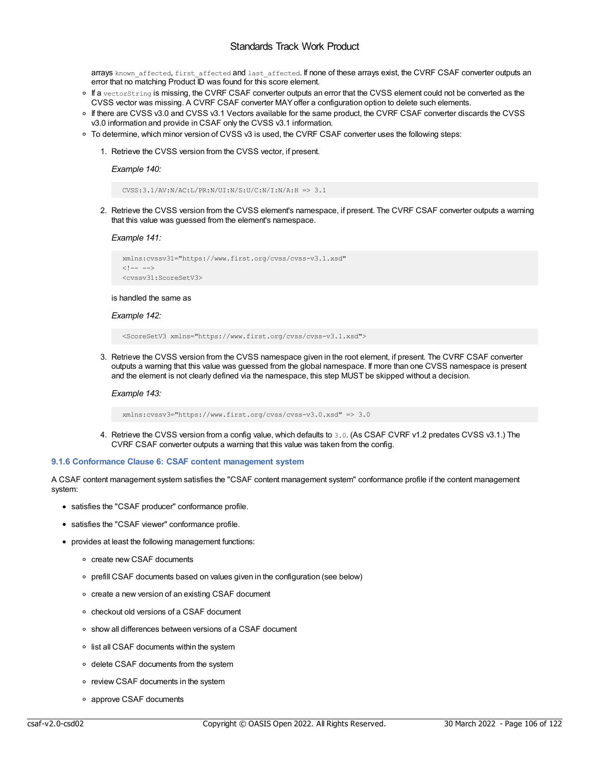arrays `known_affected`, `first_affected` and `last_affected`. If none of these arrays exist, the CVRF CSAF converter outputs an error that no matching Product ID was found for this score element.

  - If a `vectorString` is missing, the CVRF CSAF converter outputs an error that the CVSS element could not be converted as the CVSS vector was missing. A CVRF CSAF converter MAY offer a configuration option to delete such elements.
  - If there are CVSS v3.0 and CVSS v3.1 Vectors available for the same product, the CVRF CSAF converter discards the CVSS v3.0 information and provide in CSAF only the CVSS v3.1 information.
  - To determine, which minor version of CVSS v3 is used, the CVRF CSAF converter uses the following steps:

    1. Retrieve the CVSS version from the CVSS vector, if present.

       *Example 140:*

       ```
       CVSS:3.1/AV:N/AC:L/PR:N/UI:N/S:U/C:N/I:N/A:H => 3.1
       ```

    2. Retrieve the CVSS version from the CVSS element's namespace, if present. The CVRF CSAF converter outputs a warning that this value was guessed from the element's namespace.

       *Example 141:*

       ```
       xmlns:cvssv31="https://www.first.org/cvss/cvss-v3.1.xsd"
       <!-- -->
       <cvssv31:ScoreSetV3>
       ```

       is handled the same as

       *Example 142:*

       ```
       <ScoreSetV3 xmlns="https://www.first.org/cvss/cvss-v3.1.xsd">
       ```

    3. Retrieve the CVSS version from the CVSS namespace given in the root element, if present. The CVRF CSAF converter outputs a warning that this value was guessed from the global namespace. If more than one CVSS namespace is present and the element is not clearly defined via the namespace, this step MUST be skipped without a decision.

       *Example 143:*

       ```
       xmlns:cvssv3="https://www.first.org/cvss/cvss-v3.0.xsd" => 3.0
       ```

    4. Retrieve the CVSS version from a config value, which defaults to `3.0`. (As CSAF CVRF v1.2 predates CVSS v3.1.) The CVRF CSAF converter outputs a warning that this value was taken from the config.

### 9.1.6 Conformance Clause 6: CSAF content management system

A CSAF content management system satisfies the "CSAF content management system" conformance profile if the content management system:

- satisfies the "CSAF producer" conformance profile.
- satisfies the "CSAF viewer" conformance profile.
- provides at least the following management functions:
  - create new CSAF documents
  - prefill CSAF documents based on values given in the configuration (see below)
  - create a new version of an existing CSAF document
  - checkout old versions of a CSAF document
  - show all differences between versions of a CSAF document
  - list all CSAF documents within the system
  - delete CSAF documents from the system
  - review CSAF documents in the system
  - approve CSAF documents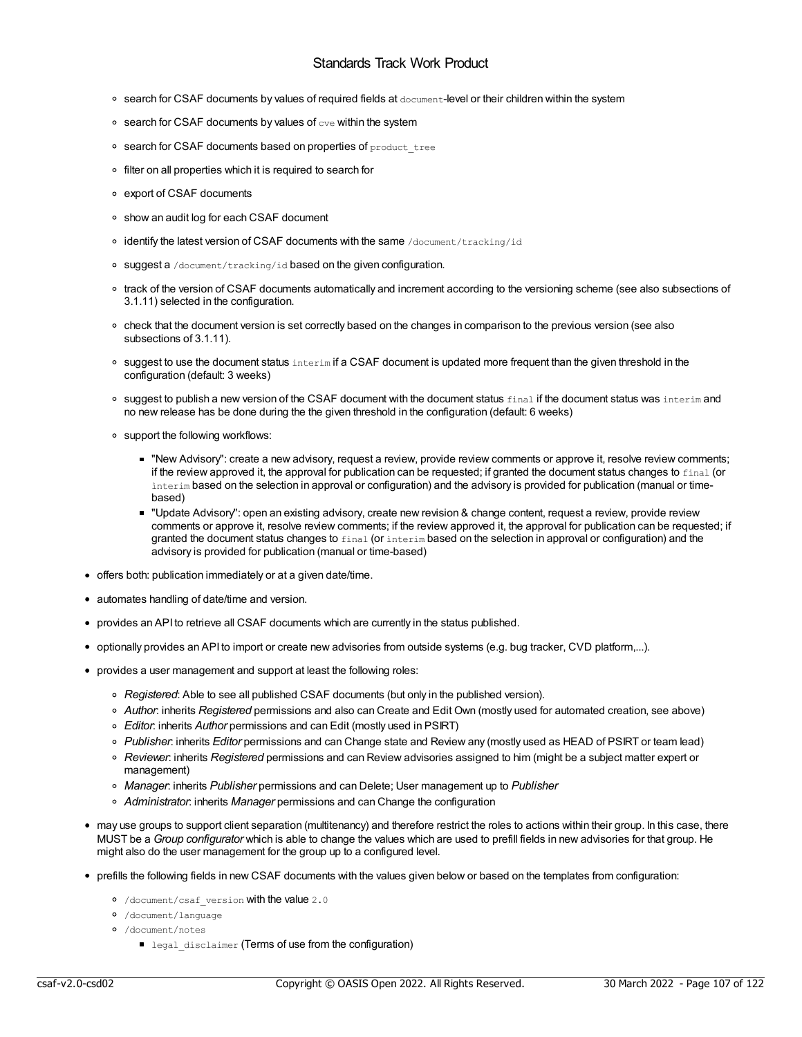- search for CSAF documents by values of required fields at `document`-level or their children within the system
  - search for CSAF documents by values of `cve` within the system
  - search for CSAF documents based on properties of `product_tree`
  - filter on all properties which it is required to search for
  - export of CSAF documents
  - show an audit log for each CSAF document
  - identify the latest version of CSAF documents with the same `/document/tracking/id`
  - suggest a `/document/tracking/id` based on the given configuration.
  - track of the version of CSAF documents automatically and increment according to the versioning scheme (see also subsections of 3.1.11) selected in the configuration.
  - check that the document version is set correctly based on the changes in comparison to the previous version (see also subsections of 3.1.11).
  - suggest to use the document status `interim` if a CSAF document is updated more frequent than the given threshold in the configuration (default: 3 weeks)
  - suggest to publish a new version of the CSAF document with the document status `final` if the document status was `interim` and no new release has be done during the the given threshold in the configuration (default: 6 weeks)
  - support the following workflows:
    - "New Advisory": create a new advisory, request a review, provide review comments or approve it, resolve review comments; if the review approved it, the approval for publication can be requested; if granted the document status changes to `final` (or `interim` based on the selection in approval or configuration) and the advisory is provided for publication (manual or time-based)
    - "Update Advisory": open an existing advisory, create new revision & change content, request a review, provide review comments or approve it, resolve review comments; if the review approved it, the approval for publication can be requested; if granted the document status changes to `final` (or `interim` based on the selection in approval or configuration) and the advisory is provided for publication (manual or time-based)
- offers both: publication immediately or at a given date/time.
- automates handling of date/time and version.
- provides an API to retrieve all CSAF documents which are currently in the status published.
- optionally provides an API to import or create new advisories from outside systems (e.g. bug tracker, CVD platform,...).
- provides a user management and support at least the following roles:
  - *Registered*: Able to see all published CSAF documents (but only in the published version).
  - *Author*: inherits *Registered* permissions and also can Create and Edit Own (mostly used for automated creation, see above)
  - *Editor*: inherits *Author* permissions and can Edit (mostly used in PSIRT)
  - *Publisher*: inherits *Editor* permissions and can Change state and Review any (mostly used as HEAD of PSIRT or team lead)
  - *Reviewer*: inherits *Registered* permissions and can Review advisories assigned to him (might be a subject matter expert or management)
  - *Manager*: inherits *Publisher* permissions and can Delete; User management up to *Publisher*
  - *Administrator*: inherits *Manager* permissions and can Change the configuration
- may use groups to support client separation (multitenancy) and therefore restrict the roles to actions within their group. In this case, there MUST be a *Group configurator* which is able to change the values which are used to prefill fields in new advisories for that group. He might also do the user management for the group up to a configured level.
- prefills the following fields in new CSAF documents with the values given below or based on the templates from configuration:
  - `/document/csaf_version` with the value `2.0`
  - `/document/language`
  - `/document/notes`
    - `legal_disclaimer` (Terms of use from the configuration)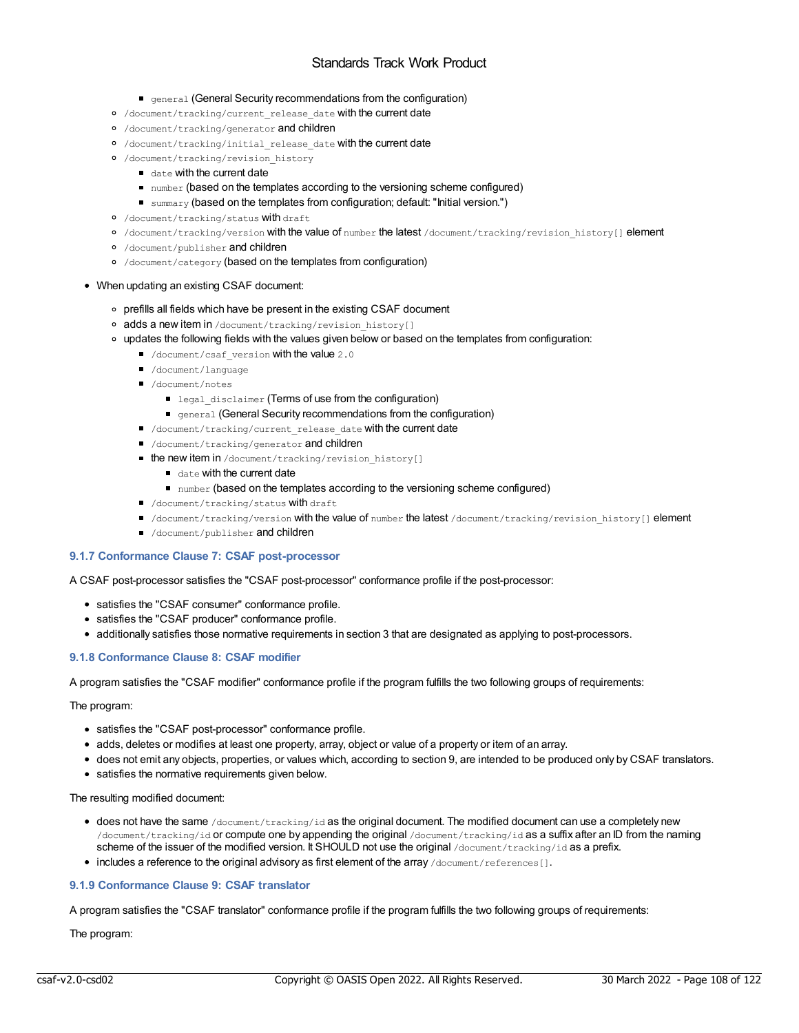- `general` (General Security recommendations from the configuration)
    - `/document/tracking/current_release_date` with the current date
    - `/document/tracking/generator` and children
    - `/document/tracking/initial_release_date` with the current date
    - `/document/tracking/revision_history`
        - `date` with the current date
        - `number` (based on the templates according to the versioning scheme configured)
        - `summary` (based on the templates from configuration; default: "Initial version.")
    - `/document/tracking/status` with `draft`
    - `/document/tracking/version` with the value of `number` the latest `/document/tracking/revision_history[]` element
    - `/document/publisher` and children
    - `/document/category` (based on the templates from configuration)

- When updating an existing CSAF document:
    - prefills all fields which have be present in the existing CSAF document
    - adds a new item in `/document/tracking/revision_history[]`
    - updates the following fields with the values given below or based on the templates from configuration:
        - `/document/csaf_version` with the value `2.0`
        - `/document/language`
        - `/document/notes`
            - `legal_disclaimer` (Terms of use from the configuration)
            - `general` (General Security recommendations from the configuration)
        - `/document/tracking/current_release_date` with the current date
        - `/document/tracking/generator` and children
        - the new item in `/document/tracking/revision_history[]`
            - `date` with the current date
            - `number` (based on the templates according to the versioning scheme configured)
        - `/document/tracking/status` with `draft`
        - `/document/tracking/version` with the value of `number` the latest `/document/tracking/revision_history[]` element
        - `/document/publisher` and children

### 9.1.7 Conformance Clause 7: CSAF post-processor

A CSAF post-processor satisfies the "CSAF post-processor" conformance profile if the post-processor:

- satisfies the "CSAF consumer" conformance profile.
- satisfies the "CSAF producer" conformance profile.
- additionally satisfies those normative requirements in section 3 that are designated as applying to post-processors.

### 9.1.8 Conformance Clause 8: CSAF modifier

A program satisfies the "CSAF modifier" conformance profile if the program fulfills the two following groups of requirements:

The program:

- satisfies the "CSAF post-processor" conformance profile.
- adds, deletes or modifies at least one property, array, object or value of a property or item of an array.
- does not emit any objects, properties, or values which, according to section 9, are intended to be produced only by CSAF translators.
- satisfies the normative requirements given below.

The resulting modified document:

- does not have the same `/document/tracking/id` as the original document. The modified document can use a completely new `/document/tracking/id` or compute one by appending the original `/document/tracking/id` as a suffix after an ID from the naming scheme of the issuer of the modified version. It SHOULD not use the original `/document/tracking/id` as a prefix.
- includes a reference to the original advisory as first element of the array `/document/references[]`.

### 9.1.9 Conformance Clause 9: CSAF translator

A program satisfies the "CSAF translator" conformance profile if the program fulfills the two following groups of requirements:

The program: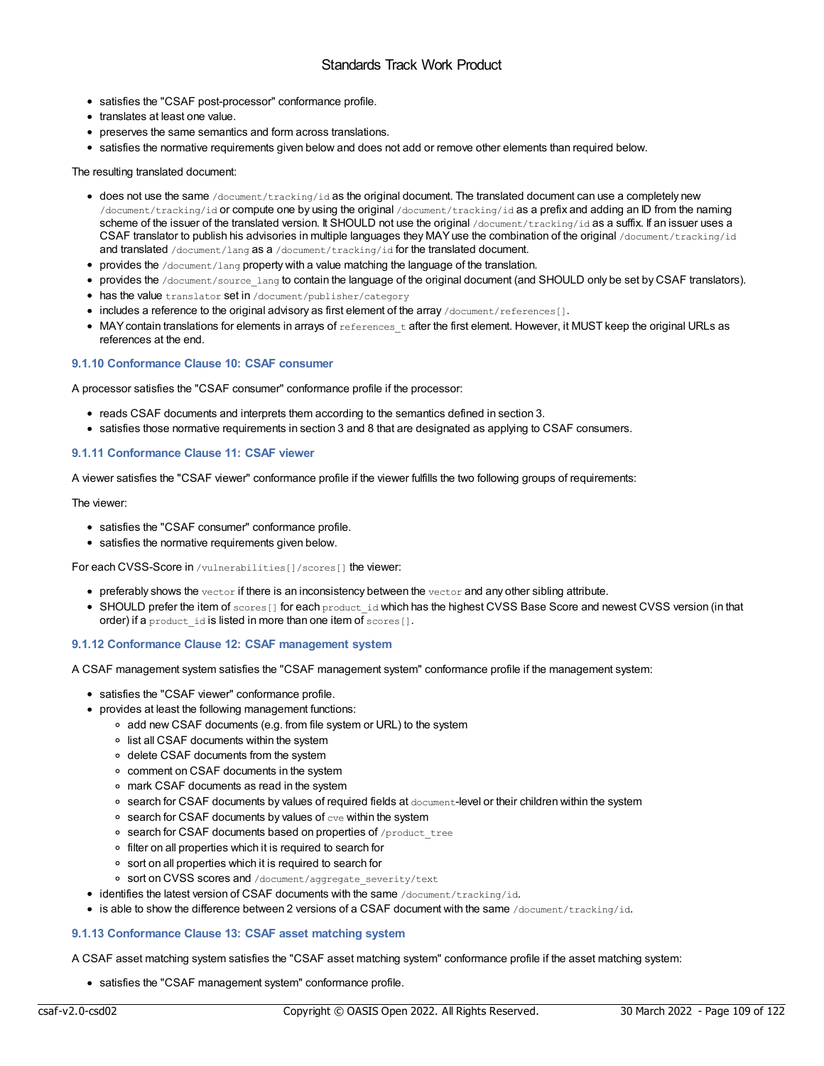- satisfies the "CSAF post-processor" conformance profile.
- translates at least one value.
- preserves the same semantics and form across translations.
- satisfies the normative requirements given below and does not add or remove other elements than required below.

The resulting translated document:

- does not use the same `/document/tracking/id` as the original document. The translated document can use a completely new `/document/tracking/id` or compute one by using the original `/document/tracking/id` as a prefix and adding an ID from the naming scheme of the issuer of the translated version. It SHOULD not use the original `/document/tracking/id` as a suffix. If an issuer uses a CSAF translator to publish his advisories in multiple languages they MAY use the combination of the original `/document/tracking/id` and translated `/document/lang` as a `/document/tracking/id` for the translated document.
- provides the `/document/lang` property with a value matching the language of the translation.
- provides the `/document/source_lang` to contain the language of the original document (and SHOULD only be set by CSAF translators).
- has the value `translator` set in `/document/publisher/category`
- includes a reference to the original advisory as first element of the array `/document/references[]`.
- MAY contain translations for elements in arrays of `references_t` after the first element. However, it MUST keep the original URLs as references at the end.

#### 9.1.10 Conformance Clause 10: CSAF consumer

A processor satisfies the "CSAF consumer" conformance profile if the processor:

- reads CSAF documents and interprets them according to the semantics defined in section 3.
- satisfies those normative requirements in section 3 and 8 that are designated as applying to CSAF consumers.

#### 9.1.11 Conformance Clause 11: CSAF viewer

A viewer satisfies the "CSAF viewer" conformance profile if the viewer fulfills the two following groups of requirements:

The viewer:

- satisfies the "CSAF consumer" conformance profile.
- satisfies the normative requirements given below.

For each CVSS-Score in `/vulnerabilities[]/scores[]` the viewer:

- preferably shows the `vector` if there is an inconsistency between the `vector` and any other sibling attribute.
- SHOULD prefer the item of `scores[]` for each `product_id` which has the highest CVSS Base Score and newest CVSS version (in that order) if a `product_id` is listed in more than one item of `scores[]`.

#### 9.1.12 Conformance Clause 12: CSAF management system

A CSAF management system satisfies the "CSAF management system" conformance profile if the management system:

- satisfies the "CSAF viewer" conformance profile.
- provides at least the following management functions:
  - add new CSAF documents (e.g. from file system or URL) to the system
  - list all CSAF documents within the system
  - delete CSAF documents from the system
  - comment on CSAF documents in the system
  - mark CSAF documents as read in the system
  - search for CSAF documents by values of required fields at `document`-level or their children within the system
  - search for CSAF documents by values of `cve` within the system
  - search for CSAF documents based on properties of `/product_tree`
  - filter on all properties which it is required to search for
  - sort on all properties which it is required to search for
  - sort on CVSS scores and `/document/aggregate_severity/text`
- identifies the latest version of CSAF documents with the same `/document/tracking/id`.
- is able to show the difference between 2 versions of a CSAF document with the same `/document/tracking/id`.

#### 9.1.13 Conformance Clause 13: CSAF asset matching system

A CSAF asset matching system satisfies the "CSAF asset matching system" conformance profile if the asset matching system:

- satisfies the "CSAF management system" conformance profile.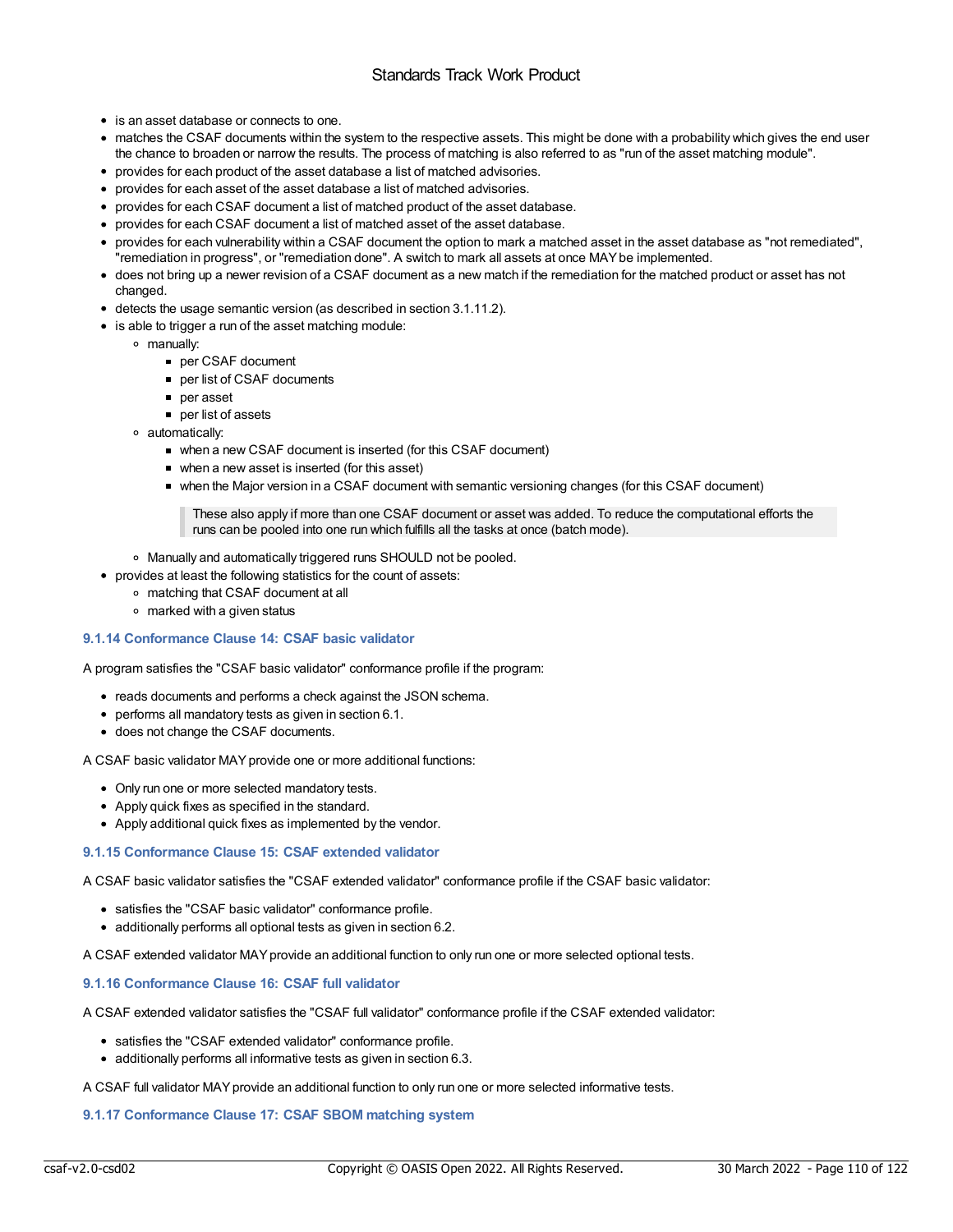- is an asset database or connects to one.
- matches the CSAF documents within the system to the respective assets. This might be done with a probability which gives the end user the chance to broaden or narrow the results. The process of matching is also referred to as "run of the asset matching module".
- provides for each product of the asset database a list of matched advisories.
- provides for each asset of the asset database a list of matched advisories.
- provides for each CSAF document a list of matched product of the asset database.
- provides for each CSAF document a list of matched asset of the asset database.
- provides for each vulnerability within a CSAF document the option to mark a matched asset in the asset database as "not remediated", "remediation in progress", or "remediation done". A switch to mark all assets at once MAY be implemented.
- does not bring up a newer revision of a CSAF document as a new match if the remediation for the matched product or asset has not changed.
- detects the usage semantic version (as described in section 3.1.11.2).
- is able to trigger a run of the asset matching module:
  - manually:
    - per CSAF document
    - per list of CSAF documents
    - per asset
    - per list of assets
  - automatically:
    - when a new CSAF document is inserted (for this CSAF document)
    - when a new asset is inserted (for this asset)
    - when the Major version in a CSAF document with semantic versioning changes (for this CSAF document)

      > These also apply if more than one CSAF document or asset was added. To reduce the computational efforts the runs can be pooled into one run which fulfills all the tasks at once (batch mode).

  - Manually and automatically triggered runs SHOULD not be pooled.
- provides at least the following statistics for the count of assets:
  - matching that CSAF document at all
  - marked with a given status

### 9.1.14 Conformance Clause 14: CSAF basic validator

A program satisfies the "CSAF basic validator" conformance profile if the program:

- reads documents and performs a check against the JSON schema.
- performs all mandatory tests as given in section 6.1.
- does not change the CSAF documents.

A CSAF basic validator MAY provide one or more additional functions:

- Only run one or more selected mandatory tests.
- Apply quick fixes as specified in the standard.
- Apply additional quick fixes as implemented by the vendor.

### 9.1.15 Conformance Clause 15: CSAF extended validator

A CSAF basic validator satisfies the "CSAF extended validator" conformance profile if the CSAF basic validator:

- satisfies the "CSAF basic validator" conformance profile.
- additionally performs all optional tests as given in section 6.2.

A CSAF extended validator MAY provide an additional function to only run one or more selected optional tests.

### 9.1.16 Conformance Clause 16: CSAF full validator

A CSAF extended validator satisfies the "CSAF full validator" conformance profile if the CSAF extended validator:

- satisfies the "CSAF extended validator" conformance profile.
- additionally performs all informative tests as given in section 6.3.

A CSAF full validator MAY provide an additional function to only run one or more selected informative tests.

### 9.1.17 Conformance Clause 17: CSAF SBOM matching system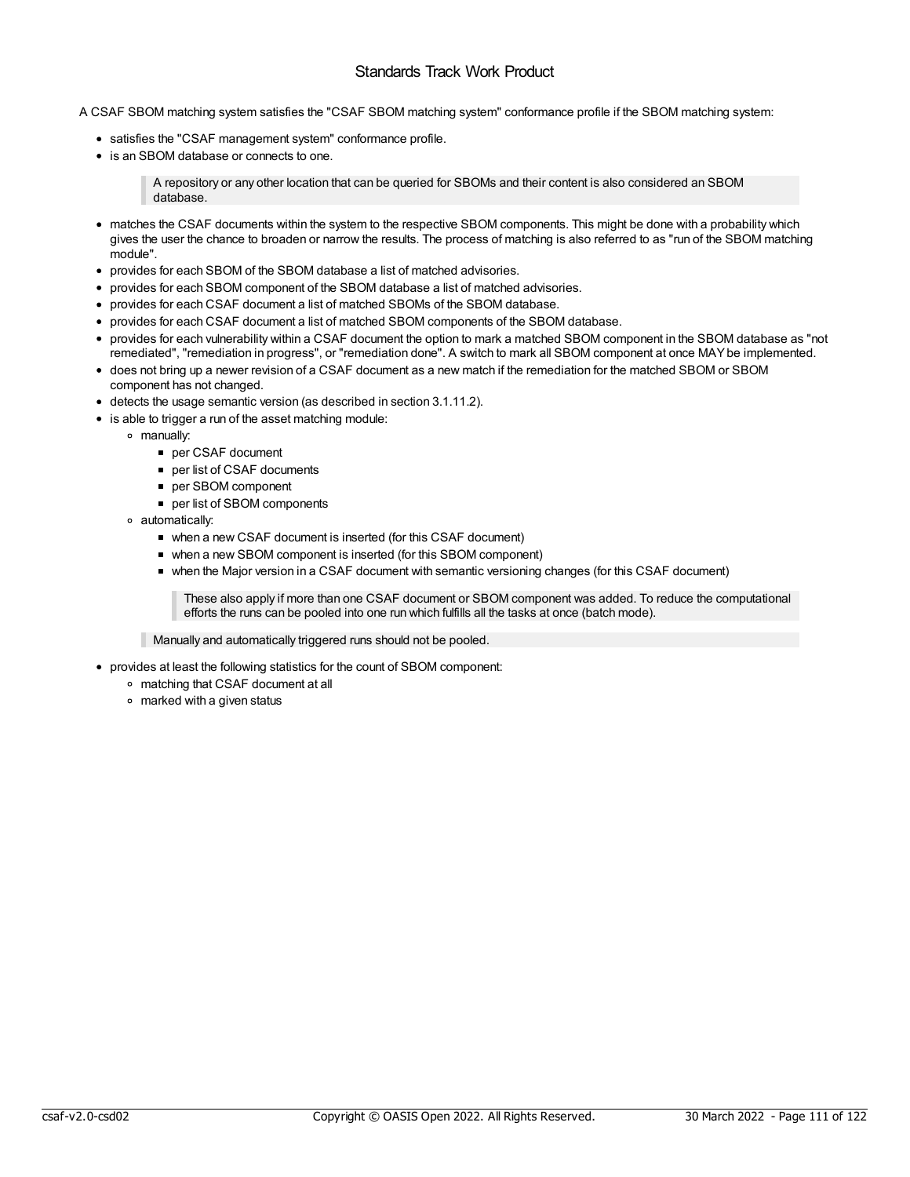A CSAF SBOM matching system satisfies the "CSAF SBOM matching system" conformance profile if the SBOM matching system:

- satisfies the "CSAF management system" conformance profile.
- is an SBOM database or connects to one.

  > A repository or any other location that can be queried for SBOMs and their content is also considered an SBOM database.

- matches the CSAF documents within the system to the respective SBOM components. This might be done with a probability which gives the user the chance to broaden or narrow the results. The process of matching is also referred to as "run of the SBOM matching module".
- provides for each SBOM of the SBOM database a list of matched advisories.
- provides for each SBOM component of the SBOM database a list of matched advisories.
- provides for each CSAF document a list of matched SBOMs of the SBOM database.
- provides for each CSAF document a list of matched SBOM components of the SBOM database.
- provides for each vulnerability within a CSAF document the option to mark a matched SBOM component in the SBOM database as "not remediated", "remediation in progress", or "remediation done". A switch to mark all SBOM component at once MAY be implemented.
- does not bring up a newer revision of a CSAF document as a new match if the remediation for the matched SBOM or SBOM component has not changed.
- detects the usage semantic version (as described in section 3.1.11.2).
- is able to trigger a run of the asset matching module:
  - manually:
    - per CSAF document
    - per list of CSAF documents
    - per SBOM component
    - per list of SBOM components
  - automatically:
    - when a new CSAF document is inserted (for this CSAF document)
    - when a new SBOM component is inserted (for this SBOM component)
    - when the Major version in a CSAF document with semantic versioning changes (for this CSAF document)

      > These also apply if more than one CSAF document or SBOM component was added. To reduce the computational efforts the runs can be pooled into one run which fulfills all the tasks at once (batch mode).

  > Manually and automatically triggered runs should not be pooled.

- provides at least the following statistics for the count of SBOM component:
  - matching that CSAF document at all
  - marked with a given status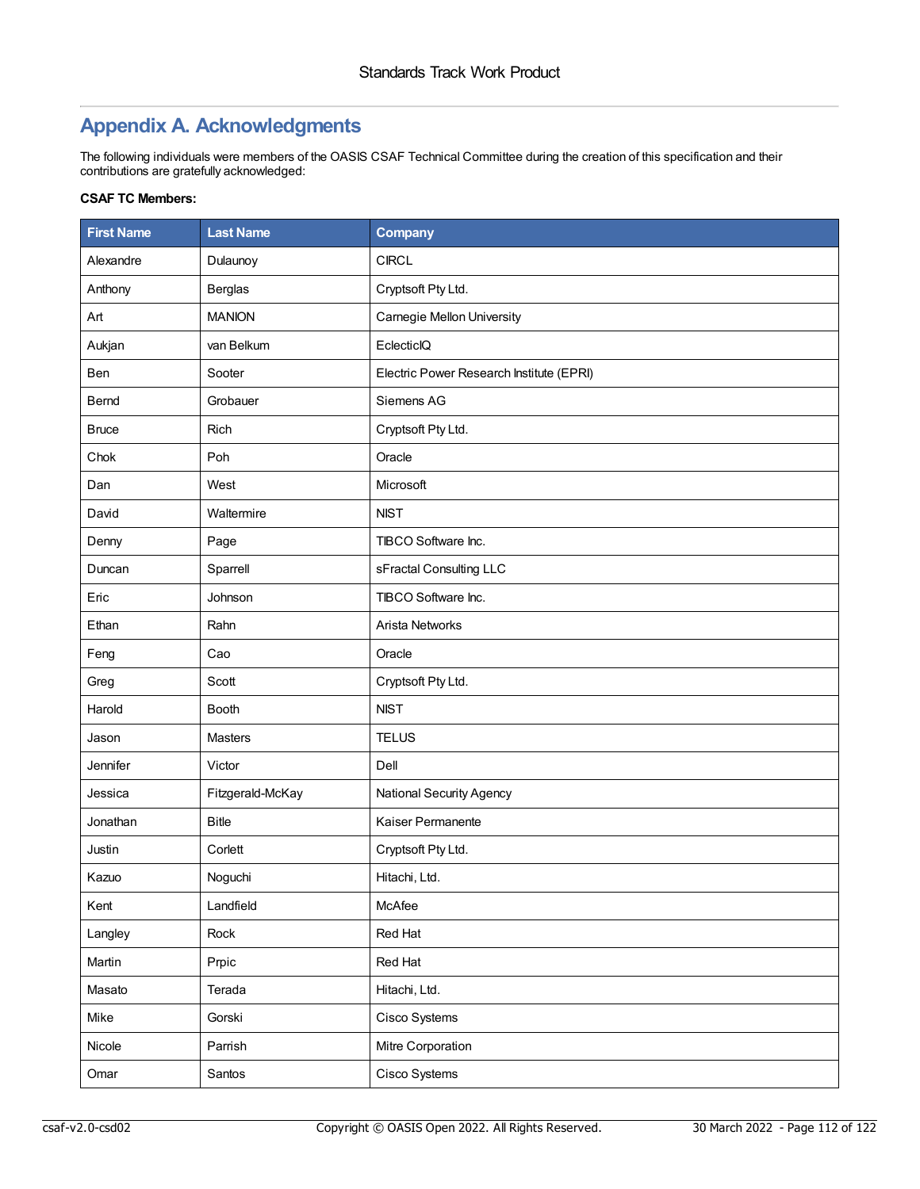# Appendix A. Acknowledgments

The following individuals were members of the OASIS CSAF Technical Committee during the creation of this specification and their contributions are gratefully acknowledged:

**CSAF TC Members:**

| First Name | Last Name | Company |
|---|---|---|
| Alexandre | Dulaunoy | CIRCL |
| Anthony | Berglas | Cryptsoft Pty Ltd. |
| Art | MANION | Carnegie Mellon University |
| Aukjan | van Belkum | EclecticIQ |
| Ben | Sooter | Electric Power Research Institute (EPRI) |
| Bernd | Grobauer | Siemens AG |
| Bruce | Rich | Cryptsoft Pty Ltd. |
| Chok | Poh | Oracle |
| Dan | West | Microsoft |
| David | Waltermire | NIST |
| Denny | Page | TIBCO Software Inc. |
| Duncan | Sparrell | sFractal Consulting LLC |
| Eric | Johnson | TIBCO Software Inc. |
| Ethan | Rahn | Arista Networks |
| Feng | Cao | Oracle |
| Greg | Scott | Cryptsoft Pty Ltd. |
| Harold | Booth | NIST |
| Jason | Masters | TELUS |
| Jennifer | Victor | Dell |
| Jessica | Fitzgerald-McKay | National Security Agency |
| Jonathan | Bitle | Kaiser Permanente |
| Justin | Corlett | Cryptsoft Pty Ltd. |
| Kazuo | Noguchi | Hitachi, Ltd. |
| Kent | Landfield | McAfee |
| Langley | Rock | Red Hat |
| Martin | Prpic | Red Hat |
| Masato | Terada | Hitachi, Ltd. |
| Mike | Gorski | Cisco Systems |
| Nicole | Parrish | Mitre Corporation |
| Omar | Santos | Cisco Systems |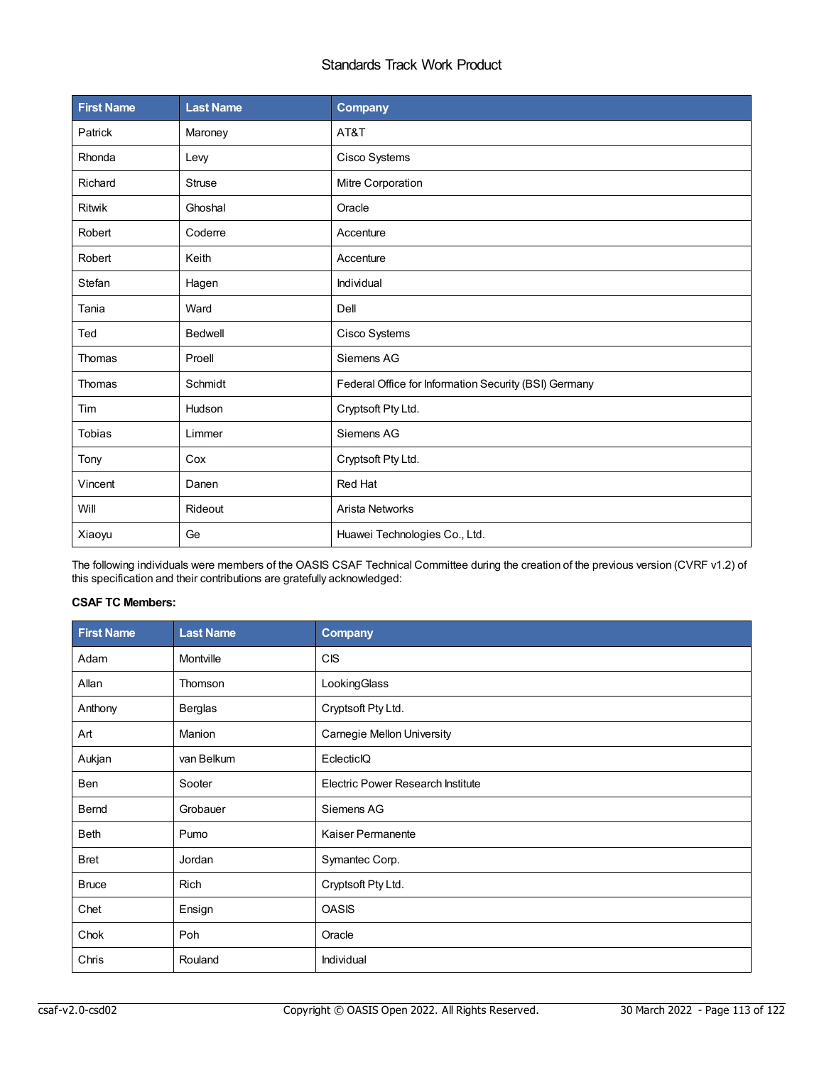| First Name | Last Name | Company |
| --- | --- | --- |
| Patrick | Maroney | AT&T |
| Rhonda | Levy | Cisco Systems |
| Richard | Struse | Mitre Corporation |
| Ritwik | Ghoshal | Oracle |
| Robert | Coderre | Accenture |
| Robert | Keith | Accenture |
| Stefan | Hagen | Individual |
| Tania | Ward | Dell |
| Ted | Bedwell | Cisco Systems |
| Thomas | Proell | Siemens AG |
| Thomas | Schmidt | Federal Office for Information Security (BSI) Germany |
| Tim | Hudson | Cryptsoft Pty Ltd. |
| Tobias | Limmer | Siemens AG |
| Tony | Cox | Cryptsoft Pty Ltd. |
| Vincent | Danen | Red Hat |
| Will | Rideout | Arista Networks |
| Xiaoyu | Ge | Huawei Technologies Co., Ltd. |

The following individuals were members of the OASIS CSAF Technical Committee during the creation of the previous version (CVRF v1.2) of this specification and their contributions are gratefully acknowledged:

**CSAF TC Members:**

| First Name | Last Name | Company |
| --- | --- | --- |
| Adam | Montville | CIS |
| Allan | Thomson | LookingGlass |
| Anthony | Berglas | Cryptsoft Pty Ltd. |
| Art | Manion | Carnegie Mellon University |
| Aukjan | van Belkum | EclecticIQ |
| Ben | Sooter | Electric Power Research Institute |
| Bernd | Grobauer | Siemens AG |
| Beth | Pumo | Kaiser Permanente |
| Bret | Jordan | Symantec Corp. |
| Bruce | Rich | Cryptsoft Pty Ltd. |
| Chet | Ensign | OASIS |
| Chok | Poh | Oracle |
| Chris | Rouland | Individual |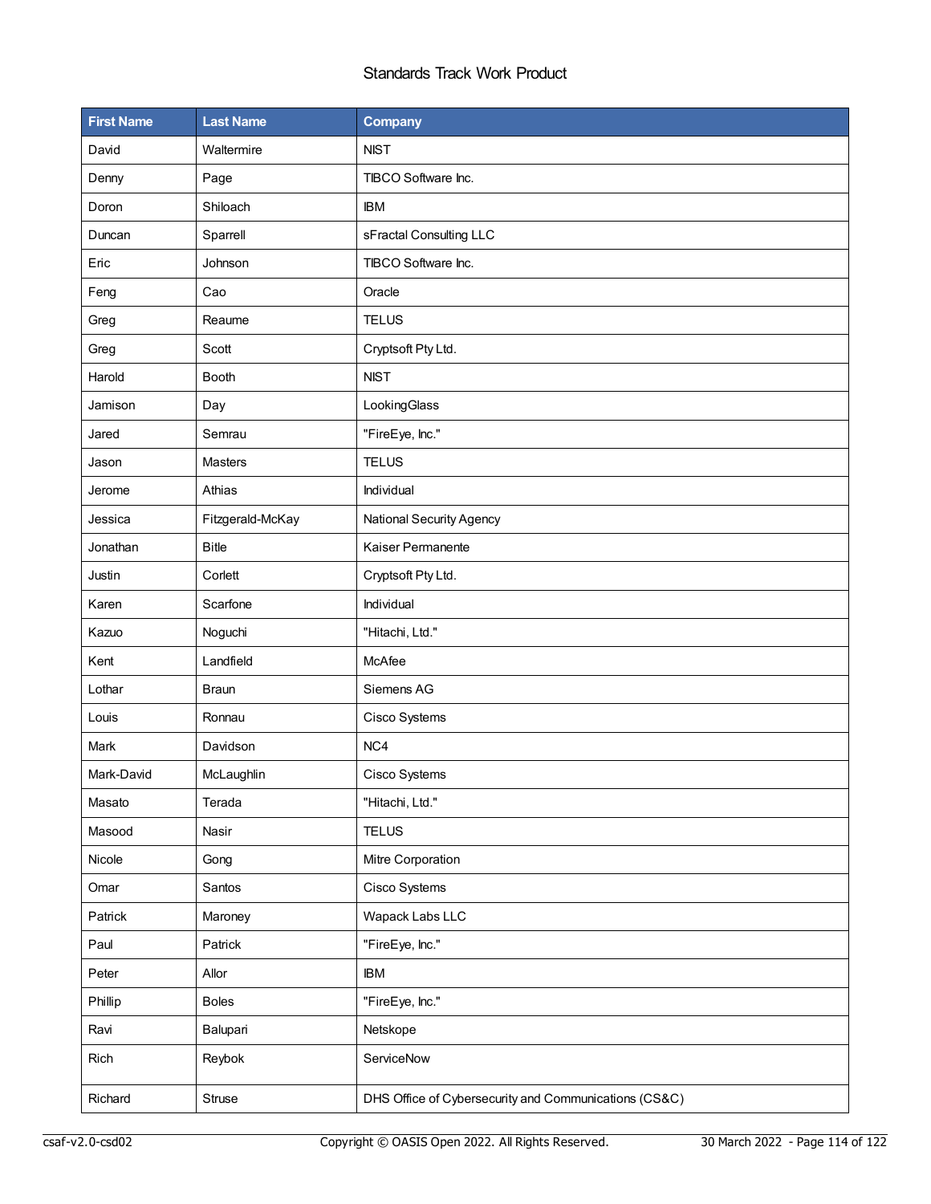| First Name | Last Name | Company |
| --- | --- | --- |
| David | Waltermire | NIST |
| Denny | Page | TIBCO Software Inc. |
| Doron | Shiloach | IBM |
| Duncan | Sparrell | sFractal Consulting LLC |
| Eric | Johnson | TIBCO Software Inc. |
| Feng | Cao | Oracle |
| Greg | Reaume | TELUS |
| Greg | Scott | Cryptsoft Pty Ltd. |
| Harold | Booth | NIST |
| Jamison | Day | LookingGlass |
| Jared | Semrau | "FireEye, Inc." |
| Jason | Masters | TELUS |
| Jerome | Athias | Individual |
| Jessica | Fitzgerald-McKay | National Security Agency |
| Jonathan | Bitle | Kaiser Permanente |
| Justin | Corlett | Cryptsoft Pty Ltd. |
| Karen | Scarfone | Individual |
| Kazuo | Noguchi | "Hitachi, Ltd." |
| Kent | Landfield | McAfee |
| Lothar | Braun | Siemens AG |
| Louis | Ronnau | Cisco Systems |
| Mark | Davidson | NC4 |
| Mark-David | McLaughlin | Cisco Systems |
| Masato | Terada | "Hitachi, Ltd." |
| Masood | Nasir | TELUS |
| Nicole | Gong | Mitre Corporation |
| Omar | Santos | Cisco Systems |
| Patrick | Maroney | Wapack Labs LLC |
| Paul | Patrick | "FireEye, Inc." |
| Peter | Allor | IBM |
| Phillip | Boles | "FireEye, Inc." |
| Ravi | Balupari | Netskope |
| Rich | Reybok | ServiceNow |
| Richard | Struse | DHS Office of Cybersecurity and Communications (CS&C) |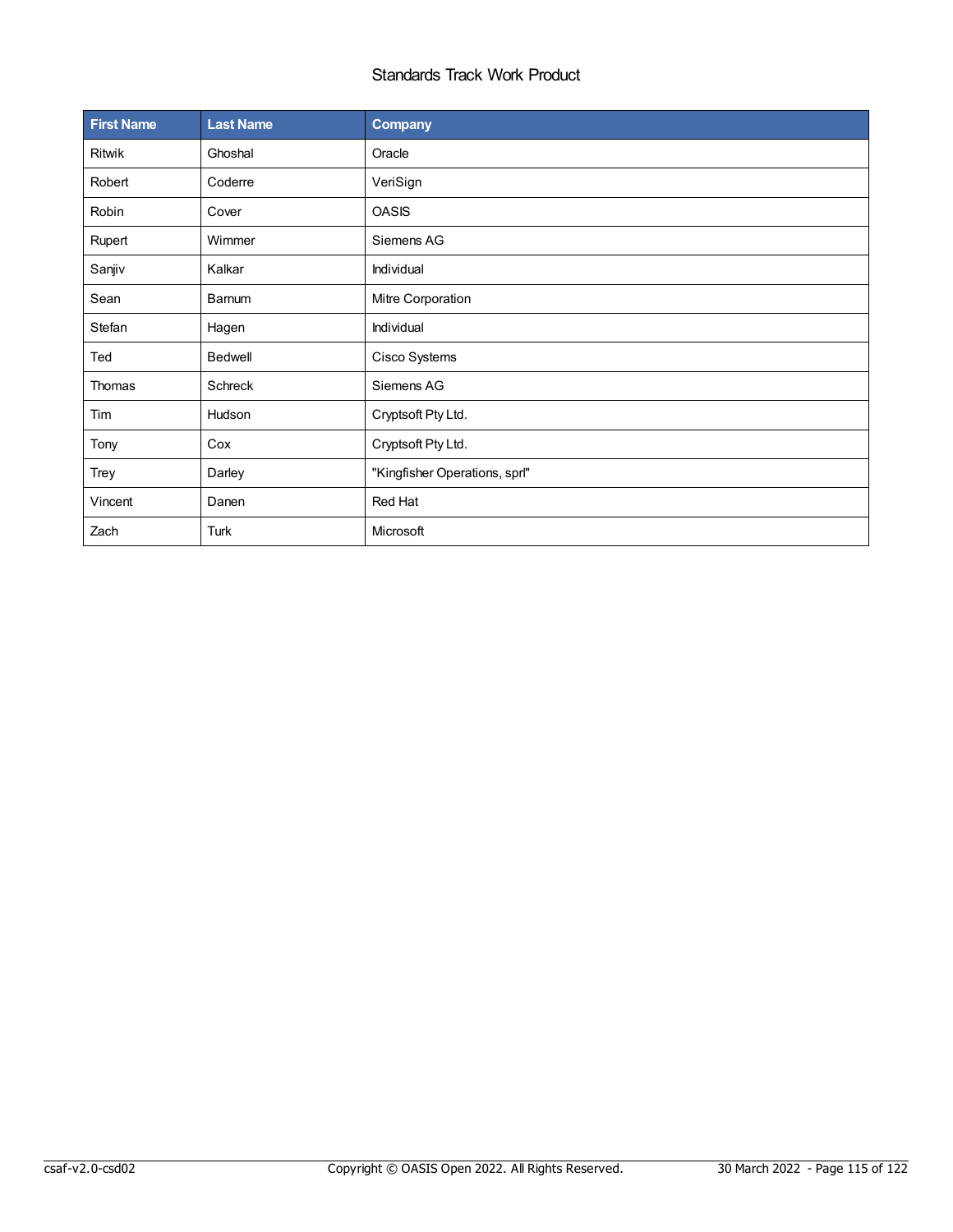| First Name | Last Name | Company |
| --- | --- | --- |
| Ritwik | Ghoshal | Oracle |
| Robert | Coderre | VeriSign |
| Robin | Cover | OASIS |
| Rupert | Wimmer | Siemens AG |
| Sanjiv | Kalkar | Individual |
| Sean | Barnum | Mitre Corporation |
| Stefan | Hagen | Individual |
| Ted | Bedwell | Cisco Systems |
| Thomas | Schreck | Siemens AG |
| Tim | Hudson | Cryptsoft Pty Ltd. |
| Tony | Cox | Cryptsoft Pty Ltd. |
| Trey | Darley | "Kingfisher Operations, sprl" |
| Vincent | Danen | Red Hat |
| Zach | Turk | Microsoft |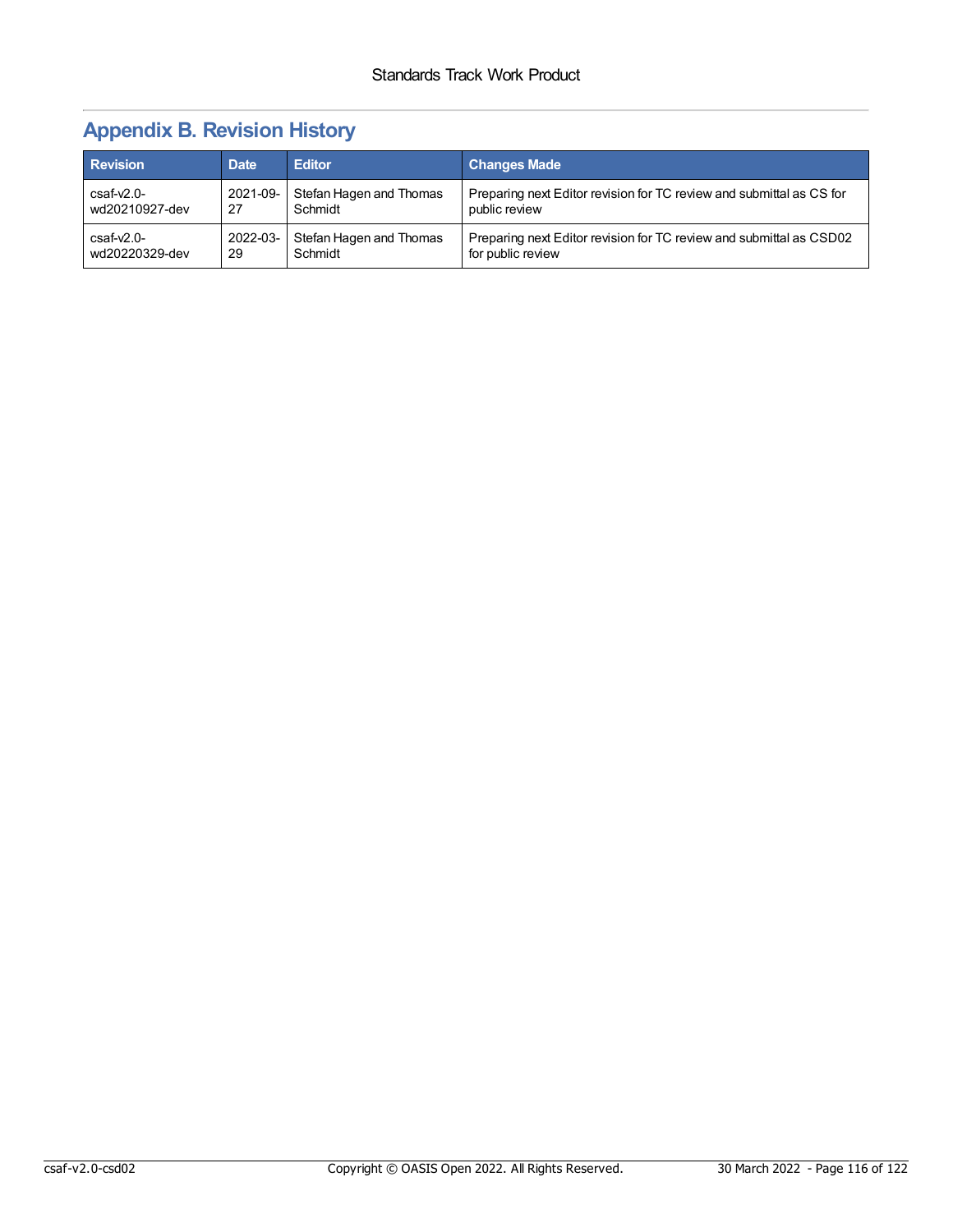# Appendix B. Revision History

| Revision | Date | Editor | Changes Made |
| --- | --- | --- | --- |
| csaf-v2.0-wd20210927-dev | 2021-09-27 | Stefan Hagen and Thomas Schmidt | Preparing next Editor revision for TC review and submittal as CS for public review |
| csaf-v2.0-wd20220329-dev | 2022-03-29 | Stefan Hagen and Thomas Schmidt | Preparing next Editor revision for TC review and submittal as CSD02 for public review |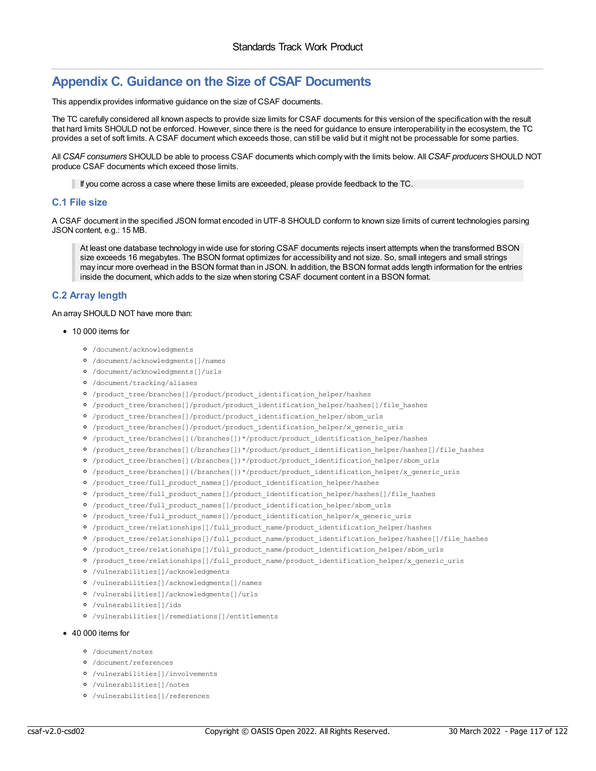# Appendix C. Guidance on the Size of CSAF Documents

This appendix provides informative guidance on the size of CSAF documents.

The TC carefully considered all known aspects to provide size limits for CSAF documents for this version of the specification with the result that hard limits SHOULD not be enforced. However, since there is the need for guidance to ensure interoperability in the ecosystem, the TC provides a set of soft limits. A CSAF document which exceeds those, can still be valid but it might not be processable for some parties.

All *CSAF consumers* SHOULD be able to process CSAF documents which comply with the limits below. All *CSAF producers* SHOULD NOT produce CSAF documents which exceed those limits.

> If you come across a case where these limits are exceeded, please provide feedback to the TC.

## C.1 File size

A CSAF document in the specified JSON format encoded in UTF-8 SHOULD conform to known size limits of current technologies parsing JSON content, e.g.: 15 MB.

> At least one database technology in wide use for storing CSAF documents rejects insert attempts when the transformed BSON size exceeds 16 megabytes. The BSON format optimizes for accessibility and not size. So, small integers and small strings may incur more overhead in the BSON format than in JSON. In addition, the BSON format adds length information for the entries inside the document, which adds to the size when storing CSAF document content in a BSON format.

## C.2 Array length

An array SHOULD NOT have more than:

- 10 000 items for
  - `/document/acknowledgments`
  - `/document/acknowledgments[]/names`
  - `/document/acknowledgments[]/urls`
  - `/document/tracking/aliases`
  - `/product_tree/branches[]/product/product_identification_helper/hashes`
  - `/product_tree/branches[]/product/product_identification_helper/hashes[]/file_hashes`
  - `/product_tree/branches[]/product/product_identification_helper/sbom_urls`
  - `/product_tree/branches[]/product/product_identification_helper/x_generic_uris`
  - `/product_tree/branches[](/branches[])*/product/product_identification_helper/hashes`
  - `/product_tree/branches[](/branches[])*/product/product_identification_helper/hashes[]/file_hashes`
  - `/product_tree/branches[](/branches[])*/product/product_identification_helper/sbom_urls`
  - `/product_tree/branches[](/branches[])*/product/product_identification_helper/x_generic_uris`
  - `/product_tree/full_product_names[]/product_identification_helper/hashes`
  - `/product_tree/full_product_names[]/product_identification_helper/hashes[]/file_hashes`
  - `/product_tree/full_product_names[]/product_identification_helper/sbom_urls`
  - `/product_tree/full_product_names[]/product_identification_helper/x_generic_uris`
  - `/product_tree/relationships[]/full_product_name/product_identification_helper/hashes`
  - `/product_tree/relationships[]/full_product_name/product_identification_helper/hashes[]/file_hashes`
  - `/product_tree/relationships[]/full_product_name/product_identification_helper/sbom_urls`
  - `/product_tree/relationships[]/full_product_name/product_identification_helper/x_generic_uris`
  - `/vulnerabilities[]/acknowledgments`
  - `/vulnerabilities[]/acknowledgments[]/names`
  - `/vulnerabilities[]/acknowledgments[]/urls`
  - `/vulnerabilities[]/ids`
  - `/vulnerabilities[]/remediations[]/entitlements`
- 40 000 items for
  - `/document/notes`
  - `/document/references`
  - `/vulnerabilities[]/involvements`
  - `/vulnerabilities[]/notes`
  - `/vulnerabilities[]/references`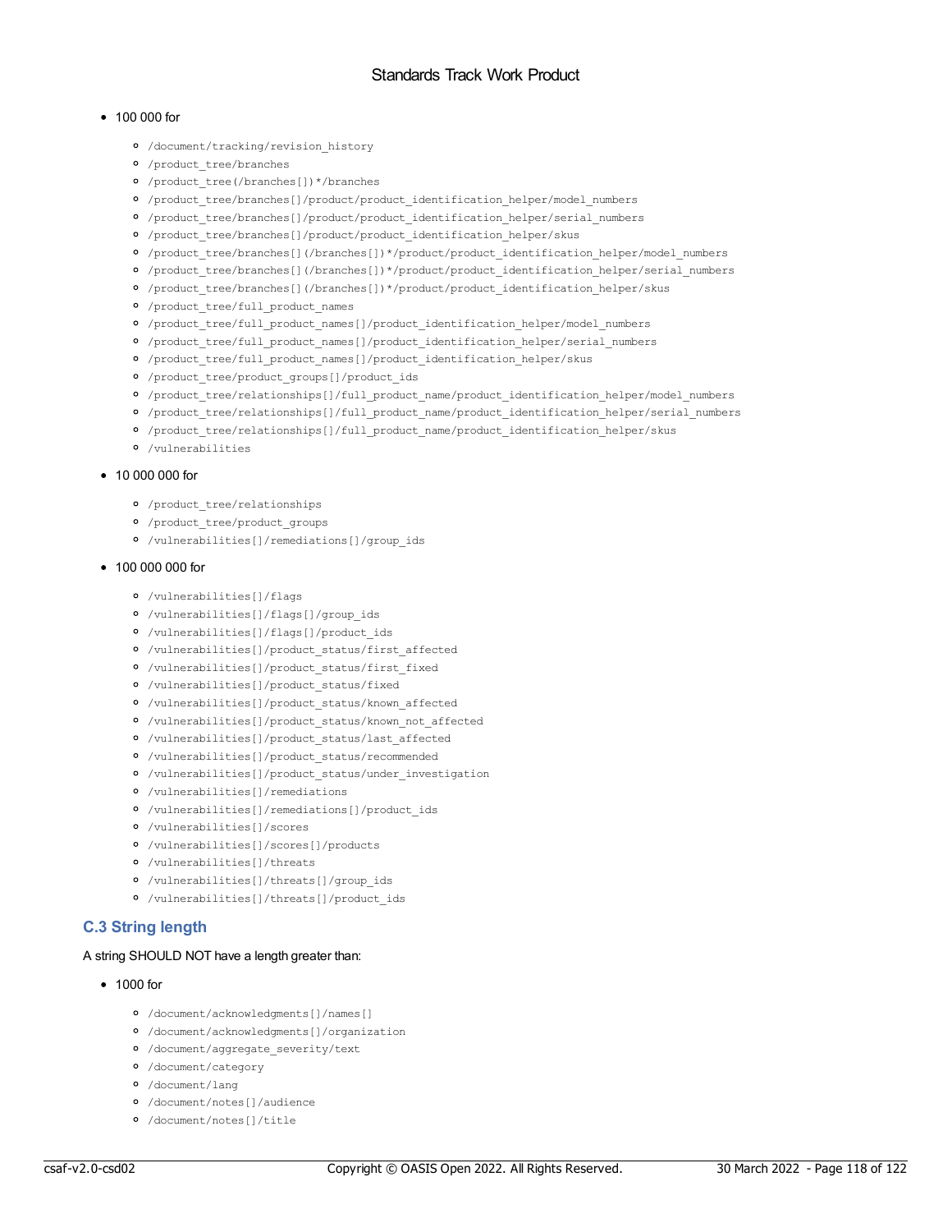- 100 000 for
  - `/document/tracking/revision_history`
  - `/product_tree/branches`
  - `/product_tree(/branches[])*/branches`
  - `/product_tree/branches[]/product/product_identification_helper/model_numbers`
  - `/product_tree/branches[]/product/product_identification_helper/serial_numbers`
  - `/product_tree/branches[]/product/product_identification_helper/skus`
  - `/product_tree/branches[](/branches[])*/product/product_identification_helper/model_numbers`
  - `/product_tree/branches[](/branches[])*/product/product_identification_helper/serial_numbers`
  - `/product_tree/branches[](/branches[])*/product/product_identification_helper/skus`
  - `/product_tree/full_product_names`
  - `/product_tree/full_product_names[]/product_identification_helper/model_numbers`
  - `/product_tree/full_product_names[]/product_identification_helper/serial_numbers`
  - `/product_tree/full_product_names[]/product_identification_helper/skus`
  - `/product_tree/product_groups[]/product_ids`
  - `/product_tree/relationships[]/full_product_name/product_identification_helper/model_numbers`
  - `/product_tree/relationships[]/full_product_name/product_identification_helper/serial_numbers`
  - `/product_tree/relationships[]/full_product_name/product_identification_helper/skus`
  - `/vulnerabilities`
- 10 000 000 for
  - `/product_tree/relationships`
  - `/product_tree/product_groups`
  - `/vulnerabilities[]/remediations[]/group_ids`
- 100 000 000 for
  - `/vulnerabilities[]/flags`
  - `/vulnerabilities[]/flags[]/group_ids`
  - `/vulnerabilities[]/flags[]/product_ids`
  - `/vulnerabilities[]/product_status/first_affected`
  - `/vulnerabilities[]/product_status/first_fixed`
  - `/vulnerabilities[]/product_status/fixed`
  - `/vulnerabilities[]/product_status/known_affected`
  - `/vulnerabilities[]/product_status/known_not_affected`
  - `/vulnerabilities[]/product_status/last_affected`
  - `/vulnerabilities[]/product_status/recommended`
  - `/vulnerabilities[]/product_status/under_investigation`
  - `/vulnerabilities[]/remediations`
  - `/vulnerabilities[]/remediations[]/product_ids`
  - `/vulnerabilities[]/scores`
  - `/vulnerabilities[]/scores[]/products`
  - `/vulnerabilities[]/threats`
  - `/vulnerabilities[]/threats[]/group_ids`
  - `/vulnerabilities[]/threats[]/product_ids`

## C.3 String length

A string SHOULD NOT have a length greater than:

- 1000 for
  - `/document/acknowledgments[]/names[]`
  - `/document/acknowledgments[]/organization`
  - `/document/aggregate_severity/text`
  - `/document/category`
  - `/document/lang`
  - `/document/notes[]/audience`
  - `/document/notes[]/title`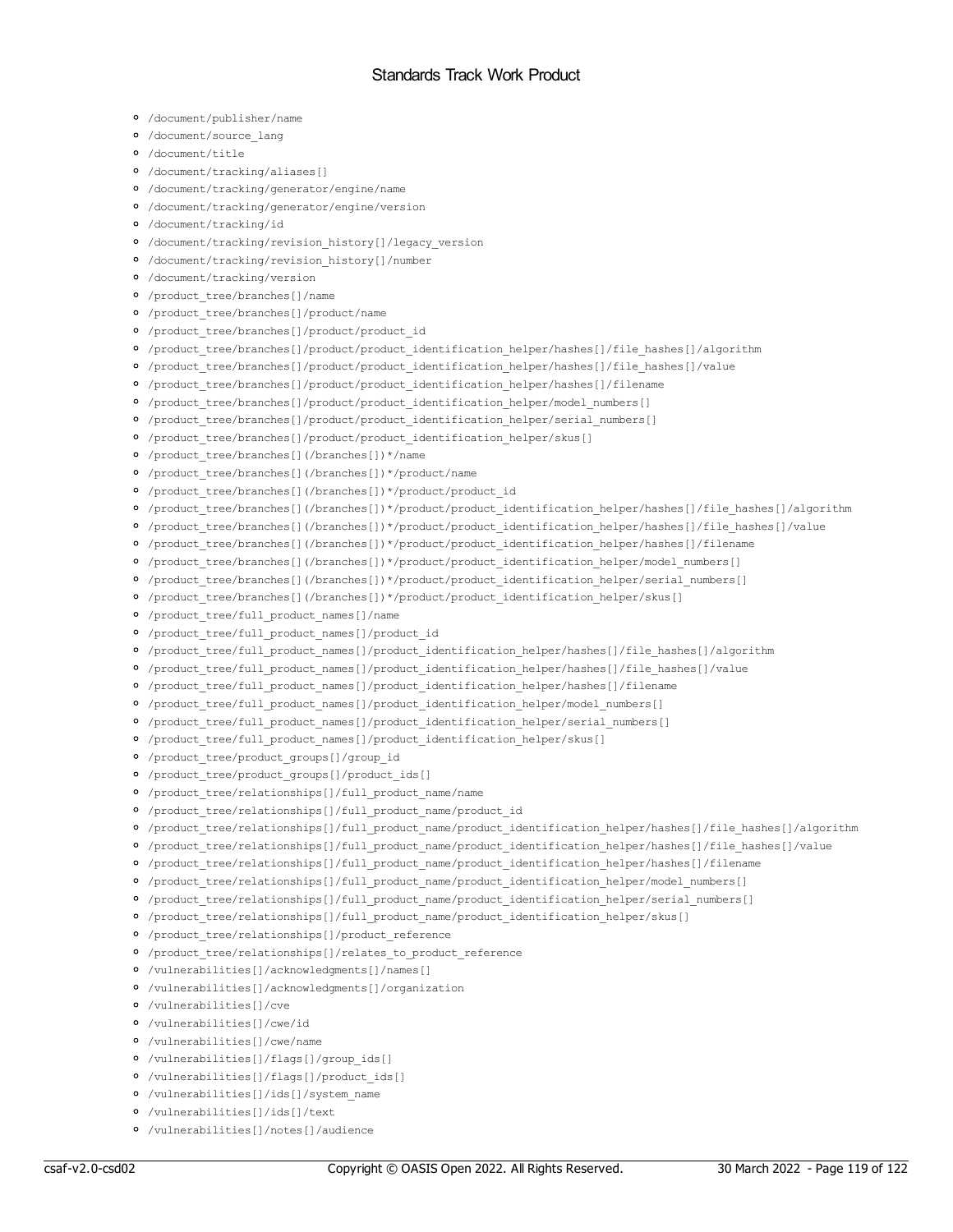- `/document/publisher/name`
- `/document/source_lang`
- `/document/title`
- `/document/tracking/aliases[]`
- `/document/tracking/generator/engine/name`
- `/document/tracking/generator/engine/version`
- `/document/tracking/id`
- `/document/tracking/revision_history[]/legacy_version`
- `/document/tracking/revision_history[]/number`
- `/document/tracking/version`
- `/product_tree/branches[]/name`
- `/product_tree/branches[]/product/name`
- `/product_tree/branches[]/product/product_id`
- `/product_tree/branches[]/product/product_identification_helper/hashes[]/file_hashes[]/algorithm`
- `/product_tree/branches[]/product/product_identification_helper/hashes[]/file_hashes[]/value`
- `/product_tree/branches[]/product/product_identification_helper/hashes[]/filename`
- `/product_tree/branches[]/product/product_identification_helper/model_numbers[]`
- `/product_tree/branches[]/product/product_identification_helper/serial_numbers[]`
- `/product_tree/branches[]/product/product_identification_helper/skus[]`
- `/product_tree/branches[](/branches[])*/name`
- `/product_tree/branches[](/branches[])*/product/name`
- `/product_tree/branches[](/branches[])*/product/product_id`
- `/product_tree/branches[](/branches[])*/product/product_identification_helper/hashes[]/file_hashes[]/algorithm`
- `/product_tree/branches[](/branches[])*/product/product_identification_helper/hashes[]/file_hashes[]/value`
- `/product_tree/branches[](/branches[])*/product/product_identification_helper/hashes[]/filename`
- `/product_tree/branches[](/branches[])*/product/product_identification_helper/model_numbers[]`
- `/product_tree/branches[](/branches[])*/product/product_identification_helper/serial_numbers[]`
- `/product_tree/branches[](/branches[])*/product/product_identification_helper/skus[]`
- `/product_tree/full_product_names[]/name`
- `/product_tree/full_product_names[]/product_id`
- `/product_tree/full_product_names[]/product_identification_helper/hashes[]/file_hashes[]/algorithm`
- `/product_tree/full_product_names[]/product_identification_helper/hashes[]/file_hashes[]/value`
- `/product_tree/full_product_names[]/product_identification_helper/hashes[]/filename`
- `/product_tree/full_product_names[]/product_identification_helper/model_numbers[]`
- `/product_tree/full_product_names[]/product_identification_helper/serial_numbers[]`
- `/product_tree/full_product_names[]/product_identification_helper/skus[]`
- `/product_tree/product_groups[]/group_id`
- `/product_tree/product_groups[]/product_ids[]`
- `/product_tree/relationships[]/full_product_name/name`
- `/product_tree/relationships[]/full_product_name/product_id`
- `/product_tree/relationships[]/full_product_name/product_identification_helper/hashes[]/file_hashes[]/algorithm`
- `/product_tree/relationships[]/full_product_name/product_identification_helper/hashes[]/file_hashes[]/value`
- `/product_tree/relationships[]/full_product_name/product_identification_helper/hashes[]/filename`
- `/product_tree/relationships[]/full_product_name/product_identification_helper/model_numbers[]`
- `/product_tree/relationships[]/full_product_name/product_identification_helper/serial_numbers[]`
- `/product_tree/relationships[]/full_product_name/product_identification_helper/skus[]`
- `/product_tree/relationships[]/product_reference`
- `/product_tree/relationships[]/relates_to_product_reference`
- `/vulnerabilities[]/acknowledgments[]/names[]`
- `/vulnerabilities[]/acknowledgments[]/organization`
- `/vulnerabilities[]/cve`
- `/vulnerabilities[]/cwe/id`
- `/vulnerabilities[]/cwe/name`
- `/vulnerabilities[]/flags[]/group_ids[]`
- `/vulnerabilities[]/flags[]/product_ids[]`
- `/vulnerabilities[]/ids[]/system_name`
- `/vulnerabilities[]/ids[]/text`
- `/vulnerabilities[]/notes[]/audience`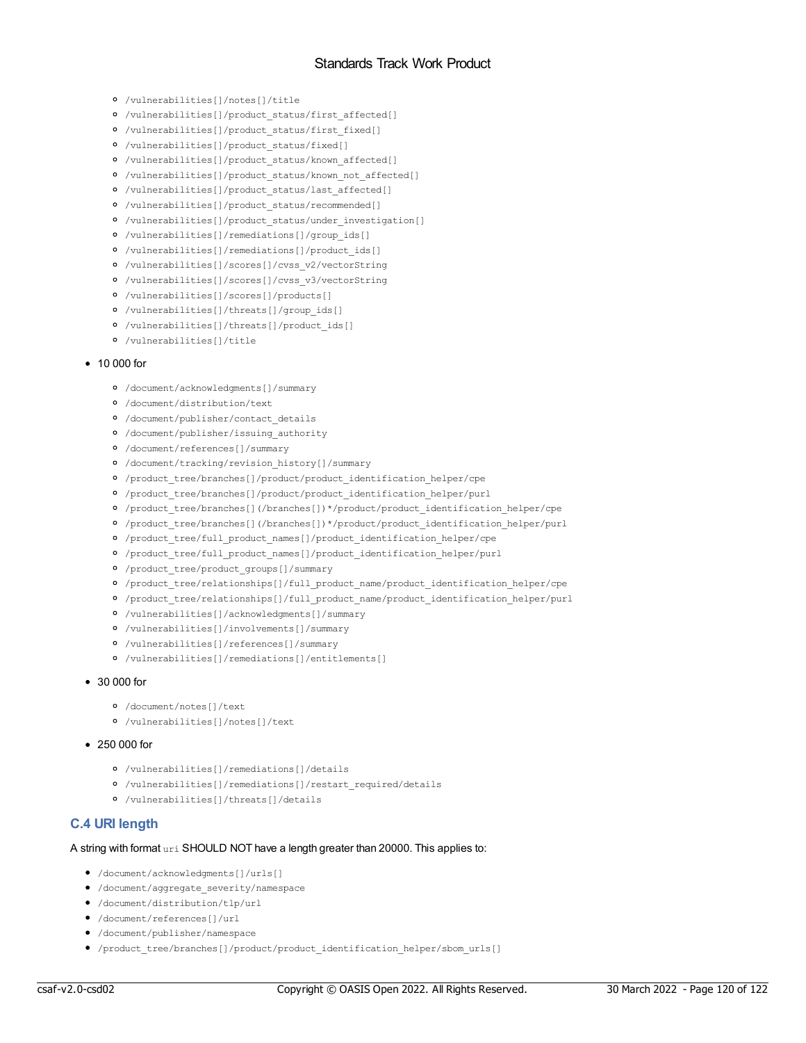- `/vulnerabilities[]/notes[]/title`
  - `/vulnerabilities[]/product_status/first_affected[]`
  - `/vulnerabilities[]/product_status/first_fixed[]`
  - `/vulnerabilities[]/product_status/fixed[]`
  - `/vulnerabilities[]/product_status/known_affected[]`
  - `/vulnerabilities[]/product_status/known_not_affected[]`
  - `/vulnerabilities[]/product_status/last_affected[]`
  - `/vulnerabilities[]/product_status/recommended[]`
  - `/vulnerabilities[]/product_status/under_investigation[]`
  - `/vulnerabilities[]/remediations[]/group_ids[]`
  - `/vulnerabilities[]/remediations[]/product_ids[]`
  - `/vulnerabilities[]/scores[]/cvss_v2/vectorString`
  - `/vulnerabilities[]/scores[]/cvss_v3/vectorString`
  - `/vulnerabilities[]/scores[]/products[]`
  - `/vulnerabilities[]/threats[]/group_ids[]`
  - `/vulnerabilities[]/threats[]/product_ids[]`
  - `/vulnerabilities[]/title`
- 10 000 for
  - `/document/acknowledgments[]/summary`
  - `/document/distribution/text`
  - `/document/publisher/contact_details`
  - `/document/publisher/issuing_authority`
  - `/document/references[]/summary`
  - `/document/tracking/revision_history[]/summary`
  - `/product_tree/branches[]/product/product_identification_helper/cpe`
  - `/product_tree/branches[]/product/product_identification_helper/purl`
  - `/product_tree/branches[](/branches[])*/product/product_identification_helper/cpe`
  - `/product_tree/branches[](/branches[])*/product/product_identification_helper/purl`
  - `/product_tree/full_product_names[]/product_identification_helper/cpe`
  - `/product_tree/full_product_names[]/product_identification_helper/purl`
  - `/product_tree/product_groups[]/summary`
  - `/product_tree/relationships[]/full_product_name/product_identification_helper/cpe`
  - `/product_tree/relationships[]/full_product_name/product_identification_helper/purl`
  - `/vulnerabilities[]/acknowledgments[]/summary`
  - `/vulnerabilities[]/involvements[]/summary`
  - `/vulnerabilities[]/references[]/summary`
  - `/vulnerabilities[]/remediations[]/entitlements[]`
- 30 000 for
  - `/document/notes[]/text`
  - `/vulnerabilities[]/notes[]/text`
- 250 000 for
  - `/vulnerabilities[]/remediations[]/details`
  - `/vulnerabilities[]/remediations[]/restart_required/details`
  - `/vulnerabilities[]/threats[]/details`

### C.4 URI length

A string with format `uri` SHOULD NOT have a length greater than 20000. This applies to:

- `/document/acknowledgments[]/urls[]`
- `/document/aggregate_severity/namespace`
- `/document/distribution/tlp/url`
- `/document/references[]/url`
- `/document/publisher/namespace`
- `/product_tree/branches[]/product/product_identification_helper/sbom_urls[]`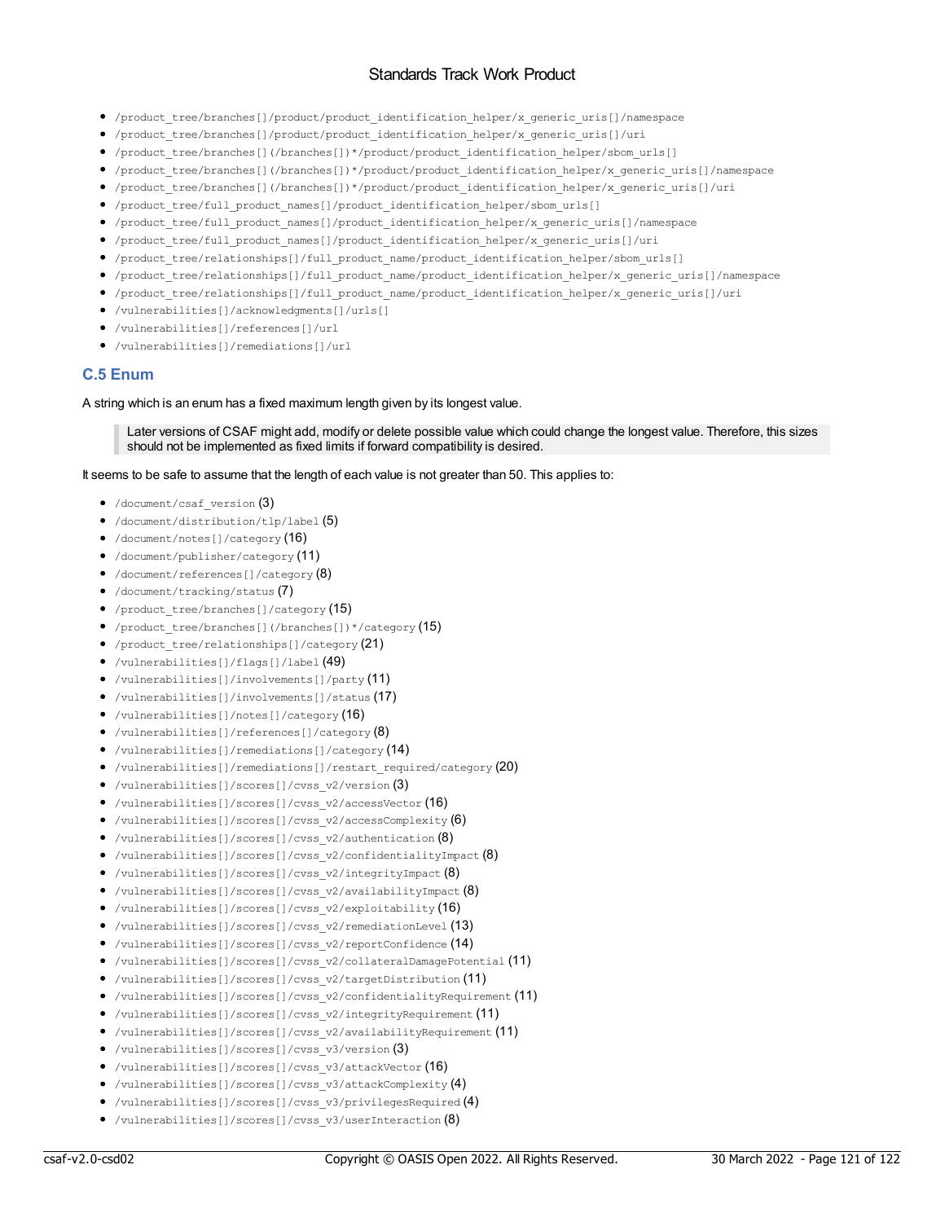- `/product_tree/branches[]/product/product_identification_helper/x_generic_uris[]/namespace`
- `/product_tree/branches[]/product/product_identification_helper/x_generic_uris[]/uri`
- `/product_tree/branches[](/branches[])*/product/product_identification_helper/sbom_urls[]`
- `/product_tree/branches[](/branches[])*/product/product_identification_helper/x_generic_uris[]/namespace`
- `/product_tree/branches[](/branches[])*/product/product_identification_helper/x_generic_uris[]/uri`
- `/product_tree/full_product_names[]/product_identification_helper/sbom_urls[]`
- `/product_tree/full_product_names[]/product_identification_helper/x_generic_uris[]/namespace`
- `/product_tree/full_product_names[]/product_identification_helper/x_generic_uris[]/uri`
- `/product_tree/relationships[]/full_product_name/product_identification_helper/sbom_urls[]`
- `/product_tree/relationships[]/full_product_name/product_identification_helper/x_generic_uris[]/namespace`
- `/product_tree/relationships[]/full_product_name/product_identification_helper/x_generic_uris[]/uri`
- `/vulnerabilities[]/acknowledgments[]/urls[]`
- `/vulnerabilities[]/references[]/url`
- `/vulnerabilities[]/remediations[]/url`

## C.5 Enum

A string which is an enum has a fixed maximum length given by its longest value.

> Later versions of CSAF might add, modify or delete possible value which could change the longest value. Therefore, this sizes should not be implemented as fixed limits if forward compatibility is desired.

It seems to be safe to assume that the length of each value is not greater than 50. This applies to:

- `/document/csaf_version` (3)
- `/document/distribution/tlp/label` (5)
- `/document/notes[]/category` (16)
- `/document/publisher/category` (11)
- `/document/references[]/category` (8)
- `/document/tracking/status` (7)
- `/product_tree/branches[]/category` (15)
- `/product_tree/branches[](/branches[])*/category` (15)
- `/product_tree/relationships[]/category` (21)
- `/vulnerabilities[]/flags[]/label` (49)
- `/vulnerabilities[]/involvements[]/party` (11)
- `/vulnerabilities[]/involvements[]/status` (17)
- `/vulnerabilities[]/notes[]/category` (16)
- `/vulnerabilities[]/references[]/category` (8)
- `/vulnerabilities[]/remediations[]/category` (14)
- `/vulnerabilities[]/remediations[]/restart_required/category` (20)
- `/vulnerabilities[]/scores[]/cvss_v2/version` (3)
- `/vulnerabilities[]/scores[]/cvss_v2/accessVector` (16)
- `/vulnerabilities[]/scores[]/cvss_v2/accessComplexity` (6)
- `/vulnerabilities[]/scores[]/cvss_v2/authentication` (8)
- `/vulnerabilities[]/scores[]/cvss_v2/confidentialityImpact` (8)
- `/vulnerabilities[]/scores[]/cvss_v2/integrityImpact` (8)
- `/vulnerabilities[]/scores[]/cvss_v2/availabilityImpact` (8)
- `/vulnerabilities[]/scores[]/cvss_v2/exploitability` (16)
- `/vulnerabilities[]/scores[]/cvss_v2/remediationLevel` (13)
- `/vulnerabilities[]/scores[]/cvss_v2/reportConfidence` (14)
- `/vulnerabilities[]/scores[]/cvss_v2/collateralDamagePotential` (11)
- `/vulnerabilities[]/scores[]/cvss_v2/targetDistribution` (11)
- `/vulnerabilities[]/scores[]/cvss_v2/confidentialityRequirement` (11)
- `/vulnerabilities[]/scores[]/cvss_v2/integrityRequirement` (11)
- `/vulnerabilities[]/scores[]/cvss_v2/availabilityRequirement` (11)
- `/vulnerabilities[]/scores[]/cvss_v3/version` (3)
- `/vulnerabilities[]/scores[]/cvss_v3/attackVector` (16)
- `/vulnerabilities[]/scores[]/cvss_v3/attackComplexity` (4)
- `/vulnerabilities[]/scores[]/cvss_v3/privilegesRequired` (4)
- `/vulnerabilities[]/scores[]/cvss_v3/userInteraction` (8)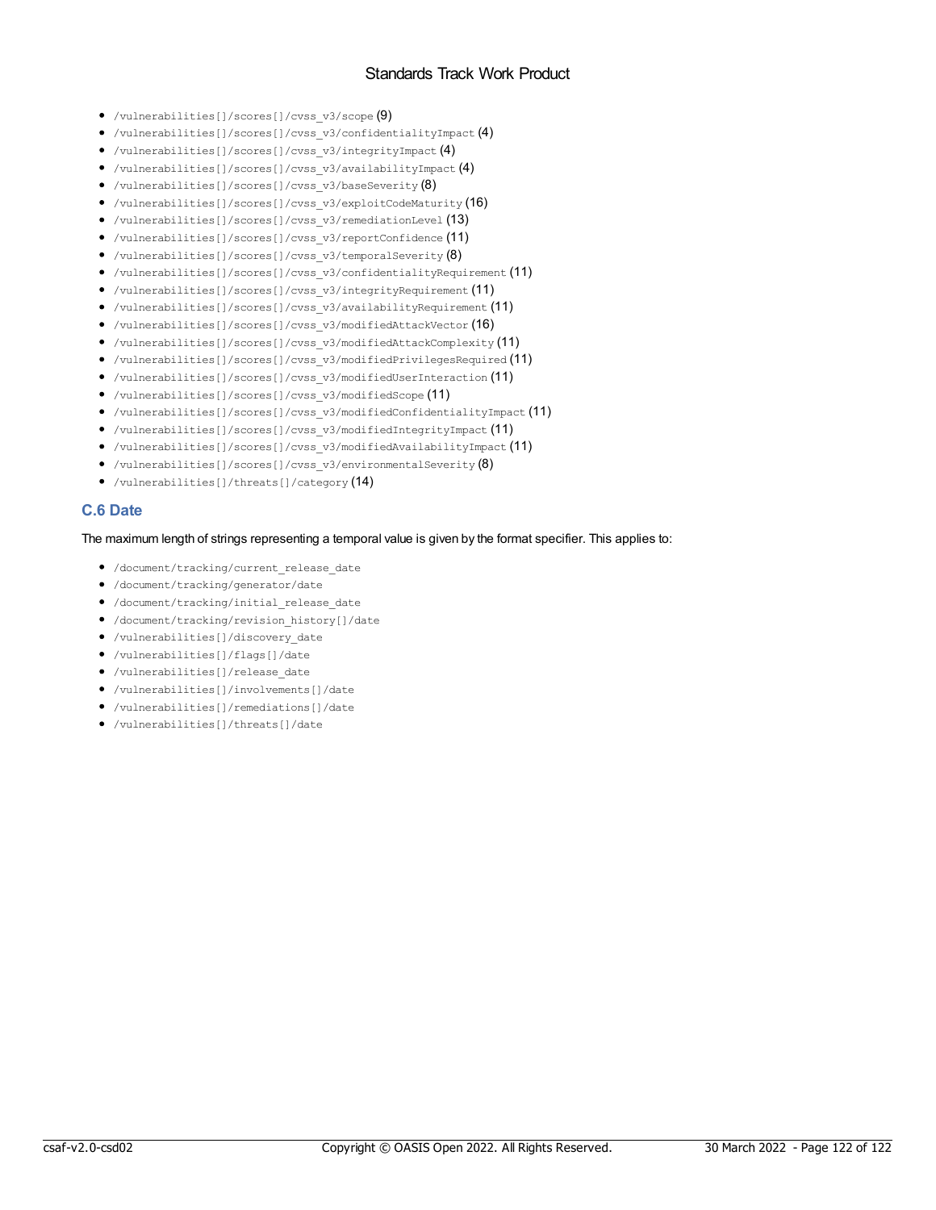- `/vulnerabilities[]/scores[]/cvss_v3/scope` (9)
- `/vulnerabilities[]/scores[]/cvss_v3/confidentialityImpact` (4)
- `/vulnerabilities[]/scores[]/cvss_v3/integrityImpact` (4)
- `/vulnerabilities[]/scores[]/cvss_v3/availabilityImpact` (4)
- `/vulnerabilities[]/scores[]/cvss_v3/baseSeverity` (8)
- `/vulnerabilities[]/scores[]/cvss_v3/exploitCodeMaturity` (16)
- `/vulnerabilities[]/scores[]/cvss_v3/remediationLevel` (13)
- `/vulnerabilities[]/scores[]/cvss_v3/reportConfidence` (11)
- `/vulnerabilities[]/scores[]/cvss_v3/temporalSeverity` (8)
- `/vulnerabilities[]/scores[]/cvss_v3/confidentialityRequirement` (11)
- `/vulnerabilities[]/scores[]/cvss_v3/integrityRequirement` (11)
- `/vulnerabilities[]/scores[]/cvss_v3/availabilityRequirement` (11)
- `/vulnerabilities[]/scores[]/cvss_v3/modifiedAttackVector` (16)
- `/vulnerabilities[]/scores[]/cvss_v3/modifiedAttackComplexity` (11)
- `/vulnerabilities[]/scores[]/cvss_v3/modifiedPrivilegesRequired` (11)
- `/vulnerabilities[]/scores[]/cvss_v3/modifiedUserInteraction` (11)
- `/vulnerabilities[]/scores[]/cvss_v3/modifiedScope` (11)
- `/vulnerabilities[]/scores[]/cvss_v3/modifiedConfidentialityImpact` (11)
- `/vulnerabilities[]/scores[]/cvss_v3/modifiedIntegrityImpact` (11)
- `/vulnerabilities[]/scores[]/cvss_v3/modifiedAvailabilityImpact` (11)
- `/vulnerabilities[]/scores[]/cvss_v3/environmentalSeverity` (8)
- `/vulnerabilities[]/threats[]/category` (14)

### C.6 Date

The maximum length of strings representing a temporal value is given by the format specifier. This applies to:

- `/document/tracking/current_release_date`
- `/document/tracking/generator/date`
- `/document/tracking/initial_release_date`
- `/document/tracking/revision_history[]/date`
- `/vulnerabilities[]/discovery_date`
- `/vulnerabilities[]/flags[]/date`
- `/vulnerabilities[]/release_date`
- `/vulnerabilities[]/involvements[]/date`
- `/vulnerabilities[]/remediations[]/date`
- `/vulnerabilities[]/threats[]/date`